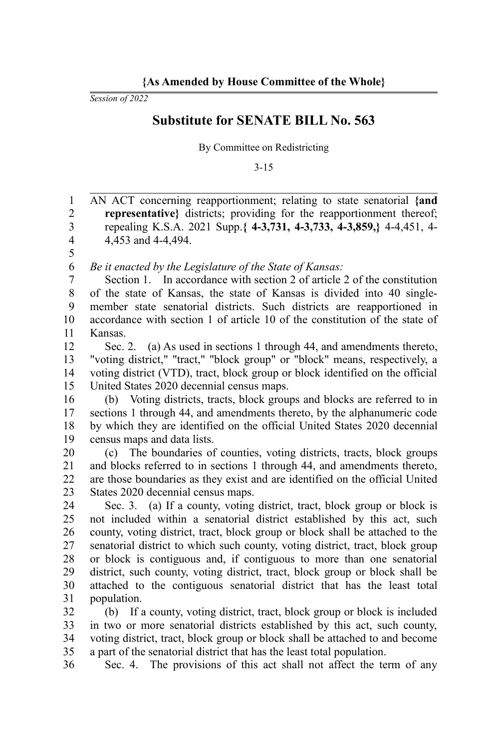**{As Amended by House Committee of the Whole}**

*Session of 2022*

# Substitute for SENATE BILL No. 563

By Committee on Redistricting

3-15

AN ACT concerning reapportionment; relating to state senatorial **{and representative}** districts; providing for the reapportionment thereof; repealing K.S.A. 2021 Supp.**{ 4-3,731, 4-3,733, 4-3,859,}** 4-4,451, 4-4,453 and 4-4,494.

*Be it enacted by the Legislature of the State of Kansas:*

Section 1. In accordance with section 2 of article 2 of the constitution of the state of Kansas, the state of Kansas is divided into 40 single-member state senatorial districts. Such districts are reapportioned in accordance with section 1 of article 10 of the constitution of the state of Kansas.

Sec. 2. (a) As used in sections 1 through 44, and amendments thereto, "voting district," "tract," "block group" or "block" means, respectively, a voting district (VTD), tract, block group or block identified on the official United States 2020 decennial census maps.

(b) Voting districts, tracts, block groups and blocks are referred to in sections 1 through 44, and amendments thereto, by the alphanumeric code by which they are identified on the official United States 2020 decennial census maps and data lists.

(c) The boundaries of counties, voting districts, tracts, block groups and blocks referred to in sections 1 through 44, and amendments thereto, are those boundaries as they exist and are identified on the official United States 2020 decennial census maps.

Sec. 3. (a) If a county, voting district, tract, block group or block is not included within a senatorial district established by this act, such county, voting district, tract, block group or block shall be attached to the senatorial district to which such county, voting district, tract, block group or block is contiguous and, if contiguous to more than one senatorial district, such county, voting district, tract, block group or block shall be attached to the contiguous senatorial district that has the least total population.

(b) If a county, voting district, tract, block group or block is included in two or more senatorial districts established by this act, such county, voting district, tract, block group or block shall be attached to and become a part of the senatorial district that has the least total population.

Sec. 4. The provisions of this act shall not affect the term of any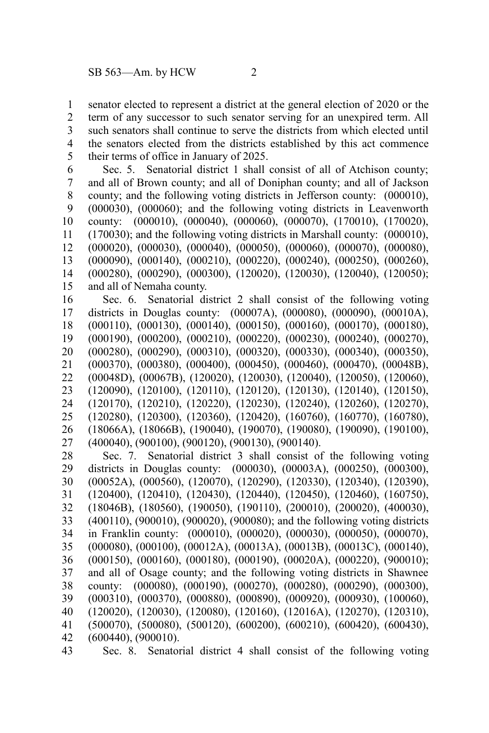senator elected to represent a district at the general election of 2020 or the term of any successor to such senator serving for an unexpired term. All such senators shall continue to serve the districts from which elected until the senators elected from the districts established by this act commence their terms of office in January of 2025.

Sec. 5. Senatorial district 1 shall consist of all of Atchison county; and all of Brown county; and all of Doniphan county; and all of Jackson county; and the following voting districts in Jefferson county: (000010), (000030), (000060); and the following voting districts in Leavenworth county: (000010), (000040), (000060), (000070), (170010), (170020), (170030); and the following voting districts in Marshall county: (000010), (000020), (000030), (000040), (000050), (000060), (000070), (000080), (000090), (000140), (000210), (000220), (000240), (000250), (000260), (000280), (000290), (000300), (120020), (120030), (120040), (120050); and all of Nemaha county.

Sec. 6. Senatorial district 2 shall consist of the following voting districts in Douglas county: (00007A), (000080), (000090), (00010A), (000110), (000130), (000140), (000150), (000160), (000170), (000180), (000190), (000200), (000210), (000220), (000230), (000240), (000270), (000280), (000290), (000310), (000320), (000330), (000340), (000350), (000370), (000380), (000400), (000450), (000460), (000470), (00048B), (00048D), (00067B), (120020), (120030), (120040), (120050), (120060), (120090), (120100), (120110), (120120), (120130), (120140), (120150), (120170), (120210), (120220), (120230), (120240), (120260), (120270), (120280), (120300), (120360), (120420), (160760), (160770), (160780), (18066A), (18066B), (190040), (190070), (190080), (190090), (190100), (400040), (900100), (900120), (900130), (900140).

Sec. 7. Senatorial district 3 shall consist of the following voting districts in Douglas county: (000030), (00003A), (000250), (000300), (00052A), (000560), (120070), (120290), (120330), (120340), (120390), (120400), (120410), (120430), (120440), (120450), (120460), (160750), (18046B), (180560), (190050), (190110), (200010), (200020), (400030), (400110), (900010), (900020), (900080); and the following voting districts in Franklin county: (000010), (000020), (000030), (000050), (000070), (000080), (000100), (00012A), (00013A), (00013B), (00013C), (000140), (000150), (000160), (000180), (000190), (00020A), (000220), (900010); and all of Osage county; and the following voting districts in Shawnee county: (000080), (000190), (000270), (000280), (000290), (000300), (000310), (000370), (000880), (000890), (000920), (000930), (100060), (120020), (120030), (120080), (120160), (12016A), (120270), (120310), (500070), (500080), (500120), (600200), (600210), (600420), (600430), (600440), (900010).

Sec. 8. Senatorial district 4 shall consist of the following voting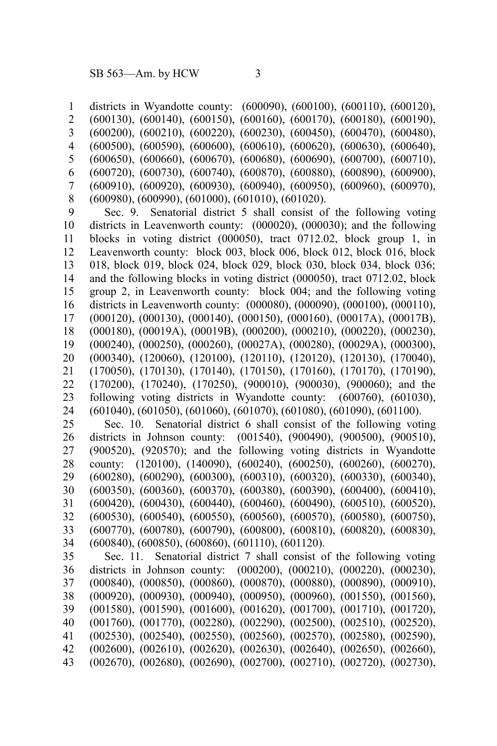districts in Wyandotte county: (600090), (600100), (600110), (600120), (600130), (600140), (600150), (600160), (600170), (600180), (600190), (600200), (600210), (600220), (600230), (600450), (600470), (600480), (600500), (600590), (600600), (600610), (600620), (600630), (600640), (600650), (600660), (600670), (600680), (600690), (600700), (600710), (600720), (600730), (600740), (600870), (600880), (600890), (600900), (600910), (600920), (600930), (600940), (600950), (600960), (600970), (600980), (600990), (601000), (601010), (601020).

Sec. 9. Senatorial district 5 shall consist of the following voting districts in Leavenworth county: (000020), (000030); and the following blocks in voting district (000050), tract 0712.02, block group 1, in Leavenworth county: block 003, block 006, block 012, block 016, block 018, block 019, block 024, block 029, block 030, block 034, block 036; and the following blocks in voting district (000050), tract 0712.02, block group 2, in Leavenworth county: block 004; and the following voting districts in Leavenworth county: (000080), (000090), (000100), (000110), (000120), (000130), (000140), (000150), (000160), (00017A), (00017B), (000180), (00019A), (00019B), (000200), (000210), (000220), (000230), (000240), (000250), (000260), (00027A), (000280), (00029A), (000300), (000340), (120060), (120100), (120110), (120120), (120130), (170040), (170050), (170130), (170140), (170150), (170160), (170170), (170190), (170200), (170240), (170250), (900010), (900030), (900060); and the following voting districts in Wyandotte county: (600760), (601030), (601040), (601050), (601060), (601070), (601080), (601090), (601100).

Sec. 10. Senatorial district 6 shall consist of the following voting districts in Johnson county: (001540), (900490), (900500), (900510), (900520), (920570); and the following voting districts in Wyandotte county: (120100), (140090), (600240), (600250), (600260), (600270), (600280), (600290), (600300), (600310), (600320), (600330), (600340), (600350), (600360), (600370), (600380), (600390), (600400), (600410), (600420), (600430), (600440), (600460), (600490), (600510), (600520), (600530), (600540), (600550), (600560), (600570), (600580), (600750), (600770), (600780), (600790), (600800), (600810), (600820), (600830), (600840), (600850), (600860), (601110), (601120).

Sec. 11. Senatorial district 7 shall consist of the following voting districts in Johnson county: (000200), (000210), (000220), (000230), (000840), (000850), (000860), (000870), (000880), (000890), (000910), (000920), (000930), (000940), (000950), (000960), (001550), (001560), (001580), (001590), (001600), (001620), (001700), (001710), (001720), (001760), (001770), (002280), (002290), (002500), (002510), (002520), (002530), (002540), (002550), (002560), (002570), (002580), (002590), (002600), (002610), (002620), (002630), (002640), (002650), (002660), (002670), (002680), (002690), (002700), (002710), (002720), (002730),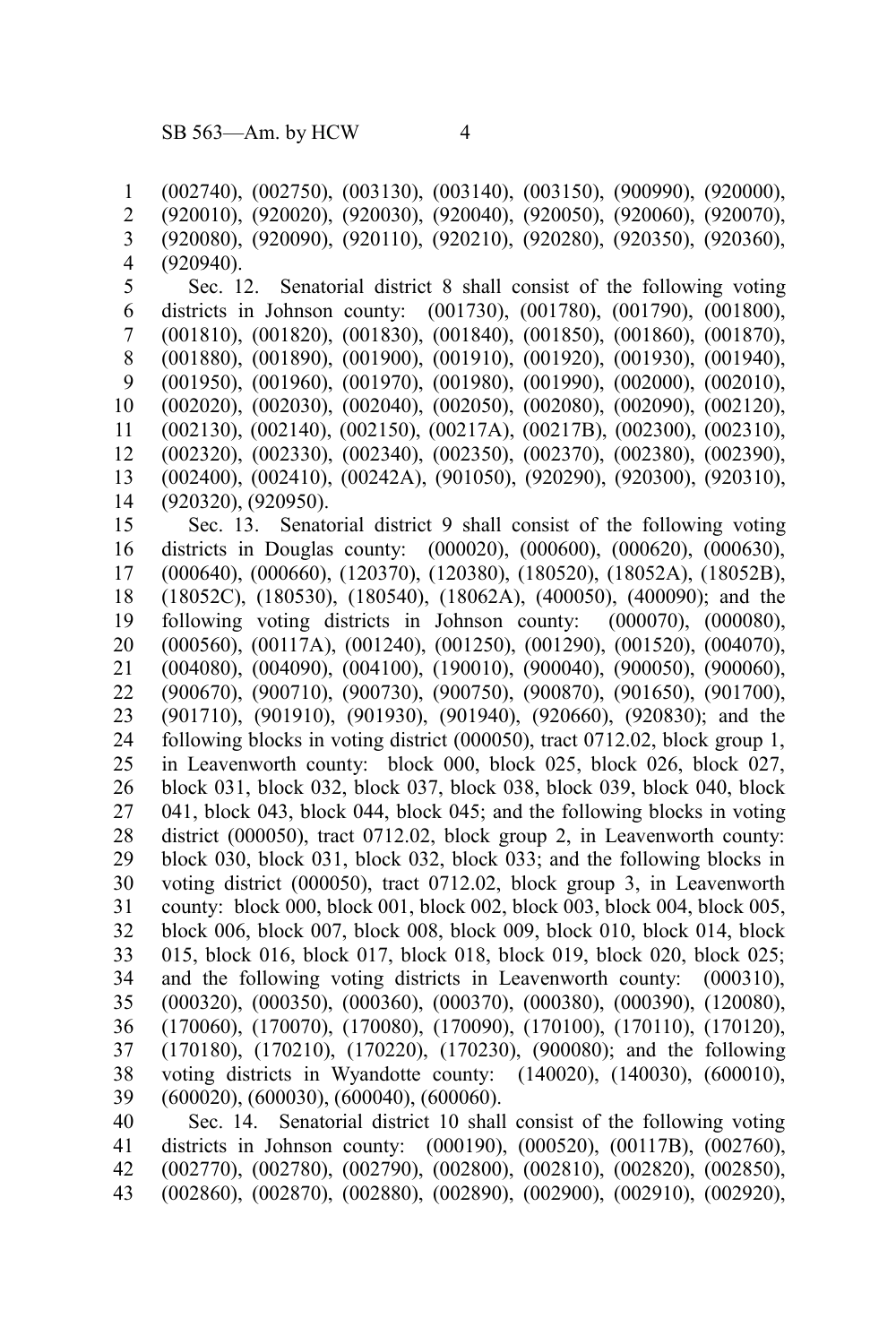(002740), (002750), (003130), (003140), (003150), (900990), (920000), (920010), (920020), (920030), (920040), (920050), (920060), (920070), (920080), (920090), (920110), (920210), (920280), (920350), (920360), (920940).

Sec. 12. Senatorial district 8 shall consist of the following voting districts in Johnson county: (001730), (001780), (001790), (001800), (001810), (001820), (001830), (001840), (001850), (001860), (001870), (001880), (001890), (001900), (001910), (001920), (001930), (001940), (001950), (001960), (001970), (001980), (001990), (002000), (002010), (002020), (002030), (002040), (002050), (002080), (002090), (002120), (002130), (002140), (002150), (00217A), (00217B), (002300), (002310), (002320), (002330), (002340), (002350), (002370), (002380), (002390), (002400), (002410), (00242A), (901050), (920290), (920300), (920310), (920320), (920950).

Sec. 13. Senatorial district 9 shall consist of the following voting districts in Douglas county: (000020), (000600), (000620), (000630), (000640), (000660), (120370), (120380), (180520), (18052A), (18052B), (18052C), (180530), (180540), (18062A), (400050), (400090); and the following voting districts in Johnson county: (000070), (000080), (000560), (00117A), (001240), (001250), (001290), (001520), (004070), (004080), (004090), (004100), (190010), (900040), (900050), (900060), (900670), (900710), (900730), (900750), (900870), (901650), (901700), (901710), (901910), (901930), (901940), (920660), (920830); and the following blocks in voting district (000050), tract 0712.02, block group 1, in Leavenworth county: block 000, block 025, block 026, block 027, block 031, block 032, block 037, block 038, block 039, block 040, block 041, block 043, block 044, block 045; and the following blocks in voting district (000050), tract 0712.02, block group 2, in Leavenworth county: block 030, block 031, block 032, block 033; and the following blocks in voting district (000050), tract 0712.02, block group 3, in Leavenworth county: block 000, block 001, block 002, block 003, block 004, block 005, block 006, block 007, block 008, block 009, block 010, block 014, block 015, block 016, block 017, block 018, block 019, block 020, block 025; and the following voting districts in Leavenworth county: (000310), (000320), (000350), (000360), (000370), (000380), (000390), (120080), (170060), (170070), (170080), (170090), (170100), (170110), (170120), (170180), (170210), (170220), (170230), (900080); and the following voting districts in Wyandotte county: (140020), (140030), (600010), (600020), (600030), (600040), (600060).

Sec. 14. Senatorial district 10 shall consist of the following voting districts in Johnson county: (000190), (000520), (00117B), (002760), (002770), (002780), (002790), (002800), (002810), (002820), (002850), (002860), (002870), (002880), (002890), (002900), (002910), (002920),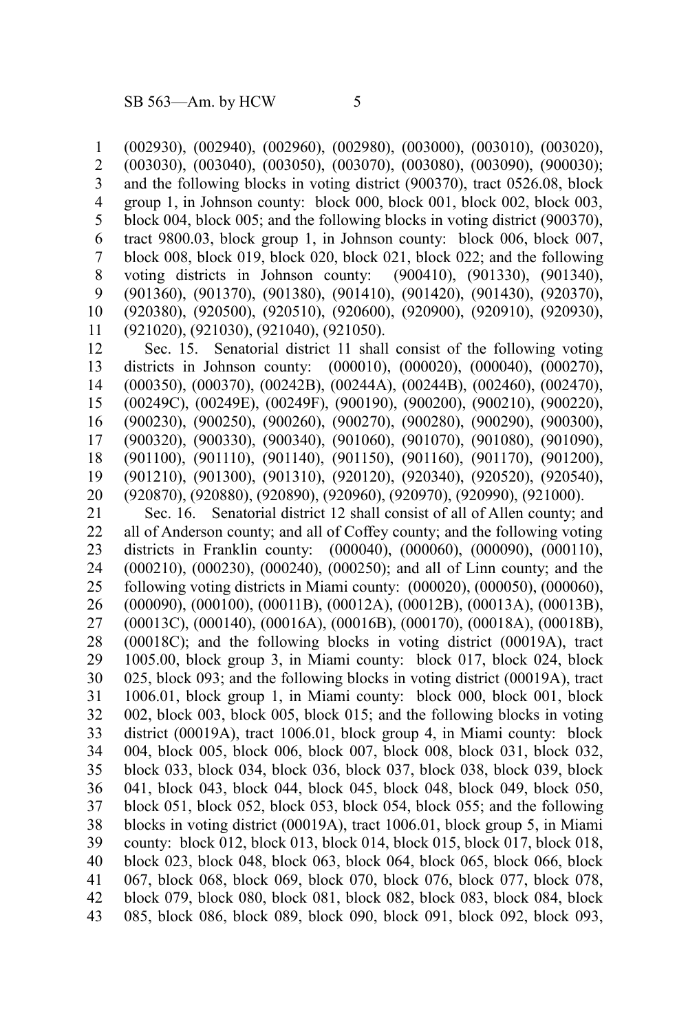(002930), (002940), (002960), (002980), (003000), (003010), (003020), (003030), (003040), (003050), (003070), (003080), (003090), (900030); and the following blocks in voting district (900370), tract 0526.08, block group 1, in Johnson county: block 000, block 001, block 002, block 003, block 004, block 005; and the following blocks in voting district (900370), tract 9800.03, block group 1, in Johnson county: block 006, block 007, block 008, block 019, block 020, block 021, block 022; and the following voting districts in Johnson county: (900410), (901330), (901340), (901360), (901370), (901380), (901410), (901420), (901430), (920370), (920380), (920500), (920510), (920600), (920900), (920910), (920930), (921020), (921030), (921040), (921050).

Sec. 15. Senatorial district 11 shall consist of the following voting districts in Johnson county: (000010), (000020), (000040), (000270), (000350), (000370), (00242B), (00244A), (00244B), (002460), (002470), (00249C), (00249E), (00249F), (900190), (900200), (900210), (900220), (900230), (900250), (900260), (900270), (900280), (900290), (900300), (900320), (900330), (900340), (901060), (901070), (901080), (901090), (901100), (901110), (901140), (901150), (901160), (901170), (901200), (901210), (901300), (901310), (920120), (920340), (920520), (920540), (920870), (920880), (920890), (920960), (920970), (920990), (921000).

Sec. 16. Senatorial district 12 shall consist of all of Allen county; and all of Anderson county; and all of Coffey county; and the following voting districts in Franklin county: (000040), (000060), (000090), (000110), (000210), (000230), (000240), (000250); and all of Linn county; and the following voting districts in Miami county: (000020), (000050), (000060), (000090), (000100), (00011B), (00012A), (00012B), (00013A), (00013B), (00013C), (000140), (00016A), (00016B), (000170), (00018A), (00018B), (00018C); and the following blocks in voting district (00019A), tract 1005.00, block group 3, in Miami county: block 017, block 024, block 025, block 093; and the following blocks in voting district (00019A), tract 1006.01, block group 1, in Miami county: block 000, block 001, block 002, block 003, block 005, block 015; and the following blocks in voting district (00019A), tract 1006.01, block group 4, in Miami county: block 004, block 005, block 006, block 007, block 008, block 031, block 032, block 033, block 034, block 036, block 037, block 038, block 039, block 041, block 043, block 044, block 045, block 048, block 049, block 050, block 051, block 052, block 053, block 054, block 055; and the following blocks in voting district (00019A), tract 1006.01, block group 5, in Miami county: block 012, block 013, block 014, block 015, block 017, block 018, block 023, block 048, block 063, block 064, block 065, block 066, block 067, block 068, block 069, block 070, block 076, block 077, block 078, block 079, block 080, block 081, block 082, block 083, block 084, block 085, block 086, block 089, block 090, block 091, block 092, block 093,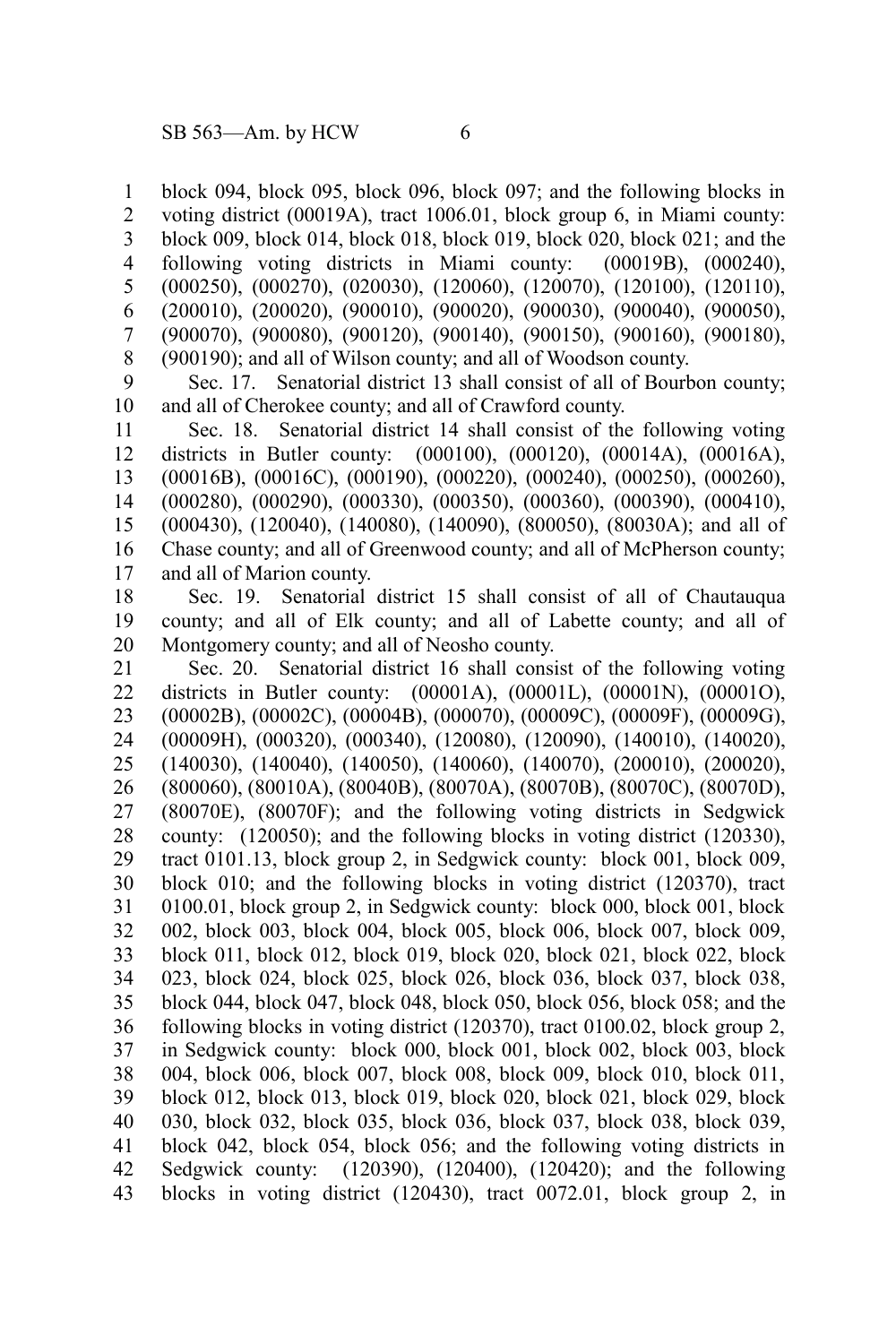block 094, block 095, block 096, block 097; and the following blocks in voting district (00019A), tract 1006.01, block group 6, in Miami county: block 009, block 014, block 018, block 019, block 020, block 021; and the following voting districts in Miami county: (00019B), (000240), (000250), (000270), (020030), (120060), (120070), (120100), (120110), (200010), (200020), (900010), (900020), (900030), (900040), (900050), (900070), (900080), (900120), (900140), (900150), (900160), (900180), (900190); and all of Wilson county; and all of Woodson county.

Sec. 17. Senatorial district 13 shall consist of all of Bourbon county; and all of Cherokee county; and all of Crawford county.

Sec. 18. Senatorial district 14 shall consist of the following voting districts in Butler county: (000100), (000120), (00014A), (00016A), (00016B), (00016C), (000190), (000220), (000240), (000250), (000260), (000280), (000290), (000330), (000350), (000360), (000390), (000410), (000430), (120040), (140080), (140090), (800050), (80030A); and all of Chase county; and all of Greenwood county; and all of McPherson county; and all of Marion county.

Sec. 19. Senatorial district 15 shall consist of all of Chautauqua county; and all of Elk county; and all of Labette county; and all of Montgomery county; and all of Neosho county.

Sec. 20. Senatorial district 16 shall consist of the following voting districts in Butler county: (00001A), (00001L), (00001N), (00001O), (00002B), (00002C), (00004B), (000070), (00009C), (00009F), (00009G), (00009H), (000320), (000340), (120080), (120090), (140010), (140020), (140030), (140040), (140050), (140060), (140070), (200010), (200020), (800060), (80010A), (80040B), (80070A), (80070B), (80070C), (80070D), (80070E), (80070F); and the following voting districts in Sedgwick county: (120050); and the following blocks in voting district (120330), tract 0101.13, block group 2, in Sedgwick county: block 001, block 009, block 010; and the following blocks in voting district (120370), tract 0100.01, block group 2, in Sedgwick county: block 000, block 001, block 002, block 003, block 004, block 005, block 006, block 007, block 009, block 011, block 012, block 019, block 020, block 021, block 022, block 023, block 024, block 025, block 026, block 036, block 037, block 038, block 044, block 047, block 048, block 050, block 056, block 058; and the following blocks in voting district (120370), tract 0100.02, block group 2, in Sedgwick county: block 000, block 001, block 002, block 003, block 004, block 006, block 007, block 008, block 009, block 010, block 011, block 012, block 013, block 019, block 020, block 021, block 029, block 030, block 032, block 035, block 036, block 037, block 038, block 039, block 042, block 054, block 056; and the following voting districts in Sedgwick county: (120390), (120400), (120420); and the following blocks in voting district (120430), tract 0072.01, block group 2, in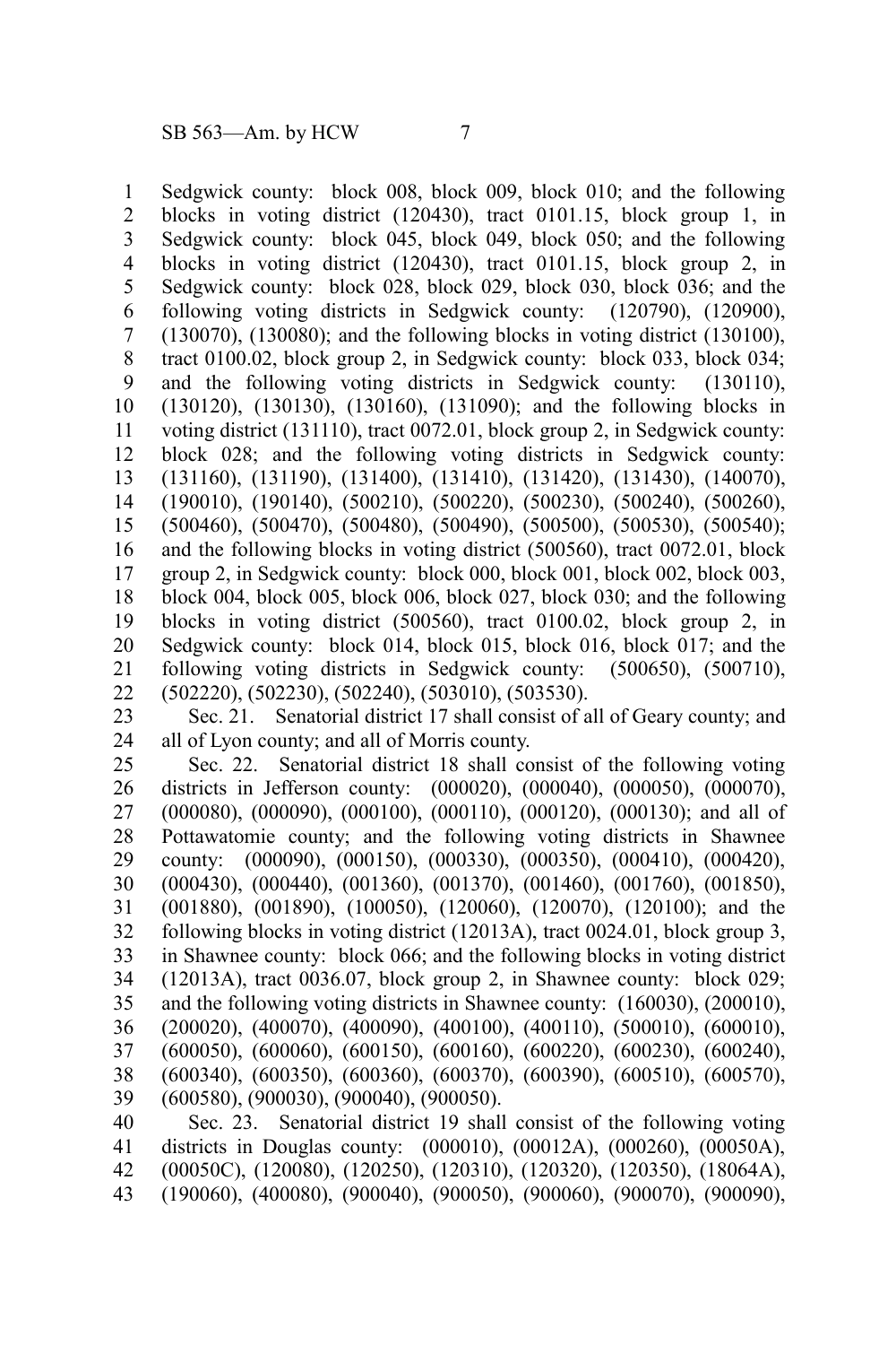Sedgwick county: block 008, block 009, block 010; and the following blocks in voting district (120430), tract 0101.15, block group 1, in Sedgwick county: block 045, block 049, block 050; and the following blocks in voting district (120430), tract 0101.15, block group 2, in Sedgwick county: block 028, block 029, block 030, block 036; and the following voting districts in Sedgwick county: (120790), (120900), (130070), (130080); and the following blocks in voting district (130100), tract 0100.02, block group 2, in Sedgwick county: block 033, block 034; and the following voting districts in Sedgwick county: (130110), (130120), (130130), (130160), (131090); and the following blocks in voting district (131110), tract 0072.01, block group 2, in Sedgwick county: block 028; and the following voting districts in Sedgwick county: (131160), (131190), (131400), (131410), (131420), (131430), (140070), (190010), (190140), (500210), (500220), (500230), (500240), (500260), (500460), (500470), (500480), (500490), (500500), (500530), (500540); and the following blocks in voting district (500560), tract 0072.01, block group 2, in Sedgwick county: block 000, block 001, block 002, block 003, block 004, block 005, block 006, block 027, block 030; and the following blocks in voting district (500560), tract 0100.02, block group 2, in Sedgwick county: block 014, block 015, block 016, block 017; and the following voting districts in Sedgwick county: (500650), (500710), (502220), (502230), (502240), (503010), (503530).

Sec. 21. Senatorial district 17 shall consist of all of Geary county; and all of Lyon county; and all of Morris county.

Sec. 22. Senatorial district 18 shall consist of the following voting districts in Jefferson county: (000020), (000040), (000050), (000070), (000080), (000090), (000100), (000110), (000120), (000130); and all of Pottawatomie county; and the following voting districts in Shawnee county: (000090), (000150), (000330), (000350), (000410), (000420), (000430), (000440), (001360), (001370), (001460), (001760), (001850), (001880), (001890), (100050), (120060), (120070), (120100); and the following blocks in voting district (12013A), tract 0024.01, block group 3, in Shawnee county: block 066; and the following blocks in voting district (12013A), tract 0036.07, block group 2, in Shawnee county: block 029; and the following voting districts in Shawnee county: (160030), (200010), (200020), (400070), (400090), (400100), (400110), (500010), (600010), (600050), (600060), (600150), (600160), (600220), (600230), (600240), (600340), (600350), (600360), (600370), (600390), (600510), (600570), (600580), (900030), (900040), (900050).

Sec. 23. Senatorial district 19 shall consist of the following voting districts in Douglas county: (000010), (00012A), (000260), (00050A), (00050C), (120080), (120250), (120310), (120320), (120350), (18064A), (190060), (400080), (900040), (900050), (900060), (900070), (900090),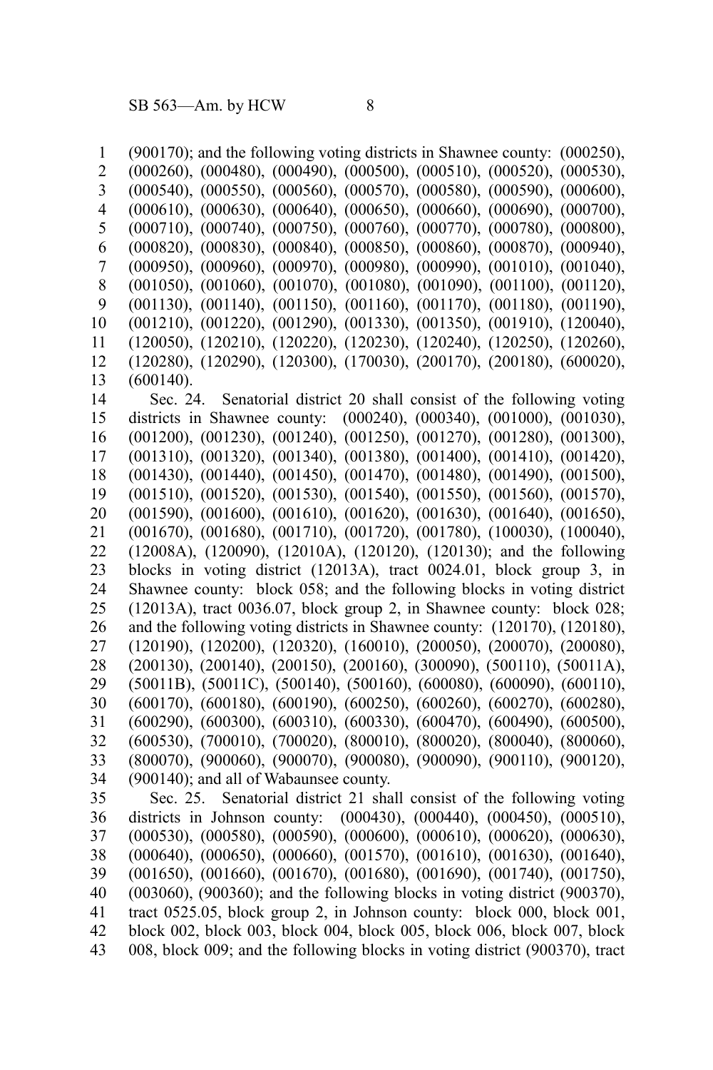(900170); and the following voting districts in Shawnee county: (000250), (000260), (000480), (000490), (000500), (000510), (000520), (000530), (000540), (000550), (000560), (000570), (000580), (000590), (000600), (000610), (000630), (000640), (000650), (000660), (000690), (000700), (000710), (000740), (000750), (000760), (000770), (000780), (000800), (000820), (000830), (000840), (000850), (000860), (000870), (000940), (000950), (000960), (000970), (000980), (000990), (001010), (001040), (001050), (001060), (001070), (001080), (001090), (001100), (001120), (001130), (001140), (001150), (001160), (001170), (001180), (001190), (001210), (001220), (001290), (001330), (001350), (001910), (120040), (120050), (120210), (120220), (120230), (120240), (120250), (120260), (120280), (120290), (120300), (170030), (200170), (200180), (600020), (600140).

Sec. 24. Senatorial district 20 shall consist of the following voting districts in Shawnee county: (000240), (000340), (001000), (001030), (001200), (001230), (001240), (001250), (001270), (001280), (001300), (001310), (001320), (001340), (001380), (001400), (001410), (001420), (001430), (001440), (001450), (001470), (001480), (001490), (001500), (001510), (001520), (001530), (001540), (001550), (001560), (001570), (001590), (001600), (001610), (001620), (001630), (001640), (001650), (001670), (001680), (001710), (001720), (001780), (100030), (100040), (12008A), (120090), (12010A), (120120), (120130); and the following blocks in voting district (12013A), tract 0024.01, block group 3, in Shawnee county: block 058; and the following blocks in voting district (12013A), tract 0036.07, block group 2, in Shawnee county: block 028; and the following voting districts in Shawnee county: (120170), (120180), (120190), (120200), (120320), (160010), (200050), (200070), (200080), (200130), (200140), (200150), (200160), (300090), (500110), (50011A), (50011B), (50011C), (500140), (500160), (600080), (600090), (600110), (600170), (600180), (600190), (600250), (600260), (600270), (600280), (600290), (600300), (600310), (600330), (600470), (600490), (600500), (600530), (700010), (700020), (800010), (800020), (800040), (800060), (800070), (900060), (900070), (900080), (900090), (900110), (900120), (900140); and all of Wabaunsee county.

Sec. 25. Senatorial district 21 shall consist of the following voting districts in Johnson county: (000430), (000440), (000450), (000510), (000530), (000580), (000590), (000600), (000610), (000620), (000630), (000640), (000650), (000660), (001570), (001610), (001630), (001640), (001650), (001660), (001670), (001680), (001690), (001740), (001750), (003060), (900360); and the following blocks in voting district (900370), tract 0525.05, block group 2, in Johnson county: block 000, block 001, block 002, block 003, block 004, block 005, block 006, block 007, block 008, block 009; and the following blocks in voting district (900370), tract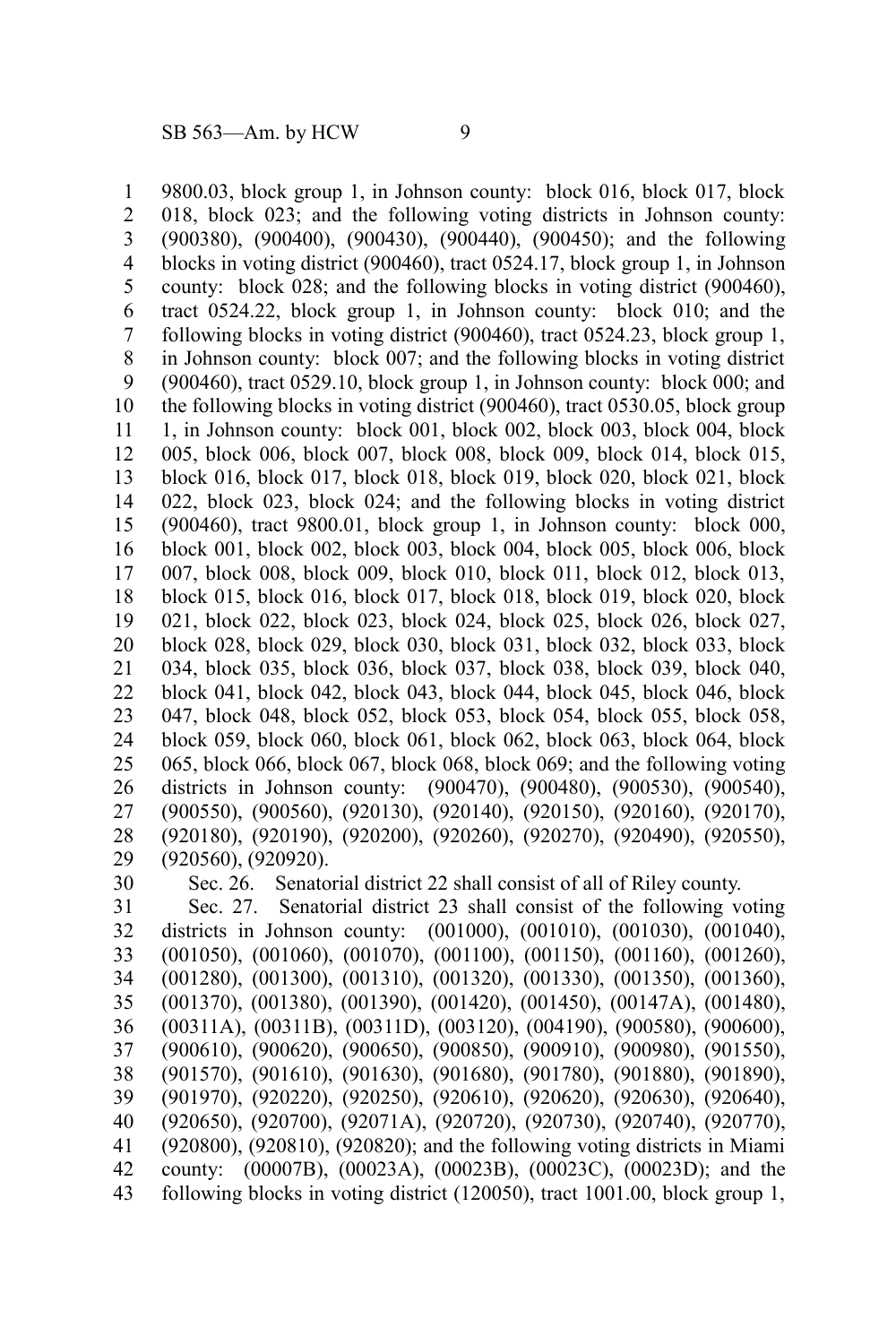9800.03, block group 1, in Johnson county: block 016, block 017, block 018, block 023; and the following voting districts in Johnson county: (900380), (900400), (900430), (900440), (900450); and the following blocks in voting district (900460), tract 0524.17, block group 1, in Johnson county: block 028; and the following blocks in voting district (900460), tract 0524.22, block group 1, in Johnson county: block 010; and the following blocks in voting district (900460), tract 0524.23, block group 1, in Johnson county: block 007; and the following blocks in voting district (900460), tract 0529.10, block group 1, in Johnson county: block 000; and the following blocks in voting district (900460), tract 0530.05, block group 1, in Johnson county: block 001, block 002, block 003, block 004, block 005, block 006, block 007, block 008, block 009, block 014, block 015, block 016, block 017, block 018, block 019, block 020, block 021, block 022, block 023, block 024; and the following blocks in voting district (900460), tract 9800.01, block group 1, in Johnson county: block 000, block 001, block 002, block 003, block 004, block 005, block 006, block 007, block 008, block 009, block 010, block 011, block 012, block 013, block 015, block 016, block 017, block 018, block 019, block 020, block 021, block 022, block 023, block 024, block 025, block 026, block 027, block 028, block 029, block 030, block 031, block 032, block 033, block 034, block 035, block 036, block 037, block 038, block 039, block 040, block 041, block 042, block 043, block 044, block 045, block 046, block 047, block 048, block 052, block 053, block 054, block 055, block 058, block 059, block 060, block 061, block 062, block 063, block 064, block 065, block 066, block 067, block 068, block 069; and the following voting districts in Johnson county: (900470), (900480), (900530), (900540), (900550), (900560), (920130), (920140), (920150), (920160), (920170), (920180), (920190), (920200), (920260), (920270), (920490), (920550), (920560), (920920).

Sec. 26. Senatorial district 22 shall consist of all of Riley county.

Sec. 27. Senatorial district 23 shall consist of the following voting districts in Johnson county: (001000), (001010), (001030), (001040), (001050), (001060), (001070), (001100), (001150), (001160), (001260), (001280), (001300), (001310), (001320), (001330), (001350), (001360), (001370), (001380), (001390), (001420), (001450), (00147A), (001480), (00311A), (00311B), (00311D), (003120), (004190), (900580), (900600), (900610), (900620), (900650), (900850), (900910), (900980), (901550), (901570), (901610), (901630), (901680), (901780), (901880), (901890), (901970), (920220), (920250), (920610), (920620), (920630), (920640), (920650), (920700), (92071A), (920720), (920730), (920740), (920770), (920800), (920810), (920820); and the following voting districts in Miami county: (00007B), (00023A), (00023B), (00023C), (00023D); and the following blocks in voting district (120050), tract 1001.00, block group 1,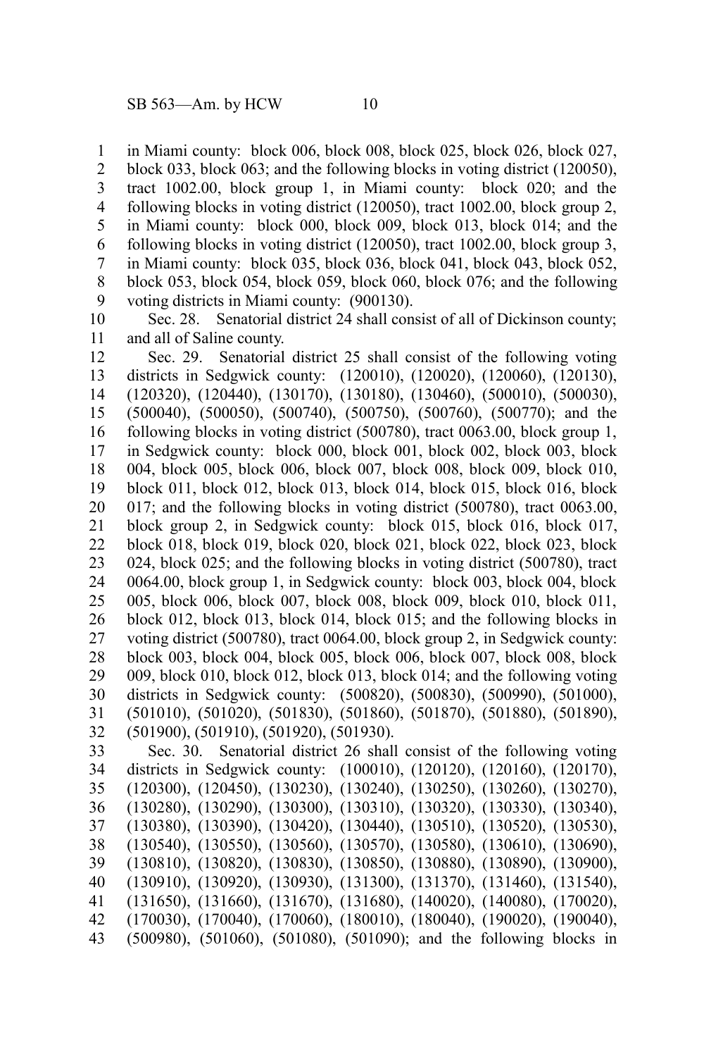in Miami county: block 006, block 008, block 025, block 026, block 027, block 033, block 063; and the following blocks in voting district (120050), tract 1002.00, block group 1, in Miami county: block 020; and the following blocks in voting district (120050), tract 1002.00, block group 2, in Miami county: block 000, block 009, block 013, block 014; and the following blocks in voting district (120050), tract 1002.00, block group 3, in Miami county: block 035, block 036, block 041, block 043, block 052, block 053, block 054, block 059, block 060, block 076; and the following voting districts in Miami county: (900130).

Sec. 28. Senatorial district 24 shall consist of all of Dickinson county; and all of Saline county.

Sec. 29. Senatorial district 25 shall consist of the following voting districts in Sedgwick county: (120010), (120020), (120060), (120130), (120320), (120440), (130170), (130180), (130460), (500010), (500030), (500040), (500050), (500740), (500750), (500760), (500770); and the following blocks in voting district (500780), tract 0063.00, block group 1, in Sedgwick county: block 000, block 001, block 002, block 003, block 004, block 005, block 006, block 007, block 008, block 009, block 010, block 011, block 012, block 013, block 014, block 015, block 016, block 017; and the following blocks in voting district (500780), tract 0063.00, block group 2, in Sedgwick county: block 015, block 016, block 017, block 018, block 019, block 020, block 021, block 022, block 023, block 024, block 025; and the following blocks in voting district (500780), tract 0064.00, block group 1, in Sedgwick county: block 003, block 004, block 005, block 006, block 007, block 008, block 009, block 010, block 011, block 012, block 013, block 014, block 015; and the following blocks in voting district (500780), tract 0064.00, block group 2, in Sedgwick county: block 003, block 004, block 005, block 006, block 007, block 008, block 009, block 010, block 012, block 013, block 014; and the following voting districts in Sedgwick county: (500820), (500830), (500990), (501000), (501010), (501020), (501830), (501860), (501870), (501880), (501890), (501900), (501910), (501920), (501930).

Sec. 30. Senatorial district 26 shall consist of the following voting districts in Sedgwick county: (100010), (120120), (120160), (120170), (120300), (120450), (130230), (130240), (130250), (130260), (130270), (130280), (130290), (130300), (130310), (130320), (130330), (130340), (130380), (130390), (130420), (130440), (130510), (130520), (130530), (130540), (130550), (130560), (130570), (130580), (130610), (130690), (130810), (130820), (130830), (130850), (130880), (130890), (130900), (130910), (130920), (130930), (131300), (131370), (131460), (131540), (131650), (131660), (131670), (131680), (140020), (140080), (170020), (170030), (170040), (170060), (180010), (180040), (190020), (190040), (500980), (501060), (501080), (501090); and the following blocks in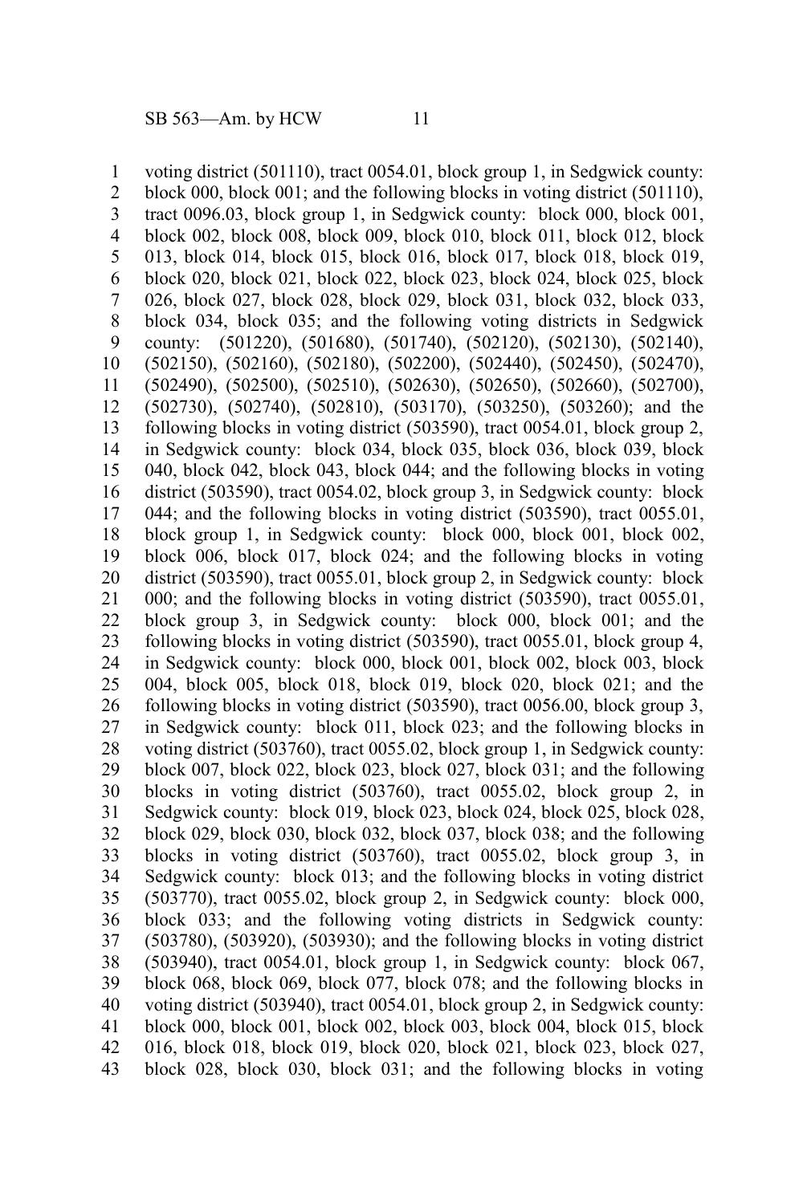voting district (501110), tract 0054.01, block group 1, in Sedgwick county: block 000, block 001; and the following blocks in voting district (501110), tract 0096.03, block group 1, in Sedgwick county: block 000, block 001, block 002, block 008, block 009, block 010, block 011, block 012, block 013, block 014, block 015, block 016, block 017, block 018, block 019, block 020, block 021, block 022, block 023, block 024, block 025, block 026, block 027, block 028, block 029, block 031, block 032, block 033, block 034, block 035; and the following voting districts in Sedgwick county: (501220), (501680), (501740), (502120), (502130), (502140), (502150), (502160), (502180), (502200), (502440), (502450), (502470), (502490), (502500), (502510), (502630), (502650), (502660), (502700), (502730), (502740), (502810), (503170), (503250), (503260); and the following blocks in voting district (503590), tract 0054.01, block group 2, in Sedgwick county: block 034, block 035, block 036, block 039, block 040, block 042, block 043, block 044; and the following blocks in voting district (503590), tract 0054.02, block group 3, in Sedgwick county: block 044; and the following blocks in voting district (503590), tract 0055.01, block group 1, in Sedgwick county: block 000, block 001, block 002, block 006, block 017, block 024; and the following blocks in voting district (503590), tract 0055.01, block group 2, in Sedgwick county: block 000; and the following blocks in voting district (503590), tract 0055.01, block group 3, in Sedgwick county: block 000, block 001; and the following blocks in voting district (503590), tract 0055.01, block group 4, in Sedgwick county: block 000, block 001, block 002, block 003, block 004, block 005, block 018, block 019, block 020, block 021; and the following blocks in voting district (503590), tract 0056.00, block group 3, in Sedgwick county: block 011, block 023; and the following blocks in voting district (503760), tract 0055.02, block group 1, in Sedgwick county: block 007, block 022, block 023, block 027, block 031; and the following blocks in voting district (503760), tract 0055.02, block group 2, in Sedgwick county: block 019, block 023, block 024, block 025, block 028, block 029, block 030, block 032, block 037, block 038; and the following blocks in voting district (503760), tract 0055.02, block group 3, in Sedgwick county: block 013; and the following blocks in voting district (503770), tract 0055.02, block group 2, in Sedgwick county: block 000, block 033; and the following voting districts in Sedgwick county: (503780), (503920), (503930); and the following blocks in voting district (503940), tract 0054.01, block group 1, in Sedgwick county: block 067, block 068, block 069, block 077, block 078; and the following blocks in voting district (503940), tract 0054.01, block group 2, in Sedgwick county: block 000, block 001, block 002, block 003, block 004, block 015, block 016, block 018, block 019, block 020, block 021, block 023, block 027, block 028, block 030, block 031; and the following blocks in voting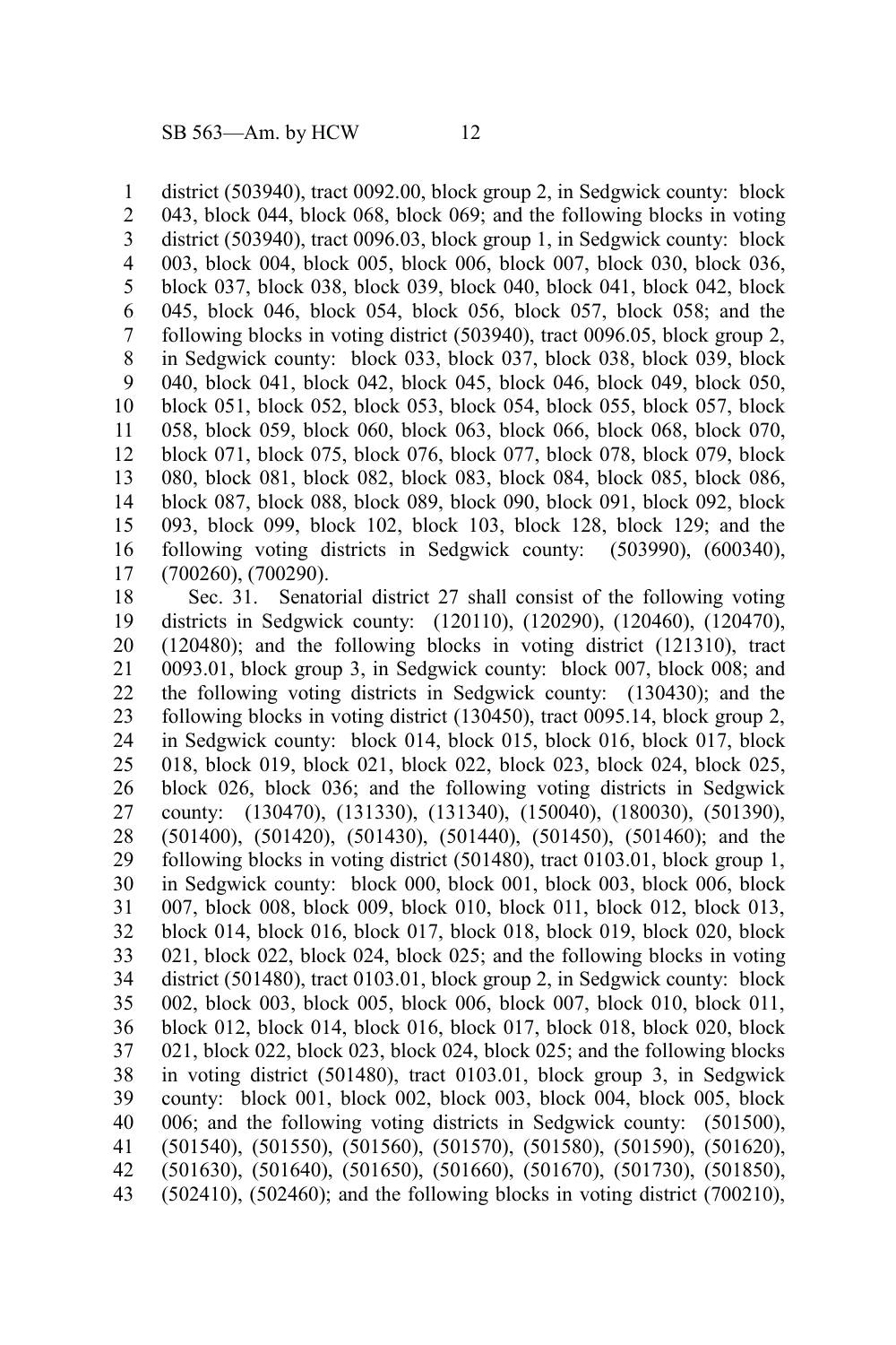district (503940), tract 0092.00, block group 2, in Sedgwick county: block 043, block 044, block 068, block 069; and the following blocks in voting district (503940), tract 0096.03, block group 1, in Sedgwick county: block 003, block 004, block 005, block 006, block 007, block 030, block 036, block 037, block 038, block 039, block 040, block 041, block 042, block 045, block 046, block 054, block 056, block 057, block 058; and the following blocks in voting district (503940), tract 0096.05, block group 2, in Sedgwick county: block 033, block 037, block 038, block 039, block 040, block 041, block 042, block 045, block 046, block 049, block 050, block 051, block 052, block 053, block 054, block 055, block 057, block 058, block 059, block 060, block 063, block 066, block 068, block 070, block 071, block 075, block 076, block 077, block 078, block 079, block 080, block 081, block 082, block 083, block 084, block 085, block 086, block 087, block 088, block 089, block 090, block 091, block 092, block 093, block 099, block 102, block 103, block 128, block 129; and the following voting districts in Sedgwick county: (503990), (600340), (700260), (700290).

Sec. 31. Senatorial district 27 shall consist of the following voting districts in Sedgwick county: (120110), (120290), (120460), (120470), (120480); and the following blocks in voting district (121310), tract 0093.01, block group 3, in Sedgwick county: block 007, block 008; and the following voting districts in Sedgwick county: (130430); and the following blocks in voting district (130450), tract 0095.14, block group 2, in Sedgwick county: block 014, block 015, block 016, block 017, block 018, block 019, block 021, block 022, block 023, block 024, block 025, block 026, block 036; and the following voting districts in Sedgwick county: (130470), (131330), (131340), (150040), (180030), (501390), (501400), (501420), (501430), (501440), (501450), (501460); and the following blocks in voting district (501480), tract 0103.01, block group 1, in Sedgwick county: block 000, block 001, block 003, block 006, block 007, block 008, block 009, block 010, block 011, block 012, block 013, block 014, block 016, block 017, block 018, block 019, block 020, block 021, block 022, block 024, block 025; and the following blocks in voting district (501480), tract 0103.01, block group 2, in Sedgwick county: block 002, block 003, block 005, block 006, block 007, block 010, block 011, block 012, block 014, block 016, block 017, block 018, block 020, block 021, block 022, block 023, block 024, block 025; and the following blocks in voting district (501480), tract 0103.01, block group 3, in Sedgwick county: block 001, block 002, block 003, block 004, block 005, block 006; and the following voting districts in Sedgwick county: (501500), (501540), (501550), (501560), (501570), (501580), (501590), (501620), (501630), (501640), (501650), (501660), (501670), (501730), (501850), (502410), (502460); and the following blocks in voting district (700210),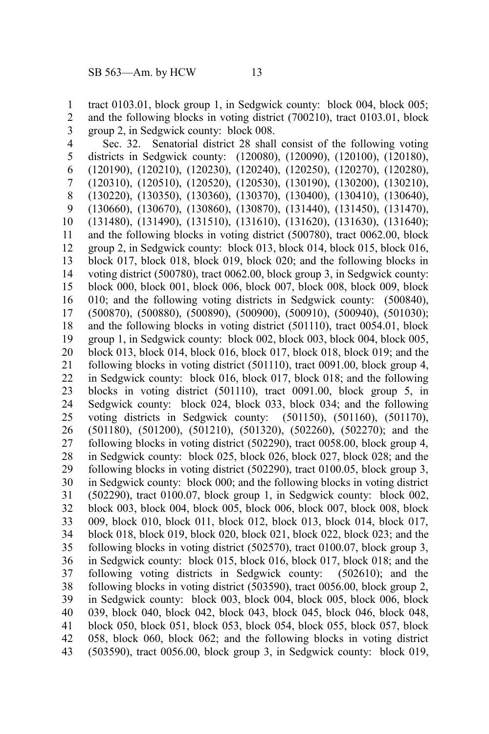tract 0103.01, block group 1, in Sedgwick county: block 004, block 005; and the following blocks in voting district (700210), tract 0103.01, block group 2, in Sedgwick county: block 008.

Sec. 32. Senatorial district 28 shall consist of the following voting districts in Sedgwick county: (120080), (120090), (120100), (120180), (120190), (120210), (120230), (120240), (120250), (120270), (120280), (120310), (120510), (120520), (120530), (130190), (130200), (130210), (130220), (130350), (130360), (130370), (130400), (130410), (130640), (130660), (130670), (130860), (130870), (131440), (131450), (131470), (131480), (131490), (131510), (131610), (131620), (131630), (131640); and the following blocks in voting district (500780), tract 0062.00, block group 2, in Sedgwick county: block 013, block 014, block 015, block 016, block 017, block 018, block 019, block 020; and the following blocks in voting district (500780), tract 0062.00, block group 3, in Sedgwick county: block 000, block 001, block 006, block 007, block 008, block 009, block 010; and the following voting districts in Sedgwick county: (500840), (500870), (500880), (500890), (500900), (500910), (500940), (501030); and the following blocks in voting district (501110), tract 0054.01, block group 1, in Sedgwick county: block 002, block 003, block 004, block 005, block 013, block 014, block 016, block 017, block 018, block 019; and the following blocks in voting district (501110), tract 0091.00, block group 4, in Sedgwick county: block 016, block 017, block 018; and the following blocks in voting district (501110), tract 0091.00, block group 5, in Sedgwick county: block 024, block 033, block 034; and the following voting districts in Sedgwick county: (501150), (501160), (501170), (501180), (501200), (501210), (501320), (502260), (502270); and the following blocks in voting district (502290), tract 0058.00, block group 4, in Sedgwick county: block 025, block 026, block 027, block 028; and the following blocks in voting district (502290), tract 0100.05, block group 3, in Sedgwick county: block 000; and the following blocks in voting district (502290), tract 0100.07, block group 1, in Sedgwick county: block 002, block 003, block 004, block 005, block 006, block 007, block 008, block 009, block 010, block 011, block 012, block 013, block 014, block 017, block 018, block 019, block 020, block 021, block 022, block 023; and the following blocks in voting district (502570), tract 0100.07, block group 3, in Sedgwick county: block 015, block 016, block 017, block 018; and the following voting districts in Sedgwick county: (502610); and the following blocks in voting district (503590), tract 0056.00, block group 2, in Sedgwick county: block 003, block 004, block 005, block 006, block 039, block 040, block 042, block 043, block 045, block 046, block 048, block 050, block 051, block 053, block 054, block 055, block 057, block 058, block 060, block 062; and the following blocks in voting district (503590), tract 0056.00, block group 3, in Sedgwick county: block 019,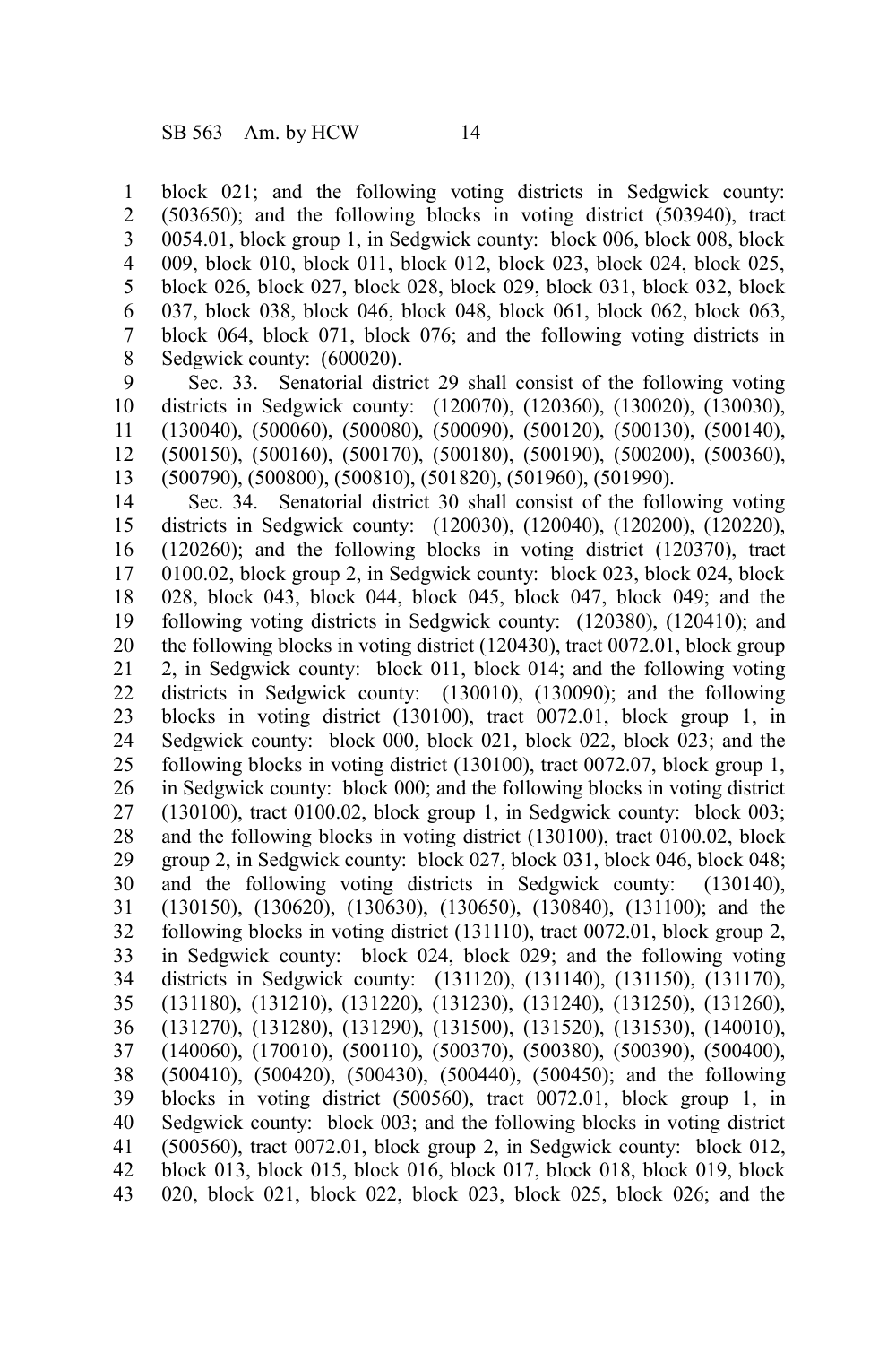block 021; and the following voting districts in Sedgwick county: (503650); and the following blocks in voting district (503940), tract 0054.01, block group 1, in Sedgwick county: block 006, block 008, block 009, block 010, block 011, block 012, block 023, block 024, block 025, block 026, block 027, block 028, block 029, block 031, block 032, block 037, block 038, block 046, block 048, block 061, block 062, block 063, block 064, block 071, block 076; and the following voting districts in Sedgwick county: (600020).

Sec. 33. Senatorial district 29 shall consist of the following voting districts in Sedgwick county: (120070), (120360), (130020), (130030), (130040), (500060), (500080), (500090), (500120), (500130), (500140), (500150), (500160), (500170), (500180), (500190), (500200), (500360), (500790), (500800), (500810), (501820), (501960), (501990).

Sec. 34. Senatorial district 30 shall consist of the following voting districts in Sedgwick county: (120030), (120040), (120200), (120220), (120260); and the following blocks in voting district (120370), tract 0100.02, block group 2, in Sedgwick county: block 023, block 024, block 028, block 043, block 044, block 045, block 047, block 049; and the following voting districts in Sedgwick county: (120380), (120410); and the following blocks in voting district (120430), tract 0072.01, block group 2, in Sedgwick county: block 011, block 014; and the following voting districts in Sedgwick county: (130010), (130090); and the following blocks in voting district (130100), tract 0072.01, block group 1, in Sedgwick county: block 000, block 021, block 022, block 023; and the following blocks in voting district (130100), tract 0072.07, block group 1, in Sedgwick county: block 000; and the following blocks in voting district (130100), tract 0100.02, block group 1, in Sedgwick county: block 003; and the following blocks in voting district (130100), tract 0100.02, block group 2, in Sedgwick county: block 027, block 031, block 046, block 048; and the following voting districts in Sedgwick county: (130140), (130150), (130620), (130630), (130650), (130840), (131100); and the following blocks in voting district (131110), tract 0072.01, block group 2, in Sedgwick county: block 024, block 029; and the following voting districts in Sedgwick county: (131120), (131140), (131150), (131170), (131180), (131210), (131220), (131230), (131240), (131250), (131260), (131270), (131280), (131290), (131500), (131520), (131530), (140010), (140060), (170010), (500110), (500370), (500380), (500390), (500400), (500410), (500420), (500430), (500440), (500450); and the following blocks in voting district (500560), tract 0072.01, block group 1, in Sedgwick county: block 003; and the following blocks in voting district (500560), tract 0072.01, block group 2, in Sedgwick county: block 012, block 013, block 015, block 016, block 017, block 018, block 019, block 020, block 021, block 022, block 023, block 025, block 026; and the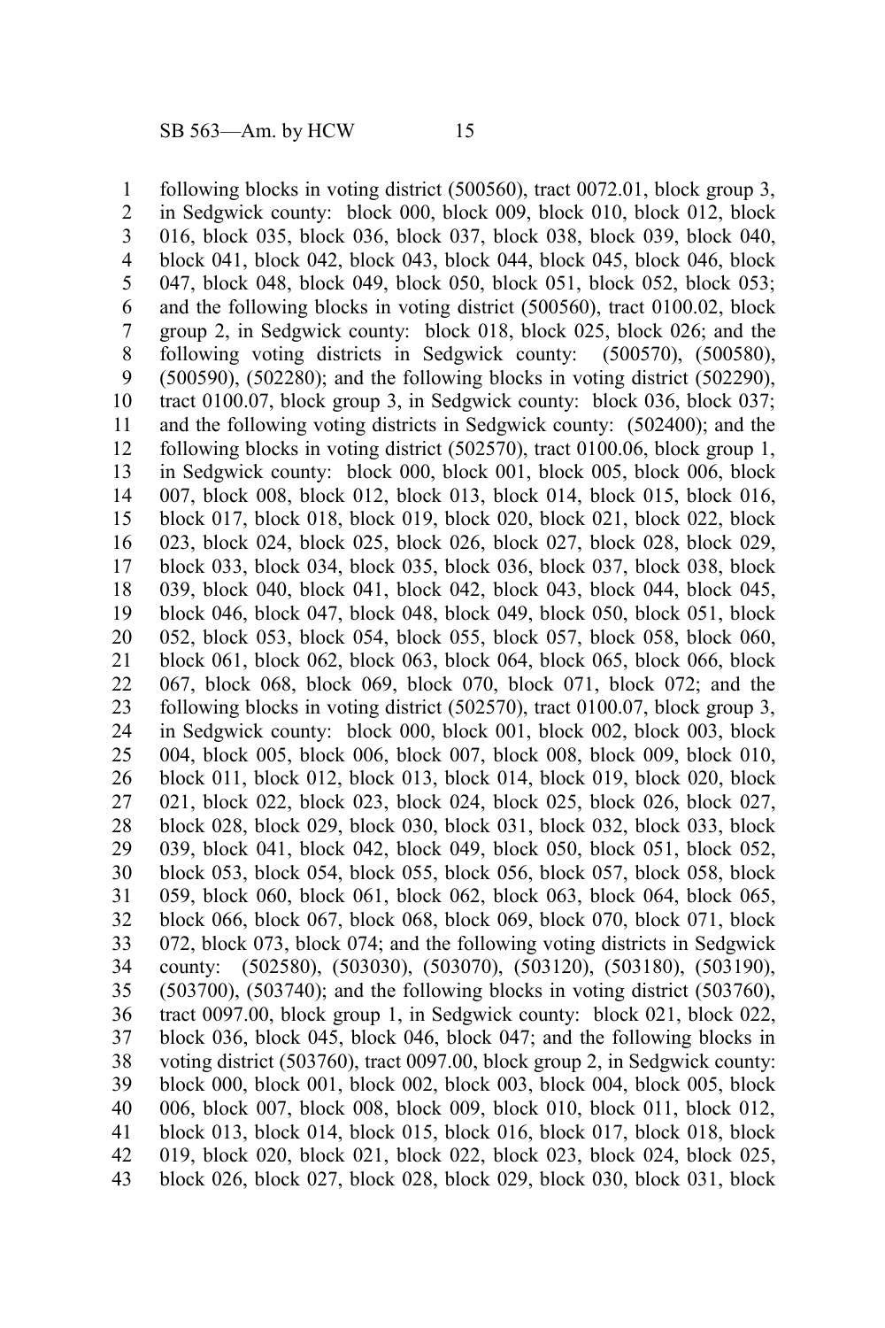following blocks in voting district (500560), tract 0072.01, block group 3, in Sedgwick county: block 000, block 009, block 010, block 012, block 016, block 035, block 036, block 037, block 038, block 039, block 040, block 041, block 042, block 043, block 044, block 045, block 046, block 047, block 048, block 049, block 050, block 051, block 052, block 053; and the following blocks in voting district (500560), tract 0100.02, block group 2, in Sedgwick county: block 018, block 025, block 026; and the following voting districts in Sedgwick county: (500570), (500580), (500590), (502280); and the following blocks in voting district (502290), tract 0100.07, block group 3, in Sedgwick county: block 036, block 037; and the following voting districts in Sedgwick county: (502400); and the following blocks in voting district (502570), tract 0100.06, block group 1, in Sedgwick county: block 000, block 001, block 005, block 006, block 007, block 008, block 012, block 013, block 014, block 015, block 016, block 017, block 018, block 019, block 020, block 021, block 022, block 023, block 024, block 025, block 026, block 027, block 028, block 029, block 033, block 034, block 035, block 036, block 037, block 038, block 039, block 040, block 041, block 042, block 043, block 044, block 045, block 046, block 047, block 048, block 049, block 050, block 051, block 052, block 053, block 054, block 055, block 057, block 058, block 060, block 061, block 062, block 063, block 064, block 065, block 066, block 067, block 068, block 069, block 070, block 071, block 072; and the following blocks in voting district (502570), tract 0100.07, block group 3, in Sedgwick county: block 000, block 001, block 002, block 003, block 004, block 005, block 006, block 007, block 008, block 009, block 010, block 011, block 012, block 013, block 014, block 019, block 020, block 021, block 022, block 023, block 024, block 025, block 026, block 027, block 028, block 029, block 030, block 031, block 032, block 033, block 039, block 041, block 042, block 049, block 050, block 051, block 052, block 053, block 054, block 055, block 056, block 057, block 058, block 059, block 060, block 061, block 062, block 063, block 064, block 065, block 066, block 067, block 068, block 069, block 070, block 071, block 072, block 073, block 074; and the following voting districts in Sedgwick county: (502580), (503030), (503070), (503120), (503180), (503190), (503700), (503740); and the following blocks in voting district (503760), tract 0097.00, block group 1, in Sedgwick county: block 021, block 022, block 036, block 045, block 046, block 047; and the following blocks in voting district (503760), tract 0097.00, block group 2, in Sedgwick county: block 000, block 001, block 002, block 003, block 004, block 005, block 006, block 007, block 008, block 009, block 010, block 011, block 012, block 013, block 014, block 015, block 016, block 017, block 018, block 019, block 020, block 021, block 022, block 023, block 024, block 025, block 026, block 027, block 028, block 029, block 030, block 031, block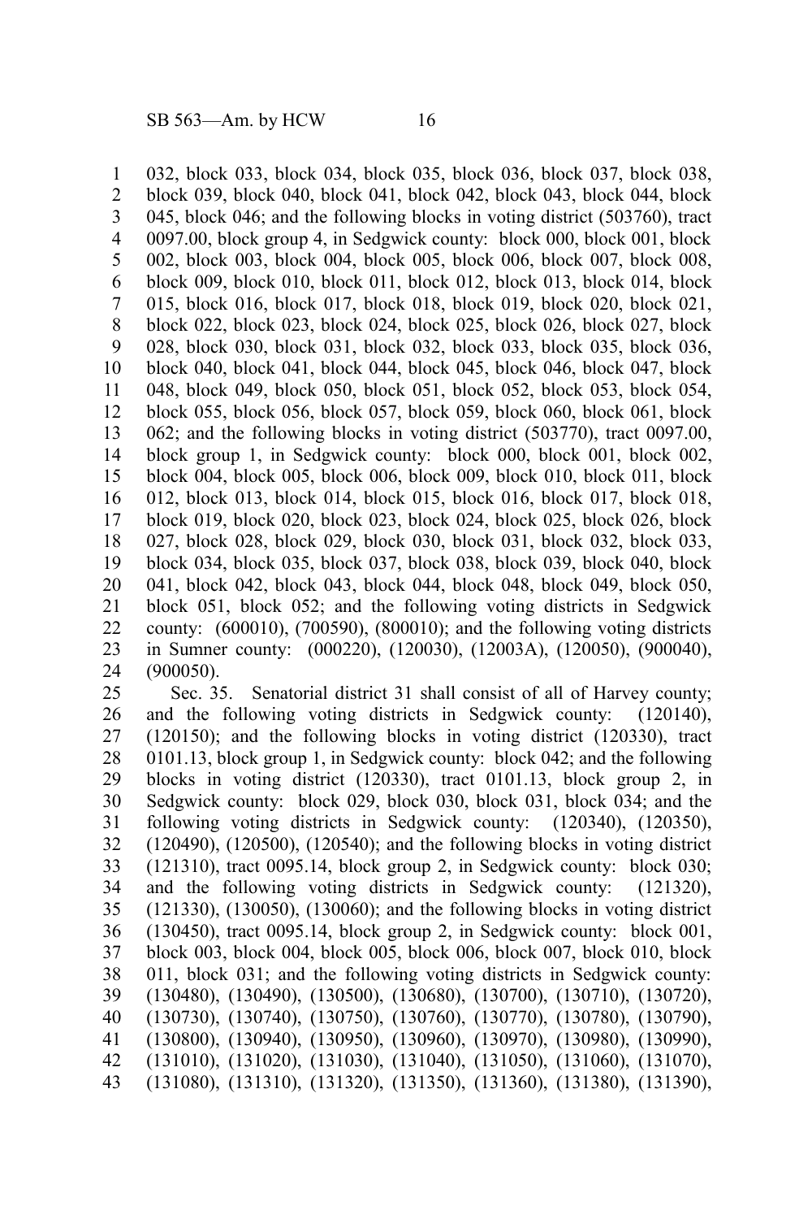032, block 033, block 034, block 035, block 036, block 037, block 038, block 039, block 040, block 041, block 042, block 043, block 044, block 045, block 046; and the following blocks in voting district (503760), tract 0097.00, block group 4, in Sedgwick county: block 000, block 001, block 002, block 003, block 004, block 005, block 006, block 007, block 008, block 009, block 010, block 011, block 012, block 013, block 014, block 015, block 016, block 017, block 018, block 019, block 020, block 021, block 022, block 023, block 024, block 025, block 026, block 027, block 028, block 030, block 031, block 032, block 033, block 035, block 036, block 040, block 041, block 044, block 045, block 046, block 047, block 048, block 049, block 050, block 051, block 052, block 053, block 054, block 055, block 056, block 057, block 059, block 060, block 061, block 062; and the following blocks in voting district (503770), tract 0097.00, block group 1, in Sedgwick county: block 000, block 001, block 002, block 004, block 005, block 006, block 009, block 010, block 011, block 012, block 013, block 014, block 015, block 016, block 017, block 018, block 019, block 020, block 023, block 024, block 025, block 026, block 027, block 028, block 029, block 030, block 031, block 032, block 033, block 034, block 035, block 037, block 038, block 039, block 040, block 041, block 042, block 043, block 044, block 048, block 049, block 050, block 051, block 052; and the following voting districts in Sedgwick county: (600010), (700590), (800010); and the following voting districts in Sumner county: (000220), (120030), (12003A), (120050), (900040), (900050).

Sec. 35. Senatorial district 31 shall consist of all of Harvey county; and the following voting districts in Sedgwick county: (120140), (120150); and the following blocks in voting district (120330), tract 0101.13, block group 1, in Sedgwick county: block 042; and the following blocks in voting district (120330), tract 0101.13, block group 2, in Sedgwick county: block 029, block 030, block 031, block 034; and the following voting districts in Sedgwick county: (120340), (120350), (120490), (120500), (120540); and the following blocks in voting district (121310), tract 0095.14, block group 2, in Sedgwick county: block 030; and the following voting districts in Sedgwick county: (121320), (121330), (130050), (130060); and the following blocks in voting district (130450), tract 0095.14, block group 2, in Sedgwick county: block 001, block 003, block 004, block 005, block 006, block 007, block 010, block 011, block 031; and the following voting districts in Sedgwick county: (130480), (130490), (130500), (130680), (130700), (130710), (130720), (130730), (130740), (130750), (130760), (130770), (130780), (130790), (130800), (130940), (130950), (130960), (130970), (130980), (130990), (131010), (131020), (131030), (131040), (131050), (131060), (131070), (131080), (131310), (131320), (131350), (131360), (131380), (131390),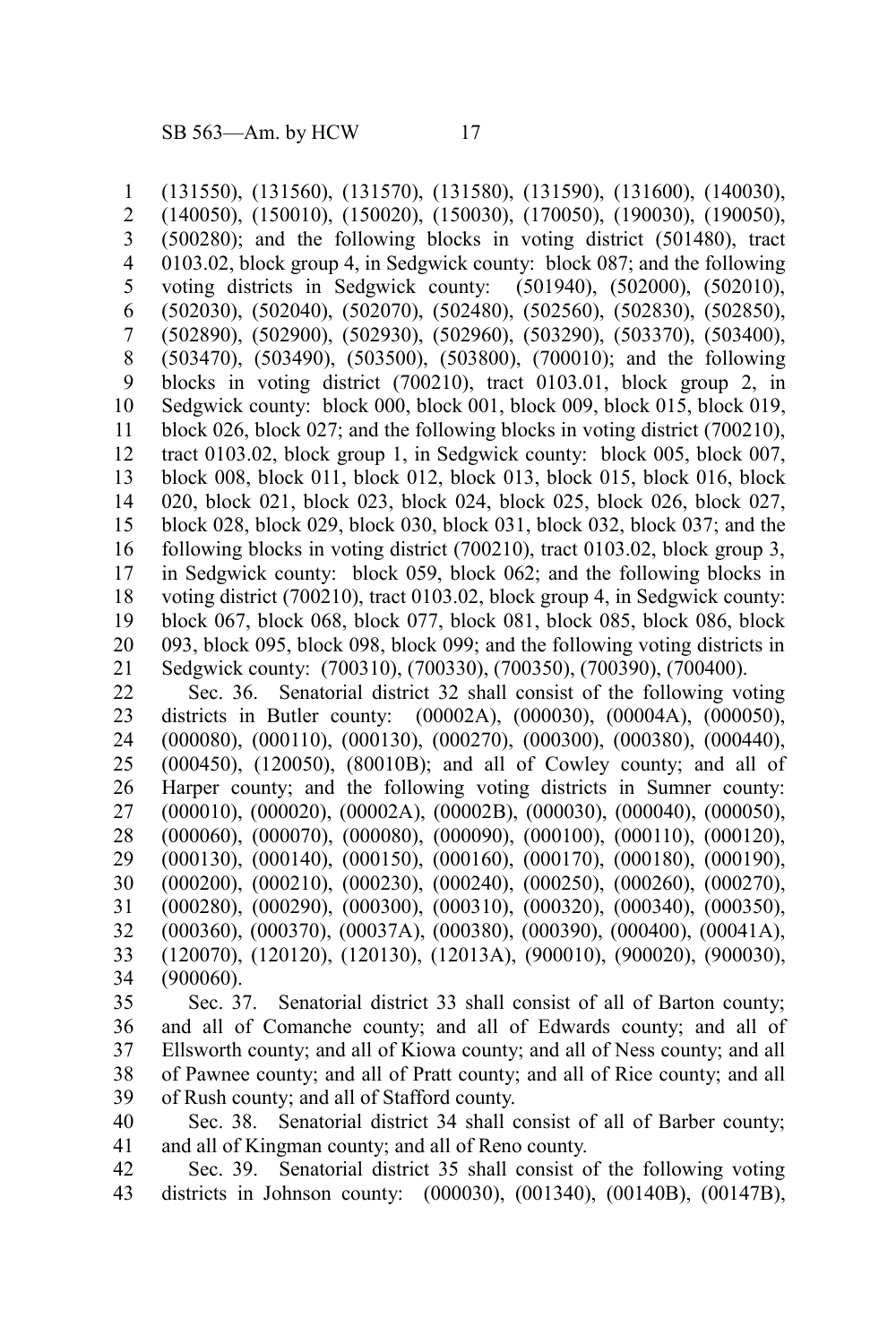(131550), (131560), (131570), (131580), (131590), (131600), (140030), (140050), (150010), (150020), (150030), (170050), (190030), (190050), (500280); and the following blocks in voting district (501480), tract 0103.02, block group 4, in Sedgwick county: block 087; and the following voting districts in Sedgwick county: (501940), (502000), (502010), (502030), (502040), (502070), (502480), (502560), (502830), (502850), (502890), (502900), (502930), (502960), (503290), (503370), (503400), (503470), (503490), (503500), (503800), (700010); and the following blocks in voting district (700210), tract 0103.01, block group 2, in Sedgwick county: block 000, block 001, block 009, block 015, block 019, block 026, block 027; and the following blocks in voting district (700210), tract 0103.02, block group 1, in Sedgwick county: block 005, block 007, block 008, block 011, block 012, block 013, block 015, block 016, block 020, block 021, block 023, block 024, block 025, block 026, block 027, block 028, block 029, block 030, block 031, block 032, block 037; and the following blocks in voting district (700210), tract 0103.02, block group 3, in Sedgwick county: block 059, block 062; and the following blocks in voting district (700210), tract 0103.02, block group 4, in Sedgwick county: block 067, block 068, block 077, block 081, block 085, block 086, block 093, block 095, block 098, block 099; and the following voting districts in Sedgwick county: (700310), (700330), (700350), (700390), (700400).

Sec. 36. Senatorial district 32 shall consist of the following voting districts in Butler county: (00002A), (000030), (00004A), (000050), (000080), (000110), (000130), (000270), (000300), (000380), (000440), (000450), (120050), (80010B); and all of Cowley county; and all of Harper county; and the following voting districts in Sumner county: (000010), (000020), (00002A), (00002B), (000030), (000040), (000050), (000060), (000070), (000080), (000090), (000100), (000110), (000120), (000130), (000140), (000150), (000160), (000170), (000180), (000190), (000200), (000210), (000230), (000240), (000250), (000260), (000270), (000280), (000290), (000300), (000310), (000320), (000340), (000350), (000360), (000370), (00037A), (000380), (000390), (000400), (00041A), (120070), (120120), (120130), (12013A), (900010), (900020), (900030), (900060).

Sec. 37. Senatorial district 33 shall consist of all of Barton county; and all of Comanche county; and all of Edwards county; and all of Ellsworth county; and all of Kiowa county; and all of Ness county; and all of Pawnee county; and all of Pratt county; and all of Rice county; and all of Rush county; and all of Stafford county.

Sec. 38. Senatorial district 34 shall consist of all of Barber county; and all of Kingman county; and all of Reno county.

Sec. 39. Senatorial district 35 shall consist of the following voting districts in Johnson county: (000030), (001340), (00140B), (00147B),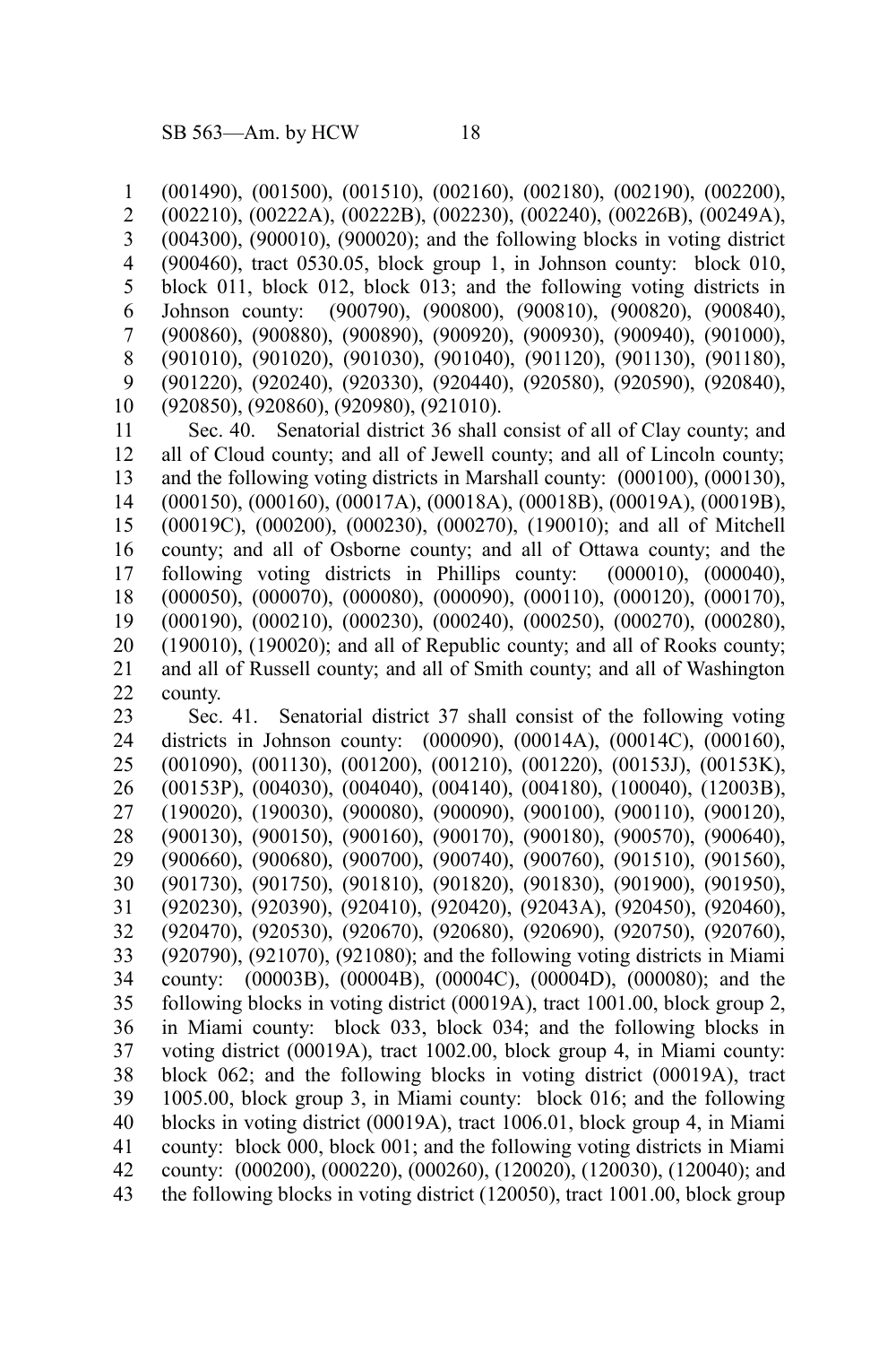(001490), (001500), (001510), (002160), (002180), (002190), (002200), (002210), (00222A), (00222B), (002230), (002240), (00226B), (00249A), (004300), (900010), (900020); and the following blocks in voting district (900460), tract 0530.05, block group 1, in Johnson county: block 010, block 011, block 012, block 013; and the following voting districts in Johnson county: (900790), (900800), (900810), (900820), (900840), (900860), (900880), (900890), (900920), (900930), (900940), (901000), (901010), (901020), (901030), (901040), (901120), (901130), (901180), (901220), (920240), (920330), (920440), (920580), (920590), (920840), (920850), (920860), (920980), (921010).

Sec. 40. Senatorial district 36 shall consist of all of Clay county; and all of Cloud county; and all of Jewell county; and all of Lincoln county; and the following voting districts in Marshall county: (000100), (000130), (000150), (000160), (00017A), (00018A), (00018B), (00019A), (00019B), (00019C), (000200), (000230), (000270), (190010); and all of Mitchell county; and all of Osborne county; and all of Ottawa county; and the following voting districts in Phillips county: (000010), (000040), (000050), (000070), (000080), (000090), (000110), (000120), (000170), (000190), (000210), (000230), (000240), (000250), (000270), (000280), (190010), (190020); and all of Republic county; and all of Rooks county; and all of Russell county; and all of Smith county; and all of Washington county.

Sec. 41. Senatorial district 37 shall consist of the following voting districts in Johnson county: (000090), (00014A), (00014C), (000160), (001090), (001130), (001200), (001210), (001220), (00153J), (00153K), (00153P), (004030), (004040), (004140), (004180), (100040), (12003B), (190020), (190030), (900080), (900090), (900100), (900110), (900120), (900130), (900150), (900160), (900170), (900180), (900570), (900640), (900660), (900680), (900700), (900740), (900760), (901510), (901560), (901730), (901750), (901810), (901820), (901830), (901900), (901950), (920230), (920390), (920410), (920420), (92043A), (920450), (920460), (920470), (920530), (920670), (920680), (920690), (920750), (920760), (920790), (921070), (921080); and the following voting districts in Miami county: (00003B), (00004B), (00004C), (00004D), (000080); and the following blocks in voting district (00019A), tract 1001.00, block group 2, in Miami county: block 033, block 034; and the following blocks in voting district (00019A), tract 1002.00, block group 4, in Miami county: block 062; and the following blocks in voting district (00019A), tract 1005.00, block group 3, in Miami county: block 016; and the following blocks in voting district (00019A), tract 1006.01, block group 4, in Miami county: block 000, block 001; and the following voting districts in Miami county: (000200), (000220), (000260), (120020), (120030), (120040); and the following blocks in voting district (120050), tract 1001.00, block group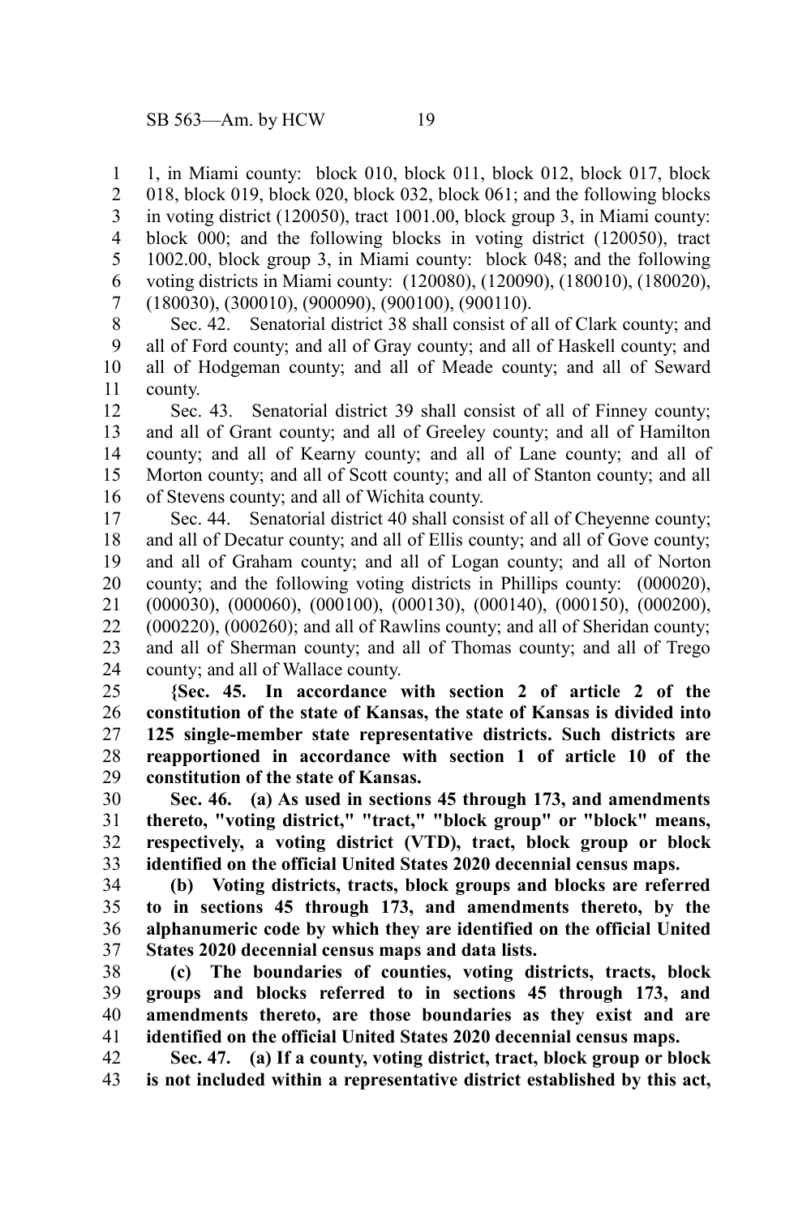1, in Miami county: block 010, block 011, block 012, block 017, block 018, block 019, block 020, block 032, block 061; and the following blocks in voting district (120050), tract 1001.00, block group 3, in Miami county: block 000; and the following blocks in voting district (120050), tract 1002.00, block group 3, in Miami county: block 048; and the following voting districts in Miami county: (120080), (120090), (180010), (180020), (180030), (300010), (900090), (900100), (900110).

Sec. 42. Senatorial district 38 shall consist of all of Clark county; and all of Ford county; and all of Gray county; and all of Haskell county; and all of Hodgeman county; and all of Meade county; and all of Seward county.

Sec. 43. Senatorial district 39 shall consist of all of Finney county; and all of Grant county; and all of Greeley county; and all of Hamilton county; and all of Kearny county; and all of Lane county; and all of Morton county; and all of Scott county; and all of Stanton county; and all of Stevens county; and all of Wichita county.

Sec. 44. Senatorial district 40 shall consist of all of Cheyenne county; and all of Decatur county; and all of Ellis county; and all of Gove county; and all of Graham county; and all of Logan county; and all of Norton county; and the following voting districts in Phillips county: (000020), (000030), (000060), (000100), (000130), (000140), (000150), (000200), (000220), (000260); and all of Rawlins county; and all of Sheridan county; and all of Sherman county; and all of Thomas county; and all of Trego county; and all of Wallace county.

**{Sec. 45. In accordance with section 2 of article 2 of the constitution of the state of Kansas, the state of Kansas is divided into 125 single-member state representative districts. Such districts are reapportioned in accordance with section 1 of article 10 of the constitution of the state of Kansas.**

**Sec. 46. (a) As used in sections 45 through 173, and amendments thereto, "voting district," "tract," "block group" or "block" means, respectively, a voting district (VTD), tract, block group or block identified on the official United States 2020 decennial census maps.**

**(b) Voting districts, tracts, block groups and blocks are referred to in sections 45 through 173, and amendments thereto, by the alphanumeric code by which they are identified on the official United States 2020 decennial census maps and data lists.**

**(c) The boundaries of counties, voting districts, tracts, block groups and blocks referred to in sections 45 through 173, and amendments thereto, are those boundaries as they exist and are identified on the official United States 2020 decennial census maps.**

**Sec. 47. (a) If a county, voting district, tract, block group or block is not included within a representative district established by this act,**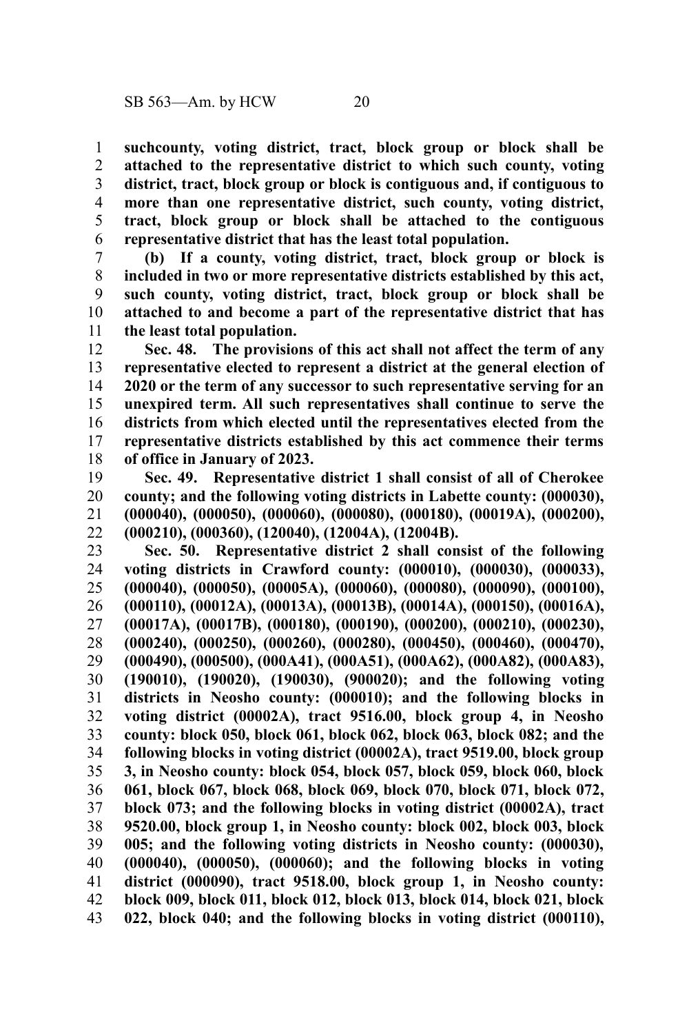**suchcounty, voting district, tract, block group or block shall be attached to the representative district to which such county, voting district, tract, block group or block is contiguous and, if contiguous to more than one representative district, such county, voting district, tract, block group or block shall be attached to the contiguous representative district that has the least total population.**

**(b) If a county, voting district, tract, block group or block is included in two or more representative districts established by this act, such county, voting district, tract, block group or block shall be attached to and become a part of the representative district that has the least total population.**

**Sec. 48. The provisions of this act shall not affect the term of any representative elected to represent a district at the general election of 2020 or the term of any successor to such representative serving for an unexpired term. All such representatives shall continue to serve the districts from which elected until the representatives elected from the representative districts established by this act commence their terms of office in January of 2023.**

**Sec. 49. Representative district 1 shall consist of all of Cherokee county; and the following voting districts in Labette county: (000030), (000040), (000050), (000060), (000080), (000180), (00019A), (000200), (000210), (000360), (120040), (12004A), (12004B).**

**Sec. 50. Representative district 2 shall consist of the following voting districts in Crawford county: (000010), (000030), (000033), (000040), (000050), (00005A), (000060), (000080), (000090), (000100), (000110), (00012A), (00013A), (00013B), (00014A), (000150), (00016A), (00017A), (00017B), (000180), (000190), (000200), (000210), (000230), (000240), (000250), (000260), (000280), (000450), (000460), (000470), (000490), (000500), (000A41), (000A51), (000A62), (000A82), (000A83), (190010), (190020), (190030), (900020); and the following voting districts in Neosho county: (000010); and the following blocks in voting district (00002A), tract 9516.00, block group 4, in Neosho county: block 050, block 061, block 062, block 063, block 082; and the following blocks in voting district (00002A), tract 9519.00, block group 3, in Neosho county: block 054, block 057, block 059, block 060, block 061, block 067, block 068, block 069, block 070, block 071, block 072, block 073; and the following blocks in voting district (00002A), tract 9520.00, block group 1, in Neosho county: block 002, block 003, block 005; and the following voting districts in Neosho county: (000030), (000040), (000050), (000060); and the following blocks in voting district (000090), tract 9518.00, block group 1, in Neosho county: block 009, block 011, block 012, block 013, block 014, block 021, block 022, block 040; and the following blocks in voting district (000110),**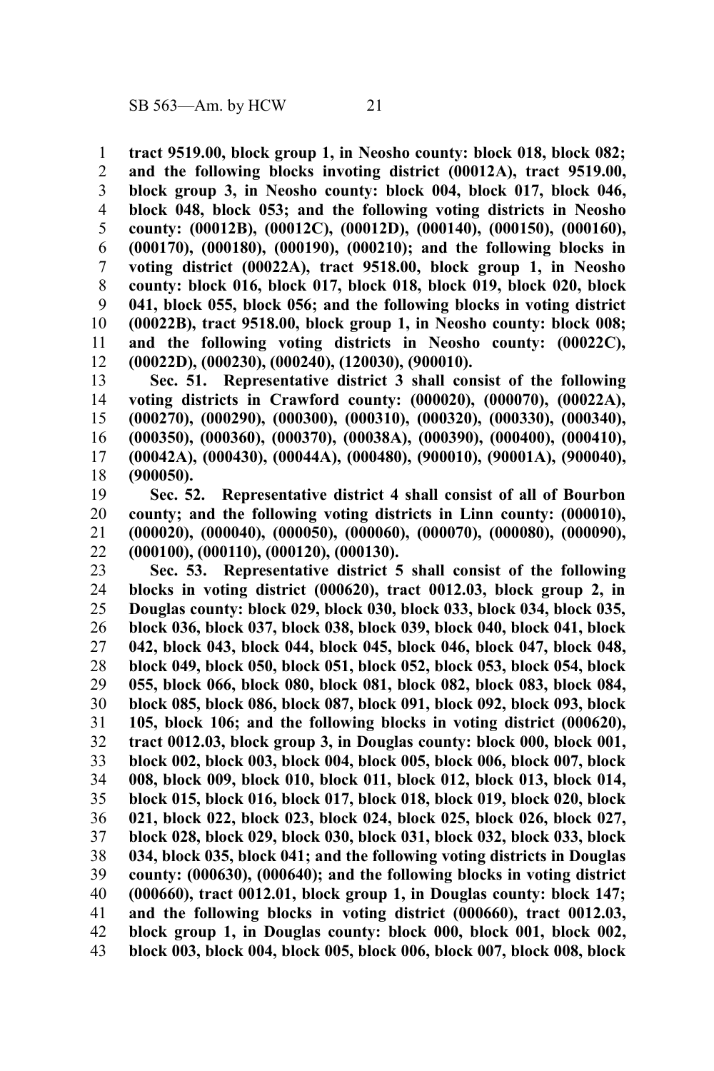**tract 9519.00, block group 1, in Neosho county: block 018, block 082; and the following blocks invoting district (00012A), tract 9519.00, block group 3, in Neosho county: block 004, block 017, block 046, block 048, block 053; and the following voting districts in Neosho county: (00012B), (00012C), (00012D), (000140), (000150), (000160), (000170), (000180), (000190), (000210); and the following blocks in voting district (00022A), tract 9518.00, block group 1, in Neosho county: block 016, block 017, block 018, block 019, block 020, block 041, block 055, block 056; and the following blocks in voting district (00022B), tract 9518.00, block group 1, in Neosho county: block 008; and the following voting districts in Neosho county: (00022C), (00022D), (000230), (000240), (120030), (900010).**

**Sec. 51. Representative district 3 shall consist of the following voting districts in Crawford county: (000020), (000070), (00022A), (000270), (000290), (000300), (000310), (000320), (000330), (000340), (000350), (000360), (000370), (00038A), (000390), (000400), (000410), (00042A), (000430), (00044A), (000480), (900010), (90001A), (900040), (900050).**

**Sec. 52. Representative district 4 shall consist of all of Bourbon county; and the following voting districts in Linn county: (000010), (000020), (000040), (000050), (000060), (000070), (000080), (000090), (000100), (000110), (000120), (000130).**

**Sec. 53. Representative district 5 shall consist of the following blocks in voting district (000620), tract 0012.03, block group 2, in Douglas county: block 029, block 030, block 033, block 034, block 035, block 036, block 037, block 038, block 039, block 040, block 041, block 042, block 043, block 044, block 045, block 046, block 047, block 048, block 049, block 050, block 051, block 052, block 053, block 054, block 055, block 066, block 080, block 081, block 082, block 083, block 084, block 085, block 086, block 087, block 091, block 092, block 093, block 105, block 106; and the following blocks in voting district (000620), tract 0012.03, block group 3, in Douglas county: block 000, block 001, block 002, block 003, block 004, block 005, block 006, block 007, block 008, block 009, block 010, block 011, block 012, block 013, block 014, block 015, block 016, block 017, block 018, block 019, block 020, block 021, block 022, block 023, block 024, block 025, block 026, block 027, block 028, block 029, block 030, block 031, block 032, block 033, block 034, block 035, block 041; and the following voting districts in Douglas county: (000630), (000640); and the following blocks in voting district (000660), tract 0012.01, block group 1, in Douglas county: block 147; and the following blocks in voting district (000660), tract 0012.03, block group 1, in Douglas county: block 000, block 001, block 002, block 003, block 004, block 005, block 006, block 007, block 008, block**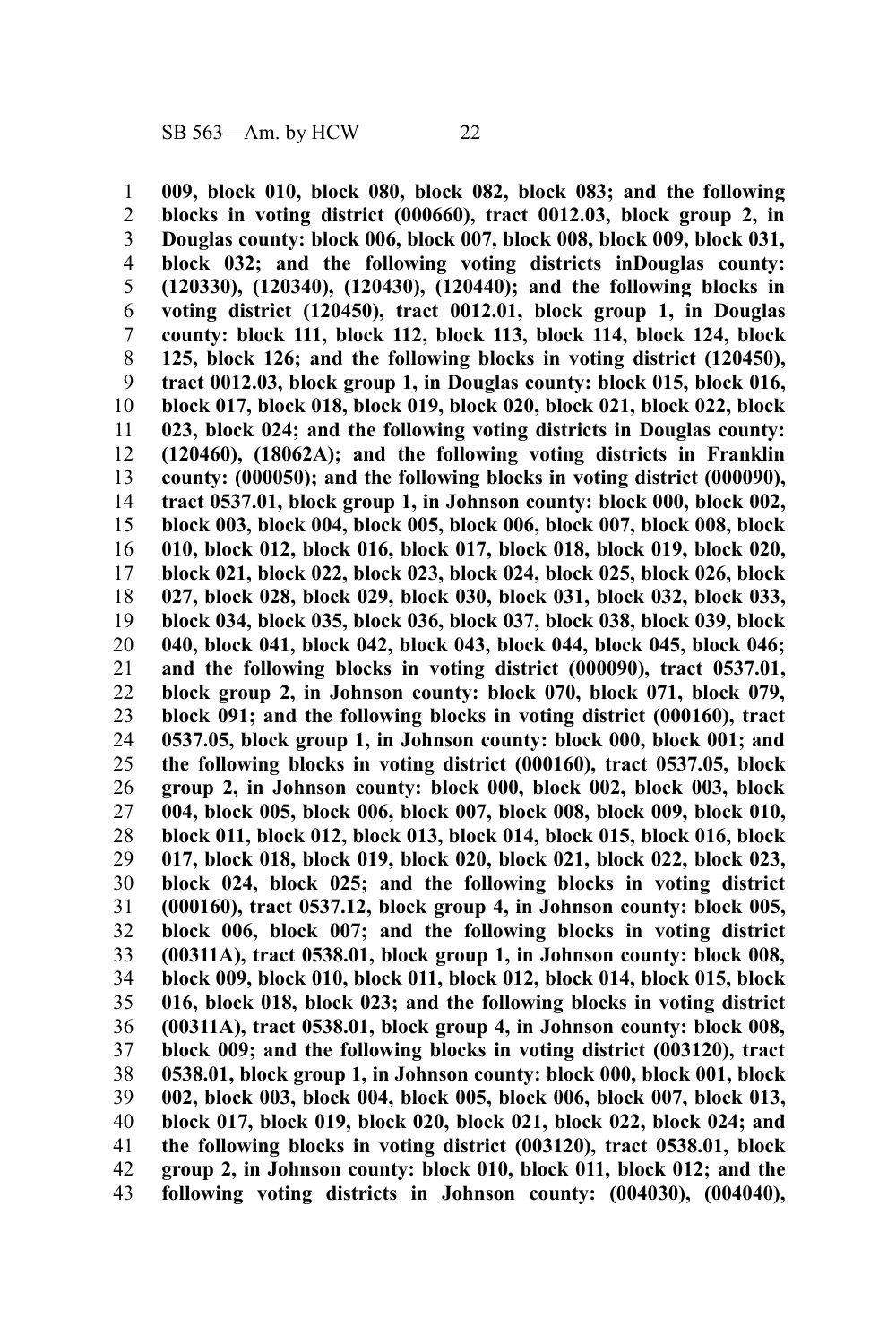**009, block 010, block 080, block 082, block 083; and the following blocks in voting district (000660), tract 0012.03, block group 2, in Douglas county: block 006, block 007, block 008, block 009, block 031, block 032; and the following voting districts inDouglas county: (120330), (120340), (120430), (120440); and the following blocks in voting district (120450), tract 0012.01, block group 1, in Douglas county: block 111, block 112, block 113, block 114, block 124, block 125, block 126; and the following blocks in voting district (120450), tract 0012.03, block group 1, in Douglas county: block 015, block 016, block 017, block 018, block 019, block 020, block 021, block 022, block 023, block 024; and the following voting districts in Douglas county: (120460), (18062A); and the following voting districts in Franklin county: (000050); and the following blocks in voting district (000090), tract 0537.01, block group 1, in Johnson county: block 000, block 002, block 003, block 004, block 005, block 006, block 007, block 008, block 010, block 012, block 016, block 017, block 018, block 019, block 020, block 021, block 022, block 023, block 024, block 025, block 026, block 027, block 028, block 029, block 030, block 031, block 032, block 033, block 034, block 035, block 036, block 037, block 038, block 039, block 040, block 041, block 042, block 043, block 044, block 045, block 046; and the following blocks in voting district (000090), tract 0537.01, block group 2, in Johnson county: block 070, block 071, block 079, block 091; and the following blocks in voting district (000160), tract 0537.05, block group 1, in Johnson county: block 000, block 001; and the following blocks in voting district (000160), tract 0537.05, block group 2, in Johnson county: block 000, block 002, block 003, block 004, block 005, block 006, block 007, block 008, block 009, block 010, block 011, block 012, block 013, block 014, block 015, block 016, block 017, block 018, block 019, block 020, block 021, block 022, block 023, block 024, block 025; and the following blocks in voting district (000160), tract 0537.12, block group 4, in Johnson county: block 005, block 006, block 007; and the following blocks in voting district (00311A), tract 0538.01, block group 1, in Johnson county: block 008, block 009, block 010, block 011, block 012, block 014, block 015, block 016, block 018, block 023; and the following blocks in voting district (00311A), tract 0538.01, block group 4, in Johnson county: block 008, block 009; and the following blocks in voting district (003120), tract 0538.01, block group 1, in Johnson county: block 000, block 001, block 002, block 003, block 004, block 005, block 006, block 007, block 013, block 017, block 019, block 020, block 021, block 022, block 024; and the following blocks in voting district (003120), tract 0538.01, block group 2, in Johnson county: block 010, block 011, block 012; and the following voting districts in Johnson county: (004030), (004040),**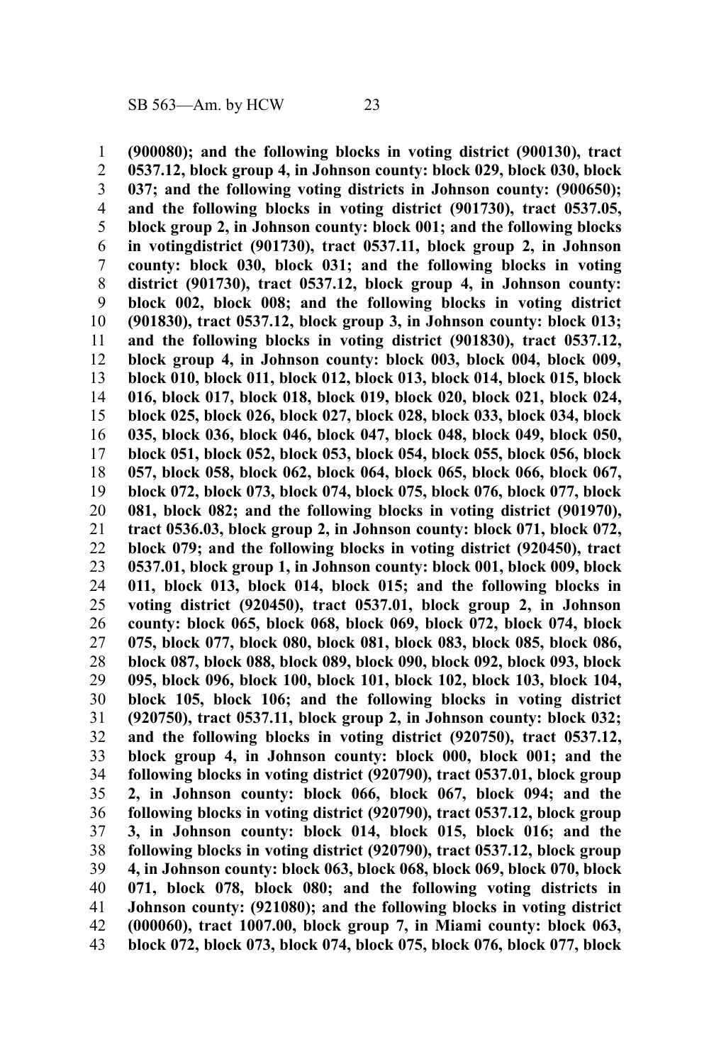**(900080); and the following blocks in voting district (900130), tract 0537.12, block group 4, in Johnson county: block 029, block 030, block 037; and the following voting districts in Johnson county: (900650); and the following blocks in voting district (901730), tract 0537.05, block group 2, in Johnson county: block 001; and the following blocks in votingdistrict (901730), tract 0537.11, block group 2, in Johnson county: block 030, block 031; and the following blocks in voting district (901730), tract 0537.12, block group 4, in Johnson county: block 002, block 008; and the following blocks in voting district (901830), tract 0537.12, block group 3, in Johnson county: block 013; and the following blocks in voting district (901830), tract 0537.12, block group 4, in Johnson county: block 003, block 004, block 009, block 010, block 011, block 012, block 013, block 014, block 015, block 016, block 017, block 018, block 019, block 020, block 021, block 024, block 025, block 026, block 027, block 028, block 033, block 034, block 035, block 036, block 046, block 047, block 048, block 049, block 050, block 051, block 052, block 053, block 054, block 055, block 056, block 057, block 058, block 062, block 064, block 065, block 066, block 067, block 072, block 073, block 074, block 075, block 076, block 077, block 081, block 082; and the following blocks in voting district (901970), tract 0536.03, block group 2, in Johnson county: block 071, block 072, block 079; and the following blocks in voting district (920450), tract 0537.01, block group 1, in Johnson county: block 001, block 009, block 011, block 013, block 014, block 015; and the following blocks in voting district (920450), tract 0537.01, block group 2, in Johnson county: block 065, block 068, block 069, block 072, block 074, block 075, block 077, block 080, block 081, block 083, block 085, block 086, block 087, block 088, block 089, block 090, block 092, block 093, block 095, block 096, block 100, block 101, block 102, block 103, block 104, block 105, block 106; and the following blocks in voting district (920750), tract 0537.11, block group 2, in Johnson county: block 032; and the following blocks in voting district (920750), tract 0537.12, block group 4, in Johnson county: block 000, block 001; and the following blocks in voting district (920790), tract 0537.01, block group 2, in Johnson county: block 066, block 067, block 094; and the following blocks in voting district (920790), tract 0537.12, block group 3, in Johnson county: block 014, block 015, block 016; and the following blocks in voting district (920790), tract 0537.12, block group 4, in Johnson county: block 063, block 068, block 069, block 070, block 071, block 078, block 080; and the following voting districts in Johnson county: (921080); and the following blocks in voting district (000060), tract 1007.00, block group 7, in Miami county: block 063, block 072, block 073, block 074, block 075, block 076, block 077, block**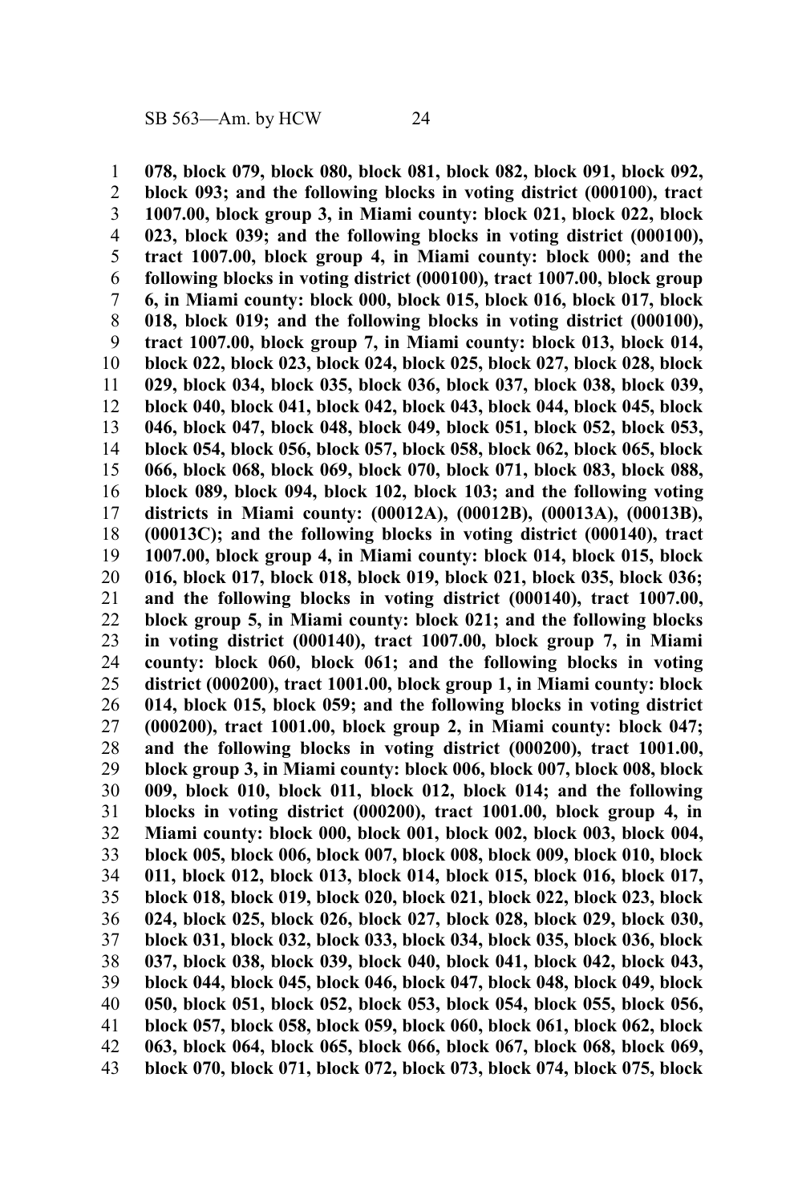**078, block 079, block 080, block 081, block 082, block 091, block 092, block 093; and the following blocks in voting district (000100), tract 1007.00, block group 3, in Miami county: block 021, block 022, block 023, block 039; and the following blocks in voting district (000100), tract 1007.00, block group 4, in Miami county: block 000; and the following blocks in voting district (000100), tract 1007.00, block group 6, in Miami county: block 000, block 015, block 016, block 017, block 018, block 019; and the following blocks in voting district (000100), tract 1007.00, block group 7, in Miami county: block 013, block 014, block 022, block 023, block 024, block 025, block 027, block 028, block 029, block 034, block 035, block 036, block 037, block 038, block 039, block 040, block 041, block 042, block 043, block 044, block 045, block 046, block 047, block 048, block 049, block 051, block 052, block 053, block 054, block 056, block 057, block 058, block 062, block 065, block 066, block 068, block 069, block 070, block 071, block 083, block 088, block 089, block 094, block 102, block 103; and the following voting districts in Miami county: (00012A), (00012B), (00013A), (00013B), (00013C); and the following blocks in voting district (000140), tract 1007.00, block group 4, in Miami county: block 014, block 015, block 016, block 017, block 018, block 019, block 021, block 035, block 036; and the following blocks in voting district (000140), tract 1007.00, block group 5, in Miami county: block 021; and the following blocks in voting district (000140), tract 1007.00, block group 7, in Miami county: block 060, block 061; and the following blocks in voting district (000200), tract 1001.00, block group 1, in Miami county: block 014, block 015, block 059; and the following blocks in voting district (000200), tract 1001.00, block group 2, in Miami county: block 047; and the following blocks in voting district (000200), tract 1001.00, block group 3, in Miami county: block 006, block 007, block 008, block 009, block 010, block 011, block 012, block 014; and the following blocks in voting district (000200), tract 1001.00, block group 4, in Miami county: block 000, block 001, block 002, block 003, block 004, block 005, block 006, block 007, block 008, block 009, block 010, block 011, block 012, block 013, block 014, block 015, block 016, block 017, block 018, block 019, block 020, block 021, block 022, block 023, block 024, block 025, block 026, block 027, block 028, block 029, block 030, block 031, block 032, block 033, block 034, block 035, block 036, block 037, block 038, block 039, block 040, block 041, block 042, block 043, block 044, block 045, block 046, block 047, block 048, block 049, block 050, block 051, block 052, block 053, block 054, block 055, block 056, block 057, block 058, block 059, block 060, block 061, block 062, block 063, block 064, block 065, block 066, block 067, block 068, block 069, block 070, block 071, block 072, block 073, block 074, block 075, block**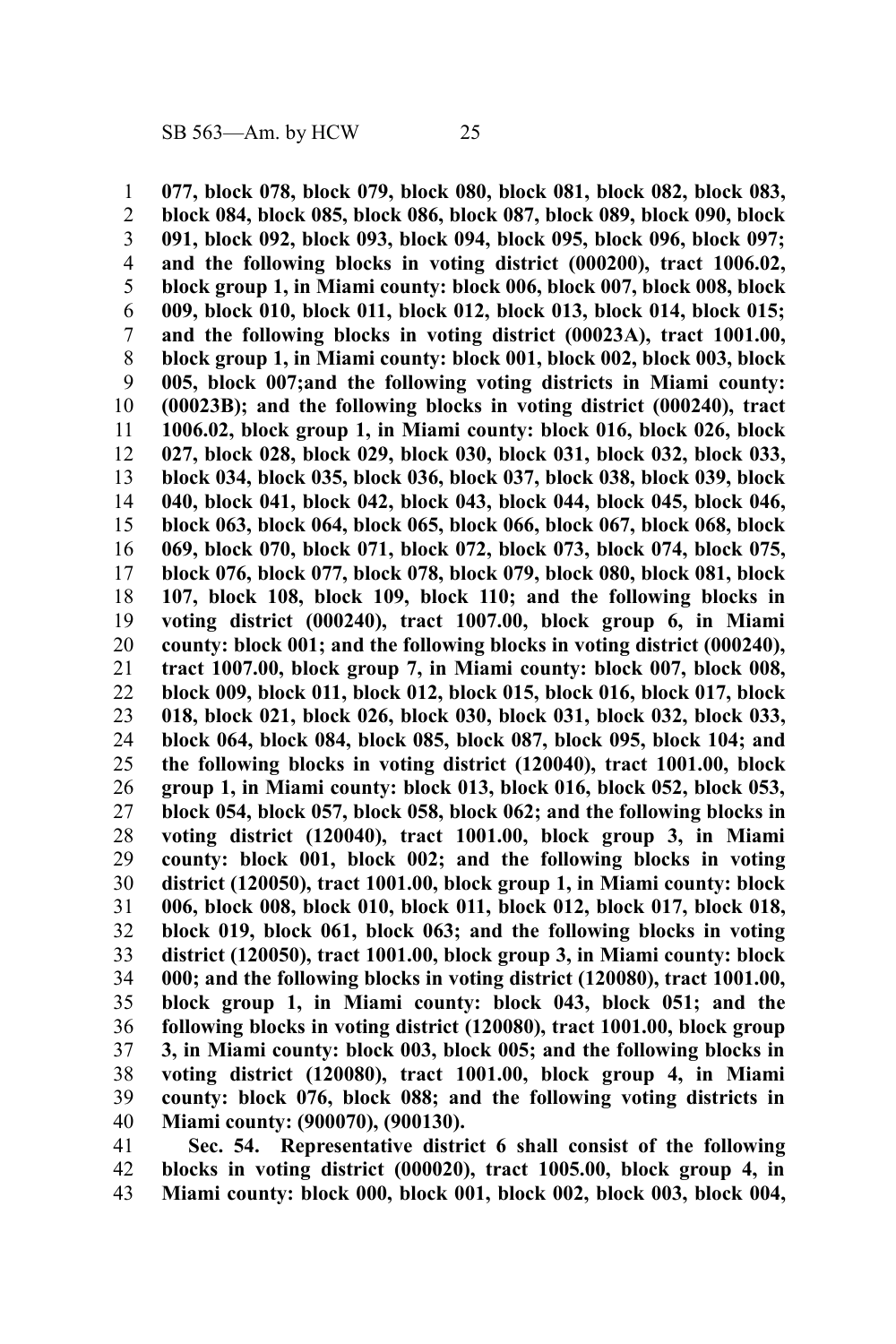**077, block 078, block 079, block 080, block 081, block 082, block 083, block 084, block 085, block 086, block 087, block 089, block 090, block 091, block 092, block 093, block 094, block 095, block 096, block 097; and the following blocks in voting district (000200), tract 1006.02, block group 1, in Miami county: block 006, block 007, block 008, block 009, block 010, block 011, block 012, block 013, block 014, block 015; and the following blocks in voting district (00023A), tract 1001.00, block group 1, in Miami county: block 001, block 002, block 003, block 005, block 007;and the following voting districts in Miami county: (00023B); and the following blocks in voting district (000240), tract 1006.02, block group 1, in Miami county: block 016, block 026, block 027, block 028, block 029, block 030, block 031, block 032, block 033, block 034, block 035, block 036, block 037, block 038, block 039, block 040, block 041, block 042, block 043, block 044, block 045, block 046, block 063, block 064, block 065, block 066, block 067, block 068, block 069, block 070, block 071, block 072, block 073, block 074, block 075, block 076, block 077, block 078, block 079, block 080, block 081, block 107, block 108, block 109, block 110; and the following blocks in voting district (000240), tract 1007.00, block group 6, in Miami county: block 001; and the following blocks in voting district (000240), tract 1007.00, block group 7, in Miami county: block 007, block 008, block 009, block 011, block 012, block 015, block 016, block 017, block 018, block 021, block 026, block 030, block 031, block 032, block 033, block 064, block 084, block 085, block 087, block 095, block 104; and the following blocks in voting district (120040), tract 1001.00, block group 1, in Miami county: block 013, block 016, block 052, block 053, block 054, block 057, block 058, block 062; and the following blocks in voting district (120040), tract 1001.00, block group 3, in Miami county: block 001, block 002; and the following blocks in voting district (120050), tract 1001.00, block group 1, in Miami county: block 006, block 008, block 010, block 011, block 012, block 017, block 018, block 019, block 061, block 063; and the following blocks in voting district (120050), tract 1001.00, block group 3, in Miami county: block 000; and the following blocks in voting district (120080), tract 1001.00, block group 1, in Miami county: block 043, block 051; and the following blocks in voting district (120080), tract 1001.00, block group 3, in Miami county: block 003, block 005; and the following blocks in voting district (120080), tract 1001.00, block group 4, in Miami county: block 076, block 088; and the following voting districts in Miami county: (900070), (900130).**

**Sec. 54. Representative district 6 shall consist of the following blocks in voting district (000020), tract 1005.00, block group 4, in Miami county: block 000, block 001, block 002, block 003, block 004,**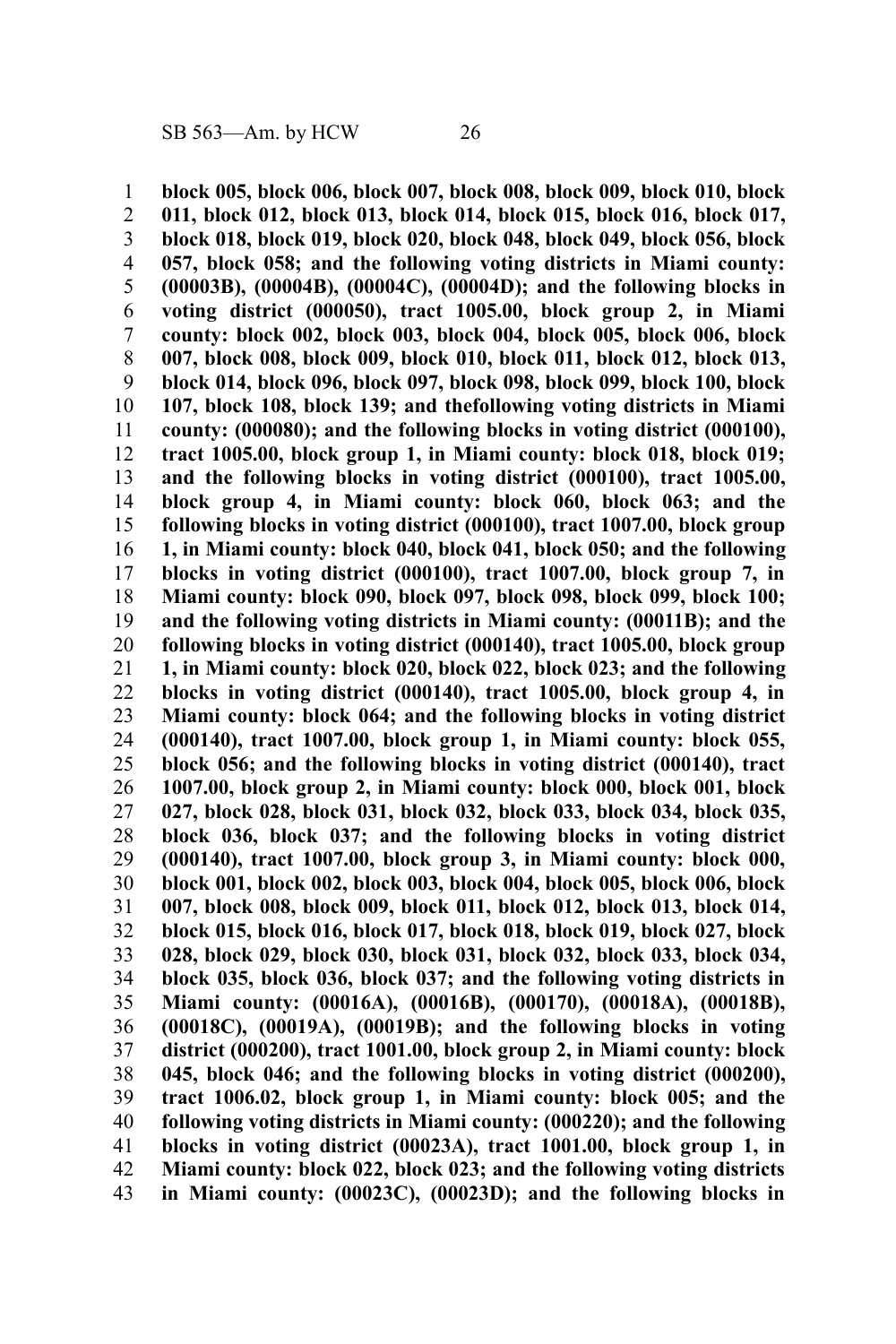**block 005, block 006, block 007, block 008, block 009, block 010, block 011, block 012, block 013, block 014, block 015, block 016, block 017, block 018, block 019, block 020, block 048, block 049, block 056, block 057, block 058; and the following voting districts in Miami county: (00003B), (00004B), (00004C), (00004D); and the following blocks in voting district (000050), tract 1005.00, block group 2, in Miami county: block 002, block 003, block 004, block 005, block 006, block 007, block 008, block 009, block 010, block 011, block 012, block 013, block 014, block 096, block 097, block 098, block 099, block 100, block 107, block 108, block 139; and thefollowing voting districts in Miami county: (000080); and the following blocks in voting district (000100), tract 1005.00, block group 1, in Miami county: block 018, block 019; and the following blocks in voting district (000100), tract 1005.00, block group 4, in Miami county: block 060, block 063; and the following blocks in voting district (000100), tract 1007.00, block group 1, in Miami county: block 040, block 041, block 050; and the following blocks in voting district (000100), tract 1007.00, block group 7, in Miami county: block 090, block 097, block 098, block 099, block 100; and the following voting districts in Miami county: (00011B); and the following blocks in voting district (000140), tract 1005.00, block group 1, in Miami county: block 020, block 022, block 023; and the following blocks in voting district (000140), tract 1005.00, block group 4, in Miami county: block 064; and the following blocks in voting district (000140), tract 1007.00, block group 1, in Miami county: block 055, block 056; and the following blocks in voting district (000140), tract 1007.00, block group 2, in Miami county: block 000, block 001, block 027, block 028, block 031, block 032, block 033, block 034, block 035, block 036, block 037; and the following blocks in voting district (000140), tract 1007.00, block group 3, in Miami county: block 000, block 001, block 002, block 003, block 004, block 005, block 006, block 007, block 008, block 009, block 011, block 012, block 013, block 014, block 015, block 016, block 017, block 018, block 019, block 027, block 028, block 029, block 030, block 031, block 032, block 033, block 034, block 035, block 036, block 037; and the following voting districts in Miami county: (00016A), (00016B), (000170), (00018A), (00018B), (00018C), (00019A), (00019B); and the following blocks in voting district (000200), tract 1001.00, block group 2, in Miami county: block 045, block 046; and the following blocks in voting district (000200), tract 1006.02, block group 1, in Miami county: block 005; and the following voting districts in Miami county: (000220); and the following blocks in voting district (00023A), tract 1001.00, block group 1, in Miami county: block 022, block 023; and the following voting districts in Miami county: (00023C), (00023D); and the following blocks in**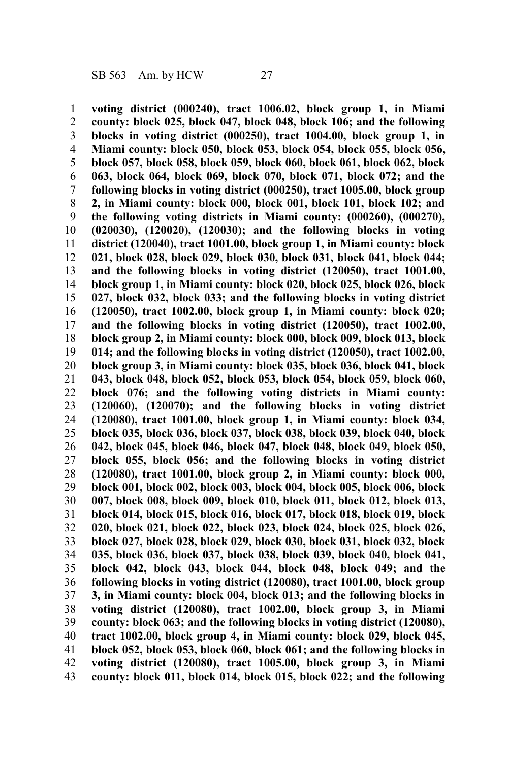**voting district (000240), tract 1006.02, block group 1, in Miami county: block 025, block 047, block 048, block 106; and the following blocks in voting district (000250), tract 1004.00, block group 1, in Miami county: block 050, block 053, block 054, block 055, block 056, block 057, block 058, block 059, block 060, block 061, block 062, block 063, block 064, block 069, block 070, block 071, block 072; and the following blocks in voting district (000250), tract 1005.00, block group 2, in Miami county: block 000, block 001, block 101, block 102; and the following voting districts in Miami county: (000260), (000270), (020030), (120020), (120030); and the following blocks in voting district (120040), tract 1001.00, block group 1, in Miami county: block 021, block 028, block 029, block 030, block 031, block 041, block 044; and the following blocks in voting district (120050), tract 1001.00, block group 1, in Miami county: block 020, block 025, block 026, block 027, block 032, block 033; and the following blocks in voting district (120050), tract 1002.00, block group 1, in Miami county: block 020; and the following blocks in voting district (120050), tract 1002.00, block group 2, in Miami county: block 000, block 009, block 013, block 014; and the following blocks in voting district (120050), tract 1002.00, block group 3, in Miami county: block 035, block 036, block 041, block 043, block 048, block 052, block 053, block 054, block 059, block 060, block 076; and the following voting districts in Miami county: (120060), (120070); and the following blocks in voting district (120080), tract 1001.00, block group 1, in Miami county: block 034, block 035, block 036, block 037, block 038, block 039, block 040, block 042, block 045, block 046, block 047, block 048, block 049, block 050, block 055, block 056; and the following blocks in voting district (120080), tract 1001.00, block group 2, in Miami county: block 000, block 001, block 002, block 003, block 004, block 005, block 006, block 007, block 008, block 009, block 010, block 011, block 012, block 013, block 014, block 015, block 016, block 017, block 018, block 019, block 020, block 021, block 022, block 023, block 024, block 025, block 026, block 027, block 028, block 029, block 030, block 031, block 032, block 035, block 036, block 037, block 038, block 039, block 040, block 041, block 042, block 043, block 044, block 048, block 049; and the following blocks in voting district (120080), tract 1001.00, block group 3, in Miami county: block 004, block 013; and the following blocks in voting district (120080), tract 1002.00, block group 3, in Miami county: block 063; and the following blocks in voting district (120080), tract 1002.00, block group 4, in Miami county: block 029, block 045, block 052, block 053, block 060, block 061; and the following blocks in voting district (120080), tract 1005.00, block group 3, in Miami county: block 011, block 014, block 015, block 022; and the following**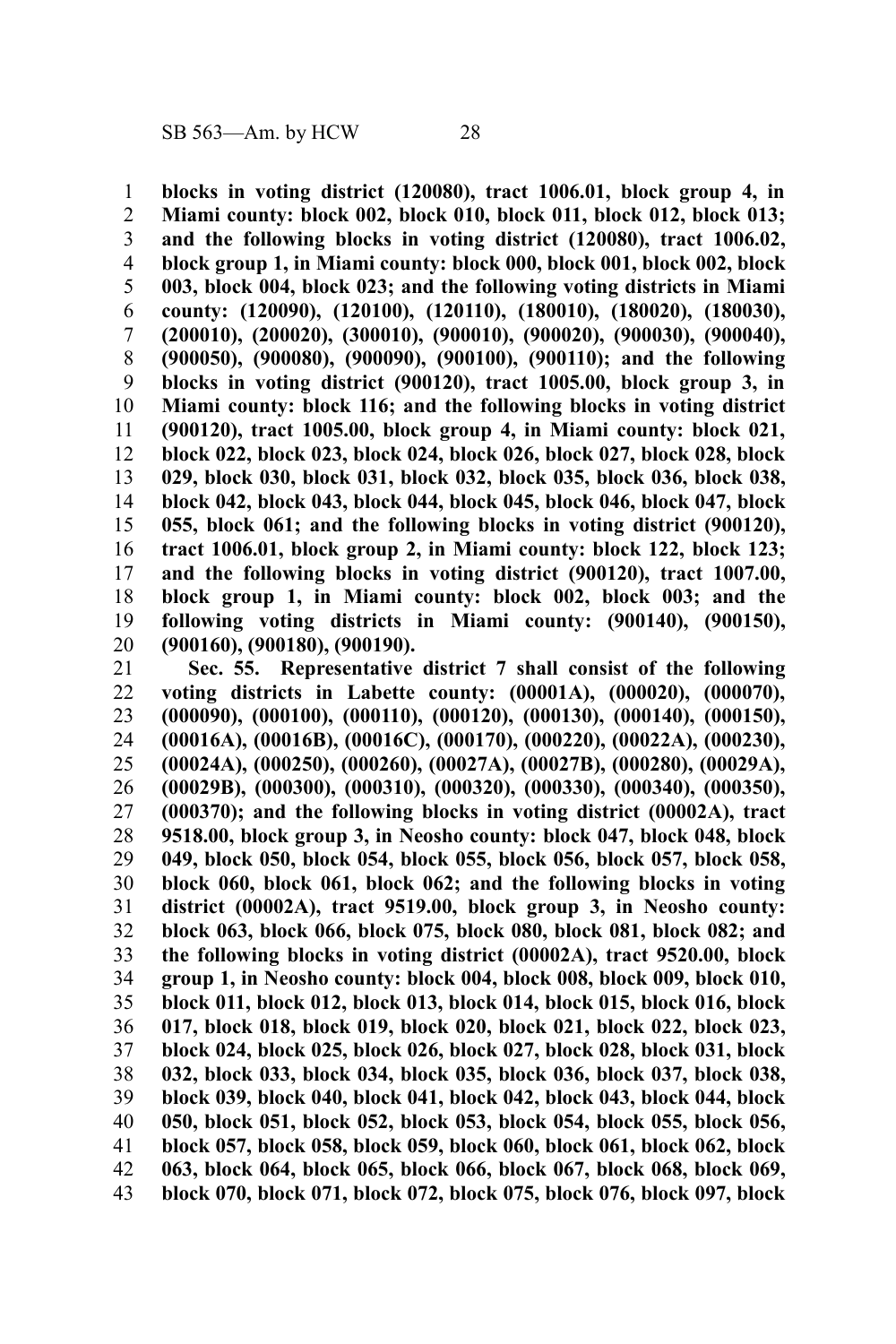**blocks in voting district (120080), tract 1006.01, block group 4, in Miami county: block 002, block 010, block 011, block 012, block 013; and the following blocks in voting district (120080), tract 1006.02, block group 1, in Miami county: block 000, block 001, block 002, block 003, block 004, block 023; and the following voting districts in Miami county: (120090), (120100), (120110), (180010), (180020), (180030), (200010), (200020), (300010), (900010), (900020), (900030), (900040), (900050), (900080), (900090), (900100), (900110); and the following blocks in voting district (900120), tract 1005.00, block group 3, in Miami county: block 116; and the following blocks in voting district (900120), tract 1005.00, block group 4, in Miami county: block 021, block 022, block 023, block 024, block 026, block 027, block 028, block 029, block 030, block 031, block 032, block 035, block 036, block 038, block 042, block 043, block 044, block 045, block 046, block 047, block 055, block 061; and the following blocks in voting district (900120), tract 1006.01, block group 2, in Miami county: block 122, block 123; and the following blocks in voting district (900120), tract 1007.00, block group 1, in Miami county: block 002, block 003; and the following voting districts in Miami county: (900140), (900150), (900160), (900180), (900190).**

**Sec. 55. Representative district 7 shall consist of the following voting districts in Labette county: (00001A), (000020), (000070), (000090), (000100), (000110), (000120), (000130), (000140), (000150), (00016A), (00016B), (00016C), (000170), (000220), (00022A), (000230), (00024A), (000250), (000260), (00027A), (00027B), (000280), (00029A), (00029B), (000300), (000310), (000320), (000330), (000340), (000350), (000370); and the following blocks in voting district (00002A), tract 9518.00, block group 3, in Neosho county: block 047, block 048, block 049, block 050, block 054, block 055, block 056, block 057, block 058, block 060, block 061, block 062; and the following blocks in voting district (00002A), tract 9519.00, block group 3, in Neosho county: block 063, block 066, block 075, block 080, block 081, block 082; and the following blocks in voting district (00002A), tract 9520.00, block group 1, in Neosho county: block 004, block 008, block 009, block 010, block 011, block 012, block 013, block 014, block 015, block 016, block 017, block 018, block 019, block 020, block 021, block 022, block 023, block 024, block 025, block 026, block 027, block 028, block 031, block 032, block 033, block 034, block 035, block 036, block 037, block 038, block 039, block 040, block 041, block 042, block 043, block 044, block 050, block 051, block 052, block 053, block 054, block 055, block 056, block 057, block 058, block 059, block 060, block 061, block 062, block 063, block 064, block 065, block 066, block 067, block 068, block 069, block 070, block 071, block 072, block 075, block 076, block 097, block**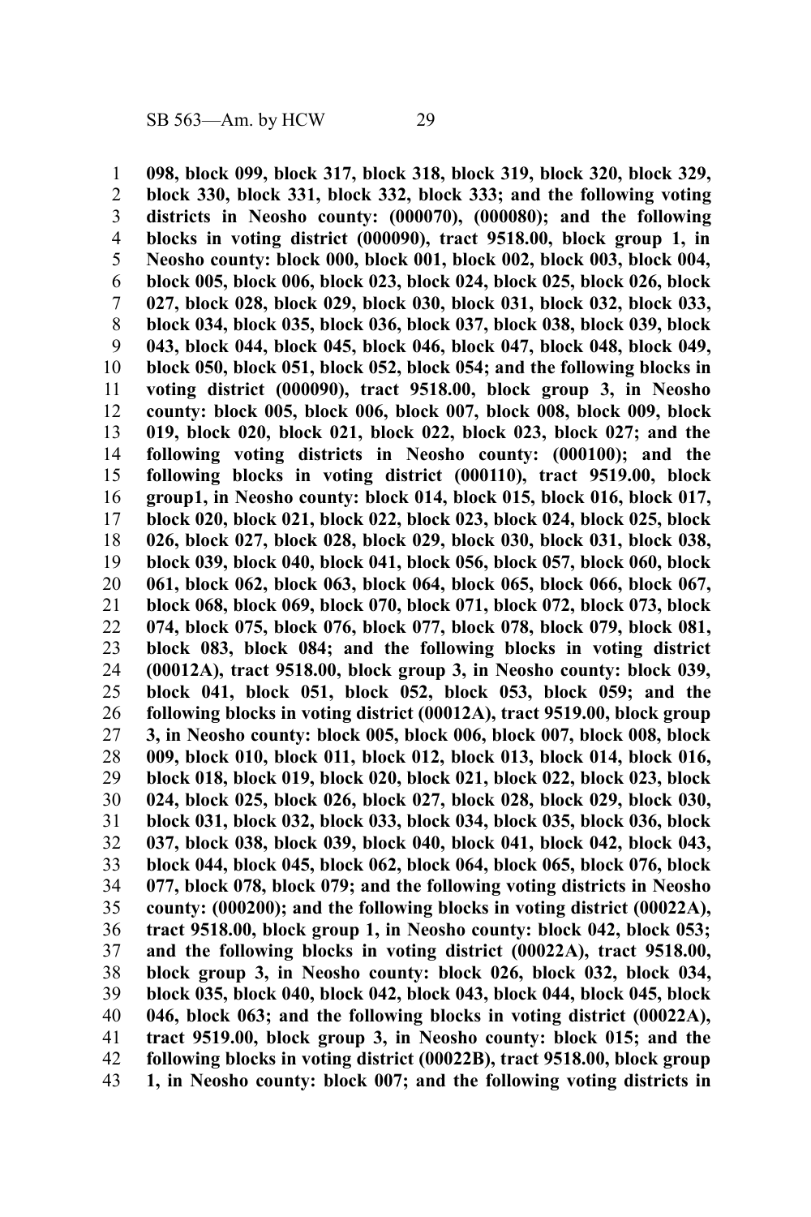**098, block 099, block 317, block 318, block 319, block 320, block 329, block 330, block 331, block 332, block 333; and the following voting districts in Neosho county: (000070), (000080); and the following blocks in voting district (000090), tract 9518.00, block group 1, in Neosho county: block 000, block 001, block 002, block 003, block 004, block 005, block 006, block 023, block 024, block 025, block 026, block 027, block 028, block 029, block 030, block 031, block 032, block 033, block 034, block 035, block 036, block 037, block 038, block 039, block 043, block 044, block 045, block 046, block 047, block 048, block 049, block 050, block 051, block 052, block 054; and the following blocks in voting district (000090), tract 9518.00, block group 3, in Neosho county: block 005, block 006, block 007, block 008, block 009, block 019, block 020, block 021, block 022, block 023, block 027; and the following voting districts in Neosho county: (000100); and the following blocks in voting district (000110), tract 9519.00, block group1, in Neosho county: block 014, block 015, block 016, block 017, block 020, block 021, block 022, block 023, block 024, block 025, block 026, block 027, block 028, block 029, block 030, block 031, block 038, block 039, block 040, block 041, block 056, block 057, block 060, block 061, block 062, block 063, block 064, block 065, block 066, block 067, block 068, block 069, block 070, block 071, block 072, block 073, block 074, block 075, block 076, block 077, block 078, block 079, block 081, block 083, block 084; and the following blocks in voting district (00012A), tract 9518.00, block group 3, in Neosho county: block 039, block 041, block 051, block 052, block 053, block 059; and the following blocks in voting district (00012A), tract 9519.00, block group 3, in Neosho county: block 005, block 006, block 007, block 008, block 009, block 010, block 011, block 012, block 013, block 014, block 016, block 018, block 019, block 020, block 021, block 022, block 023, block 024, block 025, block 026, block 027, block 028, block 029, block 030, block 031, block 032, block 033, block 034, block 035, block 036, block 037, block 038, block 039, block 040, block 041, block 042, block 043, block 044, block 045, block 062, block 064, block 065, block 076, block 077, block 078, block 079; and the following voting districts in Neosho county: (000200); and the following blocks in voting district (00022A), tract 9518.00, block group 1, in Neosho county: block 042, block 053; and the following blocks in voting district (00022A), tract 9518.00, block group 3, in Neosho county: block 026, block 032, block 034, block 035, block 040, block 042, block 043, block 044, block 045, block 046, block 063; and the following blocks in voting district (00022A), tract 9519.00, block group 3, in Neosho county: block 015; and the following blocks in voting district (00022B), tract 9518.00, block group 1, in Neosho county: block 007; and the following voting districts in**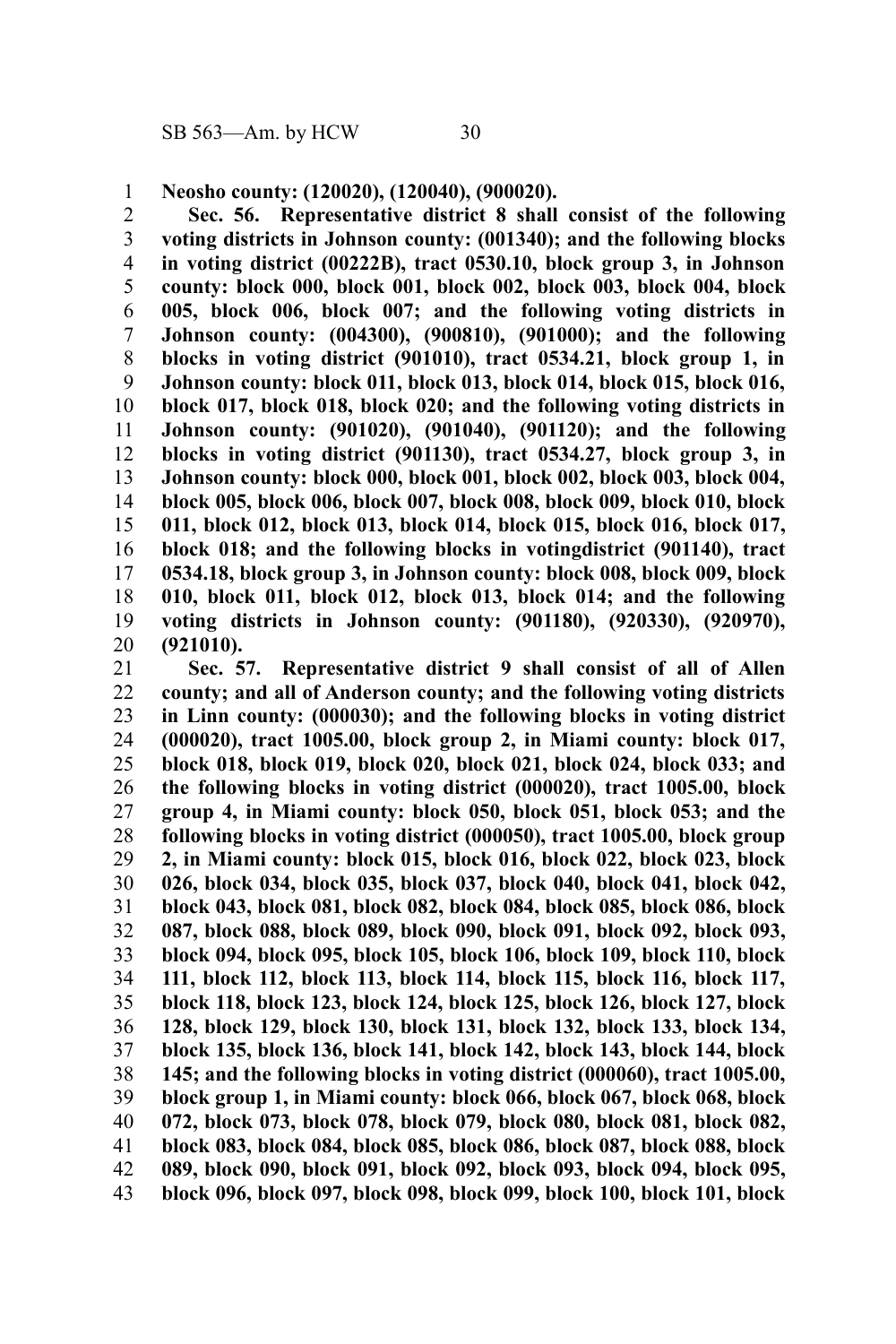**Neosho county: (120020), (120040), (900020).**

**Sec. 56. Representative district 8 shall consist of the following voting districts in Johnson county: (001340); and the following blocks in voting district (00222B), tract 0530.10, block group 3, in Johnson county: block 000, block 001, block 002, block 003, block 004, block 005, block 006, block 007; and the following voting districts in Johnson county: (004300), (900810), (901000); and the following blocks in voting district (901010), tract 0534.21, block group 1, in Johnson county: block 011, block 013, block 014, block 015, block 016, block 017, block 018, block 020; and the following voting districts in Johnson county: (901020), (901040), (901120); and the following blocks in voting district (901130), tract 0534.27, block group 3, in Johnson county: block 000, block 001, block 002, block 003, block 004, block 005, block 006, block 007, block 008, block 009, block 010, block 011, block 012, block 013, block 014, block 015, block 016, block 017, block 018; and the following blocks in votingdistrict (901140), tract 0534.18, block group 3, in Johnson county: block 008, block 009, block 010, block 011, block 012, block 013, block 014; and the following voting districts in Johnson county: (901180), (920330), (920970), (921010).**

**Sec. 57. Representative district 9 shall consist of all of Allen county; and all of Anderson county; and the following voting districts in Linn county: (000030); and the following blocks in voting district (000020), tract 1005.00, block group 2, in Miami county: block 017, block 018, block 019, block 020, block 021, block 024, block 033; and the following blocks in voting district (000020), tract 1005.00, block group 4, in Miami county: block 050, block 051, block 053; and the following blocks in voting district (000050), tract 1005.00, block group 2, in Miami county: block 015, block 016, block 022, block 023, block 026, block 034, block 035, block 037, block 040, block 041, block 042, block 043, block 081, block 082, block 084, block 085, block 086, block 087, block 088, block 089, block 090, block 091, block 092, block 093, block 094, block 095, block 105, block 106, block 109, block 110, block 111, block 112, block 113, block 114, block 115, block 116, block 117, block 118, block 123, block 124, block 125, block 126, block 127, block 128, block 129, block 130, block 131, block 132, block 133, block 134, block 135, block 136, block 141, block 142, block 143, block 144, block 145; and the following blocks in voting district (000060), tract 1005.00, block group 1, in Miami county: block 066, block 067, block 068, block 072, block 073, block 078, block 079, block 080, block 081, block 082, block 083, block 084, block 085, block 086, block 087, block 088, block 089, block 090, block 091, block 092, block 093, block 094, block 095, block 096, block 097, block 098, block 099, block 100, block 101, block**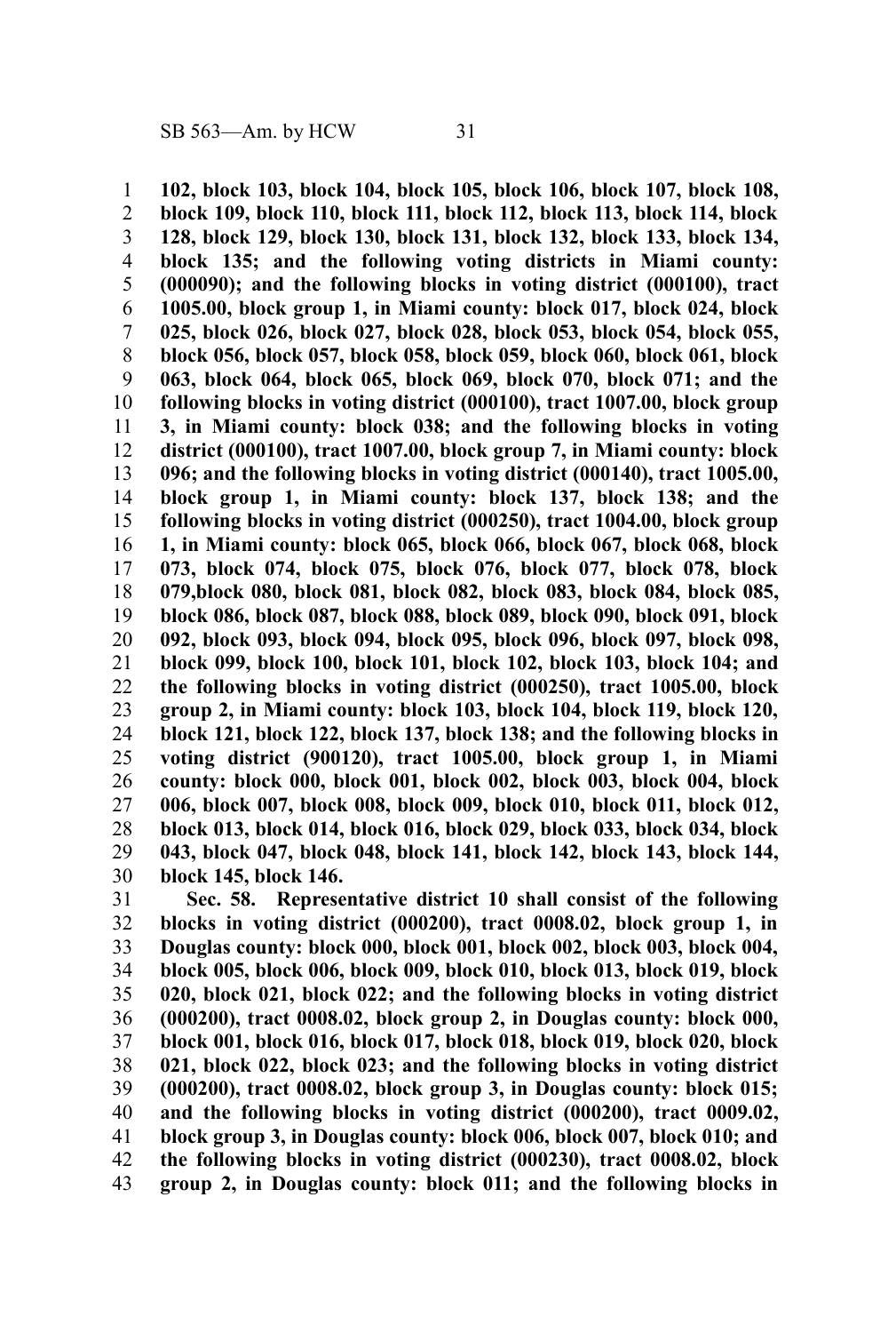**102, block 103, block 104, block 105, block 106, block 107, block 108, block 109, block 110, block 111, block 112, block 113, block 114, block 128, block 129, block 130, block 131, block 132, block 133, block 134, block 135; and the following voting districts in Miami county: (000090); and the following blocks in voting district (000100), tract 1005.00, block group 1, in Miami county: block 017, block 024, block 025, block 026, block 027, block 028, block 053, block 054, block 055, block 056, block 057, block 058, block 059, block 060, block 061, block 063, block 064, block 065, block 069, block 070, block 071; and the following blocks in voting district (000100), tract 1007.00, block group 3, in Miami county: block 038; and the following blocks in voting district (000100), tract 1007.00, block group 7, in Miami county: block 096; and the following blocks in voting district (000140), tract 1005.00, block group 1, in Miami county: block 137, block 138; and the following blocks in voting district (000250), tract 1004.00, block group 1, in Miami county: block 065, block 066, block 067, block 068, block 073, block 074, block 075, block 076, block 077, block 078, block 079,block 080, block 081, block 082, block 083, block 084, block 085, block 086, block 087, block 088, block 089, block 090, block 091, block 092, block 093, block 094, block 095, block 096, block 097, block 098, block 099, block 100, block 101, block 102, block 103, block 104; and the following blocks in voting district (000250), tract 1005.00, block group 2, in Miami county: block 103, block 104, block 119, block 120, block 121, block 122, block 137, block 138; and the following blocks in voting district (900120), tract 1005.00, block group 1, in Miami county: block 000, block 001, block 002, block 003, block 004, block 006, block 007, block 008, block 009, block 010, block 011, block 012, block 013, block 014, block 016, block 029, block 033, block 034, block 043, block 047, block 048, block 141, block 142, block 143, block 144, block 145, block 146.**

**Sec. 58. Representative district 10 shall consist of the following blocks in voting district (000200), tract 0008.02, block group 1, in Douglas county: block 000, block 001, block 002, block 003, block 004, block 005, block 006, block 009, block 010, block 013, block 019, block 020, block 021, block 022; and the following blocks in voting district (000200), tract 0008.02, block group 2, in Douglas county: block 000, block 001, block 016, block 017, block 018, block 019, block 020, block 021, block 022, block 023; and the following blocks in voting district (000200), tract 0008.02, block group 3, in Douglas county: block 015; and the following blocks in voting district (000200), tract 0009.02, block group 3, in Douglas county: block 006, block 007, block 010; and the following blocks in voting district (000230), tract 0008.02, block group 2, in Douglas county: block 011; and the following blocks in**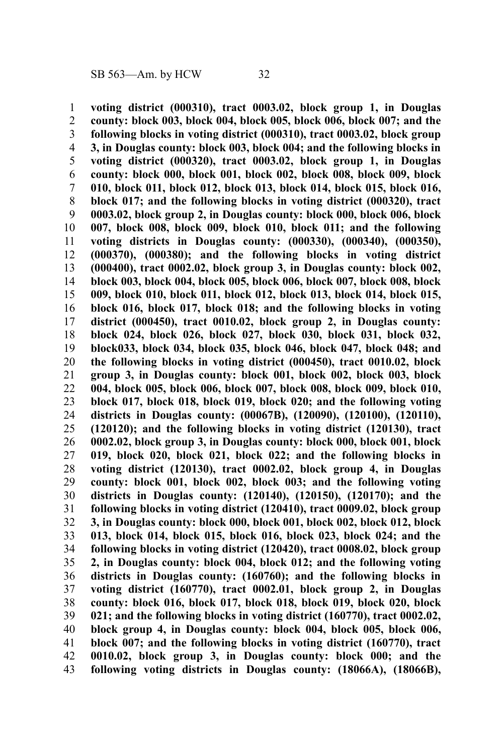**voting district (000310), tract 0003.02, block group 1, in Douglas county: block 003, block 004, block 005, block 006, block 007; and the following blocks in voting district (000310), tract 0003.02, block group 3, in Douglas county: block 003, block 004; and the following blocks in voting district (000320), tract 0003.02, block group 1, in Douglas county: block 000, block 001, block 002, block 008, block 009, block 010, block 011, block 012, block 013, block 014, block 015, block 016, block 017; and the following blocks in voting district (000320), tract 0003.02, block group 2, in Douglas county: block 000, block 006, block 007, block 008, block 009, block 010, block 011; and the following voting districts in Douglas county: (000330), (000340), (000350), (000370), (000380); and the following blocks in voting district (000400), tract 0002.02, block group 3, in Douglas county: block 002, block 003, block 004, block 005, block 006, block 007, block 008, block 009, block 010, block 011, block 012, block 013, block 014, block 015, block 016, block 017, block 018; and the following blocks in voting district (000450), tract 0010.02, block group 2, in Douglas county: block 024, block 026, block 027, block 030, block 031, block 032, block033, block 034, block 035, block 046, block 047, block 048; and the following blocks in voting district (000450), tract 0010.02, block group 3, in Douglas county: block 001, block 002, block 003, block 004, block 005, block 006, block 007, block 008, block 009, block 010, block 017, block 018, block 019, block 020; and the following voting districts in Douglas county: (00067B), (120090), (120100), (120110), (120120); and the following blocks in voting district (120130), tract 0002.02, block group 3, in Douglas county: block 000, block 001, block 019, block 020, block 021, block 022; and the following blocks in voting district (120130), tract 0002.02, block group 4, in Douglas county: block 001, block 002, block 003; and the following voting districts in Douglas county: (120140), (120150), (120170); and the following blocks in voting district (120410), tract 0009.02, block group 3, in Douglas county: block 000, block 001, block 002, block 012, block 013, block 014, block 015, block 016, block 023, block 024; and the following blocks in voting district (120420), tract 0008.02, block group 2, in Douglas county: block 004, block 012; and the following voting districts in Douglas county: (160760); and the following blocks in voting district (160770), tract 0002.01, block group 2, in Douglas county: block 016, block 017, block 018, block 019, block 020, block 021; and the following blocks in voting district (160770), tract 0002.02, block group 4, in Douglas county: block 004, block 005, block 006, block 007; and the following blocks in voting district (160770), tract 0010.02, block group 3, in Douglas county: block 000; and the following voting districts in Douglas county: (18066A), (18066B),**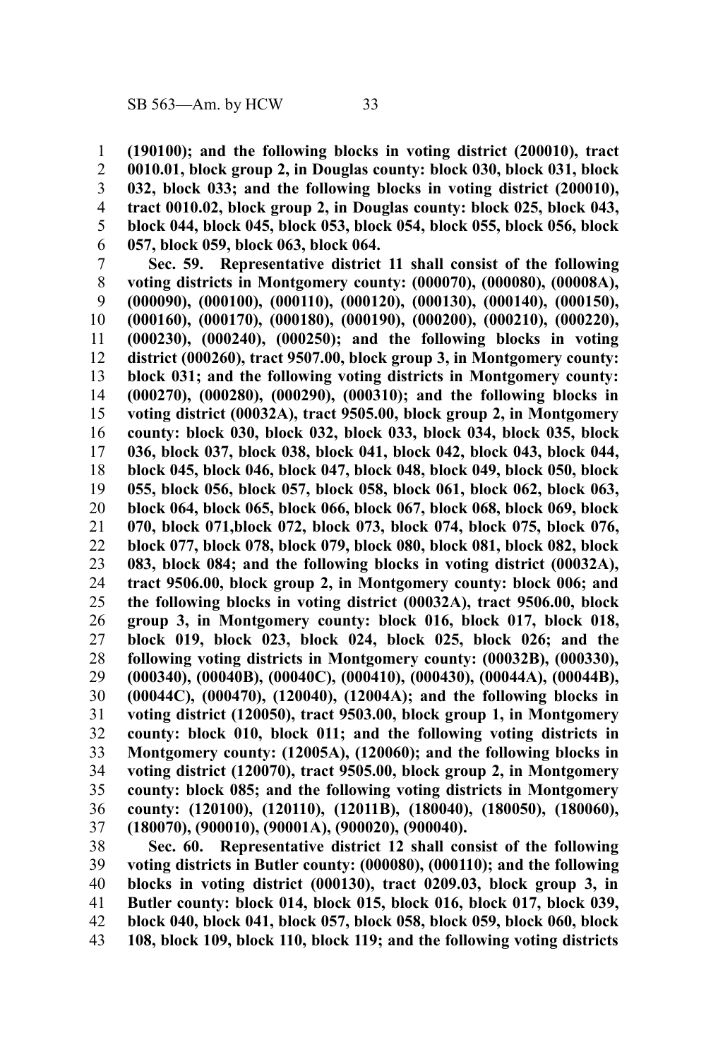**(190100); and the following blocks in voting district (200010), tract 0010.01, block group 2, in Douglas county: block 030, block 031, block 032, block 033; and the following blocks in voting district (200010), tract 0010.02, block group 2, in Douglas county: block 025, block 043, block 044, block 045, block 053, block 054, block 055, block 056, block 057, block 059, block 063, block 064.**

**Sec. 59. Representative district 11 shall consist of the following voting districts in Montgomery county: (000070), (000080), (00008A), (000090), (000100), (000110), (000120), (000130), (000140), (000150), (000160), (000170), (000180), (000190), (000200), (000210), (000220), (000230), (000240), (000250); and the following blocks in voting district (000260), tract 9507.00, block group 3, in Montgomery county: block 031; and the following voting districts in Montgomery county: (000270), (000280), (000290), (000310); and the following blocks in voting district (00032A), tract 9505.00, block group 2, in Montgomery county: block 030, block 032, block 033, block 034, block 035, block 036, block 037, block 038, block 041, block 042, block 043, block 044, block 045, block 046, block 047, block 048, block 049, block 050, block 055, block 056, block 057, block 058, block 061, block 062, block 063, block 064, block 065, block 066, block 067, block 068, block 069, block 070, block 071,block 072, block 073, block 074, block 075, block 076, block 077, block 078, block 079, block 080, block 081, block 082, block 083, block 084; and the following blocks in voting district (00032A), tract 9506.00, block group 2, in Montgomery county: block 006; and the following blocks in voting district (00032A), tract 9506.00, block group 3, in Montgomery county: block 016, block 017, block 018, block 019, block 023, block 024, block 025, block 026; and the following voting districts in Montgomery county: (00032B), (000330), (000340), (00040B), (00040C), (000410), (000430), (00044A), (00044B), (00044C), (000470), (120040), (12004A); and the following blocks in voting district (120050), tract 9503.00, block group 1, in Montgomery county: block 010, block 011; and the following voting districts in Montgomery county: (12005A), (120060); and the following blocks in voting district (120070), tract 9505.00, block group 2, in Montgomery county: block 085; and the following voting districts in Montgomery county: (120100), (120110), (12011B), (180040), (180050), (180060), (180070), (900010), (90001A), (900020), (900040).**

**Sec. 60. Representative district 12 shall consist of the following voting districts in Butler county: (000080), (000110); and the following blocks in voting district (000130), tract 0209.03, block group 3, in Butler county: block 014, block 015, block 016, block 017, block 039, block 040, block 041, block 057, block 058, block 059, block 060, block 108, block 109, block 110, block 119; and the following voting districts**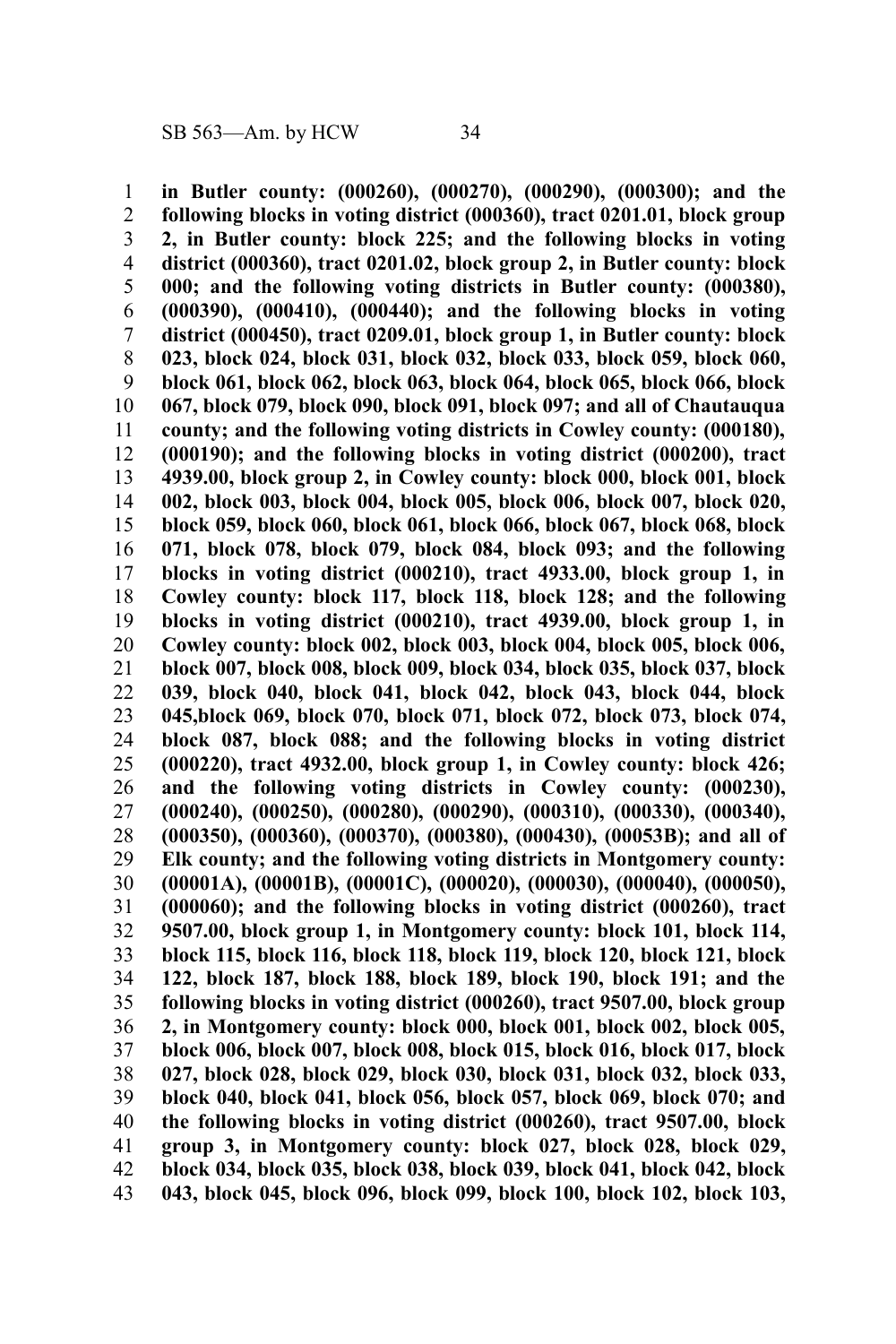**in Butler county: (000260), (000270), (000290), (000300); and the following blocks in voting district (000360), tract 0201.01, block group 2, in Butler county: block 225; and the following blocks in voting district (000360), tract 0201.02, block group 2, in Butler county: block 000; and the following voting districts in Butler county: (000380), (000390), (000410), (000440); and the following blocks in voting district (000450), tract 0209.01, block group 1, in Butler county: block 023, block 024, block 031, block 032, block 033, block 059, block 060, block 061, block 062, block 063, block 064, block 065, block 066, block 067, block 079, block 090, block 091, block 097; and all of Chautauqua county; and the following voting districts in Cowley county: (000180), (000190); and the following blocks in voting district (000200), tract 4939.00, block group 2, in Cowley county: block 000, block 001, block 002, block 003, block 004, block 005, block 006, block 007, block 020, block 059, block 060, block 061, block 066, block 067, block 068, block 071, block 078, block 079, block 084, block 093; and the following blocks in voting district (000210), tract 4933.00, block group 1, in Cowley county: block 117, block 118, block 128; and the following blocks in voting district (000210), tract 4939.00, block group 1, in Cowley county: block 002, block 003, block 004, block 005, block 006, block 007, block 008, block 009, block 034, block 035, block 037, block 039, block 040, block 041, block 042, block 043, block 044, block 045,block 069, block 070, block 071, block 072, block 073, block 074, block 087, block 088; and the following blocks in voting district (000220), tract 4932.00, block group 1, in Cowley county: block 426; and the following voting districts in Cowley county: (000230), (000240), (000250), (000280), (000290), (000310), (000330), (000340), (000350), (000360), (000370), (000380), (000430), (00053B); and all of Elk county; and the following voting districts in Montgomery county: (00001A), (00001B), (00001C), (000020), (000030), (000040), (000050), (000060); and the following blocks in voting district (000260), tract 9507.00, block group 1, in Montgomery county: block 101, block 114, block 115, block 116, block 118, block 119, block 120, block 121, block 122, block 187, block 188, block 189, block 190, block 191; and the following blocks in voting district (000260), tract 9507.00, block group 2, in Montgomery county: block 000, block 001, block 002, block 005, block 006, block 007, block 008, block 015, block 016, block 017, block 027, block 028, block 029, block 030, block 031, block 032, block 033, block 040, block 041, block 056, block 057, block 069, block 070; and the following blocks in voting district (000260), tract 9507.00, block group 3, in Montgomery county: block 027, block 028, block 029, block 034, block 035, block 038, block 039, block 041, block 042, block 043, block 045, block 096, block 099, block 100, block 102, block 103,**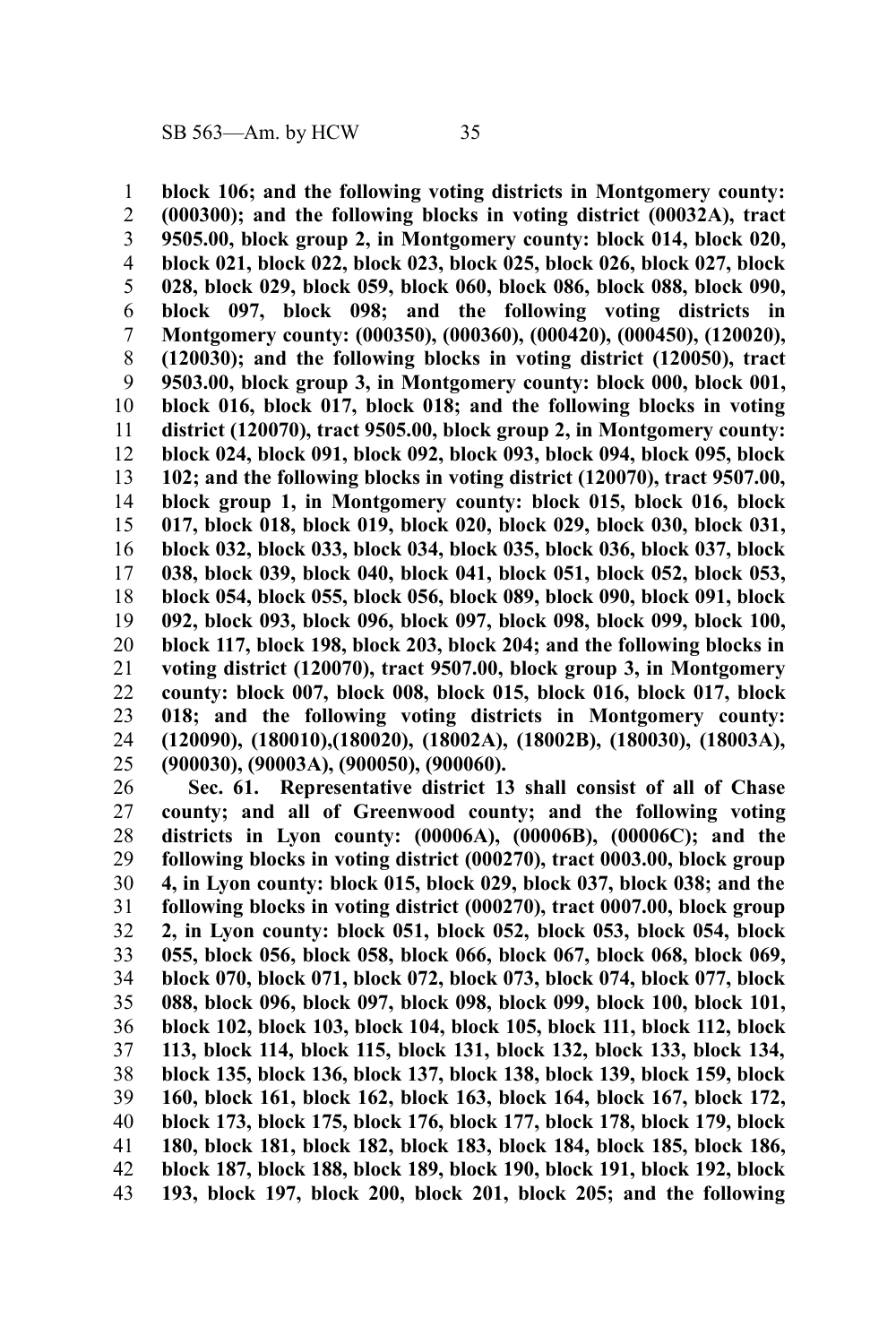**block 106; and the following voting districts in Montgomery county: (000300); and the following blocks in voting district (00032A), tract 9505.00, block group 2, in Montgomery county: block 014, block 020, block 021, block 022, block 023, block 025, block 026, block 027, block 028, block 029, block 059, block 060, block 086, block 088, block 090, block 097, block 098; and the following voting districts in Montgomery county: (000350), (000360), (000420), (000450), (120020), (120030); and the following blocks in voting district (120050), tract 9503.00, block group 3, in Montgomery county: block 000, block 001, block 016, block 017, block 018; and the following blocks in voting district (120070), tract 9505.00, block group 2, in Montgomery county: block 024, block 091, block 092, block 093, block 094, block 095, block 102; and the following blocks in voting district (120070), tract 9507.00, block group 1, in Montgomery county: block 015, block 016, block 017, block 018, block 019, block 020, block 029, block 030, block 031, block 032, block 033, block 034, block 035, block 036, block 037, block 038, block 039, block 040, block 041, block 051, block 052, block 053, block 054, block 055, block 056, block 089, block 090, block 091, block 092, block 093, block 096, block 097, block 098, block 099, block 100, block 117, block 198, block 203, block 204; and the following blocks in voting district (120070), tract 9507.00, block group 3, in Montgomery county: block 007, block 008, block 015, block 016, block 017, block 018; and the following voting districts in Montgomery county: (120090), (180010),(180020), (18002A), (18002B), (180030), (18003A), (900030), (90003A), (900050), (900060).**

**Sec. 61. Representative district 13 shall consist of all of Chase county; and all of Greenwood county; and the following voting districts in Lyon county: (00006A), (00006B), (00006C); and the following blocks in voting district (000270), tract 0003.00, block group 4, in Lyon county: block 015, block 029, block 037, block 038; and the following blocks in voting district (000270), tract 0007.00, block group 2, in Lyon county: block 051, block 052, block 053, block 054, block 055, block 056, block 058, block 066, block 067, block 068, block 069, block 070, block 071, block 072, block 073, block 074, block 077, block 088, block 096, block 097, block 098, block 099, block 100, block 101, block 102, block 103, block 104, block 105, block 111, block 112, block 113, block 114, block 115, block 131, block 132, block 133, block 134, block 135, block 136, block 137, block 138, block 139, block 159, block 160, block 161, block 162, block 163, block 164, block 167, block 172, block 173, block 175, block 176, block 177, block 178, block 179, block 180, block 181, block 182, block 183, block 184, block 185, block 186, block 187, block 188, block 189, block 190, block 191, block 192, block 193, block 197, block 200, block 201, block 205; and the following**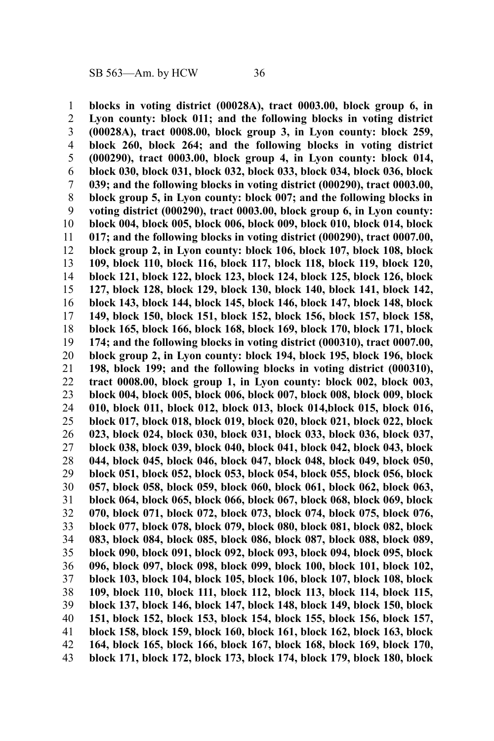**blocks in voting district (00028A), tract 0003.00, block group 6, in Lyon county: block 011; and the following blocks in voting district (00028A), tract 0008.00, block group 3, in Lyon county: block 259, block 260, block 264; and the following blocks in voting district (000290), tract 0003.00, block group 4, in Lyon county: block 014, block 030, block 031, block 032, block 033, block 034, block 036, block 039; and the following blocks in voting district (000290), tract 0003.00, block group 5, in Lyon county: block 007; and the following blocks in voting district (000290), tract 0003.00, block group 6, in Lyon county: block 004, block 005, block 006, block 009, block 010, block 014, block 017; and the following blocks in voting district (000290), tract 0007.00, block group 2, in Lyon county: block 106, block 107, block 108, block 109, block 110, block 116, block 117, block 118, block 119, block 120, block 121, block 122, block 123, block 124, block 125, block 126, block 127, block 128, block 129, block 130, block 140, block 141, block 142, block 143, block 144, block 145, block 146, block 147, block 148, block 149, block 150, block 151, block 152, block 156, block 157, block 158, block 165, block 166, block 168, block 169, block 170, block 171, block 174; and the following blocks in voting district (000310), tract 0007.00, block group 2, in Lyon county: block 194, block 195, block 196, block 198, block 199; and the following blocks in voting district (000310), tract 0008.00, block group 1, in Lyon county: block 002, block 003, block 004, block 005, block 006, block 007, block 008, block 009, block 010, block 011, block 012, block 013, block 014,block 015, block 016, block 017, block 018, block 019, block 020, block 021, block 022, block 023, block 024, block 030, block 031, block 033, block 036, block 037, block 038, block 039, block 040, block 041, block 042, block 043, block 044, block 045, block 046, block 047, block 048, block 049, block 050, block 051, block 052, block 053, block 054, block 055, block 056, block 057, block 058, block 059, block 060, block 061, block 062, block 063, block 064, block 065, block 066, block 067, block 068, block 069, block 070, block 071, block 072, block 073, block 074, block 075, block 076, block 077, block 078, block 079, block 080, block 081, block 082, block 083, block 084, block 085, block 086, block 087, block 088, block 089, block 090, block 091, block 092, block 093, block 094, block 095, block 096, block 097, block 098, block 099, block 100, block 101, block 102, block 103, block 104, block 105, block 106, block 107, block 108, block 109, block 110, block 111, block 112, block 113, block 114, block 115, block 137, block 146, block 147, block 148, block 149, block 150, block 151, block 152, block 153, block 154, block 155, block 156, block 157, block 158, block 159, block 160, block 161, block 162, block 163, block 164, block 165, block 166, block 167, block 168, block 169, block 170, block 171, block 172, block 173, block 174, block 179, block 180, block**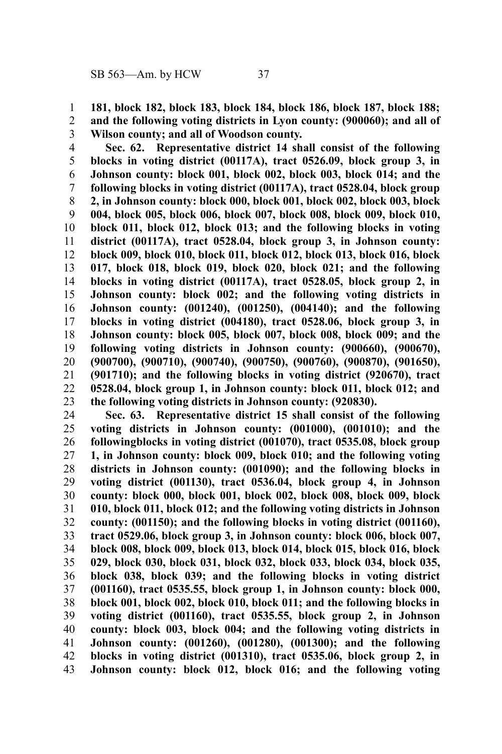**181, block 182, block 183, block 184, block 186, block 187, block 188; and the following voting districts in Lyon county: (900060); and all of Wilson county; and all of Woodson county.**

**Sec. 62. Representative district 14 shall consist of the following blocks in voting district (00117A), tract 0526.09, block group 3, in Johnson county: block 001, block 002, block 003, block 014; and the following blocks in voting district (00117A), tract 0528.04, block group 2, in Johnson county: block 000, block 001, block 002, block 003, block 004, block 005, block 006, block 007, block 008, block 009, block 010, block 011, block 012, block 013; and the following blocks in voting district (00117A), tract 0528.04, block group 3, in Johnson county: block 009, block 010, block 011, block 012, block 013, block 016, block 017, block 018, block 019, block 020, block 021; and the following blocks in voting district (00117A), tract 0528.05, block group 2, in Johnson county: block 002; and the following voting districts in Johnson county: (001240), (001250), (004140); and the following blocks in voting district (004180), tract 0528.06, block group 3, in Johnson county: block 005, block 007, block 008, block 009; and the following voting districts in Johnson county: (900660), (900670), (900700), (900710), (900740), (900750), (900760), (900870), (901650), (901710); and the following blocks in voting district (920670), tract 0528.04, block group 1, in Johnson county: block 011, block 012; and the following voting districts in Johnson county: (920830).**

**Sec. 63. Representative district 15 shall consist of the following voting districts in Johnson county: (001000), (001010); and the followingblocks in voting district (001070), tract 0535.08, block group 1, in Johnson county: block 009, block 010; and the following voting districts in Johnson county: (001090); and the following blocks in voting district (001130), tract 0536.04, block group 4, in Johnson county: block 000, block 001, block 002, block 008, block 009, block 010, block 011, block 012; and the following voting districts in Johnson county: (001150); and the following blocks in voting district (001160), tract 0529.06, block group 3, in Johnson county: block 006, block 007, block 008, block 009, block 013, block 014, block 015, block 016, block 029, block 030, block 031, block 032, block 033, block 034, block 035, block 038, block 039; and the following blocks in voting district (001160), tract 0535.55, block group 1, in Johnson county: block 000, block 001, block 002, block 010, block 011; and the following blocks in voting district (001160), tract 0535.55, block group 2, in Johnson county: block 003, block 004; and the following voting districts in Johnson county: (001260), (001280), (001300); and the following blocks in voting district (001310), tract 0535.06, block group 2, in Johnson county: block 012, block 016; and the following voting**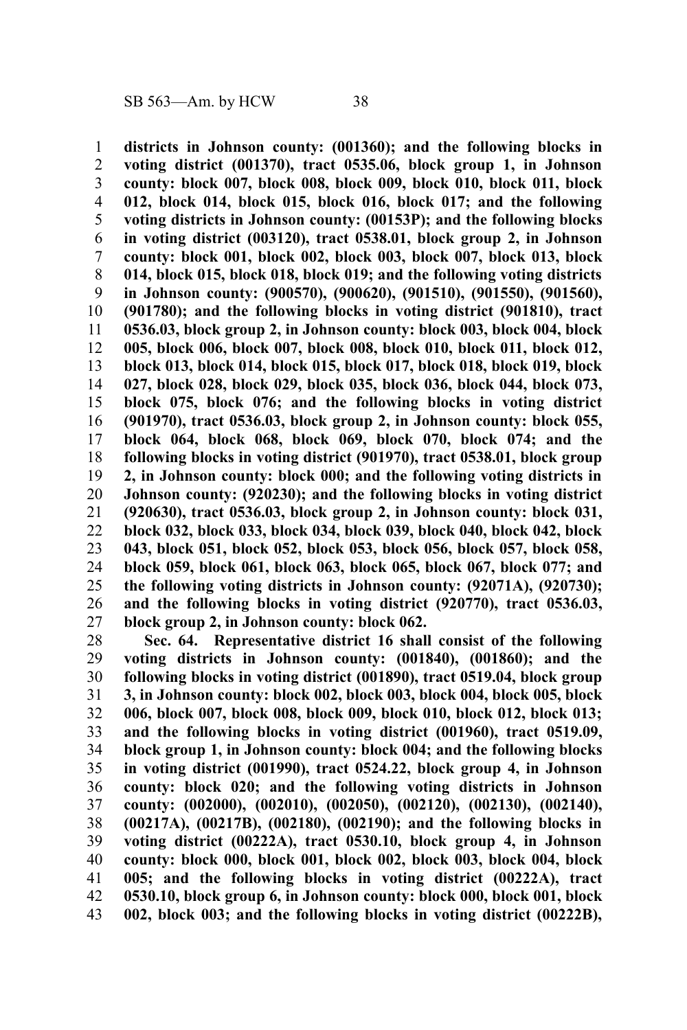**districts in Johnson county: (001360); and the following blocks in voting district (001370), tract 0535.06, block group 1, in Johnson county: block 007, block 008, block 009, block 010, block 011, block 012, block 014, block 015, block 016, block 017; and the following voting districts in Johnson county: (00153P); and the following blocks in voting district (003120), tract 0538.01, block group 2, in Johnson county: block 001, block 002, block 003, block 007, block 013, block 014, block 015, block 018, block 019; and the following voting districts in Johnson county: (900570), (900620), (901510), (901550), (901560), (901780); and the following blocks in voting district (901810), tract 0536.03, block group 2, in Johnson county: block 003, block 004, block 005, block 006, block 007, block 008, block 010, block 011, block 012, block 013, block 014, block 015, block 017, block 018, block 019, block 027, block 028, block 029, block 035, block 036, block 044, block 073, block 075, block 076; and the following blocks in voting district (901970), tract 0536.03, block group 2, in Johnson county: block 055, block 064, block 068, block 069, block 070, block 074; and the following blocks in voting district (901970), tract 0538.01, block group 2, in Johnson county: block 000; and the following voting districts in Johnson county: (920230); and the following blocks in voting district (920630), tract 0536.03, block group 2, in Johnson county: block 031, block 032, block 033, block 034, block 039, block 040, block 042, block 043, block 051, block 052, block 053, block 056, block 057, block 058, block 059, block 061, block 063, block 065, block 067, block 077; and the following voting districts in Johnson county: (92071A), (920730); and the following blocks in voting district (920770), tract 0536.03, block group 2, in Johnson county: block 062.**

**Sec. 64. Representative district 16 shall consist of the following voting districts in Johnson county: (001840), (001860); and the following blocks in voting district (001890), tract 0519.04, block group 3, in Johnson county: block 002, block 003, block 004, block 005, block 006, block 007, block 008, block 009, block 010, block 012, block 013; and the following blocks in voting district (001960), tract 0519.09, block group 1, in Johnson county: block 004; and the following blocks in voting district (001990), tract 0524.22, block group 4, in Johnson county: block 020; and the following voting districts in Johnson county: (002000), (002010), (002050), (002120), (002130), (002140), (00217A), (00217B), (002180), (002190); and the following blocks in voting district (00222A), tract 0530.10, block group 4, in Johnson county: block 000, block 001, block 002, block 003, block 004, block 005; and the following blocks in voting district (00222A), tract 0530.10, block group 6, in Johnson county: block 000, block 001, block 002, block 003; and the following blocks in voting district (00222B),**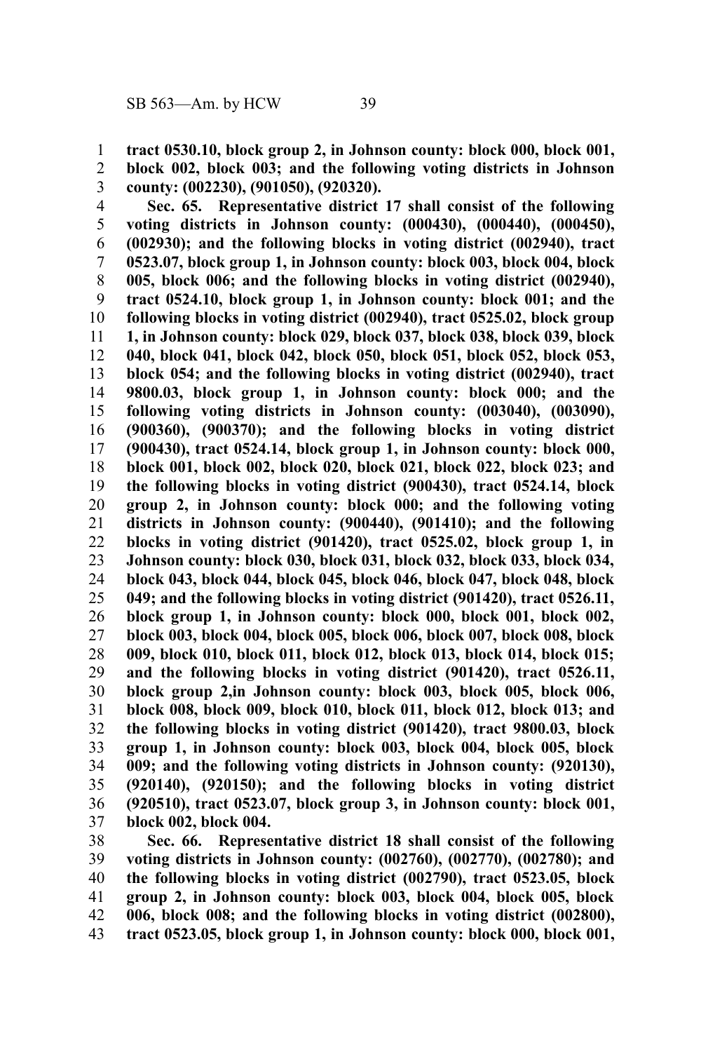**tract 0530.10, block group 2, in Johnson county: block 000, block 001, block 002, block 003; and the following voting districts in Johnson county: (002230), (901050), (920320).**

**Sec. 65. Representative district 17 shall consist of the following voting districts in Johnson county: (000430), (000440), (000450), (002930); and the following blocks in voting district (002940), tract 0523.07, block group 1, in Johnson county: block 003, block 004, block 005, block 006; and the following blocks in voting district (002940), tract 0524.10, block group 1, in Johnson county: block 001; and the following blocks in voting district (002940), tract 0525.02, block group 1, in Johnson county: block 029, block 037, block 038, block 039, block 040, block 041, block 042, block 050, block 051, block 052, block 053, block 054; and the following blocks in voting district (002940), tract 9800.03, block group 1, in Johnson county: block 000; and the following voting districts in Johnson county: (003040), (003090), (900360), (900370); and the following blocks in voting district (900430), tract 0524.14, block group 1, in Johnson county: block 000, block 001, block 002, block 020, block 021, block 022, block 023; and the following blocks in voting district (900430), tract 0524.14, block group 2, in Johnson county: block 000; and the following voting districts in Johnson county: (900440), (901410); and the following blocks in voting district (901420), tract 0525.02, block group 1, in Johnson county: block 030, block 031, block 032, block 033, block 034, block 043, block 044, block 045, block 046, block 047, block 048, block 049; and the following blocks in voting district (901420), tract 0526.11, block group 1, in Johnson county: block 000, block 001, block 002, block 003, block 004, block 005, block 006, block 007, block 008, block 009, block 010, block 011, block 012, block 013, block 014, block 015; and the following blocks in voting district (901420), tract 0526.11, block group 2,in Johnson county: block 003, block 005, block 006, block 008, block 009, block 010, block 011, block 012, block 013; and the following blocks in voting district (901420), tract 9800.03, block group 1, in Johnson county: block 003, block 004, block 005, block 009; and the following voting districts in Johnson county: (920130), (920140), (920150); and the following blocks in voting district (920510), tract 0523.07, block group 3, in Johnson county: block 001, block 002, block 004.**

**Sec. 66. Representative district 18 shall consist of the following voting districts in Johnson county: (002760), (002770), (002780); and the following blocks in voting district (002790), tract 0523.05, block group 2, in Johnson county: block 003, block 004, block 005, block 006, block 008; and the following blocks in voting district (002800), tract 0523.05, block group 1, in Johnson county: block 000, block 001,**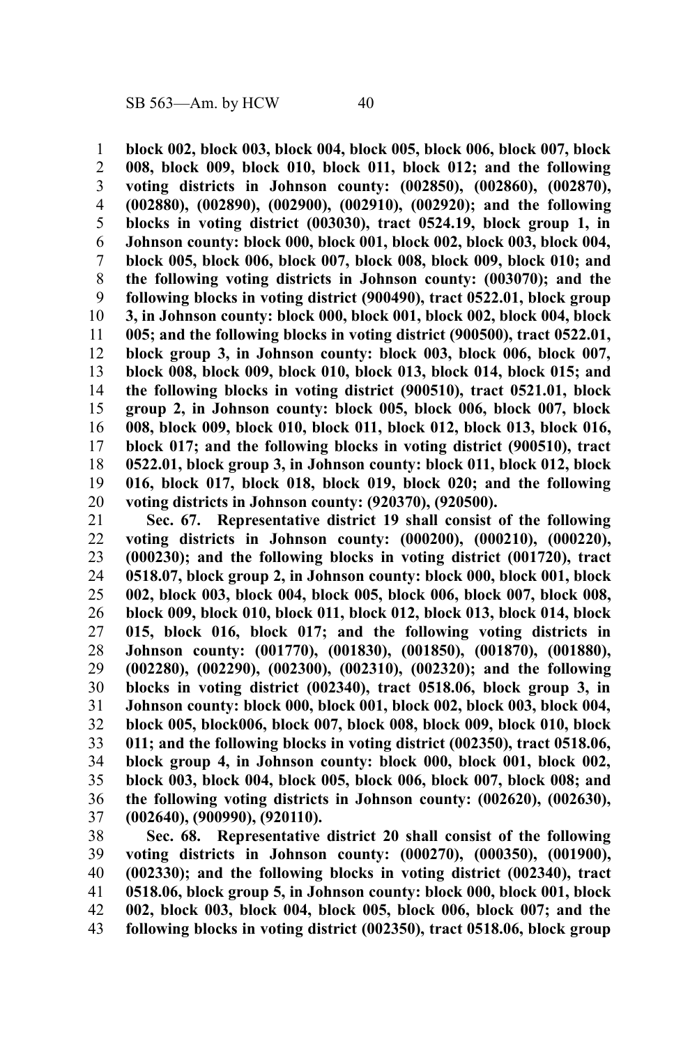**block 002, block 003, block 004, block 005, block 006, block 007, block 008, block 009, block 010, block 011, block 012; and the following voting districts in Johnson county: (002850), (002860), (002870), (002880), (002890), (002900), (002910), (002920); and the following blocks in voting district (003030), tract 0524.19, block group 1, in Johnson county: block 000, block 001, block 002, block 003, block 004, block 005, block 006, block 007, block 008, block 009, block 010; and the following voting districts in Johnson county: (003070); and the following blocks in voting district (900490), tract 0522.01, block group 3, in Johnson county: block 000, block 001, block 002, block 004, block 005; and the following blocks in voting district (900500), tract 0522.01, block group 3, in Johnson county: block 003, block 006, block 007, block 008, block 009, block 010, block 013, block 014, block 015; and the following blocks in voting district (900510), tract 0521.01, block group 2, in Johnson county: block 005, block 006, block 007, block 008, block 009, block 010, block 011, block 012, block 013, block 016, block 017; and the following blocks in voting district (900510), tract 0522.01, block group 3, in Johnson county: block 011, block 012, block 016, block 017, block 018, block 019, block 020; and the following voting districts in Johnson county: (920370), (920500).**

**Sec. 67. Representative district 19 shall consist of the following voting districts in Johnson county: (000200), (000210), (000220), (000230); and the following blocks in voting district (001720), tract 0518.07, block group 2, in Johnson county: block 000, block 001, block 002, block 003, block 004, block 005, block 006, block 007, block 008, block 009, block 010, block 011, block 012, block 013, block 014, block 015, block 016, block 017; and the following voting districts in Johnson county: (001770), (001830), (001850), (001870), (001880), (002280), (002290), (002300), (002310), (002320); and the following blocks in voting district (002340), tract 0518.06, block group 3, in Johnson county: block 000, block 001, block 002, block 003, block 004, block 005, block006, block 007, block 008, block 009, block 010, block 011; and the following blocks in voting district (002350), tract 0518.06, block group 4, in Johnson county: block 000, block 001, block 002, block 003, block 004, block 005, block 006, block 007, block 008; and the following voting districts in Johnson county: (002620), (002630), (002640), (900990), (920110).**

**Sec. 68. Representative district 20 shall consist of the following voting districts in Johnson county: (000270), (000350), (001900), (002330); and the following blocks in voting district (002340), tract 0518.06, block group 5, in Johnson county: block 000, block 001, block 002, block 003, block 004, block 005, block 006, block 007; and the following blocks in voting district (002350), tract 0518.06, block group**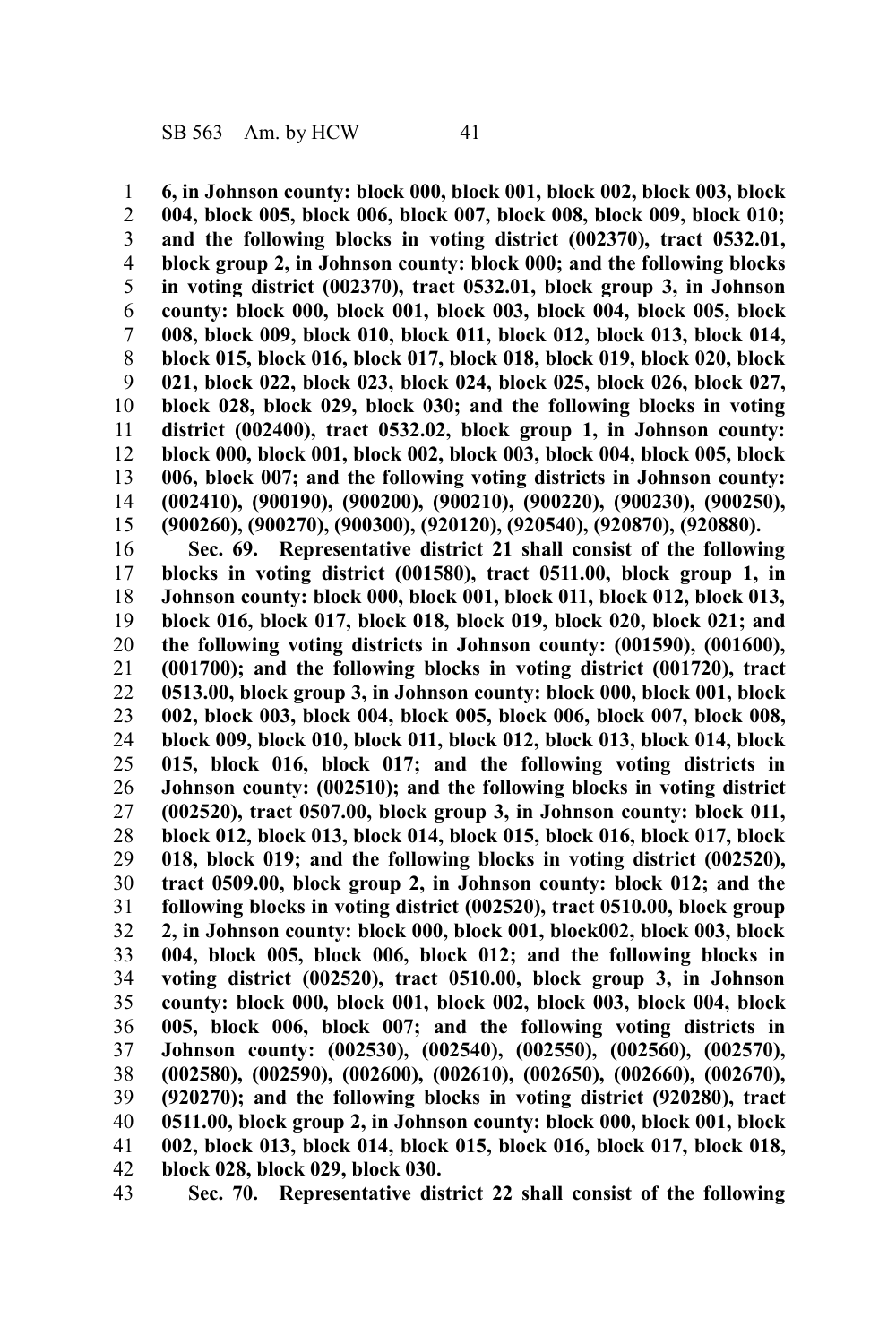**6, in Johnson county: block 000, block 001, block 002, block 003, block 004, block 005, block 006, block 007, block 008, block 009, block 010; and the following blocks in voting district (002370), tract 0532.01, block group 2, in Johnson county: block 000; and the following blocks in voting district (002370), tract 0532.01, block group 3, in Johnson county: block 000, block 001, block 003, block 004, block 005, block 008, block 009, block 010, block 011, block 012, block 013, block 014, block 015, block 016, block 017, block 018, block 019, block 020, block 021, block 022, block 023, block 024, block 025, block 026, block 027, block 028, block 029, block 030; and the following blocks in voting district (002400), tract 0532.02, block group 1, in Johnson county: block 000, block 001, block 002, block 003, block 004, block 005, block 006, block 007; and the following voting districts in Johnson county: (002410), (900190), (900200), (900210), (900220), (900230), (900250), (900260), (900270), (900300), (920120), (920540), (920870), (920880).**

**Sec. 69. Representative district 21 shall consist of the following blocks in voting district (001580), tract 0511.00, block group 1, in Johnson county: block 000, block 001, block 011, block 012, block 013, block 016, block 017, block 018, block 019, block 020, block 021; and the following voting districts in Johnson county: (001590), (001600), (001700); and the following blocks in voting district (001720), tract 0513.00, block group 3, in Johnson county: block 000, block 001, block 002, block 003, block 004, block 005, block 006, block 007, block 008, block 009, block 010, block 011, block 012, block 013, block 014, block 015, block 016, block 017; and the following voting districts in Johnson county: (002510); and the following blocks in voting district (002520), tract 0507.00, block group 3, in Johnson county: block 011, block 012, block 013, block 014, block 015, block 016, block 017, block 018, block 019; and the following blocks in voting district (002520), tract 0509.00, block group 2, in Johnson county: block 012; and the following blocks in voting district (002520), tract 0510.00, block group 2, in Johnson county: block 000, block 001, block002, block 003, block 004, block 005, block 006, block 012; and the following blocks in voting district (002520), tract 0510.00, block group 3, in Johnson county: block 000, block 001, block 002, block 003, block 004, block 005, block 006, block 007; and the following voting districts in Johnson county: (002530), (002540), (002550), (002560), (002570), (002580), (002590), (002600), (002610), (002650), (002660), (002670), (920270); and the following blocks in voting district (920280), tract 0511.00, block group 2, in Johnson county: block 000, block 001, block 002, block 013, block 014, block 015, block 016, block 017, block 018, block 028, block 029, block 030.**

**Sec. 70. Representative district 22 shall consist of the following**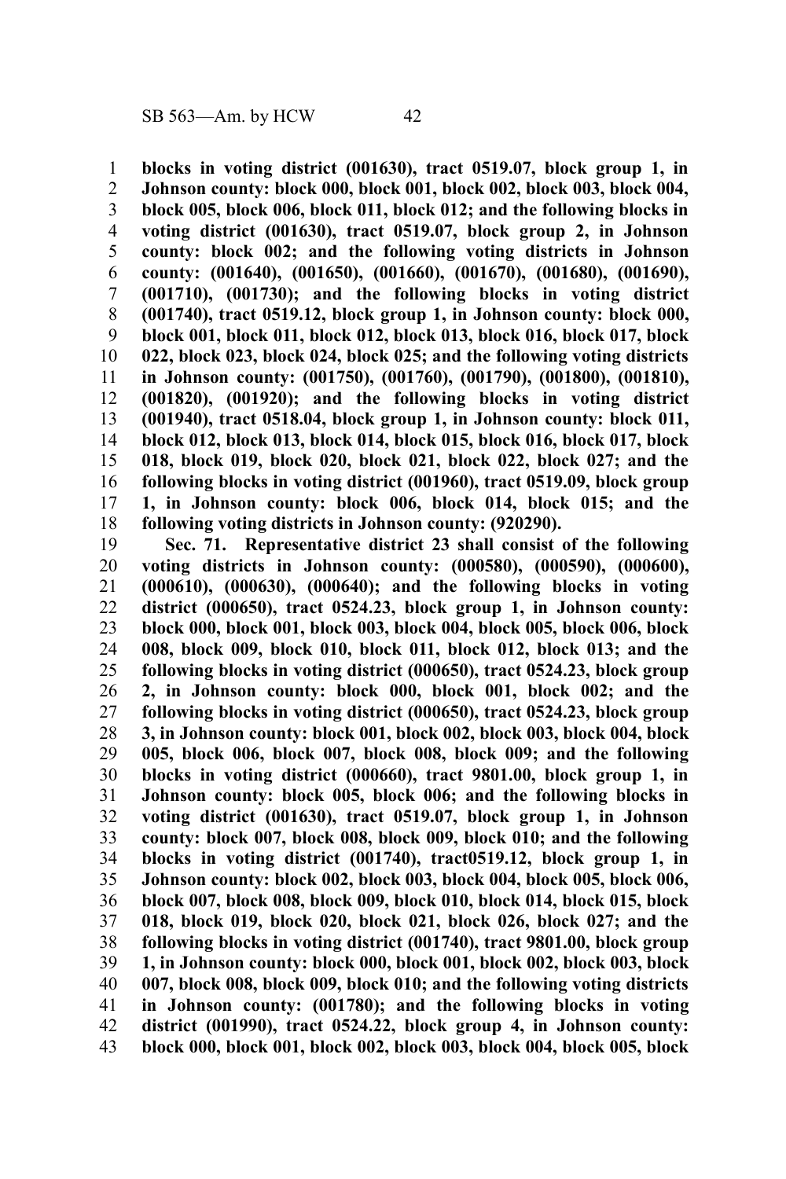**blocks in voting district (001630), tract 0519.07, block group 1, in Johnson county: block 000, block 001, block 002, block 003, block 004, block 005, block 006, block 011, block 012; and the following blocks in voting district (001630), tract 0519.07, block group 2, in Johnson county: block 002; and the following voting districts in Johnson county: (001640), (001650), (001660), (001670), (001680), (001690), (001710), (001730); and the following blocks in voting district (001740), tract 0519.12, block group 1, in Johnson county: block 000, block 001, block 011, block 012, block 013, block 016, block 017, block 022, block 023, block 024, block 025; and the following voting districts in Johnson county: (001750), (001760), (001790), (001800), (001810), (001820), (001920); and the following blocks in voting district (001940), tract 0518.04, block group 1, in Johnson county: block 011, block 012, block 013, block 014, block 015, block 016, block 017, block 018, block 019, block 020, block 021, block 022, block 027; and the following blocks in voting district (001960), tract 0519.09, block group 1, in Johnson county: block 006, block 014, block 015; and the following voting districts in Johnson county: (920290).**

**Sec. 71. Representative district 23 shall consist of the following voting districts in Johnson county: (000580), (000590), (000600), (000610), (000630), (000640); and the following blocks in voting district (000650), tract 0524.23, block group 1, in Johnson county: block 000, block 001, block 003, block 004, block 005, block 006, block 008, block 009, block 010, block 011, block 012, block 013; and the following blocks in voting district (000650), tract 0524.23, block group 2, in Johnson county: block 000, block 001, block 002; and the following blocks in voting district (000650), tract 0524.23, block group 3, in Johnson county: block 001, block 002, block 003, block 004, block 005, block 006, block 007, block 008, block 009; and the following blocks in voting district (000660), tract 9801.00, block group 1, in Johnson county: block 005, block 006; and the following blocks in voting district (001630), tract 0519.07, block group 1, in Johnson county: block 007, block 008, block 009, block 010; and the following blocks in voting district (001740), tract0519.12, block group 1, in Johnson county: block 002, block 003, block 004, block 005, block 006, block 007, block 008, block 009, block 010, block 014, block 015, block 018, block 019, block 020, block 021, block 026, block 027; and the following blocks in voting district (001740), tract 9801.00, block group 1, in Johnson county: block 000, block 001, block 002, block 003, block 007, block 008, block 009, block 010; and the following voting districts in Johnson county: (001780); and the following blocks in voting district (001990), tract 0524.22, block group 4, in Johnson county: block 000, block 001, block 002, block 003, block 004, block 005, block**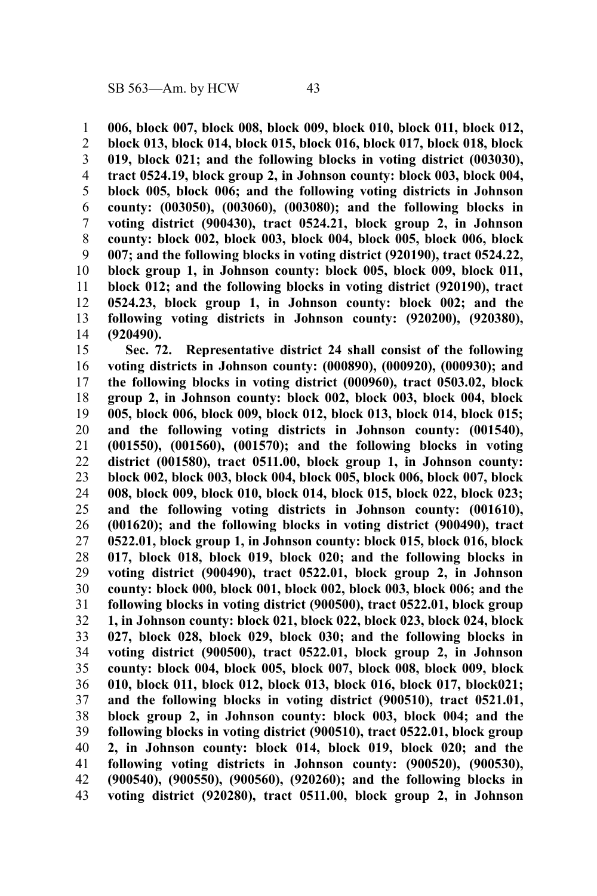**006, block 007, block 008, block 009, block 010, block 011, block 012, block 013, block 014, block 015, block 016, block 017, block 018, block 019, block 021; and the following blocks in voting district (003030), tract 0524.19, block group 2, in Johnson county: block 003, block 004, block 005, block 006; and the following voting districts in Johnson county: (003050), (003060), (003080); and the following blocks in voting district (900430), tract 0524.21, block group 2, in Johnson county: block 002, block 003, block 004, block 005, block 006, block 007; and the following blocks in voting district (920190), tract 0524.22, block group 1, in Johnson county: block 005, block 009, block 011, block 012; and the following blocks in voting district (920190), tract 0524.23, block group 1, in Johnson county: block 002; and the following voting districts in Johnson county: (920200), (920380), (920490).**

**Sec. 72. Representative district 24 shall consist of the following voting districts in Johnson county: (000890), (000920), (000930); and the following blocks in voting district (000960), tract 0503.02, block group 2, in Johnson county: block 002, block 003, block 004, block 005, block 006, block 009, block 012, block 013, block 014, block 015; and the following voting districts in Johnson county: (001540), (001550), (001560), (001570); and the following blocks in voting district (001580), tract 0511.00, block group 1, in Johnson county: block 002, block 003, block 004, block 005, block 006, block 007, block 008, block 009, block 010, block 014, block 015, block 022, block 023; and the following voting districts in Johnson county: (001610), (001620); and the following blocks in voting district (900490), tract 0522.01, block group 1, in Johnson county: block 015, block 016, block 017, block 018, block 019, block 020; and the following blocks in voting district (900490), tract 0522.01, block group 2, in Johnson county: block 000, block 001, block 002, block 003, block 006; and the following blocks in voting district (900500), tract 0522.01, block group 1, in Johnson county: block 021, block 022, block 023, block 024, block 027, block 028, block 029, block 030; and the following blocks in voting district (900500), tract 0522.01, block group 2, in Johnson county: block 004, block 005, block 007, block 008, block 009, block 010, block 011, block 012, block 013, block 016, block 017, block021; and the following blocks in voting district (900510), tract 0521.01, block group 2, in Johnson county: block 003, block 004; and the following blocks in voting district (900510), tract 0522.01, block group 2, in Johnson county: block 014, block 019, block 020; and the following voting districts in Johnson county: (900520), (900530), (900540), (900550), (900560), (920260); and the following blocks in voting district (920280), tract 0511.00, block group 2, in Johnson**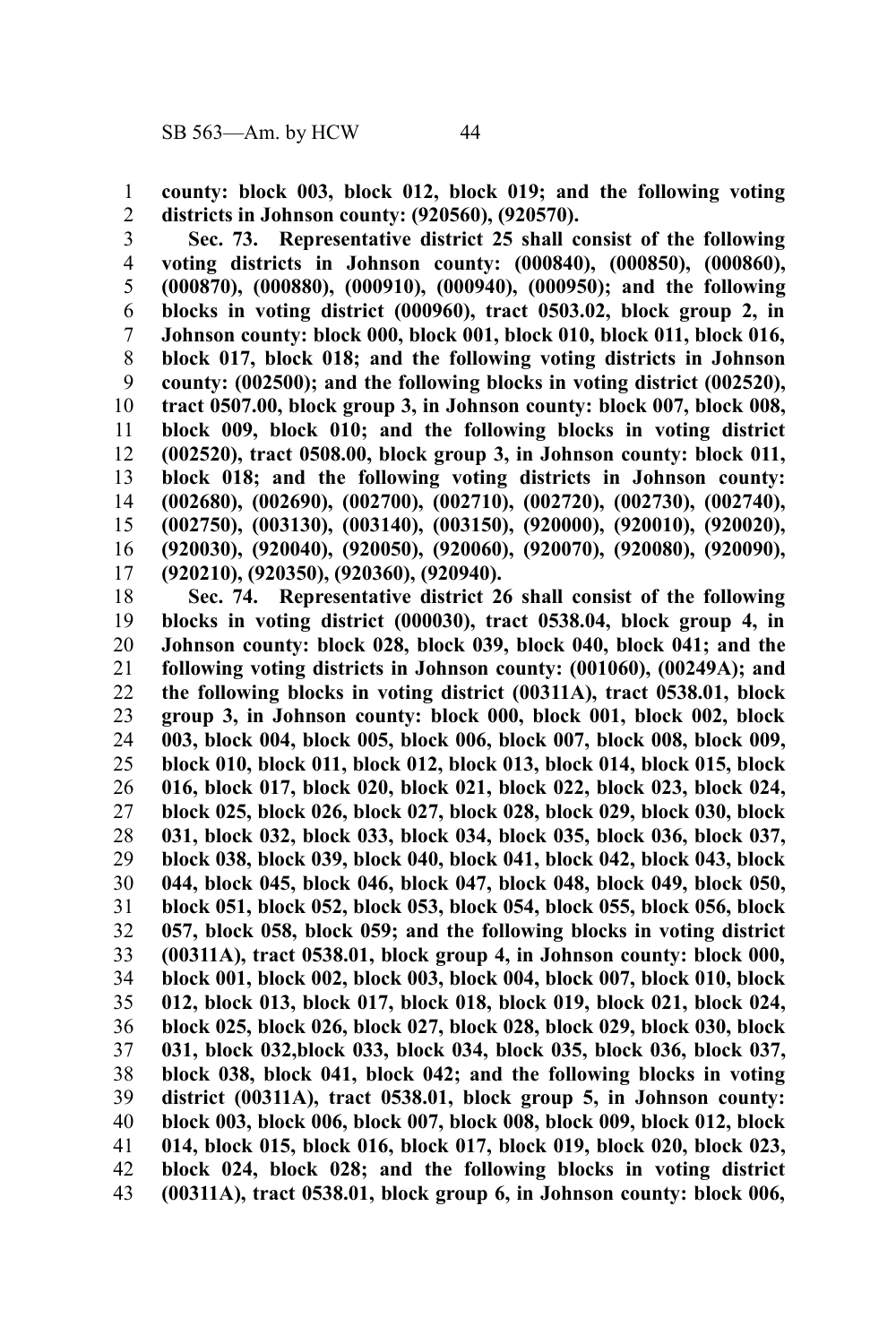**county: block 003, block 012, block 019; and the following voting districts in Johnson county: (920560), (920570).**

**Sec. 73. Representative district 25 shall consist of the following voting districts in Johnson county: (000840), (000850), (000860), (000870), (000880), (000910), (000940), (000950); and the following blocks in voting district (000960), tract 0503.02, block group 2, in Johnson county: block 000, block 001, block 010, block 011, block 016, block 017, block 018; and the following voting districts in Johnson county: (002500); and the following blocks in voting district (002520), tract 0507.00, block group 3, in Johnson county: block 007, block 008, block 009, block 010; and the following blocks in voting district (002520), tract 0508.00, block group 3, in Johnson county: block 011, block 018; and the following voting districts in Johnson county: (002680), (002690), (002700), (002710), (002720), (002730), (002740), (002750), (003130), (003140), (003150), (920000), (920010), (920020), (920030), (920040), (920050), (920060), (920070), (920080), (920090), (920210), (920350), (920360), (920940).**

**Sec. 74. Representative district 26 shall consist of the following blocks in voting district (000030), tract 0538.04, block group 4, in Johnson county: block 028, block 039, block 040, block 041; and the following voting districts in Johnson county: (001060), (00249A); and the following blocks in voting district (00311A), tract 0538.01, block group 3, in Johnson county: block 000, block 001, block 002, block 003, block 004, block 005, block 006, block 007, block 008, block 009, block 010, block 011, block 012, block 013, block 014, block 015, block 016, block 017, block 020, block 021, block 022, block 023, block 024, block 025, block 026, block 027, block 028, block 029, block 030, block 031, block 032, block 033, block 034, block 035, block 036, block 037, block 038, block 039, block 040, block 041, block 042, block 043, block 044, block 045, block 046, block 047, block 048, block 049, block 050, block 051, block 052, block 053, block 054, block 055, block 056, block 057, block 058, block 059; and the following blocks in voting district (00311A), tract 0538.01, block group 4, in Johnson county: block 000, block 001, block 002, block 003, block 004, block 007, block 010, block 012, block 013, block 017, block 018, block 019, block 021, block 024, block 025, block 026, block 027, block 028, block 029, block 030, block 031, block 032,block 033, block 034, block 035, block 036, block 037, block 038, block 041, block 042; and the following blocks in voting district (00311A), tract 0538.01, block group 5, in Johnson county: block 003, block 006, block 007, block 008, block 009, block 012, block 014, block 015, block 016, block 017, block 019, block 020, block 023, block 024, block 028; and the following blocks in voting district (00311A), tract 0538.01, block group 6, in Johnson county: block 006,**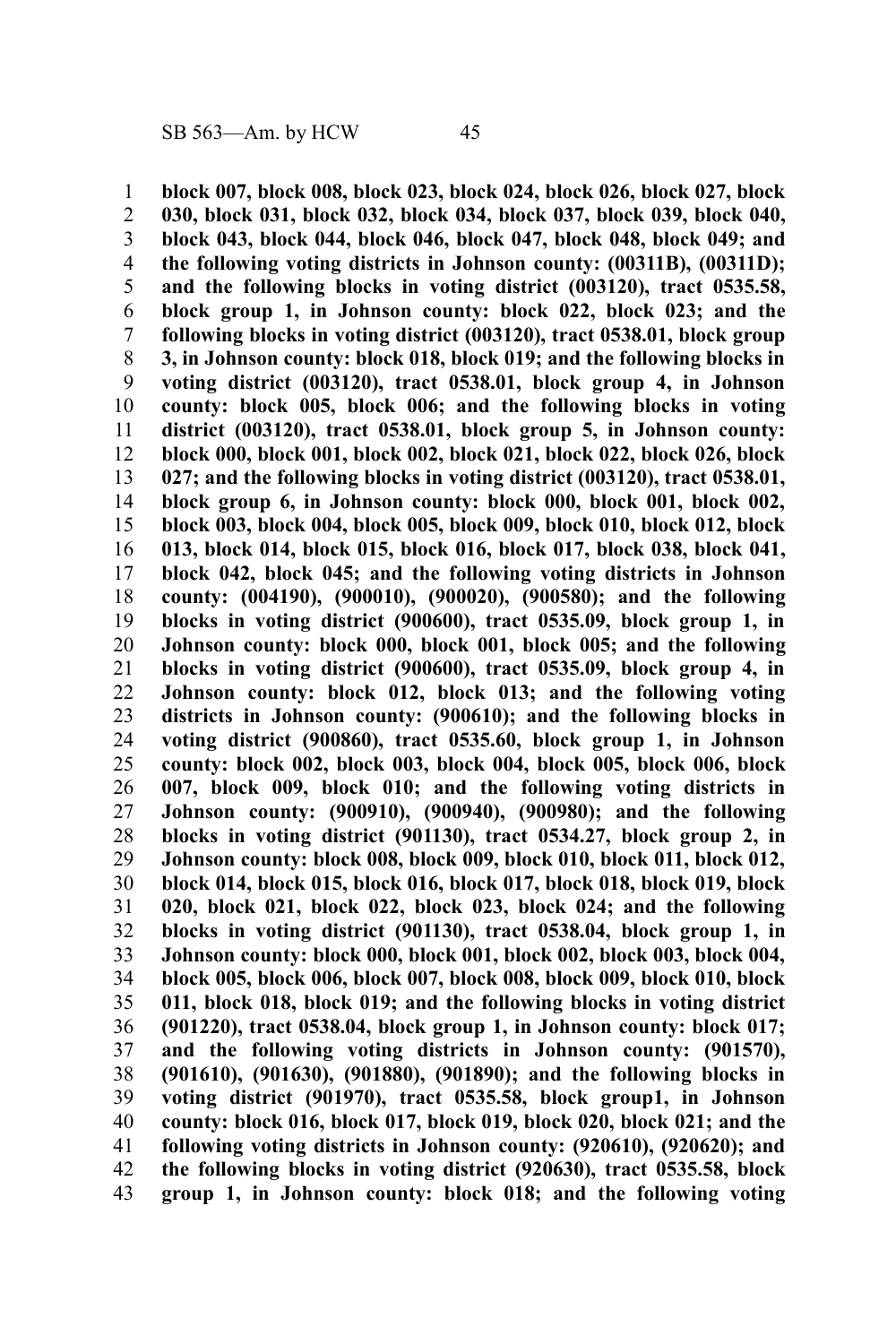**block 007, block 008, block 023, block 024, block 026, block 027, block 030, block 031, block 032, block 034, block 037, block 039, block 040, block 043, block 044, block 046, block 047, block 048, block 049; and the following voting districts in Johnson county: (00311B), (00311D); and the following blocks in voting district (003120), tract 0535.58, block group 1, in Johnson county: block 022, block 023; and the following blocks in voting district (003120), tract 0538.01, block group 3, in Johnson county: block 018, block 019; and the following blocks in voting district (003120), tract 0538.01, block group 4, in Johnson county: block 005, block 006; and the following blocks in voting district (003120), tract 0538.01, block group 5, in Johnson county: block 000, block 001, block 002, block 021, block 022, block 026, block 027; and the following blocks in voting district (003120), tract 0538.01, block group 6, in Johnson county: block 000, block 001, block 002, block 003, block 004, block 005, block 009, block 010, block 012, block 013, block 014, block 015, block 016, block 017, block 038, block 041, block 042, block 045; and the following voting districts in Johnson county: (004190), (900010), (900020), (900580); and the following blocks in voting district (900600), tract 0535.09, block group 1, in Johnson county: block 000, block 001, block 005; and the following blocks in voting district (900600), tract 0535.09, block group 4, in Johnson county: block 012, block 013; and the following voting districts in Johnson county: (900610); and the following blocks in voting district (900860), tract 0535.60, block group 1, in Johnson county: block 002, block 003, block 004, block 005, block 006, block 007, block 009, block 010; and the following voting districts in Johnson county: (900910), (900940), (900980); and the following blocks in voting district (901130), tract 0534.27, block group 2, in Johnson county: block 008, block 009, block 010, block 011, block 012, block 014, block 015, block 016, block 017, block 018, block 019, block 020, block 021, block 022, block 023, block 024; and the following blocks in voting district (901130), tract 0538.04, block group 1, in Johnson county: block 000, block 001, block 002, block 003, block 004, block 005, block 006, block 007, block 008, block 009, block 010, block 011, block 018, block 019; and the following blocks in voting district (901220), tract 0538.04, block group 1, in Johnson county: block 017; and the following voting districts in Johnson county: (901570), (901610), (901630), (901880), (901890); and the following blocks in voting district (901970), tract 0535.58, block group1, in Johnson county: block 016, block 017, block 019, block 020, block 021; and the following voting districts in Johnson county: (920610), (920620); and the following blocks in voting district (920630), tract 0535.58, block group 1, in Johnson county: block 018; and the following voting**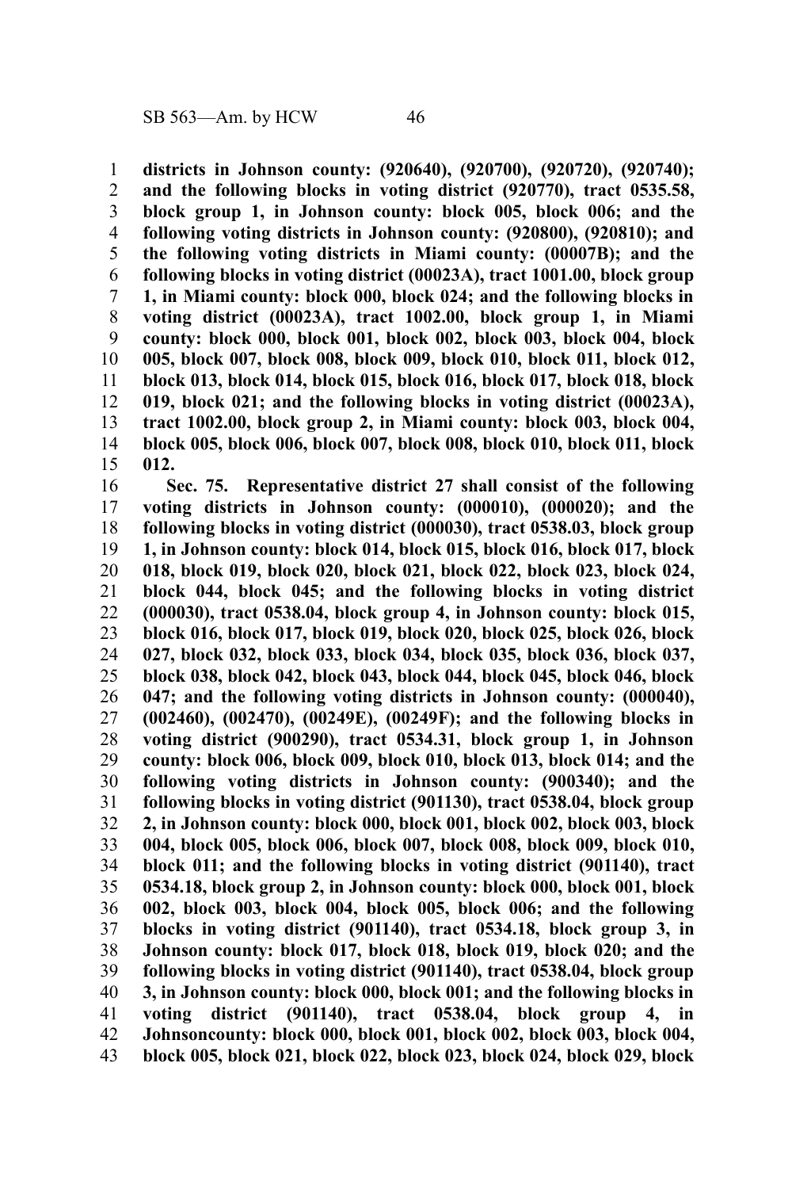**districts in Johnson county: (920640), (920700), (920720), (920740); and the following blocks in voting district (920770), tract 0535.58, block group 1, in Johnson county: block 005, block 006; and the following voting districts in Johnson county: (920800), (920810); and the following voting districts in Miami county: (00007B); and the following blocks in voting district (00023A), tract 1001.00, block group 1, in Miami county: block 000, block 024; and the following blocks in voting district (00023A), tract 1002.00, block group 1, in Miami county: block 000, block 001, block 002, block 003, block 004, block 005, block 007, block 008, block 009, block 010, block 011, block 012, block 013, block 014, block 015, block 016, block 017, block 018, block 019, block 021; and the following blocks in voting district (00023A), tract 1002.00, block group 2, in Miami county: block 003, block 004, block 005, block 006, block 007, block 008, block 010, block 011, block 012.**

**Sec. 75. Representative district 27 shall consist of the following voting districts in Johnson county: (000010), (000020); and the following blocks in voting district (000030), tract 0538.03, block group 1, in Johnson county: block 014, block 015, block 016, block 017, block 018, block 019, block 020, block 021, block 022, block 023, block 024, block 044, block 045; and the following blocks in voting district (000030), tract 0538.04, block group 4, in Johnson county: block 015, block 016, block 017, block 019, block 020, block 025, block 026, block 027, block 032, block 033, block 034, block 035, block 036, block 037, block 038, block 042, block 043, block 044, block 045, block 046, block 047; and the following voting districts in Johnson county: (000040), (002460), (002470), (00249E), (00249F); and the following blocks in voting district (900290), tract 0534.31, block group 1, in Johnson county: block 006, block 009, block 010, block 013, block 014; and the following voting districts in Johnson county: (900340); and the following blocks in voting district (901130), tract 0538.04, block group 2, in Johnson county: block 000, block 001, block 002, block 003, block 004, block 005, block 006, block 007, block 008, block 009, block 010, block 011; and the following blocks in voting district (901140), tract 0534.18, block group 2, in Johnson county: block 000, block 001, block 002, block 003, block 004, block 005, block 006; and the following blocks in voting district (901140), tract 0534.18, block group 3, in Johnson county: block 017, block 018, block 019, block 020; and the following blocks in voting district (901140), tract 0538.04, block group 3, in Johnson county: block 000, block 001; and the following blocks in voting district (901140), tract 0538.04, block group 4, in Johnsoncounty: block 000, block 001, block 002, block 003, block 004, block 005, block 021, block 022, block 023, block 024, block 029, block**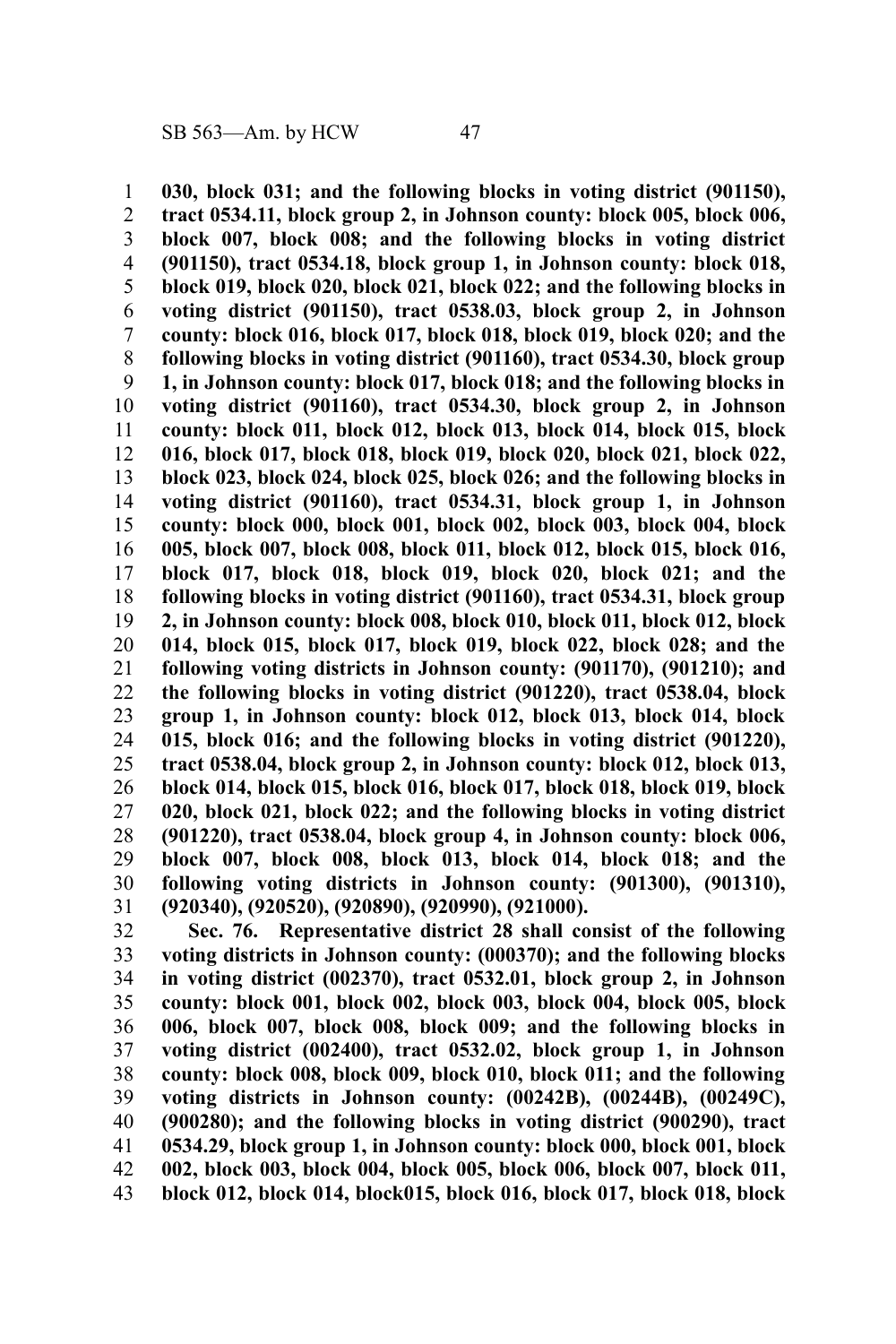**030, block 031; and the following blocks in voting district (901150), tract 0534.11, block group 2, in Johnson county: block 005, block 006, block 007, block 008; and the following blocks in voting district (901150), tract 0534.18, block group 1, in Johnson county: block 018, block 019, block 020, block 021, block 022; and the following blocks in voting district (901150), tract 0538.03, block group 2, in Johnson county: block 016, block 017, block 018, block 019, block 020; and the following blocks in voting district (901160), tract 0534.30, block group 1, in Johnson county: block 017, block 018; and the following blocks in voting district (901160), tract 0534.30, block group 2, in Johnson county: block 011, block 012, block 013, block 014, block 015, block 016, block 017, block 018, block 019, block 020, block 021, block 022, block 023, block 024, block 025, block 026; and the following blocks in voting district (901160), tract 0534.31, block group 1, in Johnson county: block 000, block 001, block 002, block 003, block 004, block 005, block 007, block 008, block 011, block 012, block 015, block 016, block 017, block 018, block 019, block 020, block 021; and the following blocks in voting district (901160), tract 0534.31, block group 2, in Johnson county: block 008, block 010, block 011, block 012, block 014, block 015, block 017, block 019, block 022, block 028; and the following voting districts in Johnson county: (901170), (901210); and the following blocks in voting district (901220), tract 0538.04, block group 1, in Johnson county: block 012, block 013, block 014, block 015, block 016; and the following blocks in voting district (901220), tract 0538.04, block group 2, in Johnson county: block 012, block 013, block 014, block 015, block 016, block 017, block 018, block 019, block 020, block 021, block 022; and the following blocks in voting district (901220), tract 0538.04, block group 4, in Johnson county: block 006, block 007, block 008, block 013, block 014, block 018; and the following voting districts in Johnson county: (901300), (901310), (920340), (920520), (920890), (920990), (921000).**

**Sec. 76. Representative district 28 shall consist of the following voting districts in Johnson county: (000370); and the following blocks in voting district (002370), tract 0532.01, block group 2, in Johnson county: block 001, block 002, block 003, block 004, block 005, block 006, block 007, block 008, block 009; and the following blocks in voting district (002400), tract 0532.02, block group 1, in Johnson county: block 008, block 009, block 010, block 011; and the following voting districts in Johnson county: (00242B), (00244B), (00249C), (900280); and the following blocks in voting district (900290), tract 0534.29, block group 1, in Johnson county: block 000, block 001, block 002, block 003, block 004, block 005, block 006, block 007, block 011, block 012, block 014, block015, block 016, block 017, block 018, block**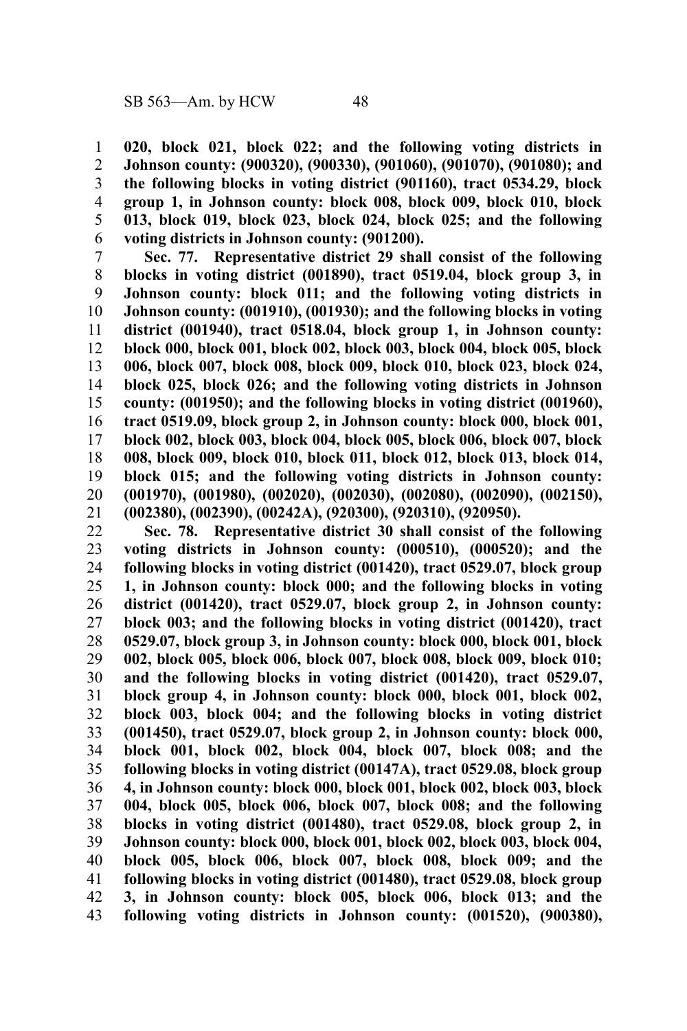**020, block 021, block 022; and the following voting districts in Johnson county: (900320), (900330), (901060), (901070), (901080); and the following blocks in voting district (901160), tract 0534.29, block group 1, in Johnson county: block 008, block 009, block 010, block 013, block 019, block 023, block 024, block 025; and the following voting districts in Johnson county: (901200).**

**Sec. 77. Representative district 29 shall consist of the following blocks in voting district (001890), tract 0519.04, block group 3, in Johnson county: block 011; and the following voting districts in Johnson county: (001910), (001930); and the following blocks in voting district (001940), tract 0518.04, block group 1, in Johnson county: block 000, block 001, block 002, block 003, block 004, block 005, block 006, block 007, block 008, block 009, block 010, block 023, block 024, block 025, block 026; and the following voting districts in Johnson county: (001950); and the following blocks in voting district (001960), tract 0519.09, block group 2, in Johnson county: block 000, block 001, block 002, block 003, block 004, block 005, block 006, block 007, block 008, block 009, block 010, block 011, block 012, block 013, block 014, block 015; and the following voting districts in Johnson county: (001970), (001980), (002020), (002030), (002080), (002090), (002150), (002380), (002390), (00242A), (920300), (920310), (920950).**

**Sec. 78. Representative district 30 shall consist of the following voting districts in Johnson county: (000510), (000520); and the following blocks in voting district (001420), tract 0529.07, block group 1, in Johnson county: block 000; and the following blocks in voting district (001420), tract 0529.07, block group 2, in Johnson county: block 003; and the following blocks in voting district (001420), tract 0529.07, block group 3, in Johnson county: block 000, block 001, block 002, block 005, block 006, block 007, block 008, block 009, block 010; and the following blocks in voting district (001420), tract 0529.07, block group 4, in Johnson county: block 000, block 001, block 002, block 003, block 004; and the following blocks in voting district (001450), tract 0529.07, block group 2, in Johnson county: block 000, block 001, block 002, block 004, block 007, block 008; and the following blocks in voting district (00147A), tract 0529.08, block group 4, in Johnson county: block 000, block 001, block 002, block 003, block 004, block 005, block 006, block 007, block 008; and the following blocks in voting district (001480), tract 0529.08, block group 2, in Johnson county: block 000, block 001, block 002, block 003, block 004, block 005, block 006, block 007, block 008, block 009; and the following blocks in voting district (001480), tract 0529.08, block group 3, in Johnson county: block 005, block 006, block 013; and the following voting districts in Johnson county: (001520), (900380),**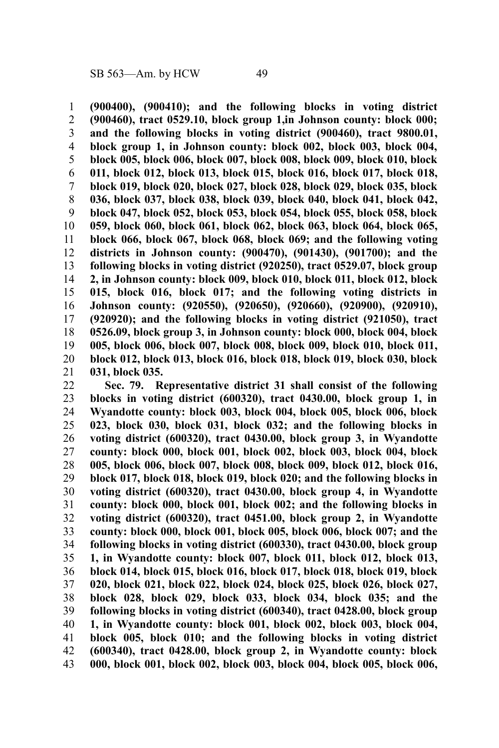**(900400), (900410); and the following blocks in voting district (900460), tract 0529.10, block group 1,in Johnson county: block 000; and the following blocks in voting district (900460), tract 9800.01, block group 1, in Johnson county: block 002, block 003, block 004, block 005, block 006, block 007, block 008, block 009, block 010, block 011, block 012, block 013, block 015, block 016, block 017, block 018, block 019, block 020, block 027, block 028, block 029, block 035, block 036, block 037, block 038, block 039, block 040, block 041, block 042, block 047, block 052, block 053, block 054, block 055, block 058, block 059, block 060, block 061, block 062, block 063, block 064, block 065, block 066, block 067, block 068, block 069; and the following voting districts in Johnson county: (900470), (901430), (901700); and the following blocks in voting district (920250), tract 0529.07, block group 2, in Johnson county: block 009, block 010, block 011, block 012, block 015, block 016, block 017; and the following voting districts in Johnson county: (920550), (920650), (920660), (920900), (920910), (920920); and the following blocks in voting district (921050), tract 0526.09, block group 3, in Johnson county: block 000, block 004, block 005, block 006, block 007, block 008, block 009, block 010, block 011, block 012, block 013, block 016, block 018, block 019, block 030, block 031, block 035.**

**Sec. 79. Representative district 31 shall consist of the following blocks in voting district (600320), tract 0430.00, block group 1, in Wyandotte county: block 003, block 004, block 005, block 006, block 023, block 030, block 031, block 032; and the following blocks in voting district (600320), tract 0430.00, block group 3, in Wyandotte county: block 000, block 001, block 002, block 003, block 004, block 005, block 006, block 007, block 008, block 009, block 012, block 016, block 017, block 018, block 019, block 020; and the following blocks in voting district (600320), tract 0430.00, block group 4, in Wyandotte county: block 000, block 001, block 002; and the following blocks in voting district (600320), tract 0451.00, block group 2, in Wyandotte county: block 000, block 001, block 005, block 006, block 007; and the following blocks in voting district (600330), tract 0430.00, block group 1, in Wyandotte county: block 007, block 011, block 012, block 013, block 014, block 015, block 016, block 017, block 018, block 019, block 020, block 021, block 022, block 024, block 025, block 026, block 027, block 028, block 029, block 033, block 034, block 035; and the following blocks in voting district (600340), tract 0428.00, block group 1, in Wyandotte county: block 001, block 002, block 003, block 004, block 005, block 010; and the following blocks in voting district (600340), tract 0428.00, block group 2, in Wyandotte county: block 000, block 001, block 002, block 003, block 004, block 005, block 006,**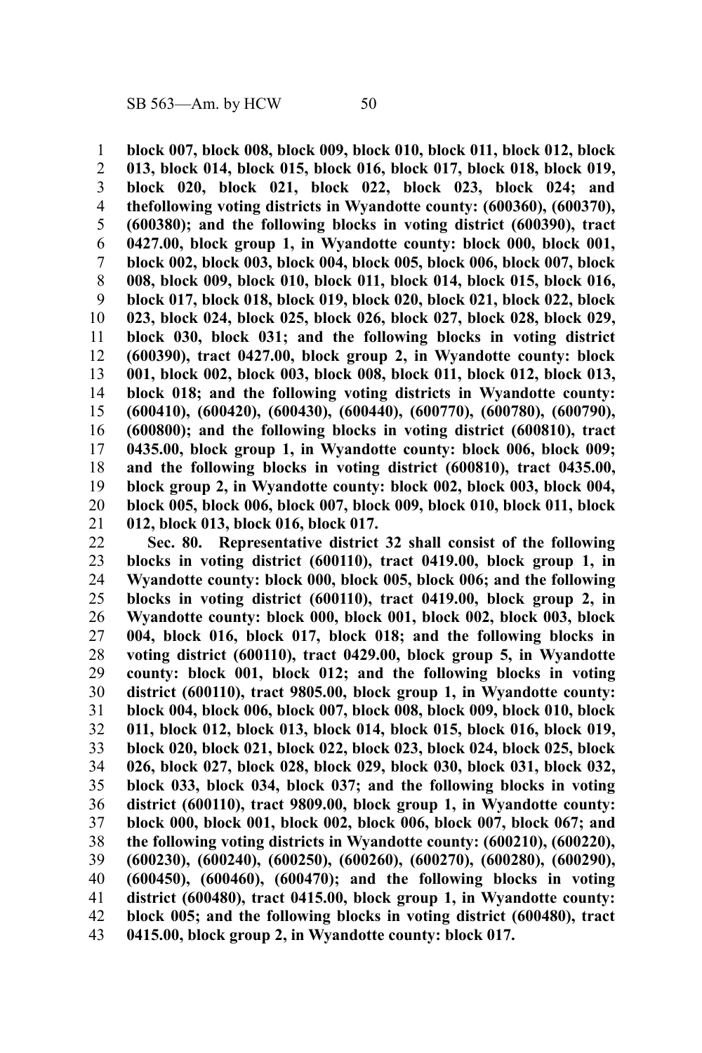**block 007, block 008, block 009, block 010, block 011, block 012, block 013, block 014, block 015, block 016, block 017, block 018, block 019, block 020, block 021, block 022, block 023, block 024; and thefollowing voting districts in Wyandotte county: (600360), (600370), (600380); and the following blocks in voting district (600390), tract 0427.00, block group 1, in Wyandotte county: block 000, block 001, block 002, block 003, block 004, block 005, block 006, block 007, block 008, block 009, block 010, block 011, block 014, block 015, block 016, block 017, block 018, block 019, block 020, block 021, block 022, block 023, block 024, block 025, block 026, block 027, block 028, block 029, block 030, block 031; and the following blocks in voting district (600390), tract 0427.00, block group 2, in Wyandotte county: block 001, block 002, block 003, block 008, block 011, block 012, block 013, block 018; and the following voting districts in Wyandotte county: (600410), (600420), (600430), (600440), (600770), (600780), (600790), (600800); and the following blocks in voting district (600810), tract 0435.00, block group 1, in Wyandotte county: block 006, block 009; and the following blocks in voting district (600810), tract 0435.00, block group 2, in Wyandotte county: block 002, block 003, block 004, block 005, block 006, block 007, block 009, block 010, block 011, block 012, block 013, block 016, block 017.**

**Sec. 80. Representative district 32 shall consist of the following blocks in voting district (600110), tract 0419.00, block group 1, in Wyandotte county: block 000, block 005, block 006; and the following blocks in voting district (600110), tract 0419.00, block group 2, in Wyandotte county: block 000, block 001, block 002, block 003, block 004, block 016, block 017, block 018; and the following blocks in voting district (600110), tract 0429.00, block group 5, in Wyandotte county: block 001, block 012; and the following blocks in voting district (600110), tract 9805.00, block group 1, in Wyandotte county: block 004, block 006, block 007, block 008, block 009, block 010, block 011, block 012, block 013, block 014, block 015, block 016, block 019, block 020, block 021, block 022, block 023, block 024, block 025, block 026, block 027, block 028, block 029, block 030, block 031, block 032, block 033, block 034, block 037; and the following blocks in voting district (600110), tract 9809.00, block group 1, in Wyandotte county: block 000, block 001, block 002, block 006, block 007, block 067; and the following voting districts in Wyandotte county: (600210), (600220), (600230), (600240), (600250), (600260), (600270), (600280), (600290), (600450), (600460), (600470); and the following blocks in voting district (600480), tract 0415.00, block group 1, in Wyandotte county: block 005; and the following blocks in voting district (600480), tract 0415.00, block group 2, in Wyandotte county: block 017.**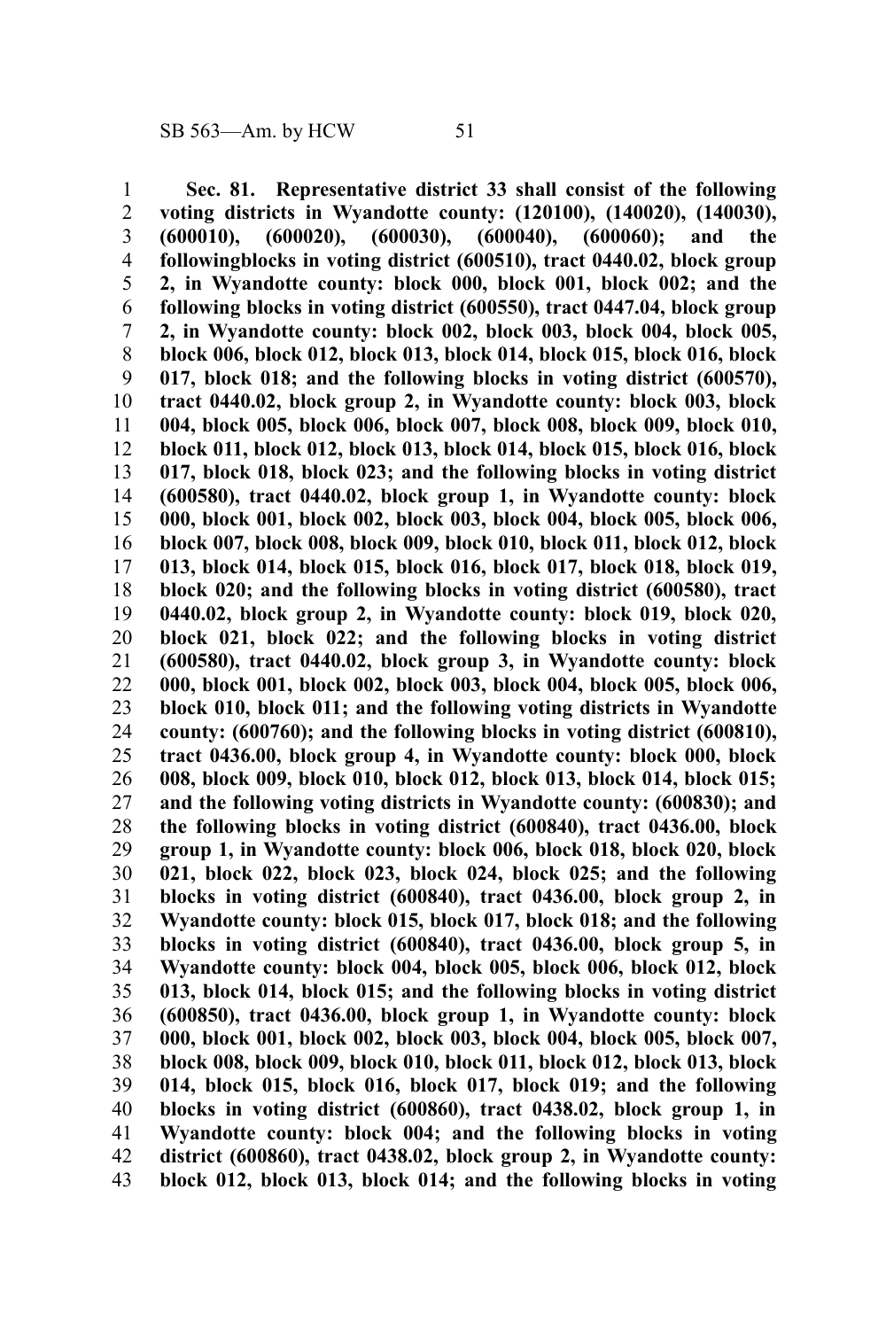**Sec. 81. Representative district 33 shall consist of the following voting districts in Wyandotte county: (120100), (140020), (140030), (600010), (600020), (600030), (600040), (600060); and the followingblocks in voting district (600510), tract 0440.02, block group 2, in Wyandotte county: block 000, block 001, block 002; and the following blocks in voting district (600550), tract 0447.04, block group 2, in Wyandotte county: block 002, block 003, block 004, block 005, block 006, block 012, block 013, block 014, block 015, block 016, block 017, block 018; and the following blocks in voting district (600570), tract 0440.02, block group 2, in Wyandotte county: block 003, block 004, block 005, block 006, block 007, block 008, block 009, block 010, block 011, block 012, block 013, block 014, block 015, block 016, block 017, block 018, block 023; and the following blocks in voting district (600580), tract 0440.02, block group 1, in Wyandotte county: block 000, block 001, block 002, block 003, block 004, block 005, block 006, block 007, block 008, block 009, block 010, block 011, block 012, block 013, block 014, block 015, block 016, block 017, block 018, block 019, block 020; and the following blocks in voting district (600580), tract 0440.02, block group 2, in Wyandotte county: block 019, block 020, block 021, block 022; and the following blocks in voting district (600580), tract 0440.02, block group 3, in Wyandotte county: block 000, block 001, block 002, block 003, block 004, block 005, block 006, block 010, block 011; and the following voting districts in Wyandotte county: (600760); and the following blocks in voting district (600810), tract 0436.00, block group 4, in Wyandotte county: block 000, block 008, block 009, block 010, block 012, block 013, block 014, block 015; and the following voting districts in Wyandotte county: (600830); and the following blocks in voting district (600840), tract 0436.00, block group 1, in Wyandotte county: block 006, block 018, block 020, block 021, block 022, block 023, block 024, block 025; and the following blocks in voting district (600840), tract 0436.00, block group 2, in Wyandotte county: block 015, block 017, block 018; and the following blocks in voting district (600840), tract 0436.00, block group 5, in Wyandotte county: block 004, block 005, block 006, block 012, block 013, block 014, block 015; and the following blocks in voting district (600850), tract 0436.00, block group 1, in Wyandotte county: block 000, block 001, block 002, block 003, block 004, block 005, block 007, block 008, block 009, block 010, block 011, block 012, block 013, block 014, block 015, block 016, block 017, block 019; and the following blocks in voting district (600860), tract 0438.02, block group 1, in Wyandotte county: block 004; and the following blocks in voting district (600860), tract 0438.02, block group 2, in Wyandotte county: block 012, block 013, block 014; and the following blocks in voting**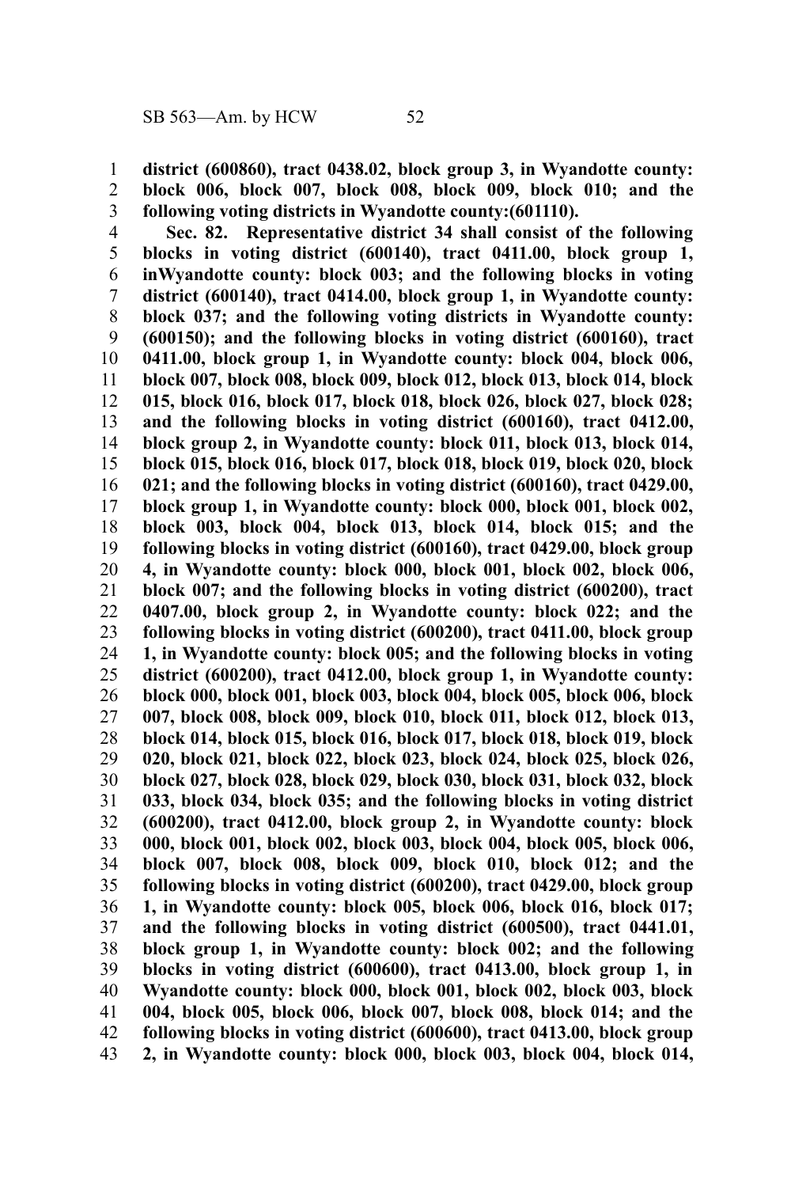**district (600860), tract 0438.02, block group 3, in Wyandotte county: block 006, block 007, block 008, block 009, block 010; and the following voting districts in Wyandotte county:(601110).**

**Sec. 82. Representative district 34 shall consist of the following blocks in voting district (600140), tract 0411.00, block group 1, inWyandotte county: block 003; and the following blocks in voting district (600140), tract 0414.00, block group 1, in Wyandotte county: block 037; and the following voting districts in Wyandotte county: (600150); and the following blocks in voting district (600160), tract 0411.00, block group 1, in Wyandotte county: block 004, block 006, block 007, block 008, block 009, block 012, block 013, block 014, block 015, block 016, block 017, block 018, block 026, block 027, block 028; and the following blocks in voting district (600160), tract 0412.00, block group 2, in Wyandotte county: block 011, block 013, block 014, block 015, block 016, block 017, block 018, block 019, block 020, block 021; and the following blocks in voting district (600160), tract 0429.00, block group 1, in Wyandotte county: block 000, block 001, block 002, block 003, block 004, block 013, block 014, block 015; and the following blocks in voting district (600160), tract 0429.00, block group 4, in Wyandotte county: block 000, block 001, block 002, block 006, block 007; and the following blocks in voting district (600200), tract 0407.00, block group 2, in Wyandotte county: block 022; and the following blocks in voting district (600200), tract 0411.00, block group 1, in Wyandotte county: block 005; and the following blocks in voting district (600200), tract 0412.00, block group 1, in Wyandotte county: block 000, block 001, block 003, block 004, block 005, block 006, block 007, block 008, block 009, block 010, block 011, block 012, block 013, block 014, block 015, block 016, block 017, block 018, block 019, block 020, block 021, block 022, block 023, block 024, block 025, block 026, block 027, block 028, block 029, block 030, block 031, block 032, block 033, block 034, block 035; and the following blocks in voting district (600200), tract 0412.00, block group 2, in Wyandotte county: block 000, block 001, block 002, block 003, block 004, block 005, block 006, block 007, block 008, block 009, block 010, block 012; and the following blocks in voting district (600200), tract 0429.00, block group 1, in Wyandotte county: block 005, block 006, block 016, block 017; and the following blocks in voting district (600500), tract 0441.01, block group 1, in Wyandotte county: block 002; and the following blocks in voting district (600600), tract 0413.00, block group 1, in Wyandotte county: block 000, block 001, block 002, block 003, block 004, block 005, block 006, block 007, block 008, block 014; and the following blocks in voting district (600600), tract 0413.00, block group 2, in Wyandotte county: block 000, block 003, block 004, block 014,**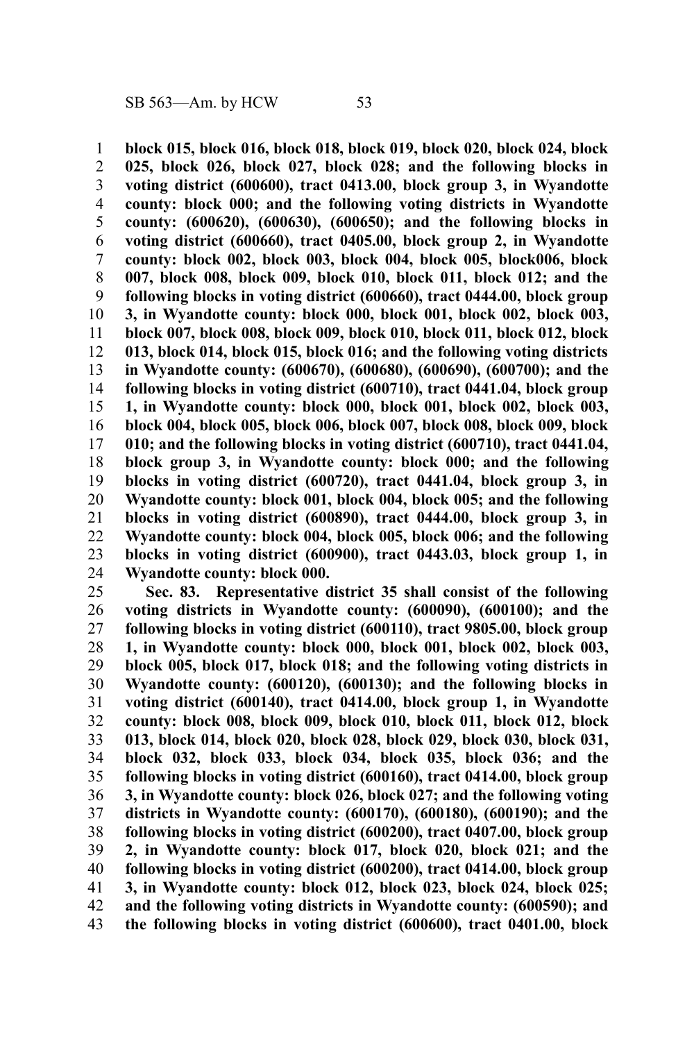**block 015, block 016, block 018, block 019, block 020, block 024, block 025, block 026, block 027, block 028; and the following blocks in voting district (600600), tract 0413.00, block group 3, in Wyandotte county: block 000; and the following voting districts in Wyandotte county: (600620), (600630), (600650); and the following blocks in voting district (600660), tract 0405.00, block group 2, in Wyandotte county: block 002, block 003, block 004, block 005, block006, block 007, block 008, block 009, block 010, block 011, block 012; and the following blocks in voting district (600660), tract 0444.00, block group 3, in Wyandotte county: block 000, block 001, block 002, block 003, block 007, block 008, block 009, block 010, block 011, block 012, block 013, block 014, block 015, block 016; and the following voting districts in Wyandotte county: (600670), (600680), (600690), (600700); and the following blocks in voting district (600710), tract 0441.04, block group 1, in Wyandotte county: block 000, block 001, block 002, block 003, block 004, block 005, block 006, block 007, block 008, block 009, block 010; and the following blocks in voting district (600710), tract 0441.04, block group 3, in Wyandotte county: block 000; and the following blocks in voting district (600720), tract 0441.04, block group 3, in Wyandotte county: block 001, block 004, block 005; and the following blocks in voting district (600890), tract 0444.00, block group 3, in Wyandotte county: block 004, block 005, block 006; and the following blocks in voting district (600900), tract 0443.03, block group 1, in Wyandotte county: block 000.**

**Sec. 83. Representative district 35 shall consist of the following voting districts in Wyandotte county: (600090), (600100); and the following blocks in voting district (600110), tract 9805.00, block group 1, in Wyandotte county: block 000, block 001, block 002, block 003, block 005, block 017, block 018; and the following voting districts in Wyandotte county: (600120), (600130); and the following blocks in voting district (600140), tract 0414.00, block group 1, in Wyandotte county: block 008, block 009, block 010, block 011, block 012, block 013, block 014, block 020, block 028, block 029, block 030, block 031, block 032, block 033, block 034, block 035, block 036; and the following blocks in voting district (600160), tract 0414.00, block group 3, in Wyandotte county: block 026, block 027; and the following voting districts in Wyandotte county: (600170), (600180), (600190); and the following blocks in voting district (600200), tract 0407.00, block group 2, in Wyandotte county: block 017, block 020, block 021; and the following blocks in voting district (600200), tract 0414.00, block group 3, in Wyandotte county: block 012, block 023, block 024, block 025; and the following voting districts in Wyandotte county: (600590); and the following blocks in voting district (600600), tract 0401.00, block**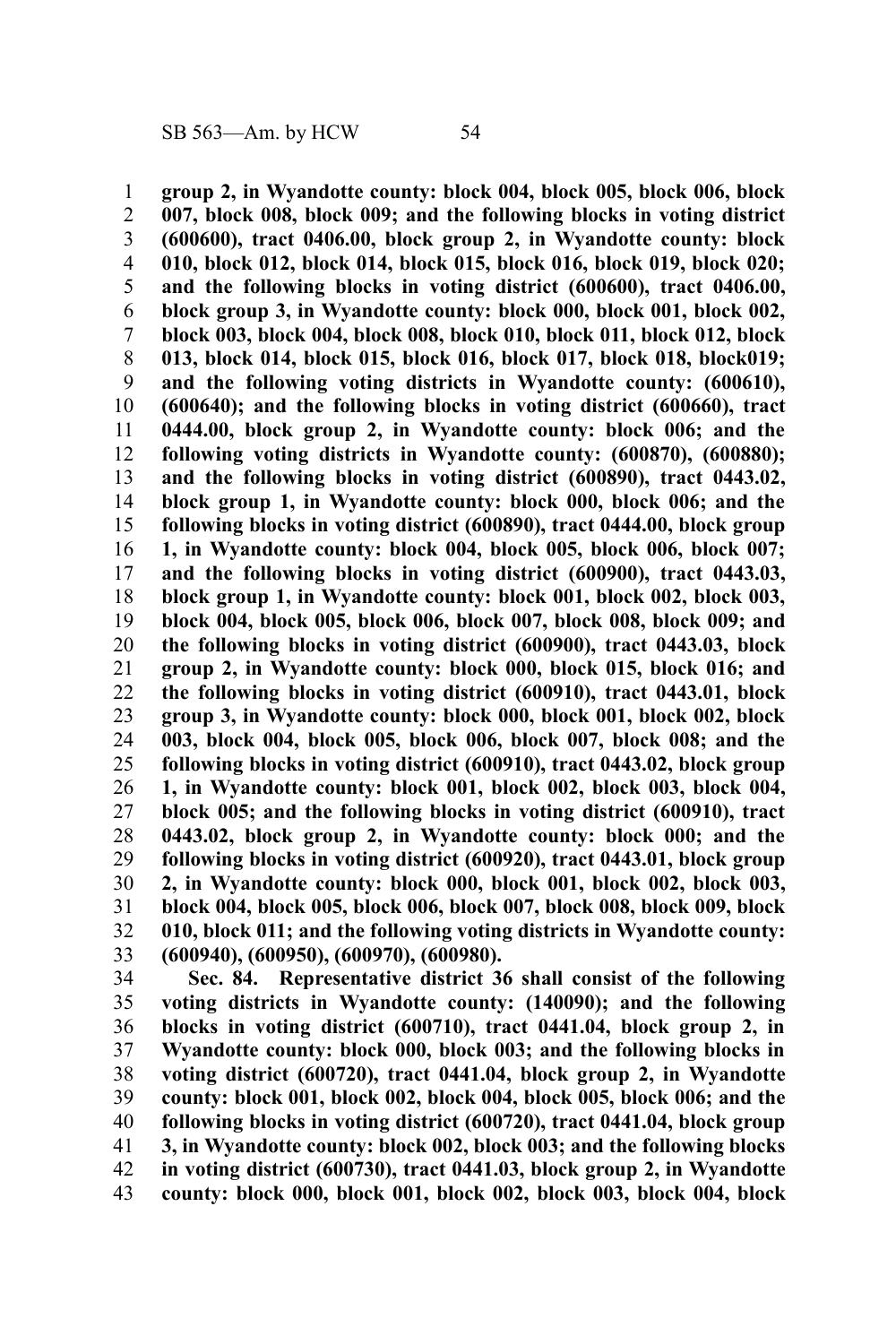**group 2, in Wyandotte county: block 004, block 005, block 006, block 007, block 008, block 009; and the following blocks in voting district (600600), tract 0406.00, block group 2, in Wyandotte county: block 010, block 012, block 014, block 015, block 016, block 019, block 020; and the following blocks in voting district (600600), tract 0406.00, block group 3, in Wyandotte county: block 000, block 001, block 002, block 003, block 004, block 008, block 010, block 011, block 012, block 013, block 014, block 015, block 016, block 017, block 018, block019; and the following voting districts in Wyandotte county: (600610), (600640); and the following blocks in voting district (600660), tract 0444.00, block group 2, in Wyandotte county: block 006; and the following voting districts in Wyandotte county: (600870), (600880); and the following blocks in voting district (600890), tract 0443.02, block group 1, in Wyandotte county: block 000, block 006; and the following blocks in voting district (600890), tract 0444.00, block group 1, in Wyandotte county: block 004, block 005, block 006, block 007; and the following blocks in voting district (600900), tract 0443.03, block group 1, in Wyandotte county: block 001, block 002, block 003, block 004, block 005, block 006, block 007, block 008, block 009; and the following blocks in voting district (600900), tract 0443.03, block group 2, in Wyandotte county: block 000, block 015, block 016; and the following blocks in voting district (600910), tract 0443.01, block group 3, in Wyandotte county: block 000, block 001, block 002, block 003, block 004, block 005, block 006, block 007, block 008; and the following blocks in voting district (600910), tract 0443.02, block group 1, in Wyandotte county: block 001, block 002, block 003, block 004, block 005; and the following blocks in voting district (600910), tract 0443.02, block group 2, in Wyandotte county: block 000; and the following blocks in voting district (600920), tract 0443.01, block group 2, in Wyandotte county: block 000, block 001, block 002, block 003, block 004, block 005, block 006, block 007, block 008, block 009, block 010, block 011; and the following voting districts in Wyandotte county: (600940), (600950), (600970), (600980).**

**Sec. 84. Representative district 36 shall consist of the following voting districts in Wyandotte county: (140090); and the following blocks in voting district (600710), tract 0441.04, block group 2, in Wyandotte county: block 000, block 003; and the following blocks in voting district (600720), tract 0441.04, block group 2, in Wyandotte county: block 001, block 002, block 004, block 005, block 006; and the following blocks in voting district (600720), tract 0441.04, block group 3, in Wyandotte county: block 002, block 003; and the following blocks in voting district (600730), tract 0441.03, block group 2, in Wyandotte county: block 000, block 001, block 002, block 003, block 004, block**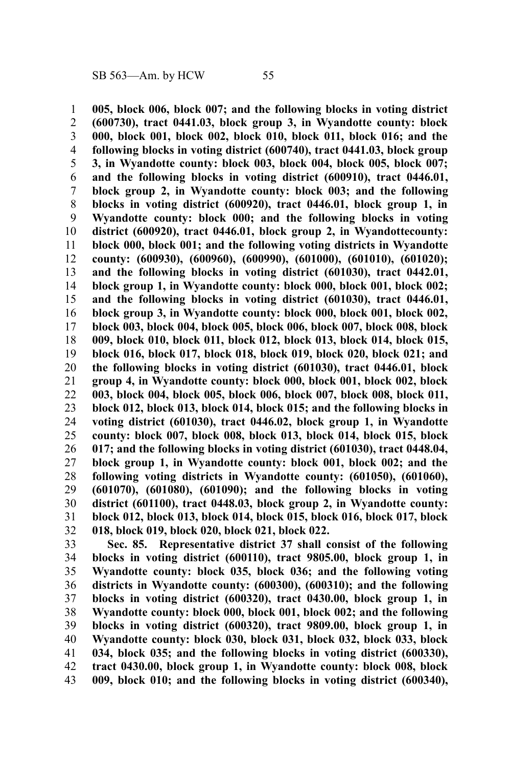**005, block 006, block 007; and the following blocks in voting district (600730), tract 0441.03, block group 3, in Wyandotte county: block 000, block 001, block 002, block 010, block 011, block 016; and the following blocks in voting district (600740), tract 0441.03, block group 3, in Wyandotte county: block 003, block 004, block 005, block 007; and the following blocks in voting district (600910), tract 0446.01, block group 2, in Wyandotte county: block 003; and the following blocks in voting district (600920), tract 0446.01, block group 1, in Wyandotte county: block 000; and the following blocks in voting district (600920), tract 0446.01, block group 2, in Wyandottecounty: block 000, block 001; and the following voting districts in Wyandotte county: (600930), (600960), (600990), (601000), (601010), (601020); and the following blocks in voting district (601030), tract 0442.01, block group 1, in Wyandotte county: block 000, block 001, block 002; and the following blocks in voting district (601030), tract 0446.01, block group 3, in Wyandotte county: block 000, block 001, block 002, block 003, block 004, block 005, block 006, block 007, block 008, block 009, block 010, block 011, block 012, block 013, block 014, block 015, block 016, block 017, block 018, block 019, block 020, block 021; and the following blocks in voting district (601030), tract 0446.01, block group 4, in Wyandotte county: block 000, block 001, block 002, block 003, block 004, block 005, block 006, block 007, block 008, block 011, block 012, block 013, block 014, block 015; and the following blocks in voting district (601030), tract 0446.02, block group 1, in Wyandotte county: block 007, block 008, block 013, block 014, block 015, block 017; and the following blocks in voting district (601030), tract 0448.04, block group 1, in Wyandotte county: block 001, block 002; and the following voting districts in Wyandotte county: (601050), (601060), (601070), (601080), (601090); and the following blocks in voting district (601100), tract 0448.03, block group 2, in Wyandotte county: block 012, block 013, block 014, block 015, block 016, block 017, block 018, block 019, block 020, block 021, block 022.**

**Sec. 85. Representative district 37 shall consist of the following blocks in voting district (600110), tract 9805.00, block group 1, in Wyandotte county: block 035, block 036; and the following voting districts in Wyandotte county: (600300), (600310); and the following blocks in voting district (600320), tract 0430.00, block group 1, in Wyandotte county: block 000, block 001, block 002; and the following blocks in voting district (600320), tract 9809.00, block group 1, in Wyandotte county: block 030, block 031, block 032, block 033, block 034, block 035; and the following blocks in voting district (600330), tract 0430.00, block group 1, in Wyandotte county: block 008, block 009, block 010; and the following blocks in voting district (600340),**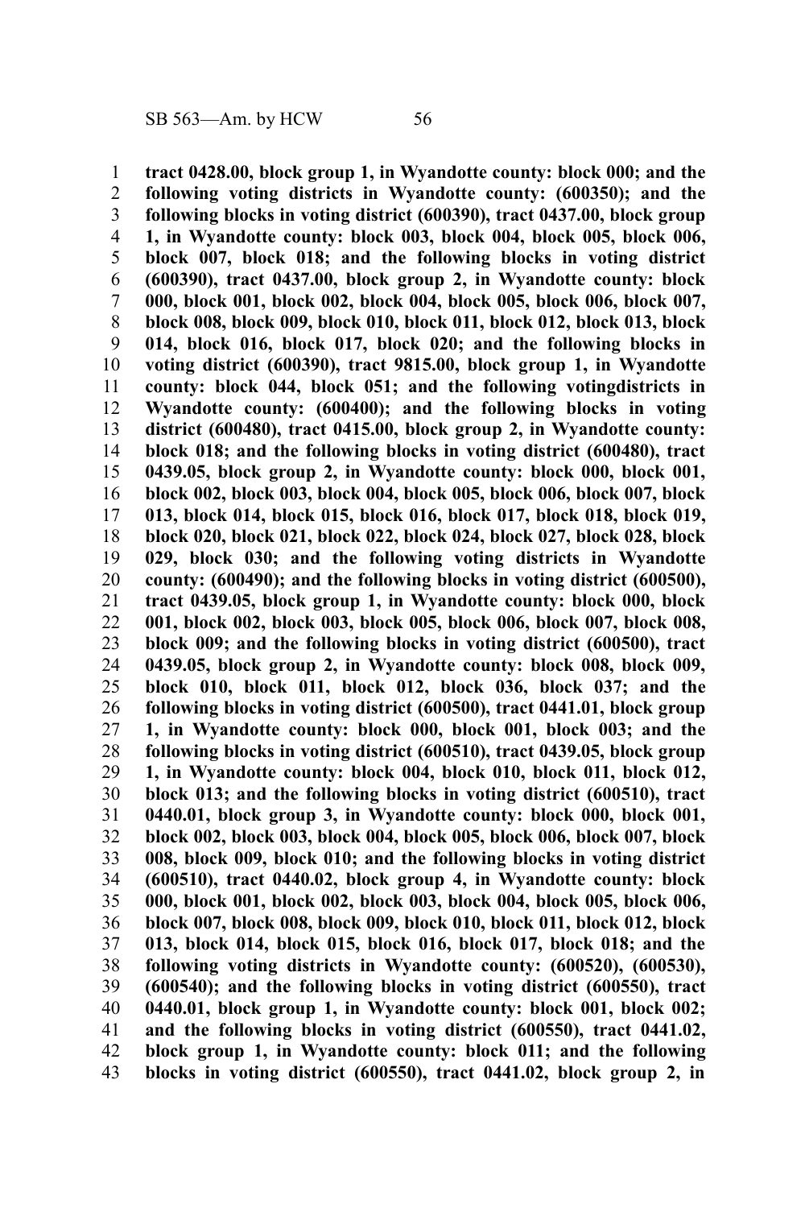**tract 0428.00, block group 1, in Wyandotte county: block 000; and the following voting districts in Wyandotte county: (600350); and the following blocks in voting district (600390), tract 0437.00, block group 1, in Wyandotte county: block 003, block 004, block 005, block 006, block 007, block 018; and the following blocks in voting district (600390), tract 0437.00, block group 2, in Wyandotte county: block 000, block 001, block 002, block 004, block 005, block 006, block 007, block 008, block 009, block 010, block 011, block 012, block 013, block 014, block 016, block 017, block 020; and the following blocks in voting district (600390), tract 9815.00, block group 1, in Wyandotte county: block 044, block 051; and the following votingdistricts in Wyandotte county: (600400); and the following blocks in voting district (600480), tract 0415.00, block group 2, in Wyandotte county: block 018; and the following blocks in voting district (600480), tract 0439.05, block group 2, in Wyandotte county: block 000, block 001, block 002, block 003, block 004, block 005, block 006, block 007, block 013, block 014, block 015, block 016, block 017, block 018, block 019, block 020, block 021, block 022, block 024, block 027, block 028, block 029, block 030; and the following voting districts in Wyandotte county: (600490); and the following blocks in voting district (600500), tract 0439.05, block group 1, in Wyandotte county: block 000, block 001, block 002, block 003, block 005, block 006, block 007, block 008, block 009; and the following blocks in voting district (600500), tract 0439.05, block group 2, in Wyandotte county: block 008, block 009, block 010, block 011, block 012, block 036, block 037; and the following blocks in voting district (600500), tract 0441.01, block group 1, in Wyandotte county: block 000, block 001, block 003; and the following blocks in voting district (600510), tract 0439.05, block group 1, in Wyandotte county: block 004, block 010, block 011, block 012, block 013; and the following blocks in voting district (600510), tract 0440.01, block group 3, in Wyandotte county: block 000, block 001, block 002, block 003, block 004, block 005, block 006, block 007, block 008, block 009, block 010; and the following blocks in voting district (600510), tract 0440.02, block group 4, in Wyandotte county: block 000, block 001, block 002, block 003, block 004, block 005, block 006, block 007, block 008, block 009, block 010, block 011, block 012, block 013, block 014, block 015, block 016, block 017, block 018; and the following voting districts in Wyandotte county: (600520), (600530), (600540); and the following blocks in voting district (600550), tract 0440.01, block group 1, in Wyandotte county: block 001, block 002; and the following blocks in voting district (600550), tract 0441.02, block group 1, in Wyandotte county: block 011; and the following blocks in voting district (600550), tract 0441.02, block group 2, in**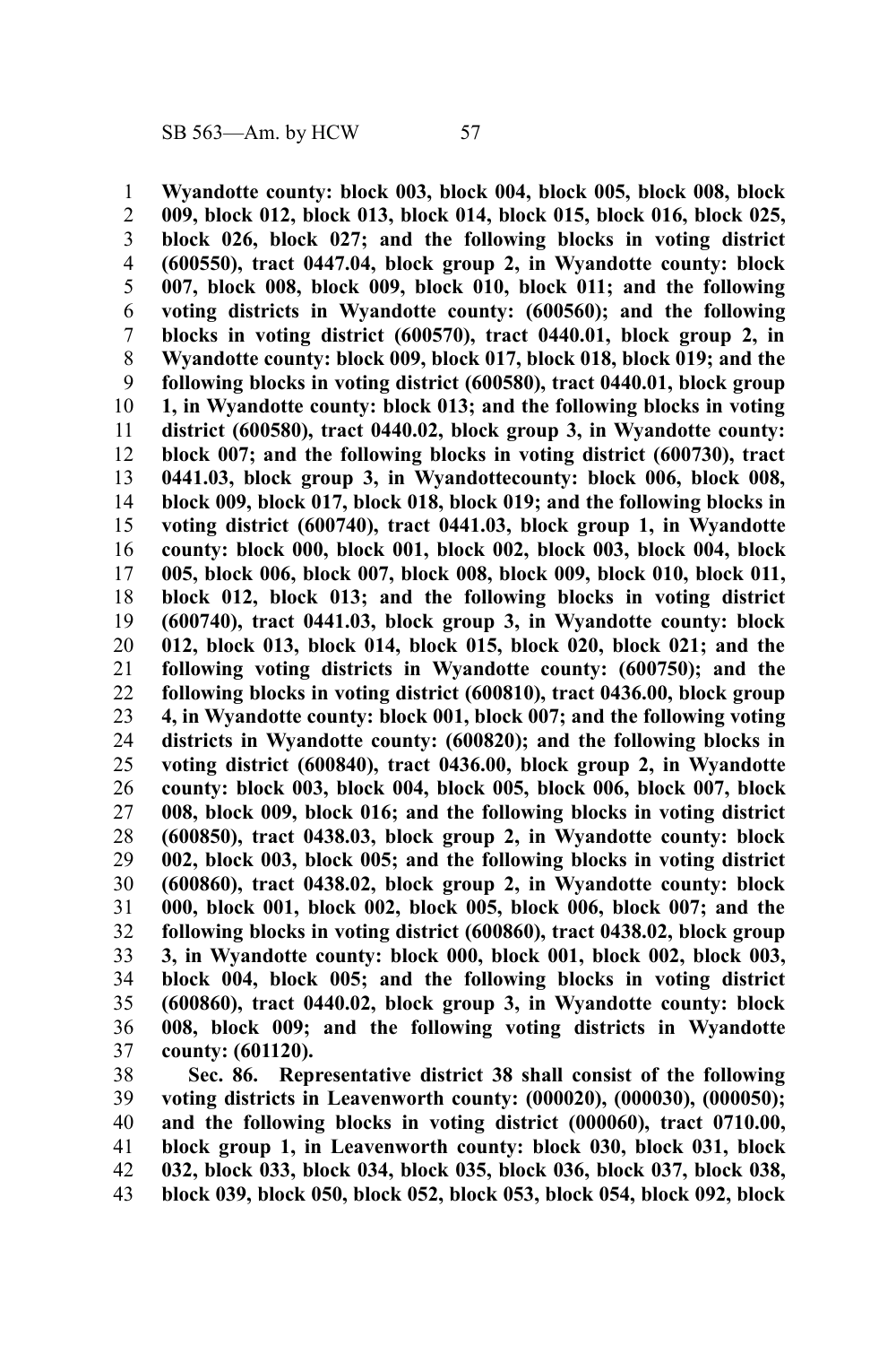**Wyandotte county: block 003, block 004, block 005, block 008, block 009, block 012, block 013, block 014, block 015, block 016, block 025, block 026, block 027; and the following blocks in voting district (600550), tract 0447.04, block group 2, in Wyandotte county: block 007, block 008, block 009, block 010, block 011; and the following voting districts in Wyandotte county: (600560); and the following blocks in voting district (600570), tract 0440.01, block group 2, in Wyandotte county: block 009, block 017, block 018, block 019; and the following blocks in voting district (600580), tract 0440.01, block group 1, in Wyandotte county: block 013; and the following blocks in voting district (600580), tract 0440.02, block group 3, in Wyandotte county: block 007; and the following blocks in voting district (600730), tract 0441.03, block group 3, in Wyandottecounty: block 006, block 008, block 009, block 017, block 018, block 019; and the following blocks in voting district (600740), tract 0441.03, block group 1, in Wyandotte county: block 000, block 001, block 002, block 003, block 004, block 005, block 006, block 007, block 008, block 009, block 010, block 011, block 012, block 013; and the following blocks in voting district (600740), tract 0441.03, block group 3, in Wyandotte county: block 012, block 013, block 014, block 015, block 020, block 021; and the following voting districts in Wyandotte county: (600750); and the following blocks in voting district (600810), tract 0436.00, block group 4, in Wyandotte county: block 001, block 007; and the following voting districts in Wyandotte county: (600820); and the following blocks in voting district (600840), tract 0436.00, block group 2, in Wyandotte county: block 003, block 004, block 005, block 006, block 007, block 008, block 009, block 016; and the following blocks in voting district (600850), tract 0438.03, block group 2, in Wyandotte county: block 002, block 003, block 005; and the following blocks in voting district (600860), tract 0438.02, block group 2, in Wyandotte county: block 000, block 001, block 002, block 005, block 006, block 007; and the following blocks in voting district (600860), tract 0438.02, block group 3, in Wyandotte county: block 000, block 001, block 002, block 003, block 004, block 005; and the following blocks in voting district (600860), tract 0440.02, block group 3, in Wyandotte county: block 008, block 009; and the following voting districts in Wyandotte county: (601120).**

**Sec. 86. Representative district 38 shall consist of the following voting districts in Leavenworth county: (000020), (000030), (000050); and the following blocks in voting district (000060), tract 0710.00, block group 1, in Leavenworth county: block 030, block 031, block 032, block 033, block 034, block 035, block 036, block 037, block 038, block 039, block 050, block 052, block 053, block 054, block 092, block**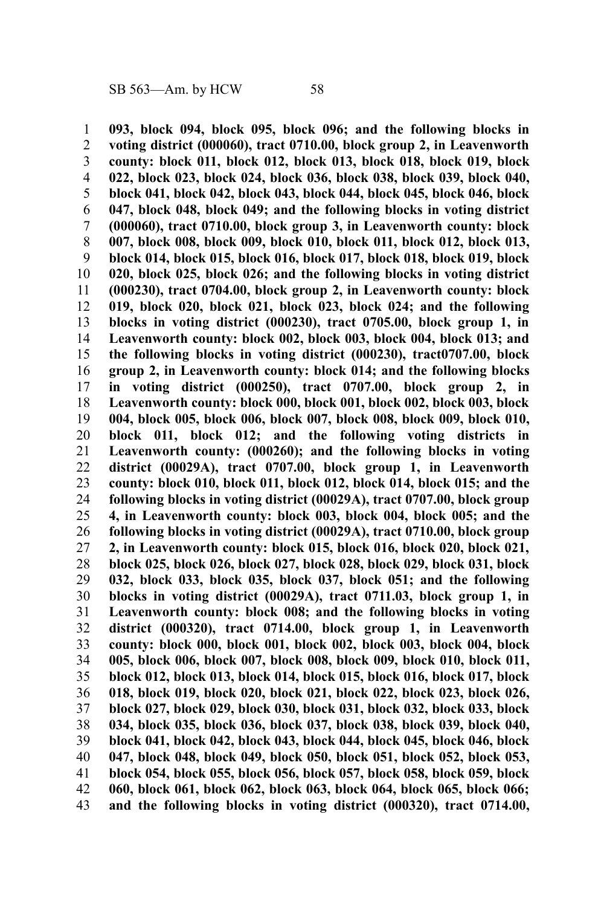**093, block 094, block 095, block 096; and the following blocks in voting district (000060), tract 0710.00, block group 2, in Leavenworth county: block 011, block 012, block 013, block 018, block 019, block 022, block 023, block 024, block 036, block 038, block 039, block 040, block 041, block 042, block 043, block 044, block 045, block 046, block 047, block 048, block 049; and the following blocks in voting district (000060), tract 0710.00, block group 3, in Leavenworth county: block 007, block 008, block 009, block 010, block 011, block 012, block 013, block 014, block 015, block 016, block 017, block 018, block 019, block 020, block 025, block 026; and the following blocks in voting district (000230), tract 0704.00, block group 2, in Leavenworth county: block 019, block 020, block 021, block 023, block 024; and the following blocks in voting district (000230), tract 0705.00, block group 1, in Leavenworth county: block 002, block 003, block 004, block 013; and the following blocks in voting district (000230), tract0707.00, block group 2, in Leavenworth county: block 014; and the following blocks in voting district (000250), tract 0707.00, block group 2, in Leavenworth county: block 000, block 001, block 002, block 003, block 004, block 005, block 006, block 007, block 008, block 009, block 010, block 011, block 012; and the following voting districts in Leavenworth county: (000260); and the following blocks in voting district (00029A), tract 0707.00, block group 1, in Leavenworth county: block 010, block 011, block 012, block 014, block 015; and the following blocks in voting district (00029A), tract 0707.00, block group 4, in Leavenworth county: block 003, block 004, block 005; and the following blocks in voting district (00029A), tract 0710.00, block group 2, in Leavenworth county: block 015, block 016, block 020, block 021, block 025, block 026, block 027, block 028, block 029, block 031, block 032, block 033, block 035, block 037, block 051; and the following blocks in voting district (00029A), tract 0711.03, block group 1, in Leavenworth county: block 008; and the following blocks in voting district (000320), tract 0714.00, block group 1, in Leavenworth county: block 000, block 001, block 002, block 003, block 004, block 005, block 006, block 007, block 008, block 009, block 010, block 011, block 012, block 013, block 014, block 015, block 016, block 017, block 018, block 019, block 020, block 021, block 022, block 023, block 026, block 027, block 029, block 030, block 031, block 032, block 033, block 034, block 035, block 036, block 037, block 038, block 039, block 040, block 041, block 042, block 043, block 044, block 045, block 046, block 047, block 048, block 049, block 050, block 051, block 052, block 053, block 054, block 055, block 056, block 057, block 058, block 059, block 060, block 061, block 062, block 063, block 064, block 065, block 066; and the following blocks in voting district (000320), tract 0714.00,**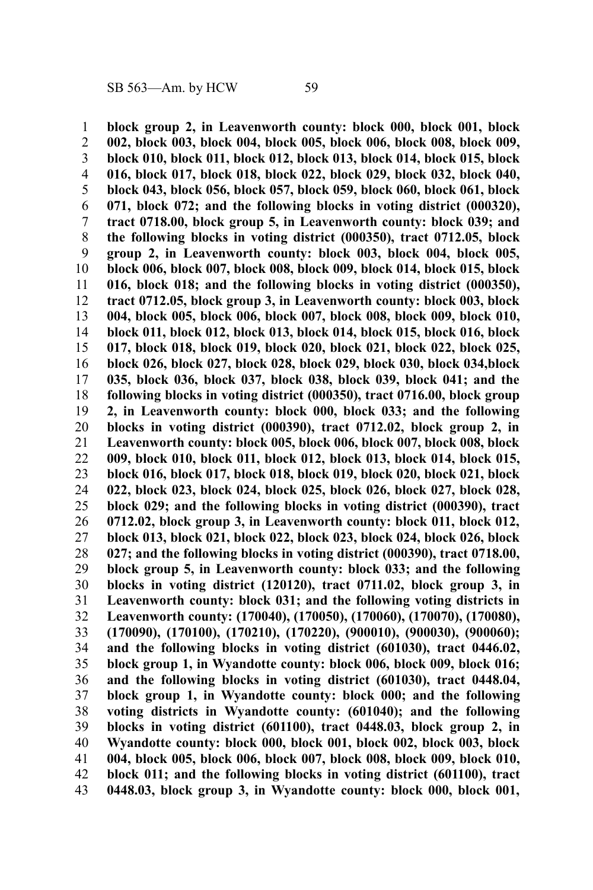**block group 2, in Leavenworth county: block 000, block 001, block 002, block 003, block 004, block 005, block 006, block 008, block 009, block 010, block 011, block 012, block 013, block 014, block 015, block 016, block 017, block 018, block 022, block 029, block 032, block 040, block 043, block 056, block 057, block 059, block 060, block 061, block 071, block 072; and the following blocks in voting district (000320), tract 0718.00, block group 5, in Leavenworth county: block 039; and the following blocks in voting district (000350), tract 0712.05, block group 2, in Leavenworth county: block 003, block 004, block 005, block 006, block 007, block 008, block 009, block 014, block 015, block 016, block 018; and the following blocks in voting district (000350), tract 0712.05, block group 3, in Leavenworth county: block 003, block 004, block 005, block 006, block 007, block 008, block 009, block 010, block 011, block 012, block 013, block 014, block 015, block 016, block 017, block 018, block 019, block 020, block 021, block 022, block 025, block 026, block 027, block 028, block 029, block 030, block 034,block 035, block 036, block 037, block 038, block 039, block 041; and the following blocks in voting district (000350), tract 0716.00, block group 2, in Leavenworth county: block 000, block 033; and the following blocks in voting district (000390), tract 0712.02, block group 2, in Leavenworth county: block 005, block 006, block 007, block 008, block 009, block 010, block 011, block 012, block 013, block 014, block 015, block 016, block 017, block 018, block 019, block 020, block 021, block 022, block 023, block 024, block 025, block 026, block 027, block 028, block 029; and the following blocks in voting district (000390), tract 0712.02, block group 3, in Leavenworth county: block 011, block 012, block 013, block 021, block 022, block 023, block 024, block 026, block 027; and the following blocks in voting district (000390), tract 0718.00, block group 5, in Leavenworth county: block 033; and the following blocks in voting district (120120), tract 0711.02, block group 3, in Leavenworth county: block 031; and the following voting districts in Leavenworth county: (170040), (170050), (170060), (170070), (170080), (170090), (170100), (170210), (170220), (900010), (900030), (900060); and the following blocks in voting district (601030), tract 0446.02, block group 1, in Wyandotte county: block 006, block 009, block 016; and the following blocks in voting district (601030), tract 0448.04, block group 1, in Wyandotte county: block 000; and the following voting districts in Wyandotte county: (601040); and the following blocks in voting district (601100), tract 0448.03, block group 2, in Wyandotte county: block 000, block 001, block 002, block 003, block 004, block 005, block 006, block 007, block 008, block 009, block 010, block 011; and the following blocks in voting district (601100), tract 0448.03, block group 3, in Wyandotte county: block 000, block 001,**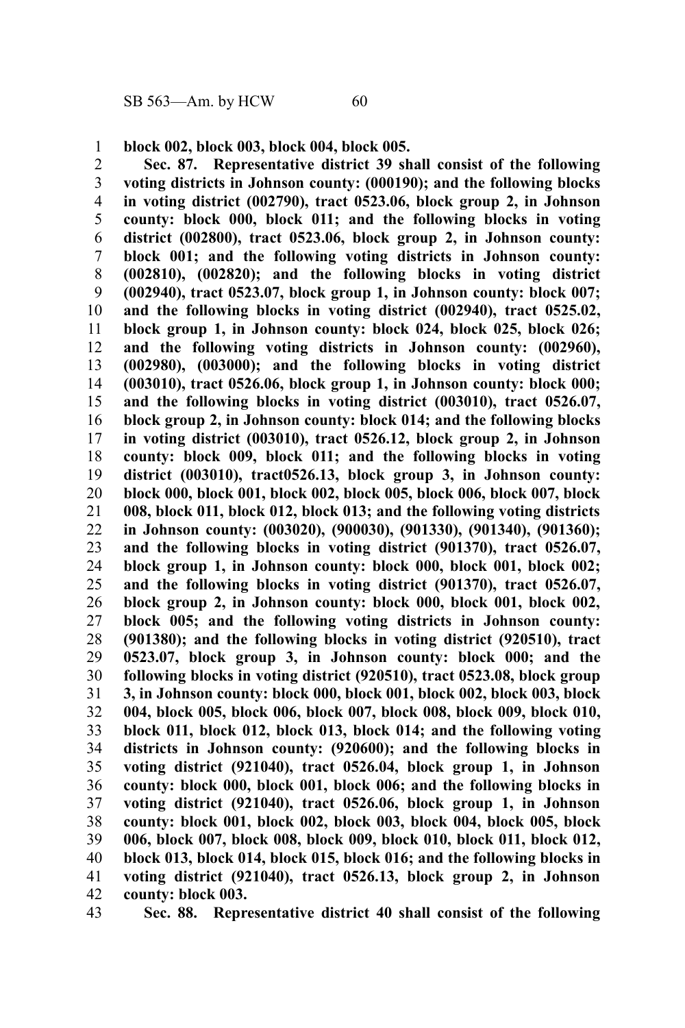**block 002, block 003, block 004, block 005.**

**Sec. 87. Representative district 39 shall consist of the following voting districts in Johnson county: (000190); and the following blocks in voting district (002790), tract 0523.06, block group 2, in Johnson county: block 000, block 011; and the following blocks in voting district (002800), tract 0523.06, block group 2, in Johnson county: block 001; and the following voting districts in Johnson county: (002810), (002820); and the following blocks in voting district (002940), tract 0523.07, block group 1, in Johnson county: block 007; and the following blocks in voting district (002940), tract 0525.02, block group 1, in Johnson county: block 024, block 025, block 026; and the following voting districts in Johnson county: (002960), (002980), (003000); and the following blocks in voting district (003010), tract 0526.06, block group 1, in Johnson county: block 000; and the following blocks in voting district (003010), tract 0526.07, block group 2, in Johnson county: block 014; and the following blocks in voting district (003010), tract 0526.12, block group 2, in Johnson county: block 009, block 011; and the following blocks in voting district (003010), tract0526.13, block group 3, in Johnson county: block 000, block 001, block 002, block 005, block 006, block 007, block 008, block 011, block 012, block 013; and the following voting districts in Johnson county: (003020), (900030), (901330), (901340), (901360); and the following blocks in voting district (901370), tract 0526.07, block group 1, in Johnson county: block 000, block 001, block 002; and the following blocks in voting district (901370), tract 0526.07, block group 2, in Johnson county: block 000, block 001, block 002, block 005; and the following voting districts in Johnson county: (901380); and the following blocks in voting district (920510), tract 0523.07, block group 3, in Johnson county: block 000; and the following blocks in voting district (920510), tract 0523.08, block group 3, in Johnson county: block 000, block 001, block 002, block 003, block 004, block 005, block 006, block 007, block 008, block 009, block 010, block 011, block 012, block 013, block 014; and the following voting districts in Johnson county: (920600); and the following blocks in voting district (921040), tract 0526.04, block group 1, in Johnson county: block 000, block 001, block 006; and the following blocks in voting district (921040), tract 0526.06, block group 1, in Johnson county: block 001, block 002, block 003, block 004, block 005, block 006, block 007, block 008, block 009, block 010, block 011, block 012, block 013, block 014, block 015, block 016; and the following blocks in voting district (921040), tract 0526.13, block group 2, in Johnson county: block 003.**

**Sec. 88. Representative district 40 shall consist of the following**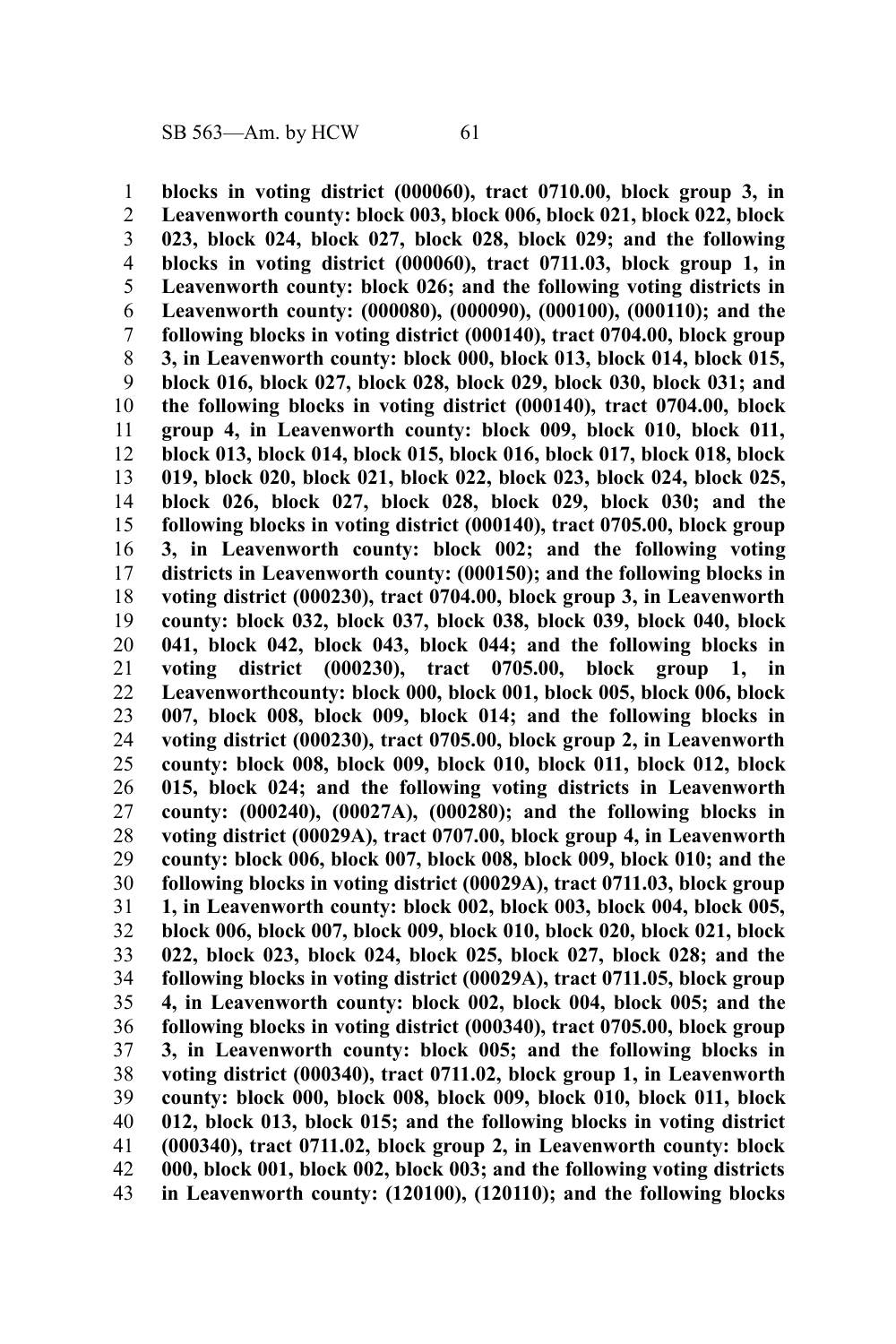**blocks in voting district (000060), tract 0710.00, block group 3, in Leavenworth county: block 003, block 006, block 021, block 022, block 023, block 024, block 027, block 028, block 029; and the following blocks in voting district (000060), tract 0711.03, block group 1, in Leavenworth county: block 026; and the following voting districts in Leavenworth county: (000080), (000090), (000100), (000110); and the following blocks in voting district (000140), tract 0704.00, block group 3, in Leavenworth county: block 000, block 013, block 014, block 015, block 016, block 027, block 028, block 029, block 030, block 031; and the following blocks in voting district (000140), tract 0704.00, block group 4, in Leavenworth county: block 009, block 010, block 011, block 013, block 014, block 015, block 016, block 017, block 018, block 019, block 020, block 021, block 022, block 023, block 024, block 025, block 026, block 027, block 028, block 029, block 030; and the following blocks in voting district (000140), tract 0705.00, block group 3, in Leavenworth county: block 002; and the following voting districts in Leavenworth county: (000150); and the following blocks in voting district (000230), tract 0704.00, block group 3, in Leavenworth county: block 032, block 037, block 038, block 039, block 040, block 041, block 042, block 043, block 044; and the following blocks in voting district (000230), tract 0705.00, block group 1, in Leavenworthcounty: block 000, block 001, block 005, block 006, block 007, block 008, block 009, block 014; and the following blocks in voting district (000230), tract 0705.00, block group 2, in Leavenworth county: block 008, block 009, block 010, block 011, block 012, block 015, block 024; and the following voting districts in Leavenworth county: (000240), (00027A), (000280); and the following blocks in voting district (00029A), tract 0707.00, block group 4, in Leavenworth county: block 006, block 007, block 008, block 009, block 010; and the following blocks in voting district (00029A), tract 0711.03, block group 1, in Leavenworth county: block 002, block 003, block 004, block 005, block 006, block 007, block 009, block 010, block 020, block 021, block 022, block 023, block 024, block 025, block 027, block 028; and the following blocks in voting district (00029A), tract 0711.05, block group 4, in Leavenworth county: block 002, block 004, block 005; and the following blocks in voting district (000340), tract 0705.00, block group 3, in Leavenworth county: block 005; and the following blocks in voting district (000340), tract 0711.02, block group 1, in Leavenworth county: block 000, block 008, block 009, block 010, block 011, block 012, block 013, block 015; and the following blocks in voting district (000340), tract 0711.02, block group 2, in Leavenworth county: block 000, block 001, block 002, block 003; and the following voting districts in Leavenworth county: (120100), (120110); and the following blocks**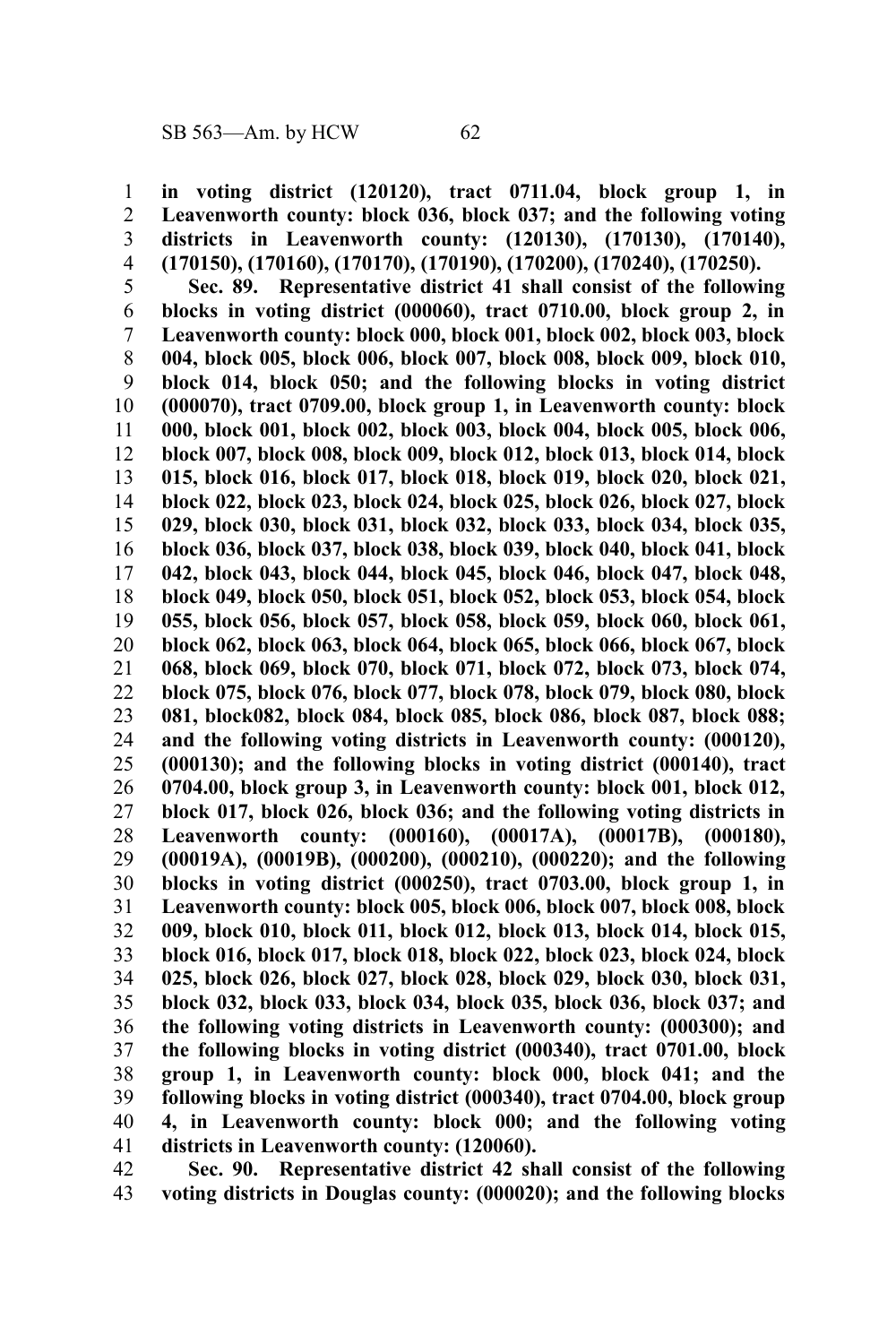**in voting district (120120), tract 0711.04, block group 1, in Leavenworth county: block 036, block 037; and the following voting districts in Leavenworth county: (120130), (170130), (170140), (170150), (170160), (170170), (170190), (170200), (170240), (170250).**

**Sec. 89. Representative district 41 shall consist of the following blocks in voting district (000060), tract 0710.00, block group 2, in Leavenworth county: block 000, block 001, block 002, block 003, block 004, block 005, block 006, block 007, block 008, block 009, block 010, block 014, block 050; and the following blocks in voting district (000070), tract 0709.00, block group 1, in Leavenworth county: block 000, block 001, block 002, block 003, block 004, block 005, block 006, block 007, block 008, block 009, block 012, block 013, block 014, block 015, block 016, block 017, block 018, block 019, block 020, block 021, block 022, block 023, block 024, block 025, block 026, block 027, block 029, block 030, block 031, block 032, block 033, block 034, block 035, block 036, block 037, block 038, block 039, block 040, block 041, block 042, block 043, block 044, block 045, block 046, block 047, block 048, block 049, block 050, block 051, block 052, block 053, block 054, block 055, block 056, block 057, block 058, block 059, block 060, block 061, block 062, block 063, block 064, block 065, block 066, block 067, block 068, block 069, block 070, block 071, block 072, block 073, block 074, block 075, block 076, block 077, block 078, block 079, block 080, block 081, block082, block 084, block 085, block 086, block 087, block 088; and the following voting districts in Leavenworth county: (000120), (000130); and the following blocks in voting district (000140), tract 0704.00, block group 3, in Leavenworth county: block 001, block 012, block 017, block 026, block 036; and the following voting districts in Leavenworth county: (000160), (00017A), (00017B), (000180), (00019A), (00019B), (000200), (000210), (000220); and the following blocks in voting district (000250), tract 0703.00, block group 1, in Leavenworth county: block 005, block 006, block 007, block 008, block 009, block 010, block 011, block 012, block 013, block 014, block 015, block 016, block 017, block 018, block 022, block 023, block 024, block 025, block 026, block 027, block 028, block 029, block 030, block 031, block 032, block 033, block 034, block 035, block 036, block 037; and the following voting districts in Leavenworth county: (000300); and the following blocks in voting district (000340), tract 0701.00, block group 1, in Leavenworth county: block 000, block 041; and the following blocks in voting district (000340), tract 0704.00, block group 4, in Leavenworth county: block 000; and the following voting districts in Leavenworth county: (120060).**

**Sec. 90. Representative district 42 shall consist of the following voting districts in Douglas county: (000020); and the following blocks**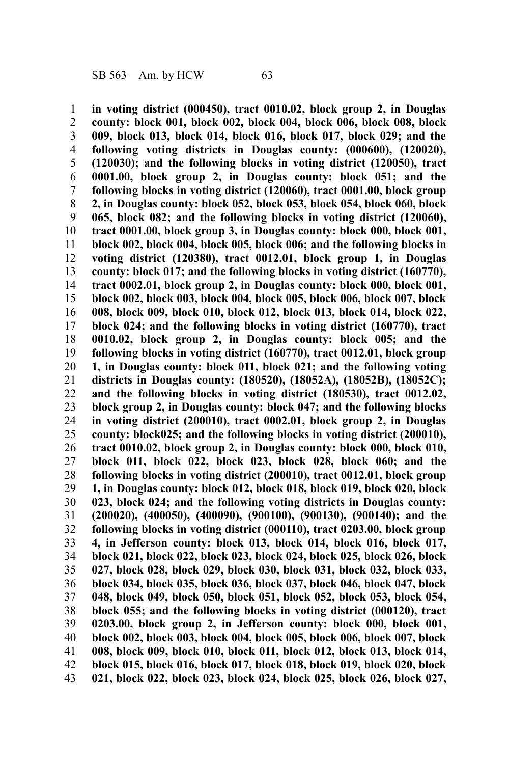**in voting district (000450), tract 0010.02, block group 2, in Douglas county: block 001, block 002, block 004, block 006, block 008, block 009, block 013, block 014, block 016, block 017, block 029; and the following voting districts in Douglas county: (000600), (120020), (120030); and the following blocks in voting district (120050), tract 0001.00, block group 2, in Douglas county: block 051; and the following blocks in voting district (120060), tract 0001.00, block group 2, in Douglas county: block 052, block 053, block 054, block 060, block 065, block 082; and the following blocks in voting district (120060), tract 0001.00, block group 3, in Douglas county: block 000, block 001, block 002, block 004, block 005, block 006; and the following blocks in voting district (120380), tract 0012.01, block group 1, in Douglas county: block 017; and the following blocks in voting district (160770), tract 0002.01, block group 2, in Douglas county: block 000, block 001, block 002, block 003, block 004, block 005, block 006, block 007, block 008, block 009, block 010, block 012, block 013, block 014, block 022, block 024; and the following blocks in voting district (160770), tract 0010.02, block group 2, in Douglas county: block 005; and the following blocks in voting district (160770), tract 0012.01, block group 1, in Douglas county: block 011, block 021; and the following voting districts in Douglas county: (180520), (18052A), (18052B), (18052C); and the following blocks in voting district (180530), tract 0012.02, block group 2, in Douglas county: block 047; and the following blocks in voting district (200010), tract 0002.01, block group 2, in Douglas county: block025; and the following blocks in voting district (200010), tract 0010.02, block group 2, in Douglas county: block 000, block 010, block 011, block 022, block 023, block 028, block 060; and the following blocks in voting district (200010), tract 0012.01, block group 1, in Douglas county: block 012, block 018, block 019, block 020, block 023, block 024; and the following voting districts in Douglas county: (200020), (400050), (400090), (900100), (900130), (900140); and the following blocks in voting district (000110), tract 0203.00, block group 4, in Jefferson county: block 013, block 014, block 016, block 017, block 021, block 022, block 023, block 024, block 025, block 026, block 027, block 028, block 029, block 030, block 031, block 032, block 033, block 034, block 035, block 036, block 037, block 046, block 047, block 048, block 049, block 050, block 051, block 052, block 053, block 054, block 055; and the following blocks in voting district (000120), tract 0203.00, block group 2, in Jefferson county: block 000, block 001, block 002, block 003, block 004, block 005, block 006, block 007, block 008, block 009, block 010, block 011, block 012, block 013, block 014, block 015, block 016, block 017, block 018, block 019, block 020, block 021, block 022, block 023, block 024, block 025, block 026, block 027,**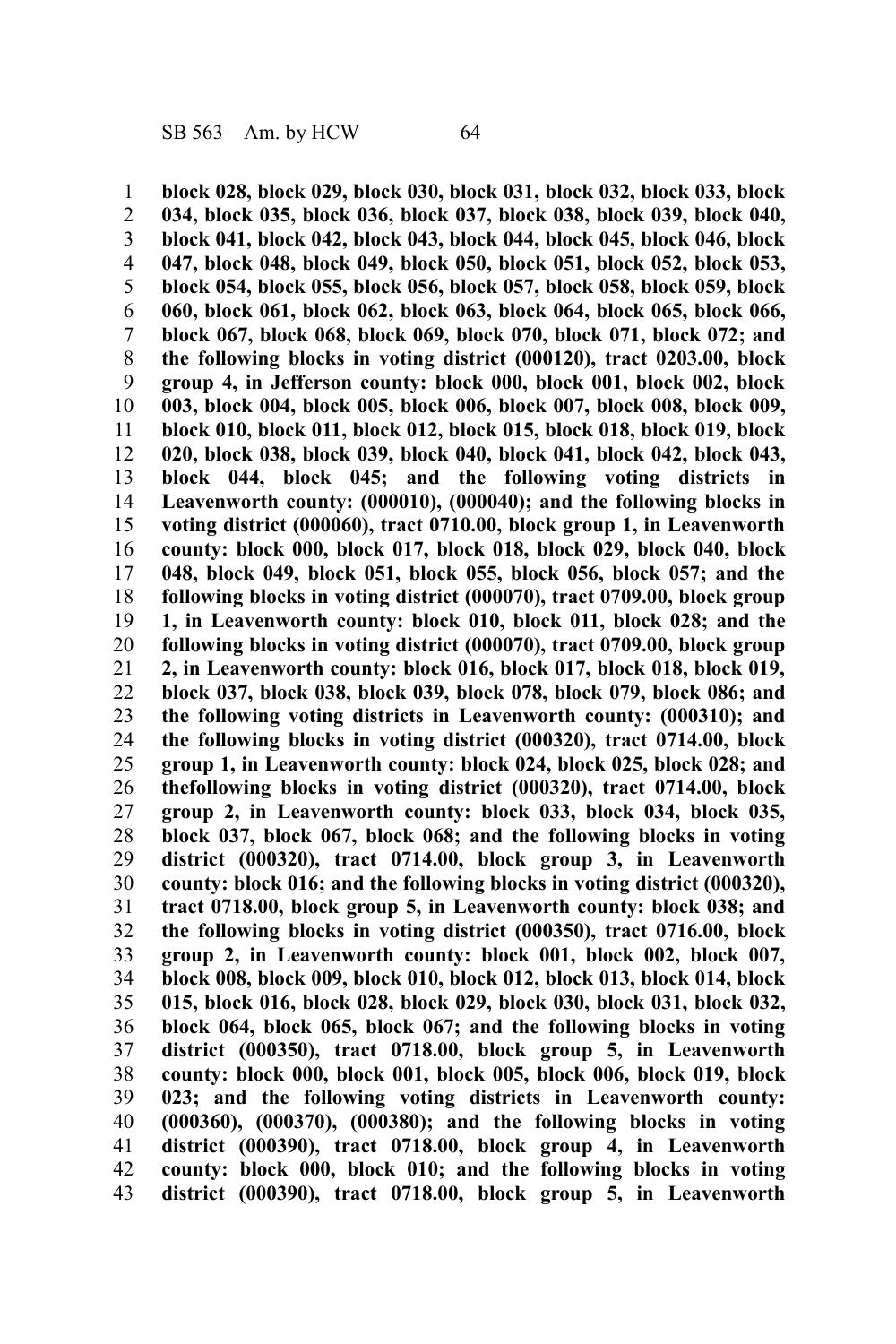**block 028, block 029, block 030, block 031, block 032, block 033, block 034, block 035, block 036, block 037, block 038, block 039, block 040, block 041, block 042, block 043, block 044, block 045, block 046, block 047, block 048, block 049, block 050, block 051, block 052, block 053, block 054, block 055, block 056, block 057, block 058, block 059, block 060, block 061, block 062, block 063, block 064, block 065, block 066, block 067, block 068, block 069, block 070, block 071, block 072; and the following blocks in voting district (000120), tract 0203.00, block group 4, in Jefferson county: block 000, block 001, block 002, block 003, block 004, block 005, block 006, block 007, block 008, block 009, block 010, block 011, block 012, block 015, block 018, block 019, block 020, block 038, block 039, block 040, block 041, block 042, block 043, block 044, block 045; and the following voting districts in Leavenworth county: (000010), (000040); and the following blocks in voting district (000060), tract 0710.00, block group 1, in Leavenworth county: block 000, block 017, block 018, block 029, block 040, block 048, block 049, block 051, block 055, block 056, block 057; and the following blocks in voting district (000070), tract 0709.00, block group 1, in Leavenworth county: block 010, block 011, block 028; and the following blocks in voting district (000070), tract 0709.00, block group 2, in Leavenworth county: block 016, block 017, block 018, block 019, block 037, block 038, block 039, block 078, block 079, block 086; and the following voting districts in Leavenworth county: (000310); and the following blocks in voting district (000320), tract 0714.00, block group 1, in Leavenworth county: block 024, block 025, block 028; and thefollowing blocks in voting district (000320), tract 0714.00, block group 2, in Leavenworth county: block 033, block 034, block 035, block 037, block 067, block 068; and the following blocks in voting district (000320), tract 0714.00, block group 3, in Leavenworth county: block 016; and the following blocks in voting district (000320), tract 0718.00, block group 5, in Leavenworth county: block 038; and the following blocks in voting district (000350), tract 0716.00, block group 2, in Leavenworth county: block 001, block 002, block 007, block 008, block 009, block 010, block 012, block 013, block 014, block 015, block 016, block 028, block 029, block 030, block 031, block 032, block 064, block 065, block 067; and the following blocks in voting district (000350), tract 0718.00, block group 5, in Leavenworth county: block 000, block 001, block 005, block 006, block 019, block 023; and the following voting districts in Leavenworth county: (000360), (000370), (000380); and the following blocks in voting district (000390), tract 0718.00, block group 4, in Leavenworth county: block 000, block 010; and the following blocks in voting district (000390), tract 0718.00, block group 5, in Leavenworth**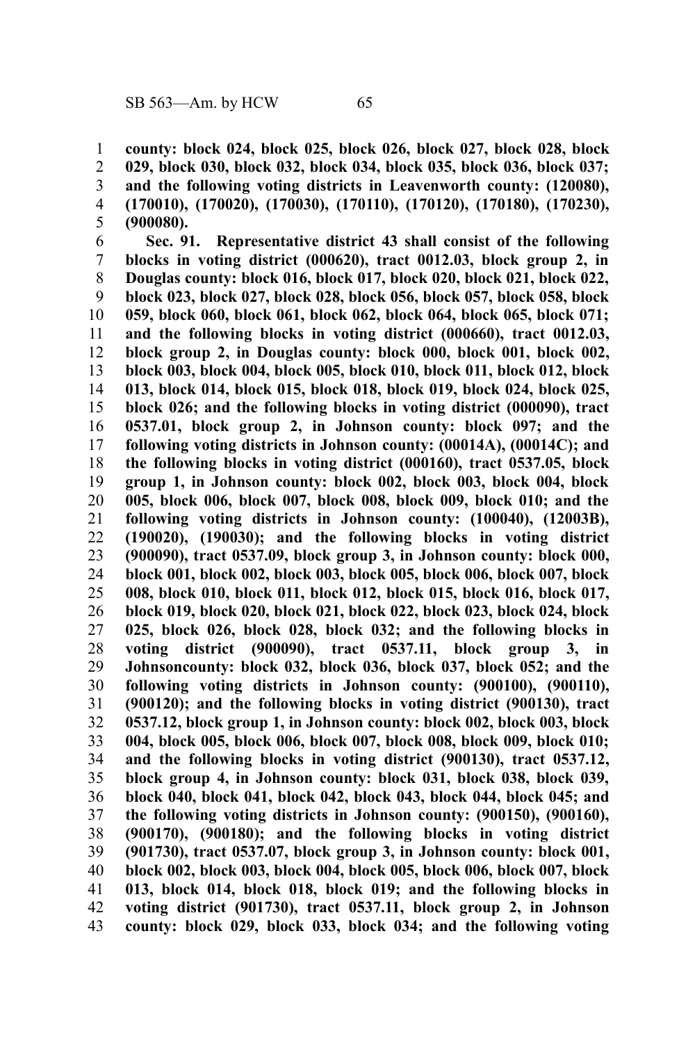**county: block 024, block 025, block 026, block 027, block 028, block 029, block 030, block 032, block 034, block 035, block 036, block 037; and the following voting districts in Leavenworth county: (120080), (170010), (170020), (170030), (170110), (170120), (170180), (170230), (900080).**

**Sec. 91. Representative district 43 shall consist of the following blocks in voting district (000620), tract 0012.03, block group 2, in Douglas county: block 016, block 017, block 020, block 021, block 022, block 023, block 027, block 028, block 056, block 057, block 058, block 059, block 060, block 061, block 062, block 064, block 065, block 071; and the following blocks in voting district (000660), tract 0012.03, block group 2, in Douglas county: block 000, block 001, block 002, block 003, block 004, block 005, block 010, block 011, block 012, block 013, block 014, block 015, block 018, block 019, block 024, block 025, block 026; and the following blocks in voting district (000090), tract 0537.01, block group 2, in Johnson county: block 097; and the following voting districts in Johnson county: (00014A), (00014C); and the following blocks in voting district (000160), tract 0537.05, block group 1, in Johnson county: block 002, block 003, block 004, block 005, block 006, block 007, block 008, block 009, block 010; and the following voting districts in Johnson county: (100040), (12003B), (190020), (190030); and the following blocks in voting district (900090), tract 0537.09, block group 3, in Johnson county: block 000, block 001, block 002, block 003, block 005, block 006, block 007, block 008, block 010, block 011, block 012, block 015, block 016, block 017, block 019, block 020, block 021, block 022, block 023, block 024, block 025, block 026, block 028, block 032; and the following blocks in voting district (900090), tract 0537.11, block group 3, in Johnsoncounty: block 032, block 036, block 037, block 052; and the following voting districts in Johnson county: (900100), (900110), (900120); and the following blocks in voting district (900130), tract 0537.12, block group 1, in Johnson county: block 002, block 003, block 004, block 005, block 006, block 007, block 008, block 009, block 010; and the following blocks in voting district (900130), tract 0537.12, block group 4, in Johnson county: block 031, block 038, block 039, block 040, block 041, block 042, block 043, block 044, block 045; and the following voting districts in Johnson county: (900150), (900160), (900170), (900180); and the following blocks in voting district (901730), tract 0537.07, block group 3, in Johnson county: block 001, block 002, block 003, block 004, block 005, block 006, block 007, block 013, block 014, block 018, block 019; and the following blocks in voting district (901730), tract 0537.11, block group 2, in Johnson county: block 029, block 033, block 034; and the following voting**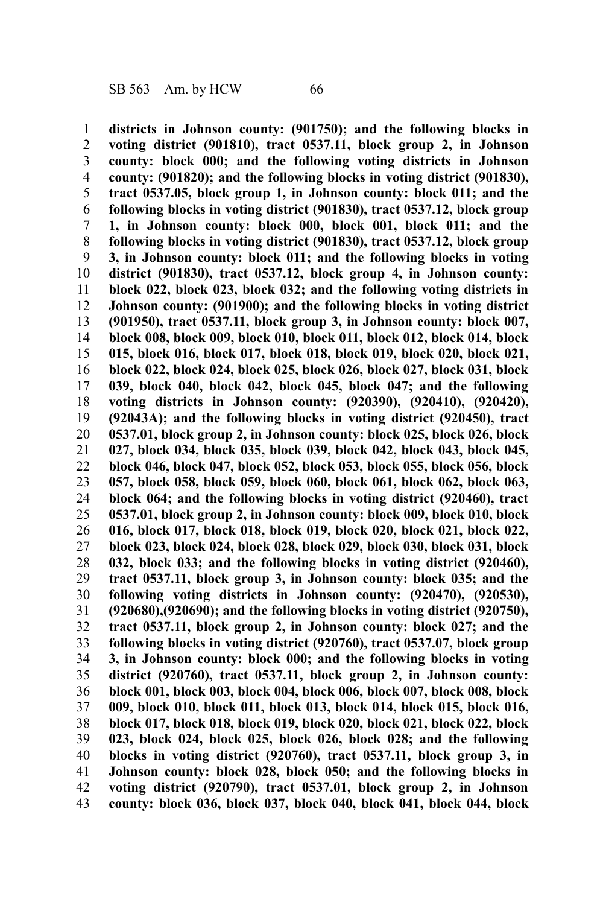**districts in Johnson county: (901750); and the following blocks in voting district (901810), tract 0537.11, block group 2, in Johnson county: block 000; and the following voting districts in Johnson county: (901820); and the following blocks in voting district (901830), tract 0537.05, block group 1, in Johnson county: block 011; and the following blocks in voting district (901830), tract 0537.12, block group 1, in Johnson county: block 000, block 001, block 011; and the following blocks in voting district (901830), tract 0537.12, block group 3, in Johnson county: block 011; and the following blocks in voting district (901830), tract 0537.12, block group 4, in Johnson county: block 022, block 023, block 032; and the following voting districts in Johnson county: (901900); and the following blocks in voting district (901950), tract 0537.11, block group 3, in Johnson county: block 007, block 008, block 009, block 010, block 011, block 012, block 014, block 015, block 016, block 017, block 018, block 019, block 020, block 021, block 022, block 024, block 025, block 026, block 027, block 031, block 039, block 040, block 042, block 045, block 047; and the following voting districts in Johnson county: (920390), (920410), (920420), (92043A); and the following blocks in voting district (920450), tract 0537.01, block group 2, in Johnson county: block 025, block 026, block 027, block 034, block 035, block 039, block 042, block 043, block 045, block 046, block 047, block 052, block 053, block 055, block 056, block 057, block 058, block 059, block 060, block 061, block 062, block 063, block 064; and the following blocks in voting district (920460), tract 0537.01, block group 2, in Johnson county: block 009, block 010, block 016, block 017, block 018, block 019, block 020, block 021, block 022, block 023, block 024, block 028, block 029, block 030, block 031, block 032, block 033; and the following blocks in voting district (920460), tract 0537.11, block group 3, in Johnson county: block 035; and the following voting districts in Johnson county: (920470), (920530), (920680),(920690); and the following blocks in voting district (920750), tract 0537.11, block group 2, in Johnson county: block 027; and the following blocks in voting district (920760), tract 0537.07, block group 3, in Johnson county: block 000; and the following blocks in voting district (920760), tract 0537.11, block group 2, in Johnson county: block 001, block 003, block 004, block 006, block 007, block 008, block 009, block 010, block 011, block 013, block 014, block 015, block 016, block 017, block 018, block 019, block 020, block 021, block 022, block 023, block 024, block 025, block 026, block 028; and the following blocks in voting district (920760), tract 0537.11, block group 3, in Johnson county: block 028, block 050; and the following blocks in voting district (920790), tract 0537.01, block group 2, in Johnson county: block 036, block 037, block 040, block 041, block 044, block**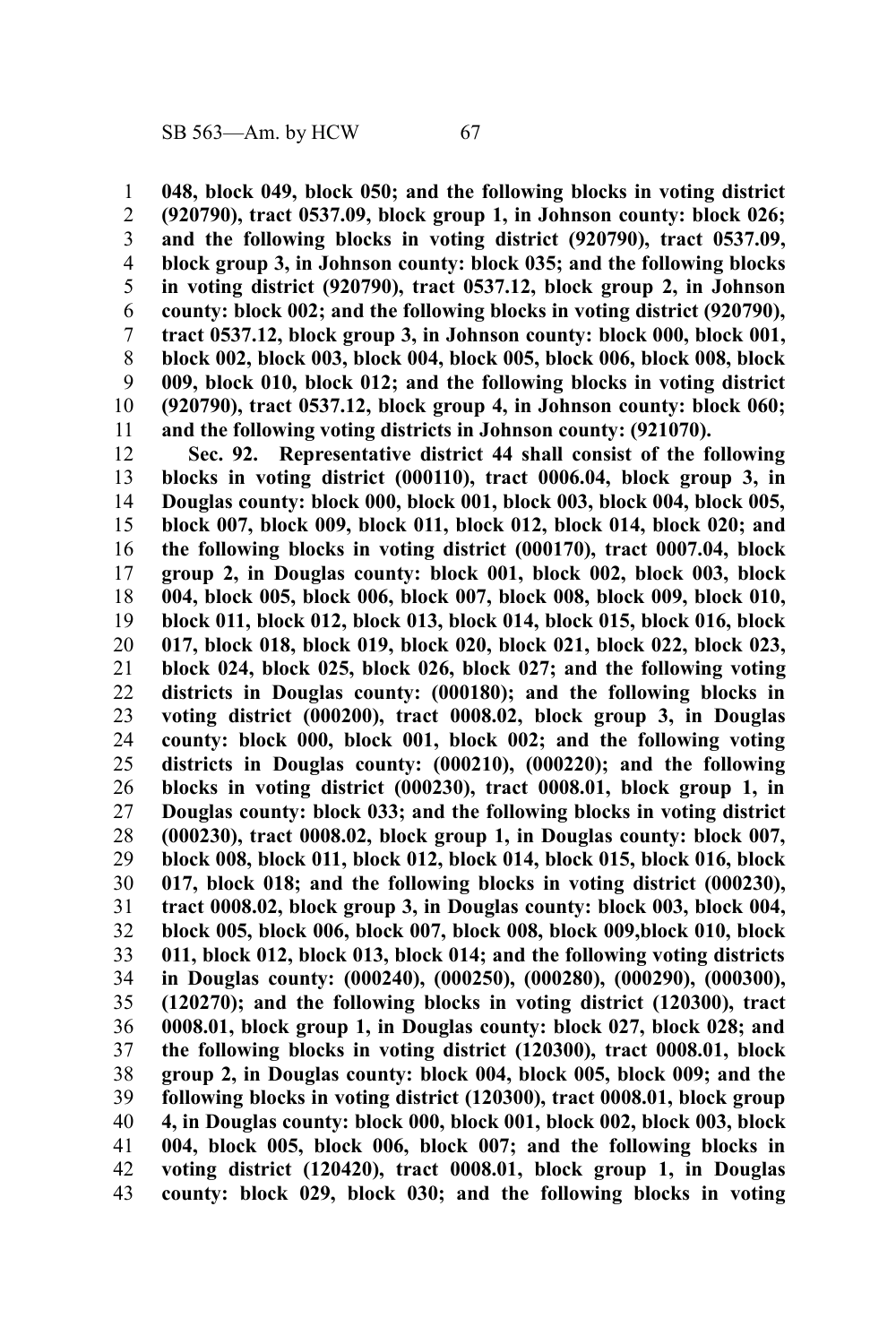**048, block 049, block 050; and the following blocks in voting district (920790), tract 0537.09, block group 1, in Johnson county: block 026; and the following blocks in voting district (920790), tract 0537.09, block group 3, in Johnson county: block 035; and the following blocks in voting district (920790), tract 0537.12, block group 2, in Johnson county: block 002; and the following blocks in voting district (920790), tract 0537.12, block group 3, in Johnson county: block 000, block 001, block 002, block 003, block 004, block 005, block 006, block 008, block 009, block 010, block 012; and the following blocks in voting district (920790), tract 0537.12, block group 4, in Johnson county: block 060; and the following voting districts in Johnson county: (921070).**

**Sec. 92. Representative district 44 shall consist of the following blocks in voting district (000110), tract 0006.04, block group 3, in Douglas county: block 000, block 001, block 003, block 004, block 005, block 007, block 009, block 011, block 012, block 014, block 020; and the following blocks in voting district (000170), tract 0007.04, block group 2, in Douglas county: block 001, block 002, block 003, block 004, block 005, block 006, block 007, block 008, block 009, block 010, block 011, block 012, block 013, block 014, block 015, block 016, block 017, block 018, block 019, block 020, block 021, block 022, block 023, block 024, block 025, block 026, block 027; and the following voting districts in Douglas county: (000180); and the following blocks in voting district (000200), tract 0008.02, block group 3, in Douglas county: block 000, block 001, block 002; and the following voting districts in Douglas county: (000210), (000220); and the following blocks in voting district (000230), tract 0008.01, block group 1, in Douglas county: block 033; and the following blocks in voting district (000230), tract 0008.02, block group 1, in Douglas county: block 007, block 008, block 011, block 012, block 014, block 015, block 016, block 017, block 018; and the following blocks in voting district (000230), tract 0008.02, block group 3, in Douglas county: block 003, block 004, block 005, block 006, block 007, block 008, block 009,block 010, block 011, block 012, block 013, block 014; and the following voting districts in Douglas county: (000240), (000250), (000280), (000290), (000300), (120270); and the following blocks in voting district (120300), tract 0008.01, block group 1, in Douglas county: block 027, block 028; and the following blocks in voting district (120300), tract 0008.01, block group 2, in Douglas county: block 004, block 005, block 009; and the following blocks in voting district (120300), tract 0008.01, block group 4, in Douglas county: block 000, block 001, block 002, block 003, block 004, block 005, block 006, block 007; and the following blocks in voting district (120420), tract 0008.01, block group 1, in Douglas county: block 029, block 030; and the following blocks in voting**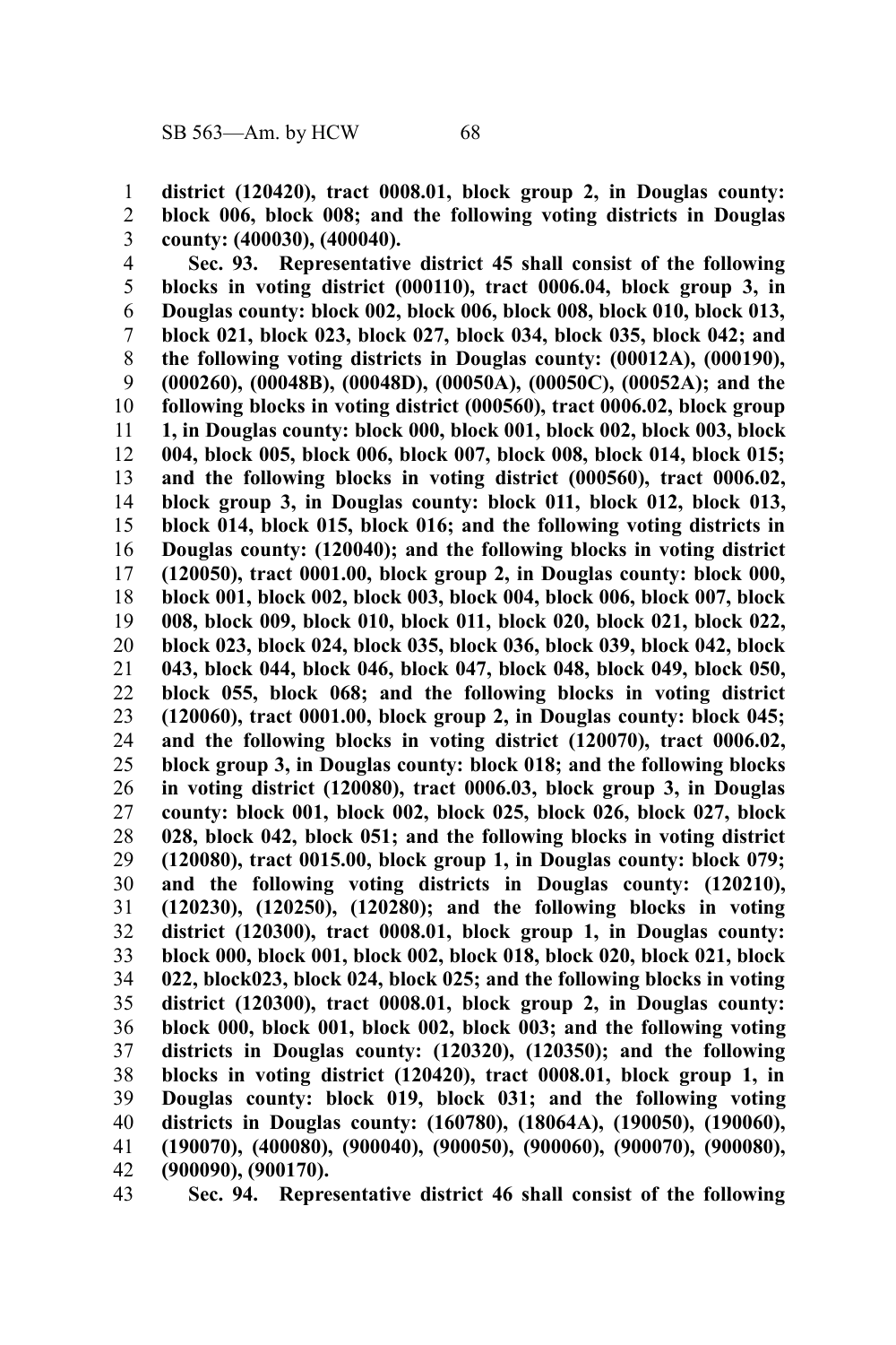**district (120420), tract 0008.01, block group 2, in Douglas county: block 006, block 008; and the following voting districts in Douglas county: (400030), (400040).**

**Sec. 93. Representative district 45 shall consist of the following blocks in voting district (000110), tract 0006.04, block group 3, in Douglas county: block 002, block 006, block 008, block 010, block 013, block 021, block 023, block 027, block 034, block 035, block 042; and the following voting districts in Douglas county: (00012A), (000190), (000260), (00048B), (00048D), (00050A), (00050C), (00052A); and the following blocks in voting district (000560), tract 0006.02, block group 1, in Douglas county: block 000, block 001, block 002, block 003, block 004, block 005, block 006, block 007, block 008, block 014, block 015; and the following blocks in voting district (000560), tract 0006.02, block group 3, in Douglas county: block 011, block 012, block 013, block 014, block 015, block 016; and the following voting districts in Douglas county: (120040); and the following blocks in voting district (120050), tract 0001.00, block group 2, in Douglas county: block 000, block 001, block 002, block 003, block 004, block 006, block 007, block 008, block 009, block 010, block 011, block 020, block 021, block 022, block 023, block 024, block 035, block 036, block 039, block 042, block 043, block 044, block 046, block 047, block 048, block 049, block 050, block 055, block 068; and the following blocks in voting district (120060), tract 0001.00, block group 2, in Douglas county: block 045; and the following blocks in voting district (120070), tract 0006.02, block group 3, in Douglas county: block 018; and the following blocks in voting district (120080), tract 0006.03, block group 3, in Douglas county: block 001, block 002, block 025, block 026, block 027, block 028, block 042, block 051; and the following blocks in voting district (120080), tract 0015.00, block group 1, in Douglas county: block 079; and the following voting districts in Douglas county: (120210), (120230), (120250), (120280); and the following blocks in voting district (120300), tract 0008.01, block group 1, in Douglas county: block 000, block 001, block 002, block 018, block 020, block 021, block 022, block023, block 024, block 025; and the following blocks in voting district (120300), tract 0008.01, block group 2, in Douglas county: block 000, block 001, block 002, block 003; and the following voting districts in Douglas county: (120320), (120350); and the following blocks in voting district (120420), tract 0008.01, block group 1, in Douglas county: block 019, block 031; and the following voting districts in Douglas county: (160780), (18064A), (190050), (190060), (190070), (400080), (900040), (900050), (900060), (900070), (900080), (900090), (900170).**

**Sec. 94. Representative district 46 shall consist of the following**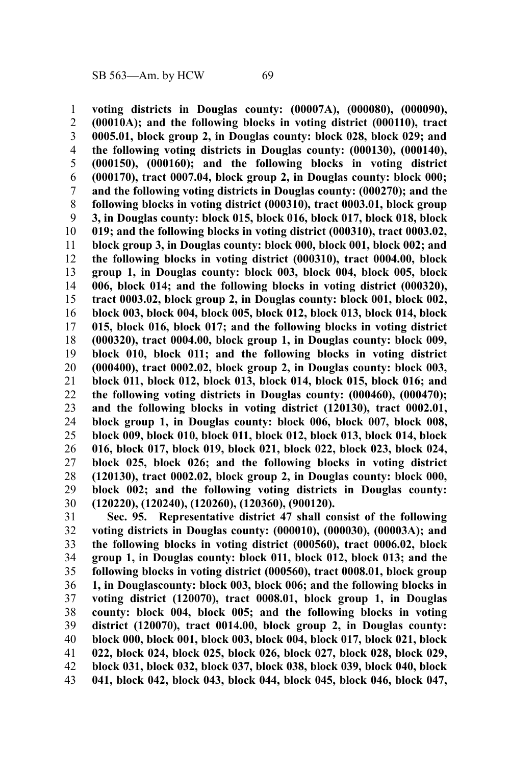**voting districts in Douglas county: (00007A), (000080), (000090), (00010A); and the following blocks in voting district (000110), tract 0005.01, block group 2, in Douglas county: block 028, block 029; and the following voting districts in Douglas county: (000130), (000140), (000150), (000160); and the following blocks in voting district (000170), tract 0007.04, block group 2, in Douglas county: block 000; and the following voting districts in Douglas county: (000270); and the following blocks in voting district (000310), tract 0003.01, block group 3, in Douglas county: block 015, block 016, block 017, block 018, block 019; and the following blocks in voting district (000310), tract 0003.02, block group 3, in Douglas county: block 000, block 001, block 002; and the following blocks in voting district (000310), tract 0004.00, block group 1, in Douglas county: block 003, block 004, block 005, block 006, block 014; and the following blocks in voting district (000320), tract 0003.02, block group 2, in Douglas county: block 001, block 002, block 003, block 004, block 005, block 012, block 013, block 014, block 015, block 016, block 017; and the following blocks in voting district (000320), tract 0004.00, block group 1, in Douglas county: block 009, block 010, block 011; and the following blocks in voting district (000400), tract 0002.02, block group 2, in Douglas county: block 003, block 011, block 012, block 013, block 014, block 015, block 016; and the following voting districts in Douglas county: (000460), (000470); and the following blocks in voting district (120130), tract 0002.01, block group 1, in Douglas county: block 006, block 007, block 008, block 009, block 010, block 011, block 012, block 013, block 014, block 016, block 017, block 019, block 021, block 022, block 023, block 024, block 025, block 026; and the following blocks in voting district (120130), tract 0002.02, block group 2, in Douglas county: block 000, block 002; and the following voting districts in Douglas county: (120220), (120240), (120260), (120360), (900120).**

**Sec. 95. Representative district 47 shall consist of the following voting districts in Douglas county: (000010), (000030), (00003A); and the following blocks in voting district (000560), tract 0006.02, block group 1, in Douglas county: block 011, block 012, block 013; and the following blocks in voting district (000560), tract 0008.01, block group 1, in Douglascounty: block 003, block 006; and the following blocks in voting district (120070), tract 0008.01, block group 1, in Douglas county: block 004, block 005; and the following blocks in voting district (120070), tract 0014.00, block group 2, in Douglas county: block 000, block 001, block 003, block 004, block 017, block 021, block 022, block 024, block 025, block 026, block 027, block 028, block 029, block 031, block 032, block 037, block 038, block 039, block 040, block 041, block 042, block 043, block 044, block 045, block 046, block 047,**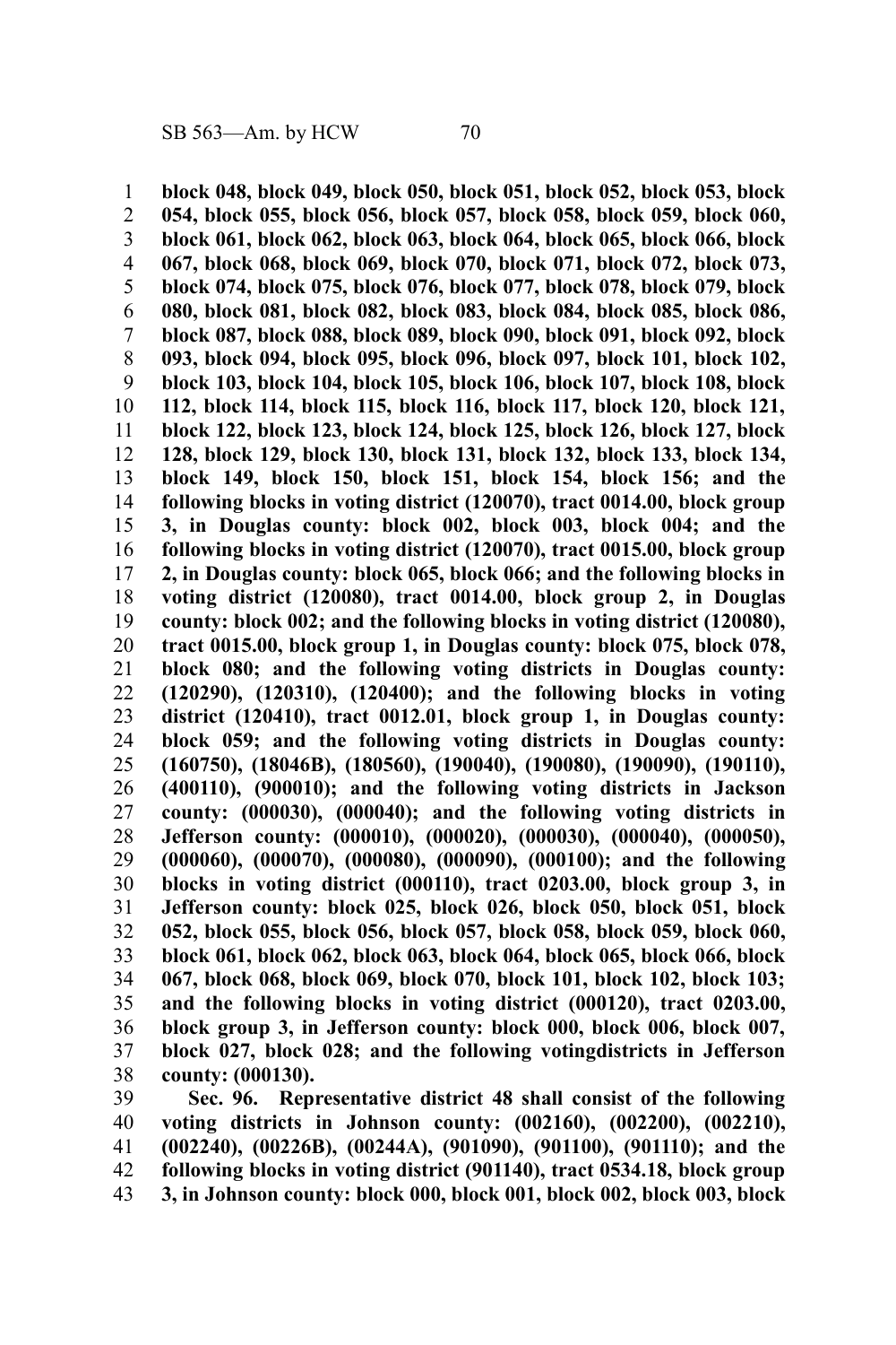**block 048, block 049, block 050, block 051, block 052, block 053, block 054, block 055, block 056, block 057, block 058, block 059, block 060, block 061, block 062, block 063, block 064, block 065, block 066, block 067, block 068, block 069, block 070, block 071, block 072, block 073, block 074, block 075, block 076, block 077, block 078, block 079, block 080, block 081, block 082, block 083, block 084, block 085, block 086, block 087, block 088, block 089, block 090, block 091, block 092, block 093, block 094, block 095, block 096, block 097, block 101, block 102, block 103, block 104, block 105, block 106, block 107, block 108, block 112, block 114, block 115, block 116, block 117, block 120, block 121, block 122, block 123, block 124, block 125, block 126, block 127, block 128, block 129, block 130, block 131, block 132, block 133, block 134, block 149, block 150, block 151, block 154, block 156; and the following blocks in voting district (120070), tract 0014.00, block group 3, in Douglas county: block 002, block 003, block 004; and the following blocks in voting district (120070), tract 0015.00, block group 2, in Douglas county: block 065, block 066; and the following blocks in voting district (120080), tract 0014.00, block group 2, in Douglas county: block 002; and the following blocks in voting district (120080), tract 0015.00, block group 1, in Douglas county: block 075, block 078, block 080; and the following voting districts in Douglas county: (120290), (120310), (120400); and the following blocks in voting district (120410), tract 0012.01, block group 1, in Douglas county: block 059; and the following voting districts in Douglas county: (160750), (18046B), (180560), (190040), (190080), (190090), (190110), (400110), (900010); and the following voting districts in Jackson county: (000030), (000040); and the following voting districts in Jefferson county: (000010), (000020), (000030), (000040), (000050), (000060), (000070), (000080), (000090), (000100); and the following blocks in voting district (000110), tract 0203.00, block group 3, in Jefferson county: block 025, block 026, block 050, block 051, block 052, block 055, block 056, block 057, block 058, block 059, block 060, block 061, block 062, block 063, block 064, block 065, block 066, block 067, block 068, block 069, block 070, block 101, block 102, block 103; and the following blocks in voting district (000120), tract 0203.00, block group 3, in Jefferson county: block 000, block 006, block 007, block 027, block 028; and the following votingdistricts in Jefferson county: (000130).**

**Sec. 96. Representative district 48 shall consist of the following voting districts in Johnson county: (002160), (002200), (002210), (002240), (00226B), (00244A), (901090), (901100), (901110); and the following blocks in voting district (901140), tract 0534.18, block group 3, in Johnson county: block 000, block 001, block 002, block 003, block**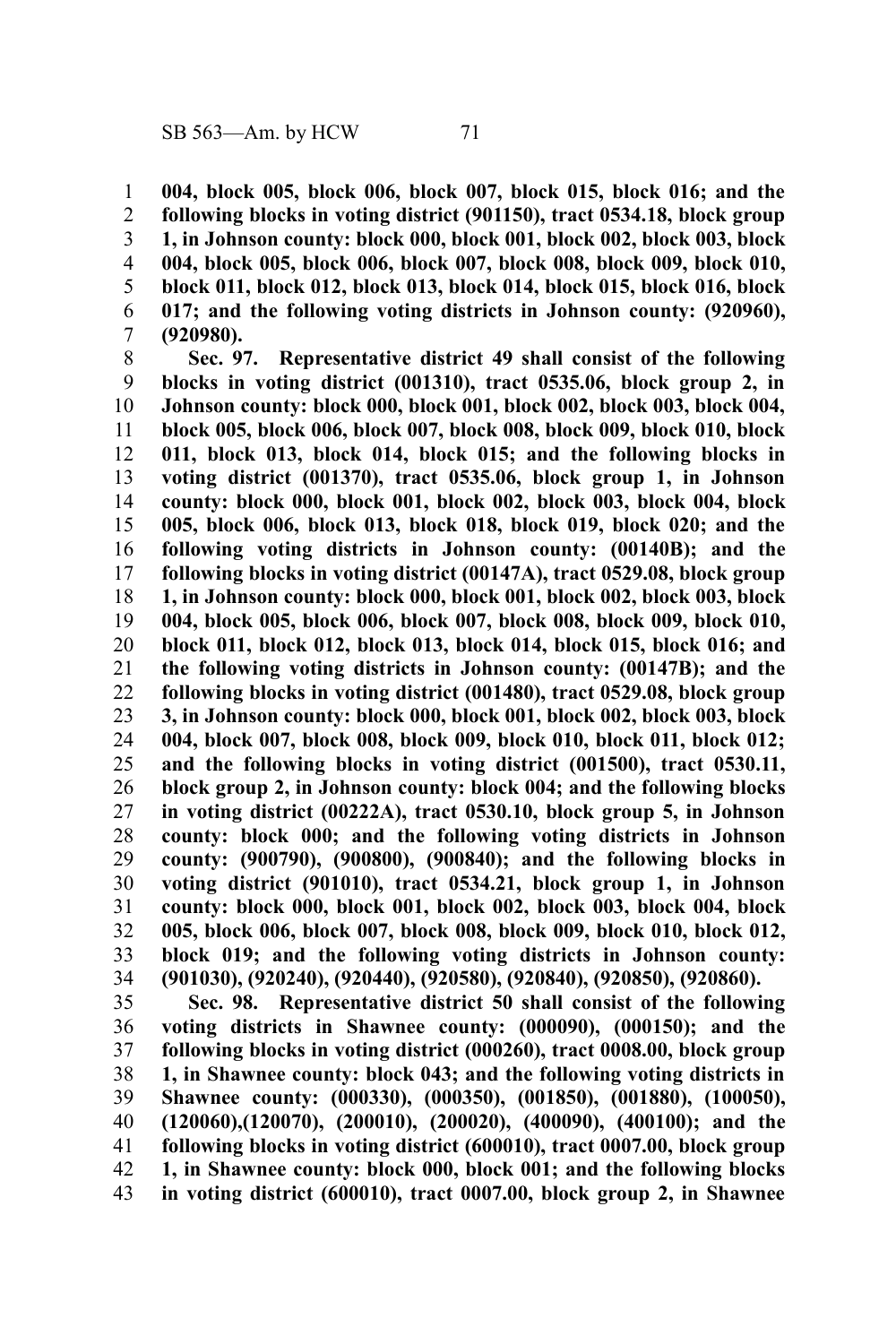**004, block 005, block 006, block 007, block 015, block 016; and the following blocks in voting district (901150), tract 0534.18, block group 1, in Johnson county: block 000, block 001, block 002, block 003, block 004, block 005, block 006, block 007, block 008, block 009, block 010, block 011, block 012, block 013, block 014, block 015, block 016, block 017; and the following voting districts in Johnson county: (920960), (920980).**

**Sec. 97. Representative district 49 shall consist of the following blocks in voting district (001310), tract 0535.06, block group 2, in Johnson county: block 000, block 001, block 002, block 003, block 004, block 005, block 006, block 007, block 008, block 009, block 010, block 011, block 013, block 014, block 015; and the following blocks in voting district (001370), tract 0535.06, block group 1, in Johnson county: block 000, block 001, block 002, block 003, block 004, block 005, block 006, block 013, block 018, block 019, block 020; and the following voting districts in Johnson county: (00140B); and the following blocks in voting district (00147A), tract 0529.08, block group 1, in Johnson county: block 000, block 001, block 002, block 003, block 004, block 005, block 006, block 007, block 008, block 009, block 010, block 011, block 012, block 013, block 014, block 015, block 016; and the following voting districts in Johnson county: (00147B); and the following blocks in voting district (001480), tract 0529.08, block group 3, in Johnson county: block 000, block 001, block 002, block 003, block 004, block 007, block 008, block 009, block 010, block 011, block 012; and the following blocks in voting district (001500), tract 0530.11, block group 2, in Johnson county: block 004; and the following blocks in voting district (00222A), tract 0530.10, block group 5, in Johnson county: block 000; and the following voting districts in Johnson county: (900790), (900800), (900840); and the following blocks in voting district (901010), tract 0534.21, block group 1, in Johnson county: block 000, block 001, block 002, block 003, block 004, block 005, block 006, block 007, block 008, block 009, block 010, block 012, block 019; and the following voting districts in Johnson county: (901030), (920240), (920440), (920580), (920840), (920850), (920860).**

**Sec. 98. Representative district 50 shall consist of the following voting districts in Shawnee county: (000090), (000150); and the following blocks in voting district (000260), tract 0008.00, block group 1, in Shawnee county: block 043; and the following voting districts in Shawnee county: (000330), (000350), (001850), (001880), (100050), (120060),(120070), (200010), (200020), (400090), (400100); and the following blocks in voting district (600010), tract 0007.00, block group 1, in Shawnee county: block 000, block 001; and the following blocks in voting district (600010), tract 0007.00, block group 2, in Shawnee**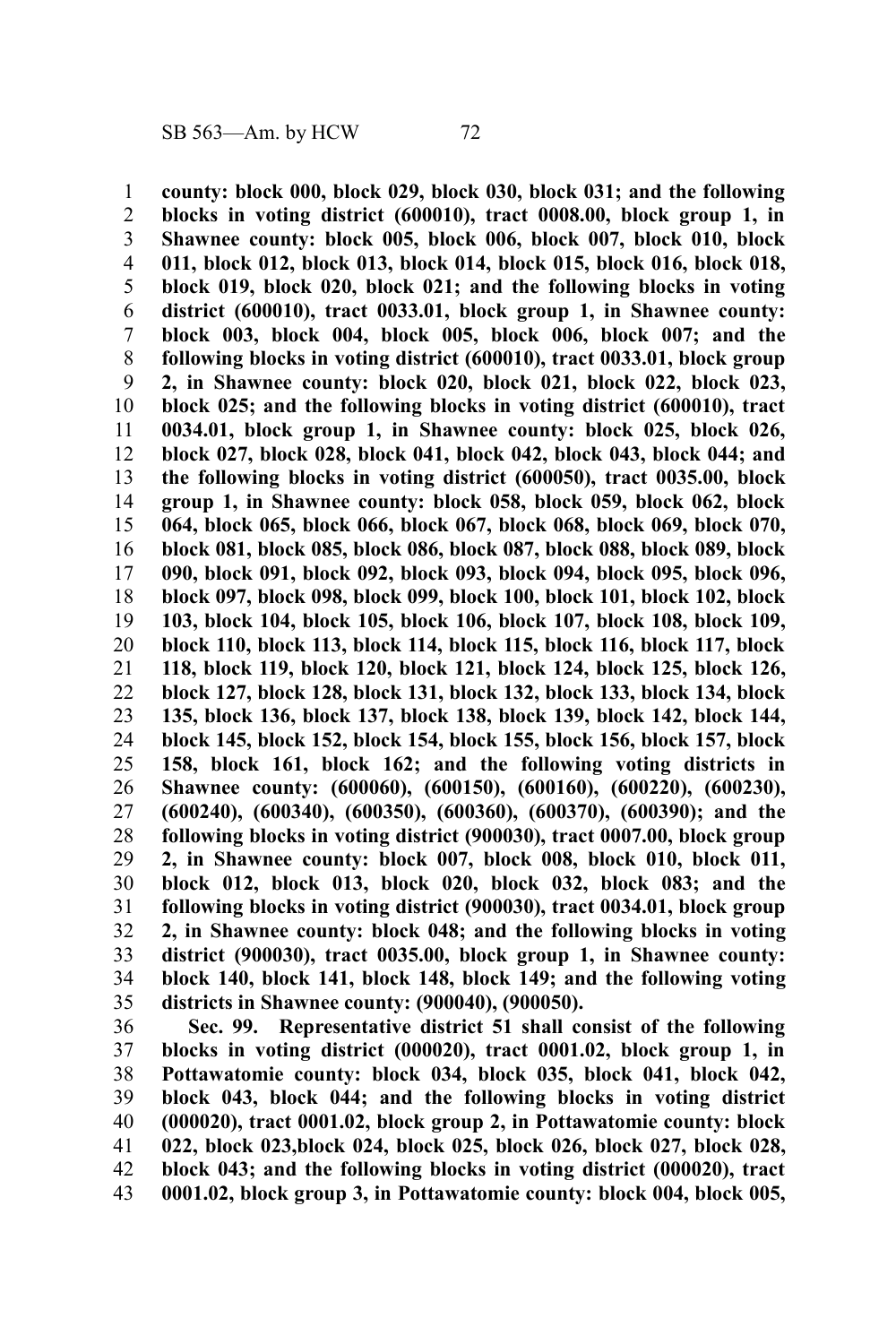**county: block 000, block 029, block 030, block 031; and the following blocks in voting district (600010), tract 0008.00, block group 1, in Shawnee county: block 005, block 006, block 007, block 010, block 011, block 012, block 013, block 014, block 015, block 016, block 018, block 019, block 020, block 021; and the following blocks in voting district (600010), tract 0033.01, block group 1, in Shawnee county: block 003, block 004, block 005, block 006, block 007; and the following blocks in voting district (600010), tract 0033.01, block group 2, in Shawnee county: block 020, block 021, block 022, block 023, block 025; and the following blocks in voting district (600010), tract 0034.01, block group 1, in Shawnee county: block 025, block 026, block 027, block 028, block 041, block 042, block 043, block 044; and the following blocks in voting district (600050), tract 0035.00, block group 1, in Shawnee county: block 058, block 059, block 062, block 064, block 065, block 066, block 067, block 068, block 069, block 070, block 081, block 085, block 086, block 087, block 088, block 089, block 090, block 091, block 092, block 093, block 094, block 095, block 096, block 097, block 098, block 099, block 100, block 101, block 102, block 103, block 104, block 105, block 106, block 107, block 108, block 109, block 110, block 113, block 114, block 115, block 116, block 117, block 118, block 119, block 120, block 121, block 124, block 125, block 126, block 127, block 128, block 131, block 132, block 133, block 134, block 135, block 136, block 137, block 138, block 139, block 142, block 144, block 145, block 152, block 154, block 155, block 156, block 157, block 158, block 161, block 162; and the following voting districts in Shawnee county: (600060), (600150), (600160), (600220), (600230), (600240), (600340), (600350), (600360), (600370), (600390); and the following blocks in voting district (900030), tract 0007.00, block group 2, in Shawnee county: block 007, block 008, block 010, block 011, block 012, block 013, block 020, block 032, block 083; and the following blocks in voting district (900030), tract 0034.01, block group 2, in Shawnee county: block 048; and the following blocks in voting district (900030), tract 0035.00, block group 1, in Shawnee county: block 140, block 141, block 148, block 149; and the following voting districts in Shawnee county: (900040), (900050).**

**Sec. 99. Representative district 51 shall consist of the following blocks in voting district (000020), tract 0001.02, block group 1, in Pottawatomie county: block 034, block 035, block 041, block 042, block 043, block 044; and the following blocks in voting district (000020), tract 0001.02, block group 2, in Pottawatomie county: block 022, block 023,block 024, block 025, block 026, block 027, block 028, block 043; and the following blocks in voting district (000020), tract 0001.02, block group 3, in Pottawatomie county: block 004, block 005,**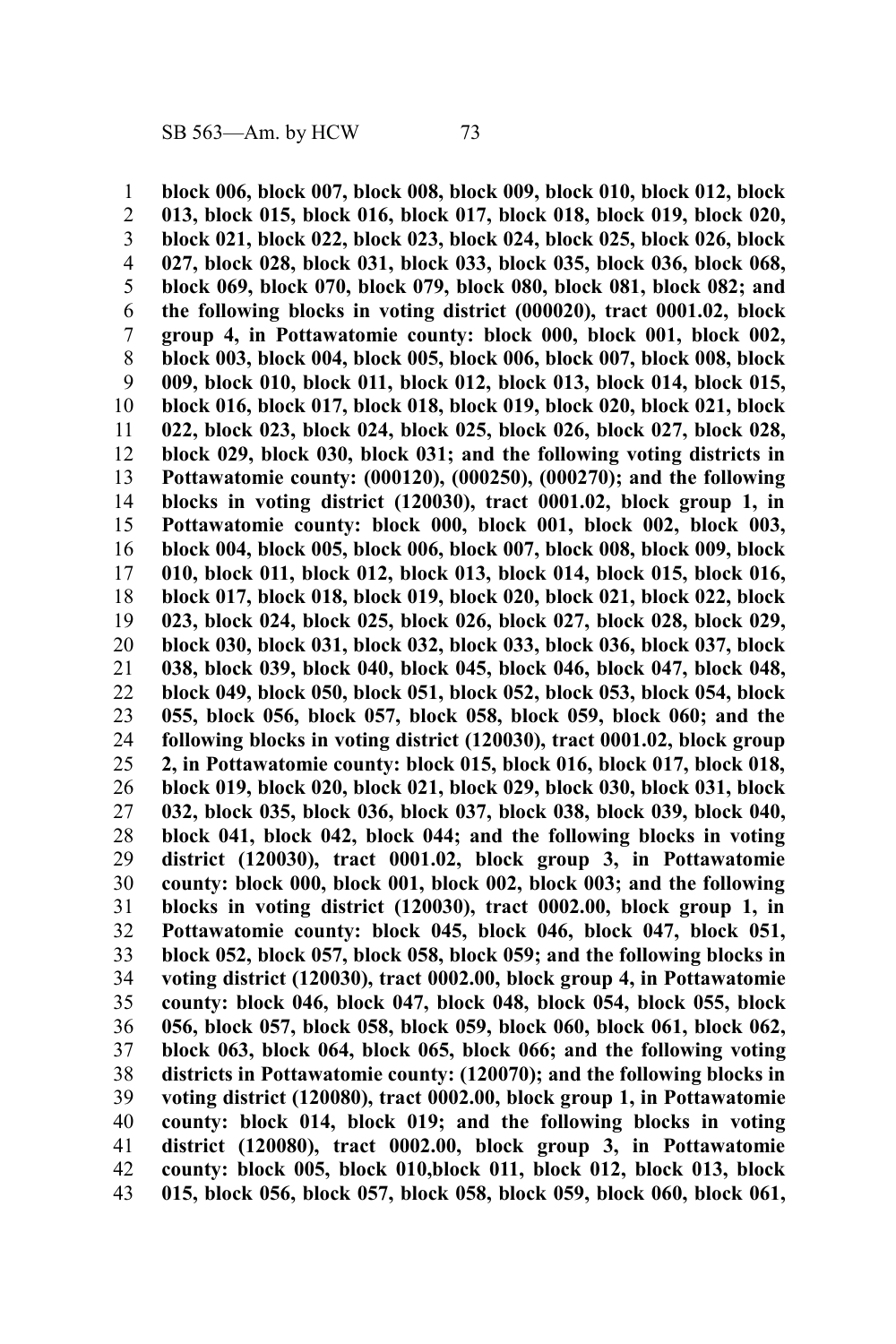**block 006, block 007, block 008, block 009, block 010, block 012, block 013, block 015, block 016, block 017, block 018, block 019, block 020, block 021, block 022, block 023, block 024, block 025, block 026, block 027, block 028, block 031, block 033, block 035, block 036, block 068, block 069, block 070, block 079, block 080, block 081, block 082; and the following blocks in voting district (000020), tract 0001.02, block group 4, in Pottawatomie county: block 000, block 001, block 002, block 003, block 004, block 005, block 006, block 007, block 008, block 009, block 010, block 011, block 012, block 013, block 014, block 015, block 016, block 017, block 018, block 019, block 020, block 021, block 022, block 023, block 024, block 025, block 026, block 027, block 028, block 029, block 030, block 031; and the following voting districts in Pottawatomie county: (000120), (000250), (000270); and the following blocks in voting district (120030), tract 0001.02, block group 1, in Pottawatomie county: block 000, block 001, block 002, block 003, block 004, block 005, block 006, block 007, block 008, block 009, block 010, block 011, block 012, block 013, block 014, block 015, block 016, block 017, block 018, block 019, block 020, block 021, block 022, block 023, block 024, block 025, block 026, block 027, block 028, block 029, block 030, block 031, block 032, block 033, block 036, block 037, block 038, block 039, block 040, block 045, block 046, block 047, block 048, block 049, block 050, block 051, block 052, block 053, block 054, block 055, block 056, block 057, block 058, block 059, block 060; and the following blocks in voting district (120030), tract 0001.02, block group 2, in Pottawatomie county: block 015, block 016, block 017, block 018, block 019, block 020, block 021, block 029, block 030, block 031, block 032, block 035, block 036, block 037, block 038, block 039, block 040, block 041, block 042, block 044; and the following blocks in voting district (120030), tract 0001.02, block group 3, in Pottawatomie county: block 000, block 001, block 002, block 003; and the following blocks in voting district (120030), tract 0002.00, block group 1, in Pottawatomie county: block 045, block 046, block 047, block 051, block 052, block 057, block 058, block 059; and the following blocks in voting district (120030), tract 0002.00, block group 4, in Pottawatomie county: block 046, block 047, block 048, block 054, block 055, block 056, block 057, block 058, block 059, block 060, block 061, block 062, block 063, block 064, block 065, block 066; and the following voting districts in Pottawatomie county: (120070); and the following blocks in voting district (120080), tract 0002.00, block group 1, in Pottawatomie county: block 014, block 019; and the following blocks in voting district (120080), tract 0002.00, block group 3, in Pottawatomie county: block 005, block 010,block 011, block 012, block 013, block 015, block 056, block 057, block 058, block 059, block 060, block 061,**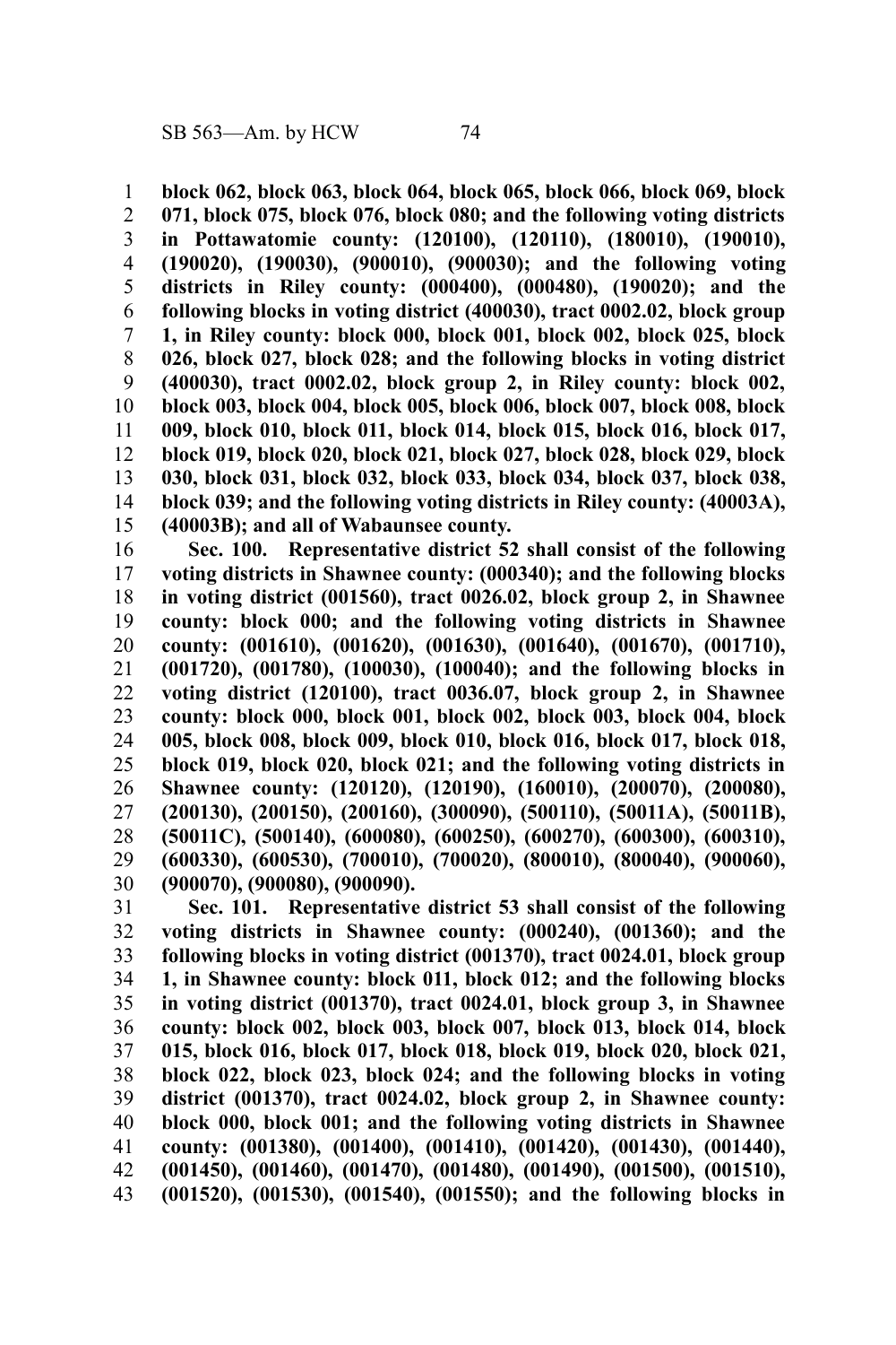**block 062, block 063, block 064, block 065, block 066, block 069, block 071, block 075, block 076, block 080; and the following voting districts in Pottawatomie county: (120100), (120110), (180010), (190010), (190020), (190030), (900010), (900030); and the following voting districts in Riley county: (000400), (000480), (190020); and the following blocks in voting district (400030), tract 0002.02, block group 1, in Riley county: block 000, block 001, block 002, block 025, block 026, block 027, block 028; and the following blocks in voting district (400030), tract 0002.02, block group 2, in Riley county: block 002, block 003, block 004, block 005, block 006, block 007, block 008, block 009, block 010, block 011, block 014, block 015, block 016, block 017, block 019, block 020, block 021, block 027, block 028, block 029, block 030, block 031, block 032, block 033, block 034, block 037, block 038, block 039; and the following voting districts in Riley county: (40003A), (40003B); and all of Wabaunsee county.**

**Sec. 100. Representative district 52 shall consist of the following voting districts in Shawnee county: (000340); and the following blocks in voting district (001560), tract 0026.02, block group 2, in Shawnee county: block 000; and the following voting districts in Shawnee county: (001610), (001620), (001630), (001640), (001670), (001710), (001720), (001780), (100030), (100040); and the following blocks in voting district (120100), tract 0036.07, block group 2, in Shawnee county: block 000, block 001, block 002, block 003, block 004, block 005, block 008, block 009, block 010, block 016, block 017, block 018, block 019, block 020, block 021; and the following voting districts in Shawnee county: (120120), (120190), (160010), (200070), (200080), (200130), (200150), (200160), (300090), (500110), (50011A), (50011B), (50011C), (500140), (600080), (600250), (600270), (600300), (600310), (600330), (600530), (700010), (700020), (800010), (800040), (900060), (900070), (900080), (900090).**

**Sec. 101. Representative district 53 shall consist of the following voting districts in Shawnee county: (000240), (001360); and the following blocks in voting district (001370), tract 0024.01, block group 1, in Shawnee county: block 011, block 012; and the following blocks in voting district (001370), tract 0024.01, block group 3, in Shawnee county: block 002, block 003, block 007, block 013, block 014, block 015, block 016, block 017, block 018, block 019, block 020, block 021, block 022, block 023, block 024; and the following blocks in voting district (001370), tract 0024.02, block group 2, in Shawnee county: block 000, block 001; and the following voting districts in Shawnee county: (001380), (001400), (001410), (001420), (001430), (001440), (001450), (001460), (001470), (001480), (001490), (001500), (001510), (001520), (001530), (001540), (001550); and the following blocks in**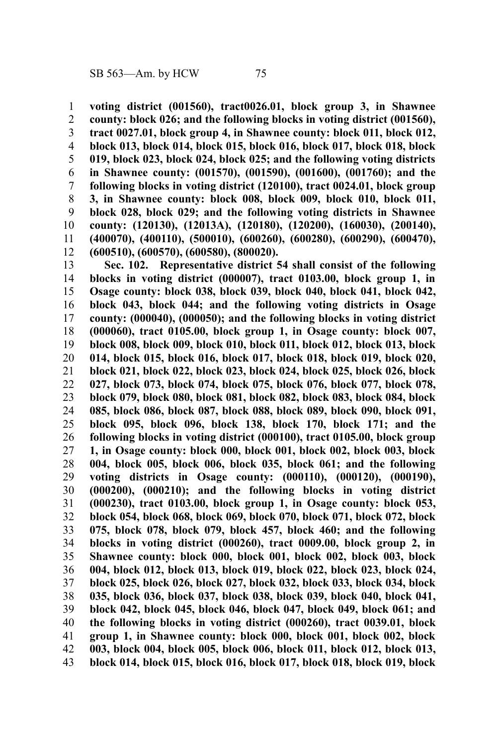**voting district (001560), tract0026.01, block group 3, in Shawnee county: block 026; and the following blocks in voting district (001560), tract 0027.01, block group 4, in Shawnee county: block 011, block 012, block 013, block 014, block 015, block 016, block 017, block 018, block 019, block 023, block 024, block 025; and the following voting districts in Shawnee county: (001570), (001590), (001600), (001760); and the following blocks in voting district (120100), tract 0024.01, block group 3, in Shawnee county: block 008, block 009, block 010, block 011, block 028, block 029; and the following voting districts in Shawnee county: (120130), (12013A), (120180), (120200), (160030), (200140), (400070), (400110), (500010), (600260), (600280), (600290), (600470), (600510), (600570), (600580), (800020).**

**Sec. 102. Representative district 54 shall consist of the following blocks in voting district (000007), tract 0103.00, block group 1, in Osage county: block 038, block 039, block 040, block 041, block 042, block 043, block 044; and the following voting districts in Osage county: (000040), (000050); and the following blocks in voting district (000060), tract 0105.00, block group 1, in Osage county: block 007, block 008, block 009, block 010, block 011, block 012, block 013, block 014, block 015, block 016, block 017, block 018, block 019, block 020, block 021, block 022, block 023, block 024, block 025, block 026, block 027, block 073, block 074, block 075, block 076, block 077, block 078, block 079, block 080, block 081, block 082, block 083, block 084, block 085, block 086, block 087, block 088, block 089, block 090, block 091, block 095, block 096, block 138, block 170, block 171; and the following blocks in voting district (000100), tract 0105.00, block group 1, in Osage county: block 000, block 001, block 002, block 003, block 004, block 005, block 006, block 035, block 061; and the following voting districts in Osage county: (000110), (000120), (000190), (000200), (000210); and the following blocks in voting district (000230), tract 0103.00, block group 1, in Osage county: block 053, block 054, block 068, block 069, block 070, block 071, block 072, block 075, block 078, block 079, block 457, block 460; and the following blocks in voting district (000260), tract 0009.00, block group 2, in Shawnee county: block 000, block 001, block 002, block 003, block 004, block 012, block 013, block 019, block 022, block 023, block 024, block 025, block 026, block 027, block 032, block 033, block 034, block 035, block 036, block 037, block 038, block 039, block 040, block 041, block 042, block 045, block 046, block 047, block 049, block 061; and the following blocks in voting district (000260), tract 0039.01, block group 1, in Shawnee county: block 000, block 001, block 002, block 003, block 004, block 005, block 006, block 011, block 012, block 013, block 014, block 015, block 016, block 017, block 018, block 019, block**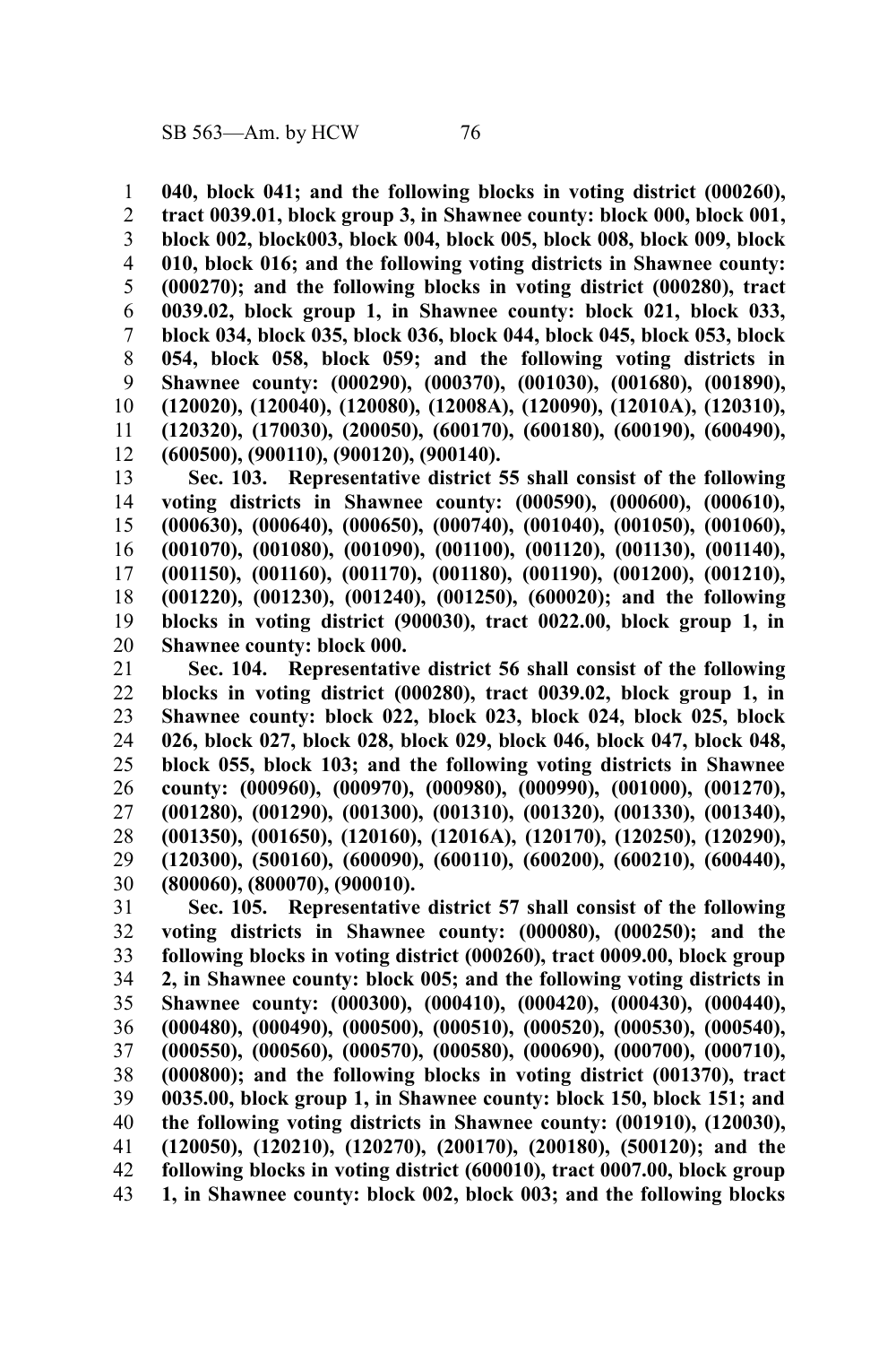**040, block 041; and the following blocks in voting district (000260), tract 0039.01, block group 3, in Shawnee county: block 000, block 001, block 002, block003, block 004, block 005, block 008, block 009, block 010, block 016; and the following voting districts in Shawnee county: (000270); and the following blocks in voting district (000280), tract 0039.02, block group 1, in Shawnee county: block 021, block 033, block 034, block 035, block 036, block 044, block 045, block 053, block 054, block 058, block 059; and the following voting districts in Shawnee county: (000290), (000370), (001030), (001680), (001890), (120020), (120040), (120080), (12008A), (120090), (12010A), (120310), (120320), (170030), (200050), (600170), (600180), (600190), (600490), (600500), (900110), (900120), (900140).**

**Sec. 103. Representative district 55 shall consist of the following voting districts in Shawnee county: (000590), (000600), (000610), (000630), (000640), (000650), (000740), (001040), (001050), (001060), (001070), (001080), (001090), (001100), (001120), (001130), (001140), (001150), (001160), (001170), (001180), (001190), (001200), (001210), (001220), (001230), (001240), (001250), (600020); and the following blocks in voting district (900030), tract 0022.00, block group 1, in Shawnee county: block 000.**

**Sec. 104. Representative district 56 shall consist of the following blocks in voting district (000280), tract 0039.02, block group 1, in Shawnee county: block 022, block 023, block 024, block 025, block 026, block 027, block 028, block 029, block 046, block 047, block 048, block 055, block 103; and the following voting districts in Shawnee county: (000960), (000970), (000980), (000990), (001000), (001270), (001280), (001290), (001300), (001310), (001320), (001330), (001340), (001350), (001650), (120160), (12016A), (120170), (120250), (120290), (120300), (500160), (600090), (600110), (600200), (600210), (600440), (800060), (800070), (900010).**

**Sec. 105. Representative district 57 shall consist of the following voting districts in Shawnee county: (000080), (000250); and the following blocks in voting district (000260), tract 0009.00, block group 2, in Shawnee county: block 005; and the following voting districts in Shawnee county: (000300), (000410), (000420), (000430), (000440), (000480), (000490), (000500), (000510), (000520), (000530), (000540), (000550), (000560), (000570), (000580), (000690), (000700), (000710), (000800); and the following blocks in voting district (001370), tract 0035.00, block group 1, in Shawnee county: block 150, block 151; and the following voting districts in Shawnee county: (001910), (120030), (120050), (120210), (120270), (200170), (200180), (500120); and the following blocks in voting district (600010), tract 0007.00, block group 1, in Shawnee county: block 002, block 003; and the following blocks**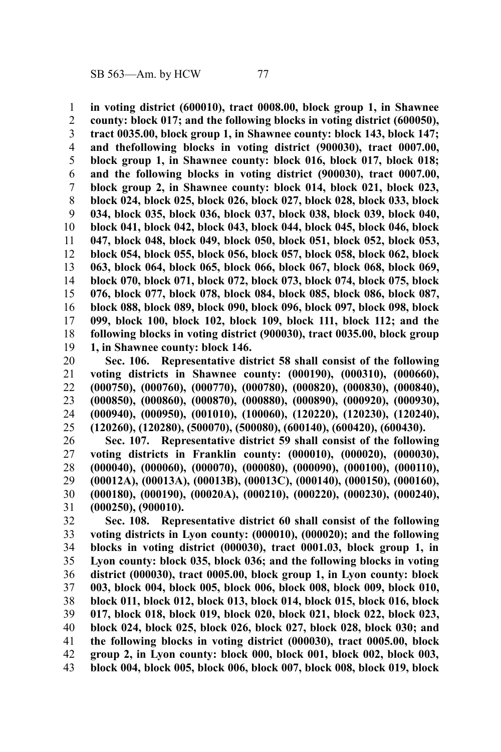**in voting district (600010), tract 0008.00, block group 1, in Shawnee county: block 017; and the following blocks in voting district (600050), tract 0035.00, block group 1, in Shawnee county: block 143, block 147; and thefollowing blocks in voting district (900030), tract 0007.00, block group 1, in Shawnee county: block 016, block 017, block 018; and the following blocks in voting district (900030), tract 0007.00, block group 2, in Shawnee county: block 014, block 021, block 023, block 024, block 025, block 026, block 027, block 028, block 033, block 034, block 035, block 036, block 037, block 038, block 039, block 040, block 041, block 042, block 043, block 044, block 045, block 046, block 047, block 048, block 049, block 050, block 051, block 052, block 053, block 054, block 055, block 056, block 057, block 058, block 062, block 063, block 064, block 065, block 066, block 067, block 068, block 069, block 070, block 071, block 072, block 073, block 074, block 075, block 076, block 077, block 078, block 084, block 085, block 086, block 087, block 088, block 089, block 090, block 096, block 097, block 098, block 099, block 100, block 102, block 109, block 111, block 112; and the following blocks in voting district (900030), tract 0035.00, block group 1, in Shawnee county: block 146.**

**Sec. 106. Representative district 58 shall consist of the following voting districts in Shawnee county: (000190), (000310), (000660), (000750), (000760), (000770), (000780), (000820), (000830), (000840), (000850), (000860), (000870), (000880), (000890), (000920), (000930), (000940), (000950), (001010), (100060), (120220), (120230), (120240), (120260), (120280), (500070), (500080), (600140), (600420), (600430).**

**Sec. 107. Representative district 59 shall consist of the following voting districts in Franklin county: (000010), (000020), (000030), (000040), (000060), (000070), (000080), (000090), (000100), (000110), (00012A), (00013A), (00013B), (00013C), (000140), (000150), (000160), (000180), (000190), (00020A), (000210), (000220), (000230), (000240), (000250), (900010).**

**Sec. 108. Representative district 60 shall consist of the following voting districts in Lyon county: (000010), (000020); and the following blocks in voting district (000030), tract 0001.03, block group 1, in Lyon county: block 035, block 036; and the following blocks in voting district (000030), tract 0005.00, block group 1, in Lyon county: block 003, block 004, block 005, block 006, block 008, block 009, block 010, block 011, block 012, block 013, block 014, block 015, block 016, block 017, block 018, block 019, block 020, block 021, block 022, block 023, block 024, block 025, block 026, block 027, block 028, block 030; and the following blocks in voting district (000030), tract 0005.00, block group 2, in Lyon county: block 000, block 001, block 002, block 003, block 004, block 005, block 006, block 007, block 008, block 019, block**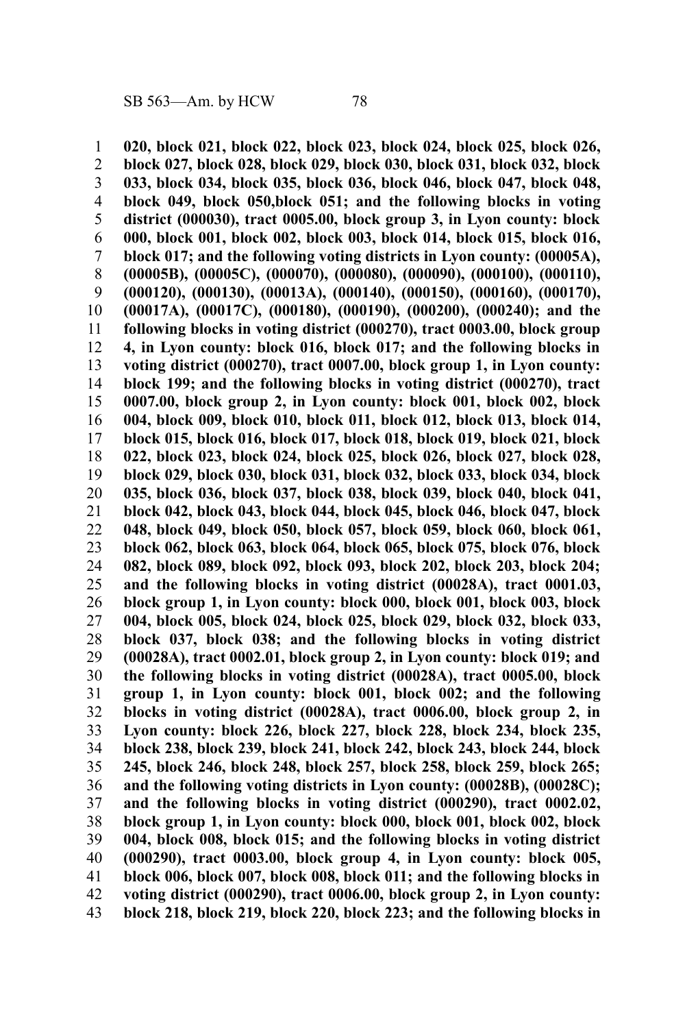**020, block 021, block 022, block 023, block 024, block 025, block 026, block 027, block 028, block 029, block 030, block 031, block 032, block 033, block 034, block 035, block 036, block 046, block 047, block 048, block 049, block 050,block 051; and the following blocks in voting district (000030), tract 0005.00, block group 3, in Lyon county: block 000, block 001, block 002, block 003, block 014, block 015, block 016, block 017; and the following voting districts in Lyon county: (00005A), (00005B), (00005C), (000070), (000080), (000090), (000100), (000110), (000120), (000130), (00013A), (000140), (000150), (000160), (000170), (00017A), (00017C), (000180), (000190), (000200), (000240); and the following blocks in voting district (000270), tract 0003.00, block group 4, in Lyon county: block 016, block 017; and the following blocks in voting district (000270), tract 0007.00, block group 1, in Lyon county: block 199; and the following blocks in voting district (000270), tract 0007.00, block group 2, in Lyon county: block 001, block 002, block 004, block 009, block 010, block 011, block 012, block 013, block 014, block 015, block 016, block 017, block 018, block 019, block 021, block 022, block 023, block 024, block 025, block 026, block 027, block 028, block 029, block 030, block 031, block 032, block 033, block 034, block 035, block 036, block 037, block 038, block 039, block 040, block 041, block 042, block 043, block 044, block 045, block 046, block 047, block 048, block 049, block 050, block 057, block 059, block 060, block 061, block 062, block 063, block 064, block 065, block 075, block 076, block 082, block 089, block 092, block 093, block 202, block 203, block 204; and the following blocks in voting district (00028A), tract 0001.03, block group 1, in Lyon county: block 000, block 001, block 003, block 004, block 005, block 024, block 025, block 029, block 032, block 033, block 037, block 038; and the following blocks in voting district (00028A), tract 0002.01, block group 2, in Lyon county: block 019; and the following blocks in voting district (00028A), tract 0005.00, block group 1, in Lyon county: block 001, block 002; and the following blocks in voting district (00028A), tract 0006.00, block group 2, in Lyon county: block 226, block 227, block 228, block 234, block 235, block 238, block 239, block 241, block 242, block 243, block 244, block 245, block 246, block 248, block 257, block 258, block 259, block 265; and the following voting districts in Lyon county: (00028B), (00028C); and the following blocks in voting district (000290), tract 0002.02, block group 1, in Lyon county: block 000, block 001, block 002, block 004, block 008, block 015; and the following blocks in voting district (000290), tract 0003.00, block group 4, in Lyon county: block 005, block 006, block 007, block 008, block 011; and the following blocks in voting district (000290), tract 0006.00, block group 2, in Lyon county: block 218, block 219, block 220, block 223; and the following blocks in**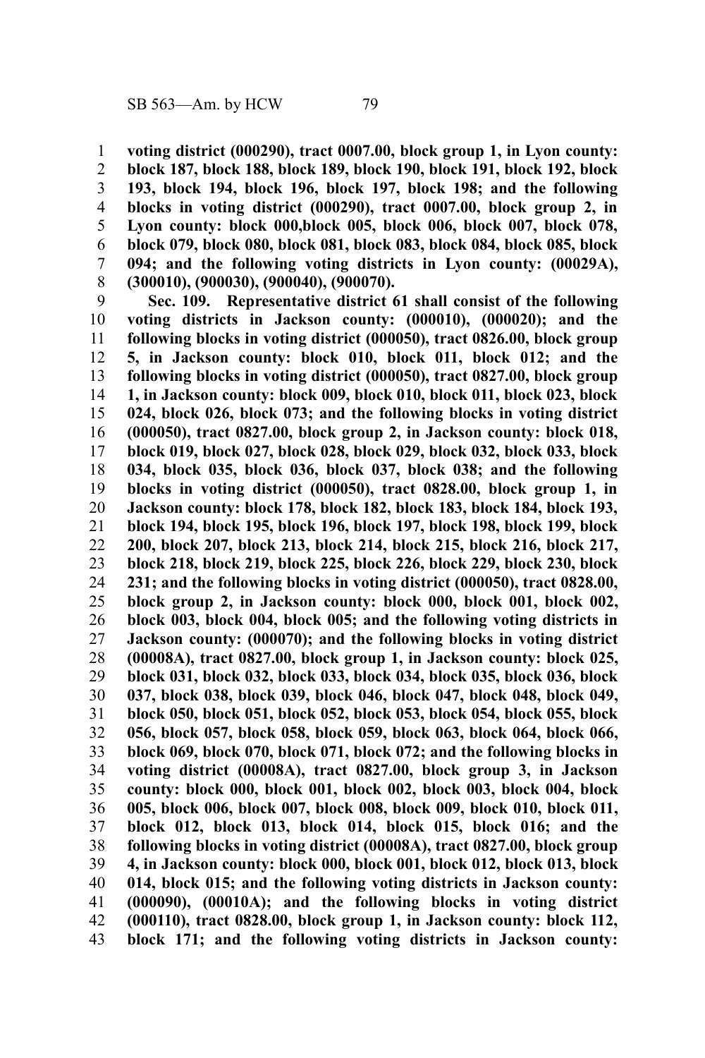**voting district (000290), tract 0007.00, block group 1, in Lyon county: block 187, block 188, block 189, block 190, block 191, block 192, block 193, block 194, block 196, block 197, block 198; and the following blocks in voting district (000290), tract 0007.00, block group 2, in Lyon county: block 000,block 005, block 006, block 007, block 078, block 079, block 080, block 081, block 083, block 084, block 085, block 094; and the following voting districts in Lyon county: (00029A), (300010), (900030), (900040), (900070).**

**Sec. 109. Representative district 61 shall consist of the following voting districts in Jackson county: (000010), (000020); and the following blocks in voting district (000050), tract 0826.00, block group 5, in Jackson county: block 010, block 011, block 012; and the following blocks in voting district (000050), tract 0827.00, block group 1, in Jackson county: block 009, block 010, block 011, block 023, block 024, block 026, block 073; and the following blocks in voting district (000050), tract 0827.00, block group 2, in Jackson county: block 018, block 019, block 027, block 028, block 029, block 032, block 033, block 034, block 035, block 036, block 037, block 038; and the following blocks in voting district (000050), tract 0828.00, block group 1, in Jackson county: block 178, block 182, block 183, block 184, block 193, block 194, block 195, block 196, block 197, block 198, block 199, block 200, block 207, block 213, block 214, block 215, block 216, block 217, block 218, block 219, block 225, block 226, block 229, block 230, block 231; and the following blocks in voting district (000050), tract 0828.00, block group 2, in Jackson county: block 000, block 001, block 002, block 003, block 004, block 005; and the following voting districts in Jackson county: (000070); and the following blocks in voting district (00008A), tract 0827.00, block group 1, in Jackson county: block 025, block 031, block 032, block 033, block 034, block 035, block 036, block 037, block 038, block 039, block 046, block 047, block 048, block 049, block 050, block 051, block 052, block 053, block 054, block 055, block 056, block 057, block 058, block 059, block 063, block 064, block 066, block 069, block 070, block 071, block 072; and the following blocks in voting district (00008A), tract 0827.00, block group 3, in Jackson county: block 000, block 001, block 002, block 003, block 004, block 005, block 006, block 007, block 008, block 009, block 010, block 011, block 012, block 013, block 014, block 015, block 016; and the following blocks in voting district (00008A), tract 0827.00, block group 4, in Jackson county: block 000, block 001, block 012, block 013, block 014, block 015; and the following voting districts in Jackson county: (000090), (00010A); and the following blocks in voting district (000110), tract 0828.00, block group 1, in Jackson county: block 112, block 171; and the following voting districts in Jackson county:**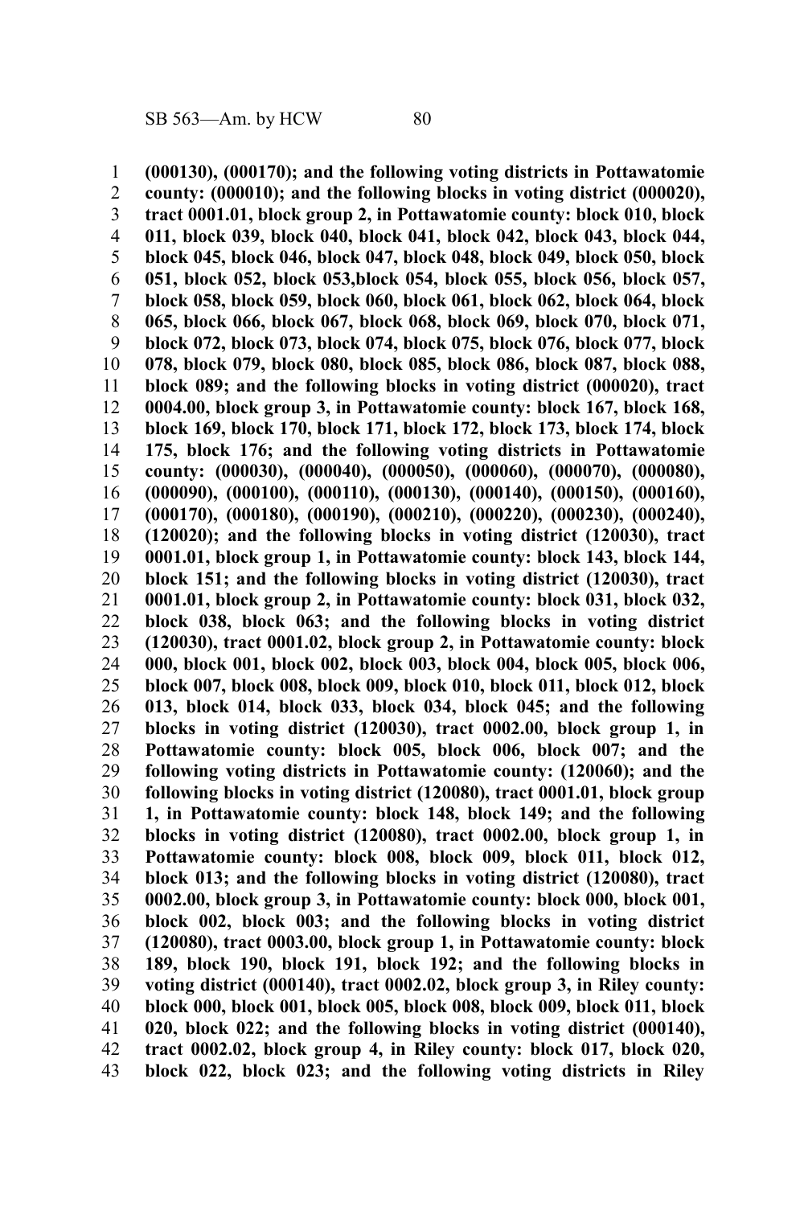**(000130), (000170); and the following voting districts in Pottawatomie county: (000010); and the following blocks in voting district (000020), tract 0001.01, block group 2, in Pottawatomie county: block 010, block 011, block 039, block 040, block 041, block 042, block 043, block 044, block 045, block 046, block 047, block 048, block 049, block 050, block 051, block 052, block 053,block 054, block 055, block 056, block 057, block 058, block 059, block 060, block 061, block 062, block 064, block 065, block 066, block 067, block 068, block 069, block 070, block 071, block 072, block 073, block 074, block 075, block 076, block 077, block 078, block 079, block 080, block 085, block 086, block 087, block 088, block 089; and the following blocks in voting district (000020), tract 0004.00, block group 3, in Pottawatomie county: block 167, block 168, block 169, block 170, block 171, block 172, block 173, block 174, block 175, block 176; and the following voting districts in Pottawatomie county: (000030), (000040), (000050), (000060), (000070), (000080), (000090), (000100), (000110), (000130), (000140), (000150), (000160), (000170), (000180), (000190), (000210), (000220), (000230), (000240), (120020); and the following blocks in voting district (120030), tract 0001.01, block group 1, in Pottawatomie county: block 143, block 144, block 151; and the following blocks in voting district (120030), tract 0001.01, block group 2, in Pottawatomie county: block 031, block 032, block 038, block 063; and the following blocks in voting district (120030), tract 0001.02, block group 2, in Pottawatomie county: block 000, block 001, block 002, block 003, block 004, block 005, block 006, block 007, block 008, block 009, block 010, block 011, block 012, block 013, block 014, block 033, block 034, block 045; and the following blocks in voting district (120030), tract 0002.00, block group 1, in Pottawatomie county: block 005, block 006, block 007; and the following voting districts in Pottawatomie county: (120060); and the following blocks in voting district (120080), tract 0001.01, block group 1, in Pottawatomie county: block 148, block 149; and the following blocks in voting district (120080), tract 0002.00, block group 1, in Pottawatomie county: block 008, block 009, block 011, block 012, block 013; and the following blocks in voting district (120080), tract 0002.00, block group 3, in Pottawatomie county: block 000, block 001, block 002, block 003; and the following blocks in voting district (120080), tract 0003.00, block group 1, in Pottawatomie county: block 189, block 190, block 191, block 192; and the following blocks in voting district (000140), tract 0002.02, block group 3, in Riley county: block 000, block 001, block 005, block 008, block 009, block 011, block 020, block 022; and the following blocks in voting district (000140), tract 0002.02, block group 4, in Riley county: block 017, block 020, block 022, block 023; and the following voting districts in Riley**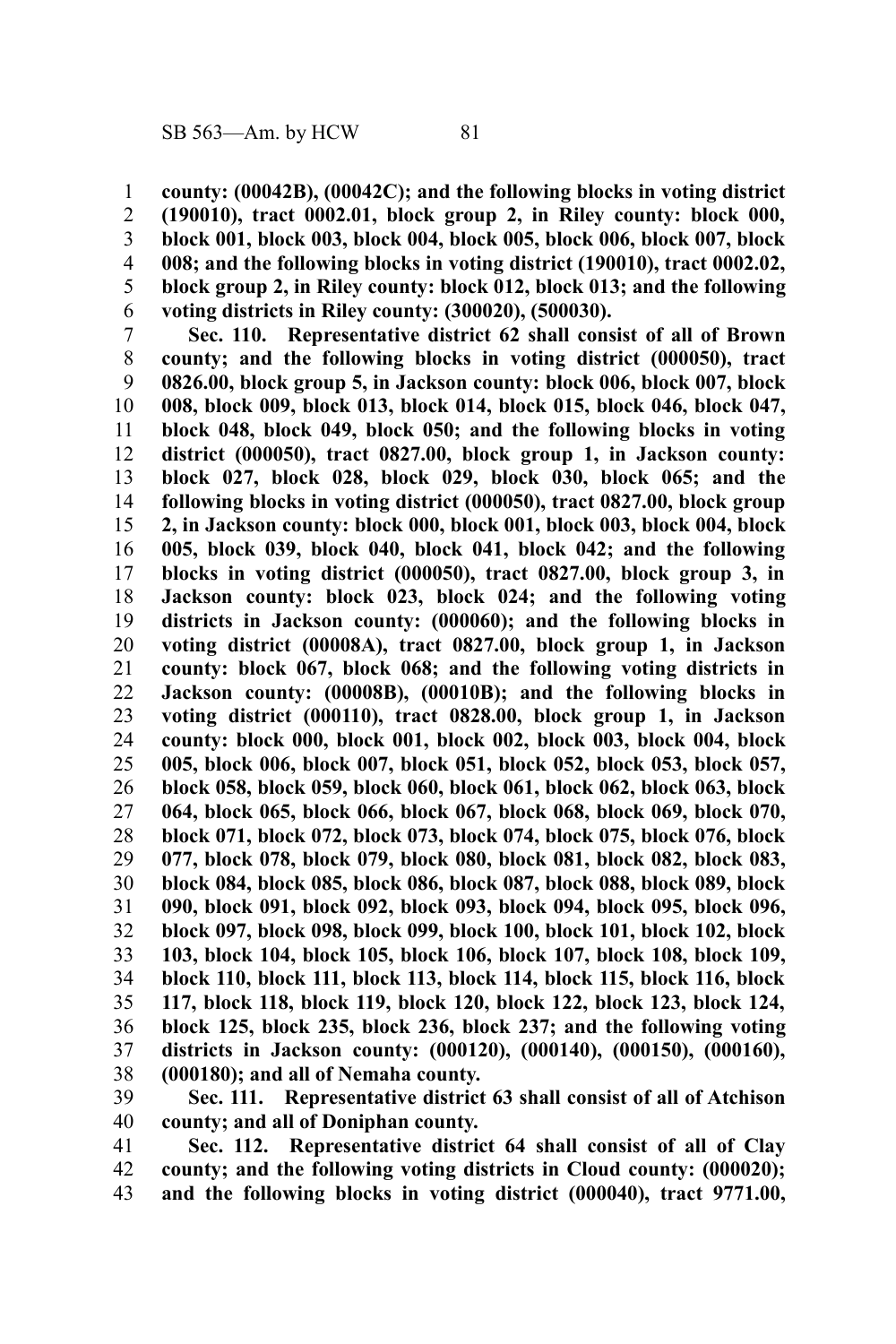**county: (00042B), (00042C); and the following blocks in voting district (190010), tract 0002.01, block group 2, in Riley county: block 000, block 001, block 003, block 004, block 005, block 006, block 007, block 008; and the following blocks in voting district (190010), tract 0002.02, block group 2, in Riley county: block 012, block 013; and the following voting districts in Riley county: (300020), (500030).**

**Sec. 110. Representative district 62 shall consist of all of Brown county; and the following blocks in voting district (000050), tract 0826.00, block group 5, in Jackson county: block 006, block 007, block 008, block 009, block 013, block 014, block 015, block 046, block 047, block 048, block 049, block 050; and the following blocks in voting district (000050), tract 0827.00, block group 1, in Jackson county: block 027, block 028, block 029, block 030, block 065; and the following blocks in voting district (000050), tract 0827.00, block group 2, in Jackson county: block 000, block 001, block 003, block 004, block 005, block 039, block 040, block 041, block 042; and the following blocks in voting district (000050), tract 0827.00, block group 3, in Jackson county: block 023, block 024; and the following voting districts in Jackson county: (000060); and the following blocks in voting district (00008A), tract 0827.00, block group 1, in Jackson county: block 067, block 068; and the following voting districts in Jackson county: (00008B), (00010B); and the following blocks in voting district (000110), tract 0828.00, block group 1, in Jackson county: block 000, block 001, block 002, block 003, block 004, block 005, block 006, block 007, block 051, block 052, block 053, block 057, block 058, block 059, block 060, block 061, block 062, block 063, block 064, block 065, block 066, block 067, block 068, block 069, block 070, block 071, block 072, block 073, block 074, block 075, block 076, block 077, block 078, block 079, block 080, block 081, block 082, block 083, block 084, block 085, block 086, block 087, block 088, block 089, block 090, block 091, block 092, block 093, block 094, block 095, block 096, block 097, block 098, block 099, block 100, block 101, block 102, block 103, block 104, block 105, block 106, block 107, block 108, block 109, block 110, block 111, block 113, block 114, block 115, block 116, block 117, block 118, block 119, block 120, block 122, block 123, block 124, block 125, block 235, block 236, block 237; and the following voting districts in Jackson county: (000120), (000140), (000150), (000160), (000180); and all of Nemaha county.**

**Sec. 111. Representative district 63 shall consist of all of Atchison county; and all of Doniphan county.**

**Sec. 112. Representative district 64 shall consist of all of Clay county; and the following voting districts in Cloud county: (000020); and the following blocks in voting district (000040), tract 9771.00,**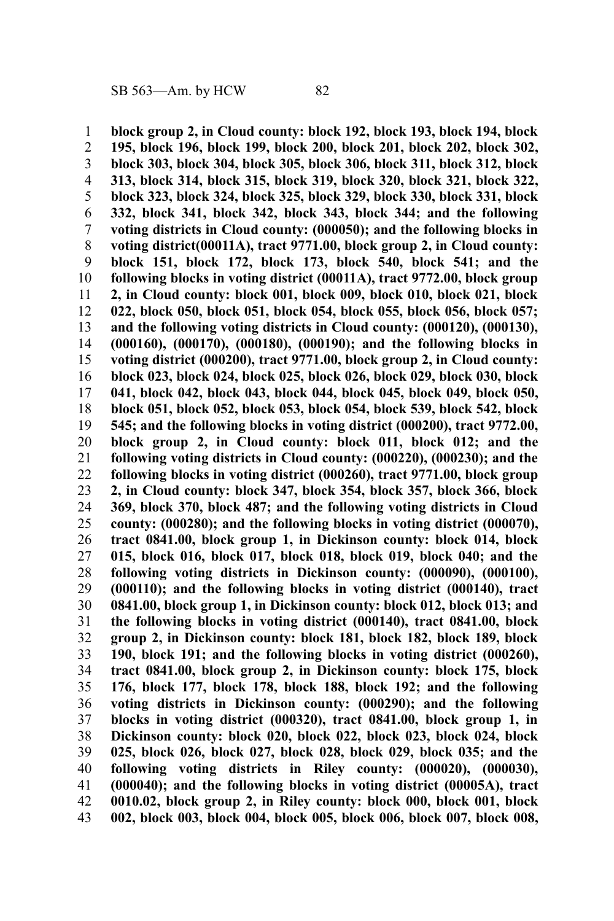**block group 2, in Cloud county: block 192, block 193, block 194, block 195, block 196, block 199, block 200, block 201, block 202, block 302, block 303, block 304, block 305, block 306, block 311, block 312, block 313, block 314, block 315, block 319, block 320, block 321, block 322, block 323, block 324, block 325, block 329, block 330, block 331, block 332, block 341, block 342, block 343, block 344; and the following voting districts in Cloud county: (000050); and the following blocks in voting district(00011A), tract 9771.00, block group 2, in Cloud county: block 151, block 172, block 173, block 540, block 541; and the following blocks in voting district (00011A), tract 9772.00, block group 2, in Cloud county: block 001, block 009, block 010, block 021, block 022, block 050, block 051, block 054, block 055, block 056, block 057; and the following voting districts in Cloud county: (000120), (000130), (000160), (000170), (000180), (000190); and the following blocks in voting district (000200), tract 9771.00, block group 2, in Cloud county: block 023, block 024, block 025, block 026, block 029, block 030, block 041, block 042, block 043, block 044, block 045, block 049, block 050, block 051, block 052, block 053, block 054, block 539, block 542, block 545; and the following blocks in voting district (000200), tract 9772.00, block group 2, in Cloud county: block 011, block 012; and the following voting districts in Cloud county: (000220), (000230); and the following blocks in voting district (000260), tract 9771.00, block group 2, in Cloud county: block 347, block 354, block 357, block 366, block 369, block 370, block 487; and the following voting districts in Cloud county: (000280); and the following blocks in voting district (000070), tract 0841.00, block group 1, in Dickinson county: block 014, block 015, block 016, block 017, block 018, block 019, block 040; and the following voting districts in Dickinson county: (000090), (000100), (000110); and the following blocks in voting district (000140), tract 0841.00, block group 1, in Dickinson county: block 012, block 013; and the following blocks in voting district (000140), tract 0841.00, block group 2, in Dickinson county: block 181, block 182, block 189, block 190, block 191; and the following blocks in voting district (000260), tract 0841.00, block group 2, in Dickinson county: block 175, block 176, block 177, block 178, block 188, block 192; and the following voting districts in Dickinson county: (000290); and the following blocks in voting district (000320), tract 0841.00, block group 1, in Dickinson county: block 020, block 022, block 023, block 024, block 025, block 026, block 027, block 028, block 029, block 035; and the following voting districts in Riley county: (000020), (000030), (000040); and the following blocks in voting district (00005A), tract 0010.02, block group 2, in Riley county: block 000, block 001, block 002, block 003, block 004, block 005, block 006, block 007, block 008,**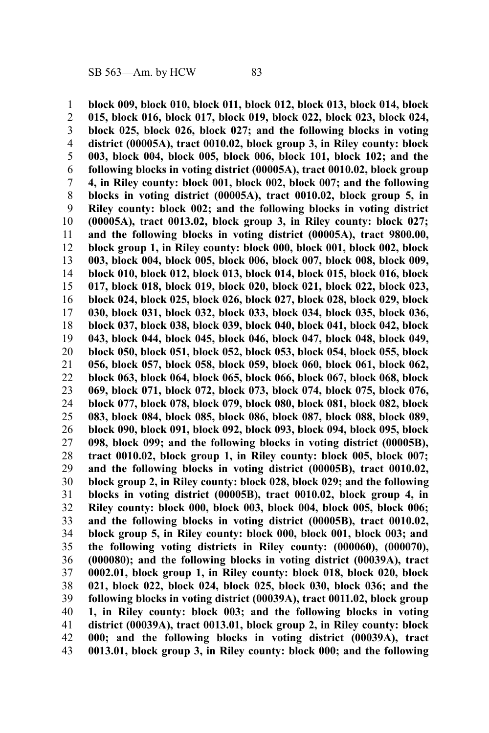**block 009, block 010, block 011, block 012, block 013, block 014, block 015, block 016, block 017, block 019, block 022, block 023, block 024, block 025, block 026, block 027; and the following blocks in voting district (00005A), tract 0010.02, block group 3, in Riley county: block 003, block 004, block 005, block 006, block 101, block 102; and the following blocks in voting district (00005A), tract 0010.02, block group 4, in Riley county: block 001, block 002, block 007; and the following blocks in voting district (00005A), tract 0010.02, block group 5, in Riley county: block 002; and the following blocks in voting district (00005A), tract 0013.02, block group 3, in Riley county: block 027; and the following blocks in voting district (00005A), tract 9800.00, block group 1, in Riley county: block 000, block 001, block 002, block 003, block 004, block 005, block 006, block 007, block 008, block 009, block 010, block 012, block 013, block 014, block 015, block 016, block 017, block 018, block 019, block 020, block 021, block 022, block 023, block 024, block 025, block 026, block 027, block 028, block 029, block 030, block 031, block 032, block 033, block 034, block 035, block 036, block 037, block 038, block 039, block 040, block 041, block 042, block 043, block 044, block 045, block 046, block 047, block 048, block 049, block 050, block 051, block 052, block 053, block 054, block 055, block 056, block 057, block 058, block 059, block 060, block 061, block 062, block 063, block 064, block 065, block 066, block 067, block 068, block 069, block 071, block 072, block 073, block 074, block 075, block 076, block 077, block 078, block 079, block 080, block 081, block 082, block 083, block 084, block 085, block 086, block 087, block 088, block 089, block 090, block 091, block 092, block 093, block 094, block 095, block 098, block 099; and the following blocks in voting district (00005B), tract 0010.02, block group 1, in Riley county: block 005, block 007; and the following blocks in voting district (00005B), tract 0010.02, block group 2, in Riley county: block 028, block 029; and the following blocks in voting district (00005B), tract 0010.02, block group 4, in Riley county: block 000, block 003, block 004, block 005, block 006; and the following blocks in voting district (00005B), tract 0010.02, block group 5, in Riley county: block 000, block 001, block 003; and the following voting districts in Riley county: (000060), (000070), (000080); and the following blocks in voting district (00039A), tract 0002.01, block group 1, in Riley county: block 018, block 020, block 021, block 022, block 024, block 025, block 030, block 036; and the following blocks in voting district (00039A), tract 0011.02, block group 1, in Riley county: block 003; and the following blocks in voting district (00039A), tract 0013.01, block group 2, in Riley county: block 000; and the following blocks in voting district (00039A), tract 0013.01, block group 3, in Riley county: block 000; and the following**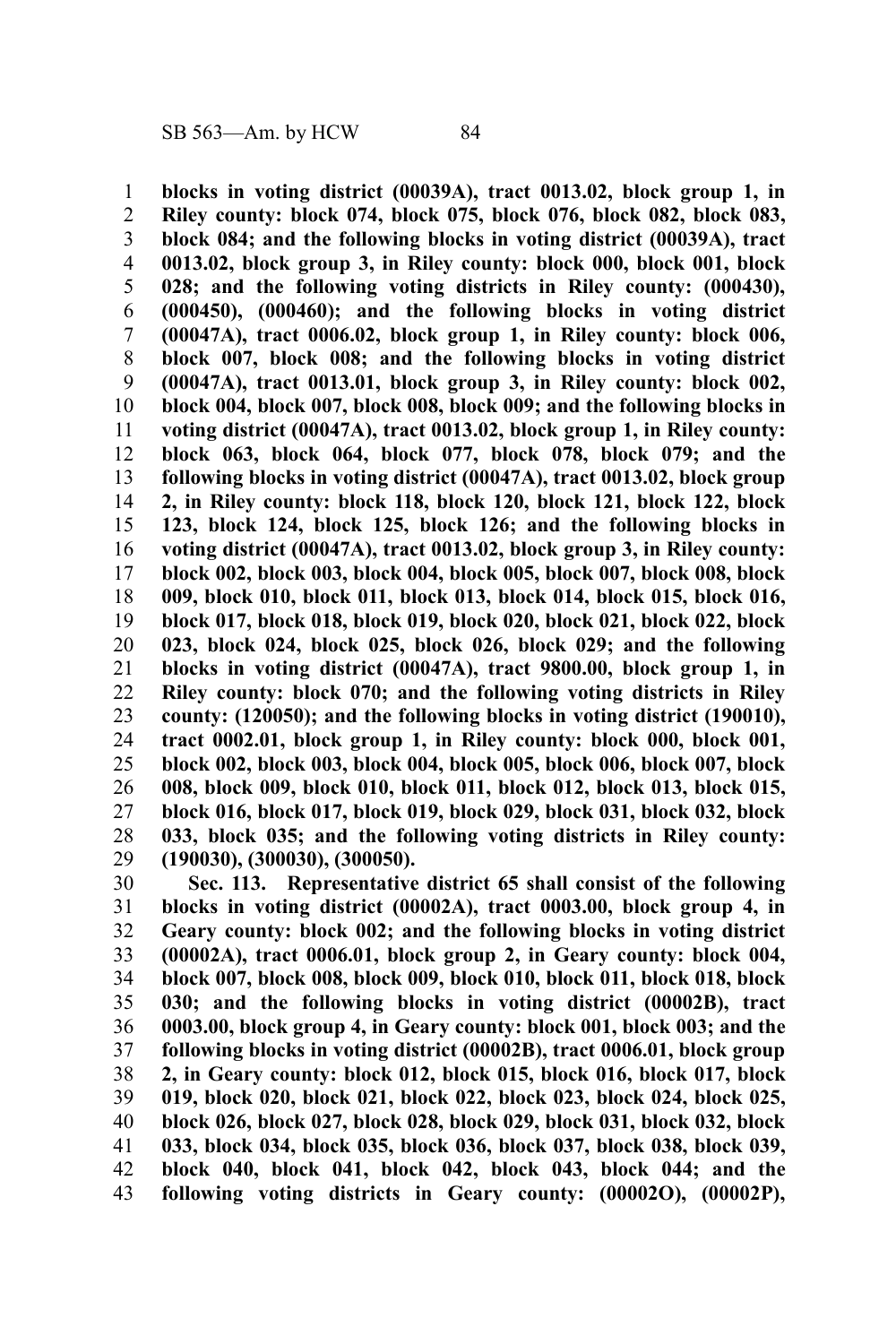**blocks in voting district (00039A), tract 0013.02, block group 1, in Riley county: block 074, block 075, block 076, block 082, block 083, block 084; and the following blocks in voting district (00039A), tract 0013.02, block group 3, in Riley county: block 000, block 001, block 028; and the following voting districts in Riley county: (000430), (000450), (000460); and the following blocks in voting district (00047A), tract 0006.02, block group 1, in Riley county: block 006, block 007, block 008; and the following blocks in voting district (00047A), tract 0013.01, block group 3, in Riley county: block 002, block 004, block 007, block 008, block 009; and the following blocks in voting district (00047A), tract 0013.02, block group 1, in Riley county: block 063, block 064, block 077, block 078, block 079; and the following blocks in voting district (00047A), tract 0013.02, block group 2, in Riley county: block 118, block 120, block 121, block 122, block 123, block 124, block 125, block 126; and the following blocks in voting district (00047A), tract 0013.02, block group 3, in Riley county: block 002, block 003, block 004, block 005, block 007, block 008, block 009, block 010, block 011, block 013, block 014, block 015, block 016, block 017, block 018, block 019, block 020, block 021, block 022, block 023, block 024, block 025, block 026, block 029; and the following blocks in voting district (00047A), tract 9800.00, block group 1, in Riley county: block 070; and the following voting districts in Riley county: (120050); and the following blocks in voting district (190010), tract 0002.01, block group 1, in Riley county: block 000, block 001, block 002, block 003, block 004, block 005, block 006, block 007, block 008, block 009, block 010, block 011, block 012, block 013, block 015, block 016, block 017, block 019, block 029, block 031, block 032, block 033, block 035; and the following voting districts in Riley county: (190030), (300030), (300050).**

**Sec. 113. Representative district 65 shall consist of the following blocks in voting district (00002A), tract 0003.00, block group 4, in Geary county: block 002; and the following blocks in voting district (00002A), tract 0006.01, block group 2, in Geary county: block 004, block 007, block 008, block 009, block 010, block 011, block 018, block 030; and the following blocks in voting district (00002B), tract 0003.00, block group 4, in Geary county: block 001, block 003; and the following blocks in voting district (00002B), tract 0006.01, block group 2, in Geary county: block 012, block 015, block 016, block 017, block 019, block 020, block 021, block 022, block 023, block 024, block 025, block 026, block 027, block 028, block 029, block 031, block 032, block 033, block 034, block 035, block 036, block 037, block 038, block 039, block 040, block 041, block 042, block 043, block 044; and the following voting districts in Geary county: (00002O), (00002P),**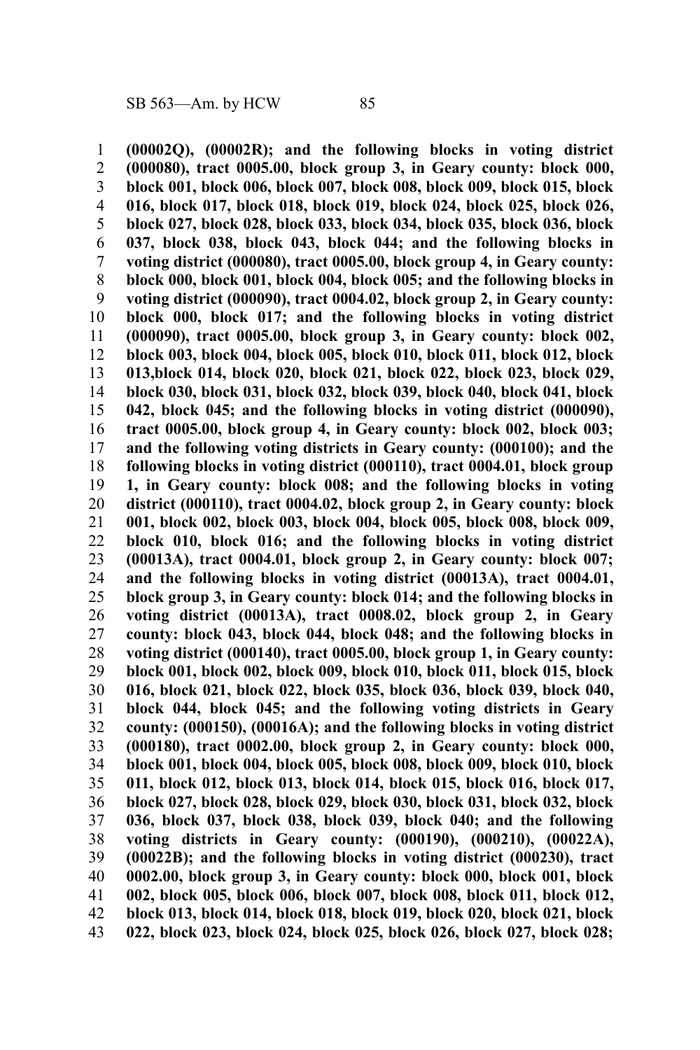**(00002Q), (00002R); and the following blocks in voting district (000080), tract 0005.00, block group 3, in Geary county: block 000, block 001, block 006, block 007, block 008, block 009, block 015, block 016, block 017, block 018, block 019, block 024, block 025, block 026, block 027, block 028, block 033, block 034, block 035, block 036, block 037, block 038, block 043, block 044; and the following blocks in voting district (000080), tract 0005.00, block group 4, in Geary county: block 000, block 001, block 004, block 005; and the following blocks in voting district (000090), tract 0004.02, block group 2, in Geary county: block 000, block 017; and the following blocks in voting district (000090), tract 0005.00, block group 3, in Geary county: block 002, block 003, block 004, block 005, block 010, block 011, block 012, block 013,block 014, block 020, block 021, block 022, block 023, block 029, block 030, block 031, block 032, block 039, block 040, block 041, block 042, block 045; and the following blocks in voting district (000090), tract 0005.00, block group 4, in Geary county: block 002, block 003; and the following voting districts in Geary county: (000100); and the following blocks in voting district (000110), tract 0004.01, block group 1, in Geary county: block 008; and the following blocks in voting district (000110), tract 0004.02, block group 2, in Geary county: block 001, block 002, block 003, block 004, block 005, block 008, block 009, block 010, block 016; and the following blocks in voting district (00013A), tract 0004.01, block group 2, in Geary county: block 007; and the following blocks in voting district (00013A), tract 0004.01, block group 3, in Geary county: block 014; and the following blocks in voting district (00013A), tract 0008.02, block group 2, in Geary county: block 043, block 044, block 048; and the following blocks in voting district (000140), tract 0005.00, block group 1, in Geary county: block 001, block 002, block 009, block 010, block 011, block 015, block 016, block 021, block 022, block 035, block 036, block 039, block 040, block 044, block 045; and the following voting districts in Geary county: (000150), (00016A); and the following blocks in voting district (000180), tract 0002.00, block group 2, in Geary county: block 000, block 001, block 004, block 005, block 008, block 009, block 010, block 011, block 012, block 013, block 014, block 015, block 016, block 017, block 027, block 028, block 029, block 030, block 031, block 032, block 036, block 037, block 038, block 039, block 040; and the following voting districts in Geary county: (000190), (000210), (00022A), (00022B); and the following blocks in voting district (000230), tract 0002.00, block group 3, in Geary county: block 000, block 001, block 002, block 005, block 006, block 007, block 008, block 011, block 012, block 013, block 014, block 018, block 019, block 020, block 021, block 022, block 023, block 024, block 025, block 026, block 027, block 028;**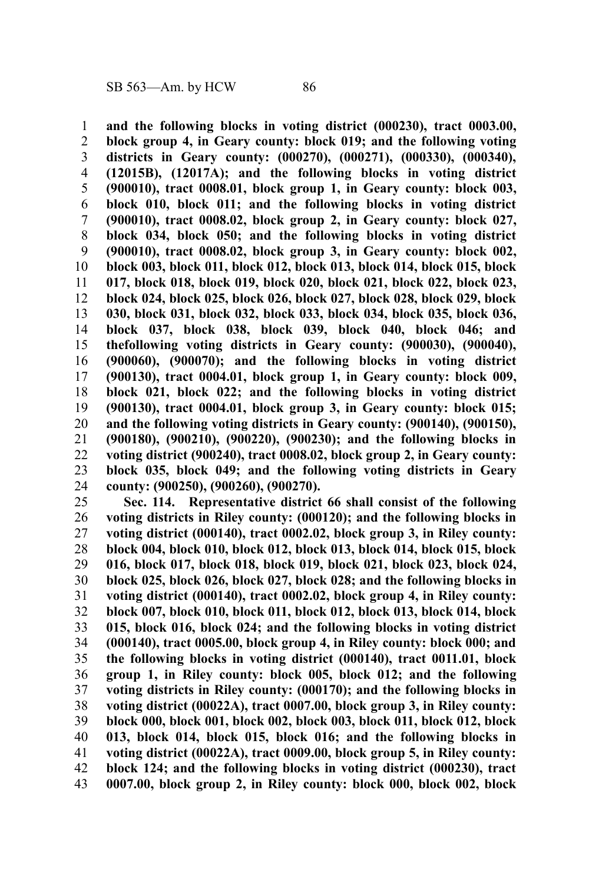**and the following blocks in voting district (000230), tract 0003.00, block group 4, in Geary county: block 019; and the following voting districts in Geary county: (000270), (000271), (000330), (000340), (12015B), (12017A); and the following blocks in voting district (900010), tract 0008.01, block group 1, in Geary county: block 003, block 010, block 011; and the following blocks in voting district (900010), tract 0008.02, block group 2, in Geary county: block 027, block 034, block 050; and the following blocks in voting district (900010), tract 0008.02, block group 3, in Geary county: block 002, block 003, block 011, block 012, block 013, block 014, block 015, block 017, block 018, block 019, block 020, block 021, block 022, block 023, block 024, block 025, block 026, block 027, block 028, block 029, block 030, block 031, block 032, block 033, block 034, block 035, block 036, block 037, block 038, block 039, block 040, block 046; and thefollowing voting districts in Geary county: (900030), (900040), (900060), (900070); and the following blocks in voting district (900130), tract 0004.01, block group 1, in Geary county: block 009, block 021, block 022; and the following blocks in voting district (900130), tract 0004.01, block group 3, in Geary county: block 015; and the following voting districts in Geary county: (900140), (900150), (900180), (900210), (900220), (900230); and the following blocks in voting district (900240), tract 0008.02, block group 2, in Geary county: block 035, block 049; and the following voting districts in Geary county: (900250), (900260), (900270).**

**Sec. 114. Representative district 66 shall consist of the following voting districts in Riley county: (000120); and the following blocks in voting district (000140), tract 0002.02, block group 3, in Riley county: block 004, block 010, block 012, block 013, block 014, block 015, block 016, block 017, block 018, block 019, block 021, block 023, block 024, block 025, block 026, block 027, block 028; and the following blocks in voting district (000140), tract 0002.02, block group 4, in Riley county: block 007, block 010, block 011, block 012, block 013, block 014, block 015, block 016, block 024; and the following blocks in voting district (000140), tract 0005.00, block group 4, in Riley county: block 000; and the following blocks in voting district (000140), tract 0011.01, block group 1, in Riley county: block 005, block 012; and the following voting districts in Riley county: (000170); and the following blocks in voting district (00022A), tract 0007.00, block group 3, in Riley county: block 000, block 001, block 002, block 003, block 011, block 012, block 013, block 014, block 015, block 016; and the following blocks in voting district (00022A), tract 0009.00, block group 5, in Riley county: block 124; and the following blocks in voting district (000230), tract 0007.00, block group 2, in Riley county: block 000, block 002, block**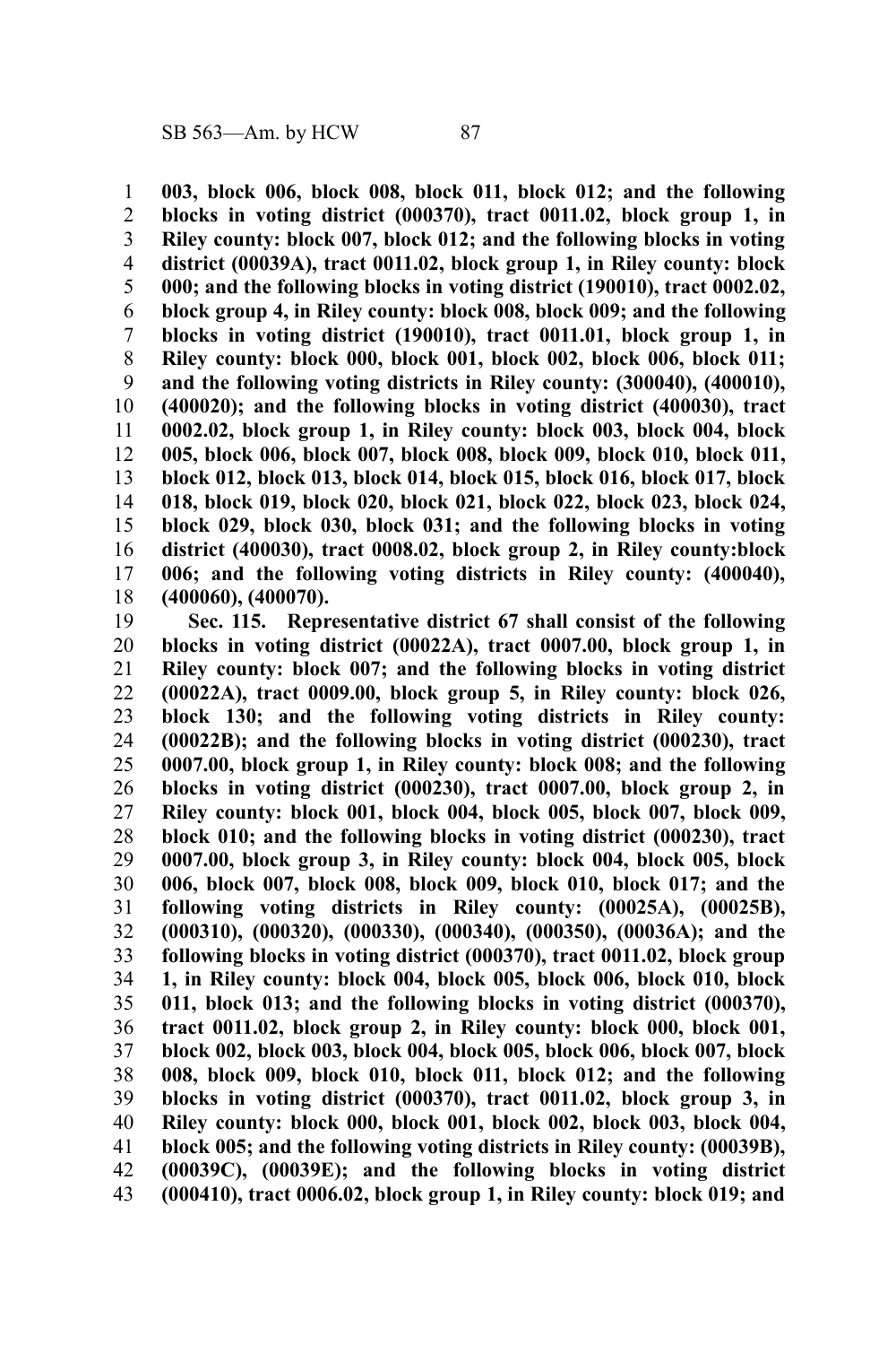**003, block 006, block 008, block 011, block 012; and the following blocks in voting district (000370), tract 0011.02, block group 1, in Riley county: block 007, block 012; and the following blocks in voting district (00039A), tract 0011.02, block group 1, in Riley county: block 000; and the following blocks in voting district (190010), tract 0002.02, block group 4, in Riley county: block 008, block 009; and the following blocks in voting district (190010), tract 0011.01, block group 1, in Riley county: block 000, block 001, block 002, block 006, block 011; and the following voting districts in Riley county: (300040), (400010), (400020); and the following blocks in voting district (400030), tract 0002.02, block group 1, in Riley county: block 003, block 004, block 005, block 006, block 007, block 008, block 009, block 010, block 011, block 012, block 013, block 014, block 015, block 016, block 017, block 018, block 019, block 020, block 021, block 022, block 023, block 024, block 029, block 030, block 031; and the following blocks in voting district (400030), tract 0008.02, block group 2, in Riley county:block 006; and the following voting districts in Riley county: (400040), (400060), (400070).**

**Sec. 115. Representative district 67 shall consist of the following blocks in voting district (00022A), tract 0007.00, block group 1, in Riley county: block 007; and the following blocks in voting district (00022A), tract 0009.00, block group 5, in Riley county: block 026, block 130; and the following voting districts in Riley county: (00022B); and the following blocks in voting district (000230), tract 0007.00, block group 1, in Riley county: block 008; and the following blocks in voting district (000230), tract 0007.00, block group 2, in Riley county: block 001, block 004, block 005, block 007, block 009, block 010; and the following blocks in voting district (000230), tract 0007.00, block group 3, in Riley county: block 004, block 005, block 006, block 007, block 008, block 009, block 010, block 017; and the following voting districts in Riley county: (00025A), (00025B), (000310), (000320), (000330), (000340), (000350), (00036A); and the following blocks in voting district (000370), tract 0011.02, block group 1, in Riley county: block 004, block 005, block 006, block 010, block 011, block 013; and the following blocks in voting district (000370), tract 0011.02, block group 2, in Riley county: block 000, block 001, block 002, block 003, block 004, block 005, block 006, block 007, block 008, block 009, block 010, block 011, block 012; and the following blocks in voting district (000370), tract 0011.02, block group 3, in Riley county: block 000, block 001, block 002, block 003, block 004, block 005; and the following voting districts in Riley county: (00039B), (00039C), (00039E); and the following blocks in voting district (000410), tract 0006.02, block group 1, in Riley county: block 019; and**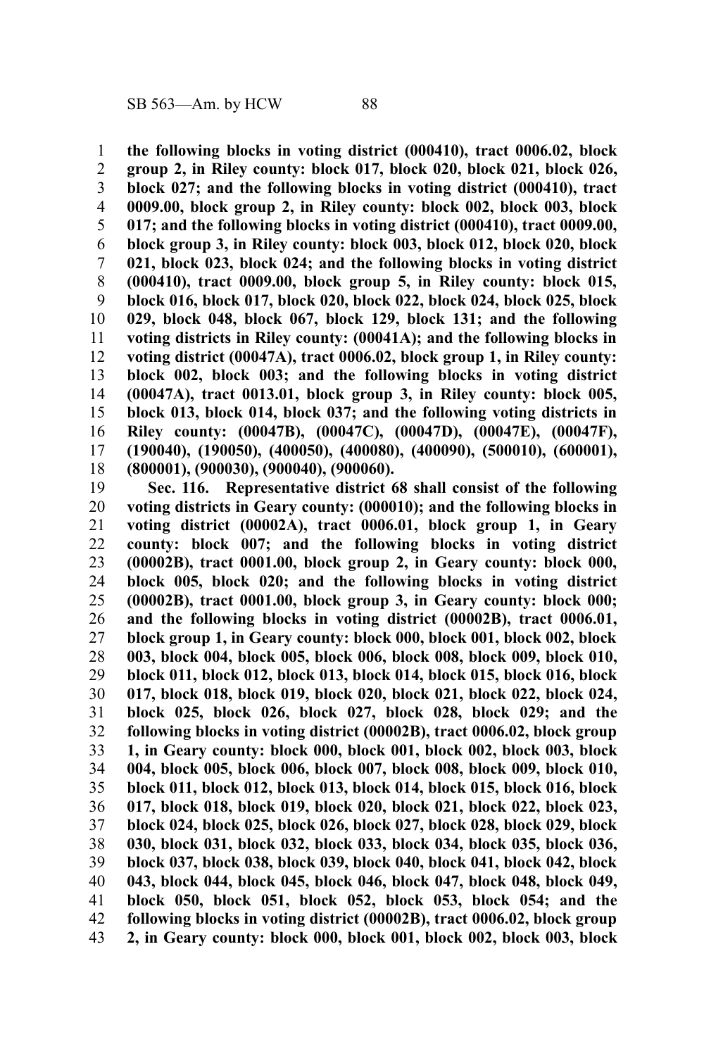**the following blocks in voting district (000410), tract 0006.02, block group 2, in Riley county: block 017, block 020, block 021, block 026, block 027; and the following blocks in voting district (000410), tract 0009.00, block group 2, in Riley county: block 002, block 003, block 017; and the following blocks in voting district (000410), tract 0009.00, block group 3, in Riley county: block 003, block 012, block 020, block 021, block 023, block 024; and the following blocks in voting district (000410), tract 0009.00, block group 5, in Riley county: block 015, block 016, block 017, block 020, block 022, block 024, block 025, block 029, block 048, block 067, block 129, block 131; and the following voting districts in Riley county: (00041A); and the following blocks in voting district (00047A), tract 0006.02, block group 1, in Riley county: block 002, block 003; and the following blocks in voting district (00047A), tract 0013.01, block group 3, in Riley county: block 005, block 013, block 014, block 037; and the following voting districts in Riley county: (00047B), (00047C), (00047D), (00047E), (00047F), (190040), (190050), (400050), (400080), (400090), (500010), (600001), (800001), (900030), (900040), (900060).**

**Sec. 116. Representative district 68 shall consist of the following voting districts in Geary county: (000010); and the following blocks in voting district (00002A), tract 0006.01, block group 1, in Geary county: block 007; and the following blocks in voting district (00002B), tract 0001.00, block group 2, in Geary county: block 000, block 005, block 020; and the following blocks in voting district (00002B), tract 0001.00, block group 3, in Geary county: block 000; and the following blocks in voting district (00002B), tract 0006.01, block group 1, in Geary county: block 000, block 001, block 002, block 003, block 004, block 005, block 006, block 008, block 009, block 010, block 011, block 012, block 013, block 014, block 015, block 016, block 017, block 018, block 019, block 020, block 021, block 022, block 024, block 025, block 026, block 027, block 028, block 029; and the following blocks in voting district (00002B), tract 0006.02, block group 1, in Geary county: block 000, block 001, block 002, block 003, block 004, block 005, block 006, block 007, block 008, block 009, block 010, block 011, block 012, block 013, block 014, block 015, block 016, block 017, block 018, block 019, block 020, block 021, block 022, block 023, block 024, block 025, block 026, block 027, block 028, block 029, block 030, block 031, block 032, block 033, block 034, block 035, block 036, block 037, block 038, block 039, block 040, block 041, block 042, block 043, block 044, block 045, block 046, block 047, block 048, block 049, block 050, block 051, block 052, block 053, block 054; and the following blocks in voting district (00002B), tract 0006.02, block group 2, in Geary county: block 000, block 001, block 002, block 003, block**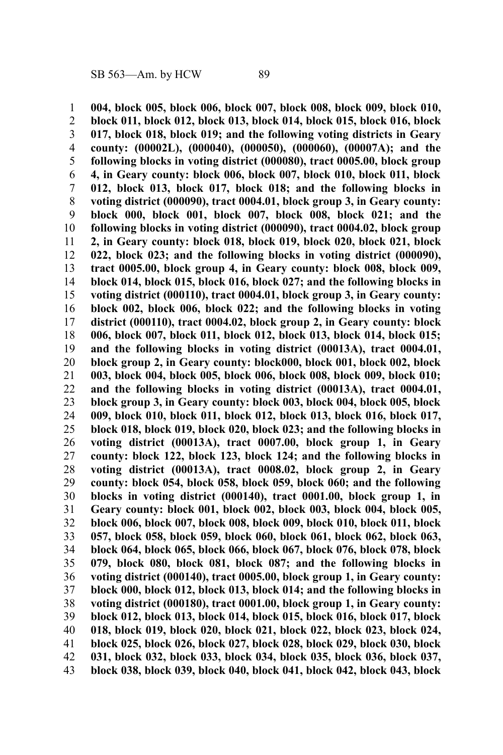**004, block 005, block 006, block 007, block 008, block 009, block 010, block 011, block 012, block 013, block 014, block 015, block 016, block 017, block 018, block 019; and the following voting districts in Geary county: (00002L), (000040), (000050), (000060), (00007A); and the following blocks in voting district (000080), tract 0005.00, block group 4, in Geary county: block 006, block 007, block 010, block 011, block 012, block 013, block 017, block 018; and the following blocks in voting district (000090), tract 0004.01, block group 3, in Geary county: block 000, block 001, block 007, block 008, block 021; and the following blocks in voting district (000090), tract 0004.02, block group 2, in Geary county: block 018, block 019, block 020, block 021, block 022, block 023; and the following blocks in voting district (000090), tract 0005.00, block group 4, in Geary county: block 008, block 009, block 014, block 015, block 016, block 027; and the following blocks in voting district (000110), tract 0004.01, block group 3, in Geary county: block 002, block 006, block 022; and the following blocks in voting district (000110), tract 0004.02, block group 2, in Geary county: block 006, block 007, block 011, block 012, block 013, block 014, block 015; and the following blocks in voting district (00013A), tract 0004.01, block group 2, in Geary county: block000, block 001, block 002, block 003, block 004, block 005, block 006, block 008, block 009, block 010; and the following blocks in voting district (00013A), tract 0004.01, block group 3, in Geary county: block 003, block 004, block 005, block 009, block 010, block 011, block 012, block 013, block 016, block 017, block 018, block 019, block 020, block 023; and the following blocks in voting district (00013A), tract 0007.00, block group 1, in Geary county: block 122, block 123, block 124; and the following blocks in voting district (00013A), tract 0008.02, block group 2, in Geary county: block 054, block 058, block 059, block 060; and the following blocks in voting district (000140), tract 0001.00, block group 1, in Geary county: block 001, block 002, block 003, block 004, block 005, block 006, block 007, block 008, block 009, block 010, block 011, block 057, block 058, block 059, block 060, block 061, block 062, block 063, block 064, block 065, block 066, block 067, block 076, block 078, block 079, block 080, block 081, block 087; and the following blocks in voting district (000140), tract 0005.00, block group 1, in Geary county: block 000, block 012, block 013, block 014; and the following blocks in voting district (000180), tract 0001.00, block group 1, in Geary county: block 012, block 013, block 014, block 015, block 016, block 017, block 018, block 019, block 020, block 021, block 022, block 023, block 024, block 025, block 026, block 027, block 028, block 029, block 030, block 031, block 032, block 033, block 034, block 035, block 036, block 037, block 038, block 039, block 040, block 041, block 042, block 043, block**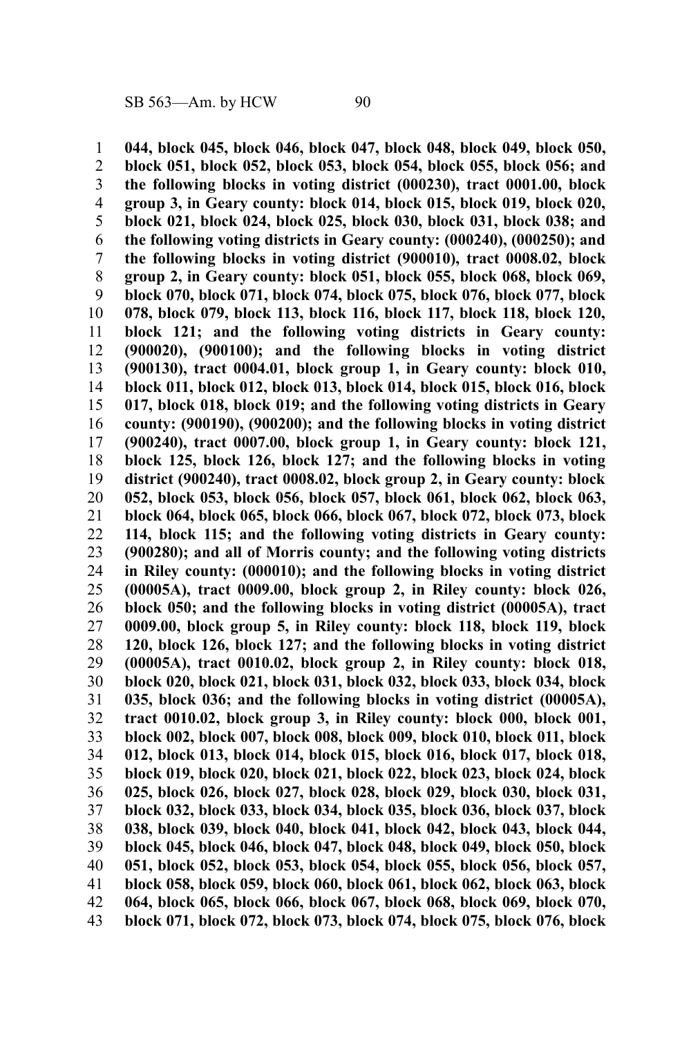**044, block 045, block 046, block 047, block 048, block 049, block 050, block 051, block 052, block 053, block 054, block 055, block 056; and the following blocks in voting district (000230), tract 0001.00, block group 3, in Geary county: block 014, block 015, block 019, block 020, block 021, block 024, block 025, block 030, block 031, block 038; and the following voting districts in Geary county: (000240), (000250); and the following blocks in voting district (900010), tract 0008.02, block group 2, in Geary county: block 051, block 055, block 068, block 069, block 070, block 071, block 074, block 075, block 076, block 077, block 078, block 079, block 113, block 116, block 117, block 118, block 120, block 121; and the following voting districts in Geary county: (900020), (900100); and the following blocks in voting district (900130), tract 0004.01, block group 1, in Geary county: block 010, block 011, block 012, block 013, block 014, block 015, block 016, block 017, block 018, block 019; and the following voting districts in Geary county: (900190), (900200); and the following blocks in voting district (900240), tract 0007.00, block group 1, in Geary county: block 121, block 125, block 126, block 127; and the following blocks in voting district (900240), tract 0008.02, block group 2, in Geary county: block 052, block 053, block 056, block 057, block 061, block 062, block 063, block 064, block 065, block 066, block 067, block 072, block 073, block 114, block 115; and the following voting districts in Geary county: (900280); and all of Morris county; and the following voting districts in Riley county: (000010); and the following blocks in voting district (00005A), tract 0009.00, block group 2, in Riley county: block 026, block 050; and the following blocks in voting district (00005A), tract 0009.00, block group 5, in Riley county: block 118, block 119, block 120, block 126, block 127; and the following blocks in voting district (00005A), tract 0010.02, block group 2, in Riley county: block 018, block 020, block 021, block 031, block 032, block 033, block 034, block 035, block 036; and the following blocks in voting district (00005A), tract 0010.02, block group 3, in Riley county: block 000, block 001, block 002, block 007, block 008, block 009, block 010, block 011, block 012, block 013, block 014, block 015, block 016, block 017, block 018, block 019, block 020, block 021, block 022, block 023, block 024, block 025, block 026, block 027, block 028, block 029, block 030, block 031, block 032, block 033, block 034, block 035, block 036, block 037, block 038, block 039, block 040, block 041, block 042, block 043, block 044, block 045, block 046, block 047, block 048, block 049, block 050, block 051, block 052, block 053, block 054, block 055, block 056, block 057, block 058, block 059, block 060, block 061, block 062, block 063, block 064, block 065, block 066, block 067, block 068, block 069, block 070, block 071, block 072, block 073, block 074, block 075, block 076, block**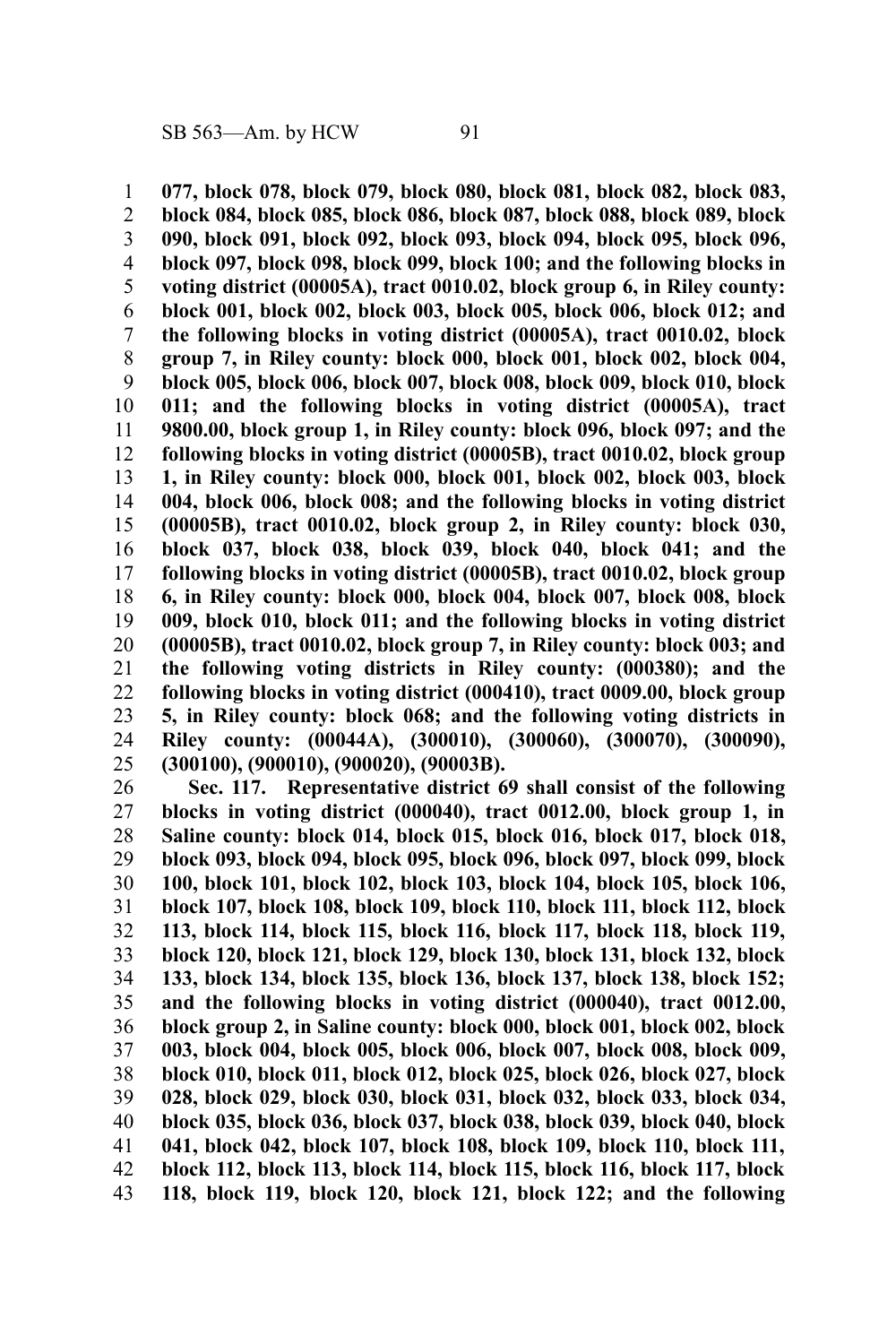**077, block 078, block 079, block 080, block 081, block 082, block 083, block 084, block 085, block 086, block 087, block 088, block 089, block 090, block 091, block 092, block 093, block 094, block 095, block 096, block 097, block 098, block 099, block 100; and the following blocks in voting district (00005A), tract 0010.02, block group 6, in Riley county: block 001, block 002, block 003, block 005, block 006, block 012; and the following blocks in voting district (00005A), tract 0010.02, block group 7, in Riley county: block 000, block 001, block 002, block 004, block 005, block 006, block 007, block 008, block 009, block 010, block 011; and the following blocks in voting district (00005A), tract 9800.00, block group 1, in Riley county: block 096, block 097; and the following blocks in voting district (00005B), tract 0010.02, block group 1, in Riley county: block 000, block 001, block 002, block 003, block 004, block 006, block 008; and the following blocks in voting district (00005B), tract 0010.02, block group 2, in Riley county: block 030, block 037, block 038, block 039, block 040, block 041; and the following blocks in voting district (00005B), tract 0010.02, block group 6, in Riley county: block 000, block 004, block 007, block 008, block 009, block 010, block 011; and the following blocks in voting district (00005B), tract 0010.02, block group 7, in Riley county: block 003; and the following voting districts in Riley county: (000380); and the following blocks in voting district (000410), tract 0009.00, block group 5, in Riley county: block 068; and the following voting districts in Riley county: (00044A), (300010), (300060), (300070), (300090), (300100), (900010), (900020), (90003B).**

**Sec. 117. Representative district 69 shall consist of the following blocks in voting district (000040), tract 0012.00, block group 1, in Saline county: block 014, block 015, block 016, block 017, block 018, block 093, block 094, block 095, block 096, block 097, block 099, block 100, block 101, block 102, block 103, block 104, block 105, block 106, block 107, block 108, block 109, block 110, block 111, block 112, block 113, block 114, block 115, block 116, block 117, block 118, block 119, block 120, block 121, block 129, block 130, block 131, block 132, block 133, block 134, block 135, block 136, block 137, block 138, block 152; and the following blocks in voting district (000040), tract 0012.00, block group 2, in Saline county: block 000, block 001, block 002, block 003, block 004, block 005, block 006, block 007, block 008, block 009, block 010, block 011, block 012, block 025, block 026, block 027, block 028, block 029, block 030, block 031, block 032, block 033, block 034, block 035, block 036, block 037, block 038, block 039, block 040, block 041, block 042, block 107, block 108, block 109, block 110, block 111, block 112, block 113, block 114, block 115, block 116, block 117, block 118, block 119, block 120, block 121, block 122; and the following**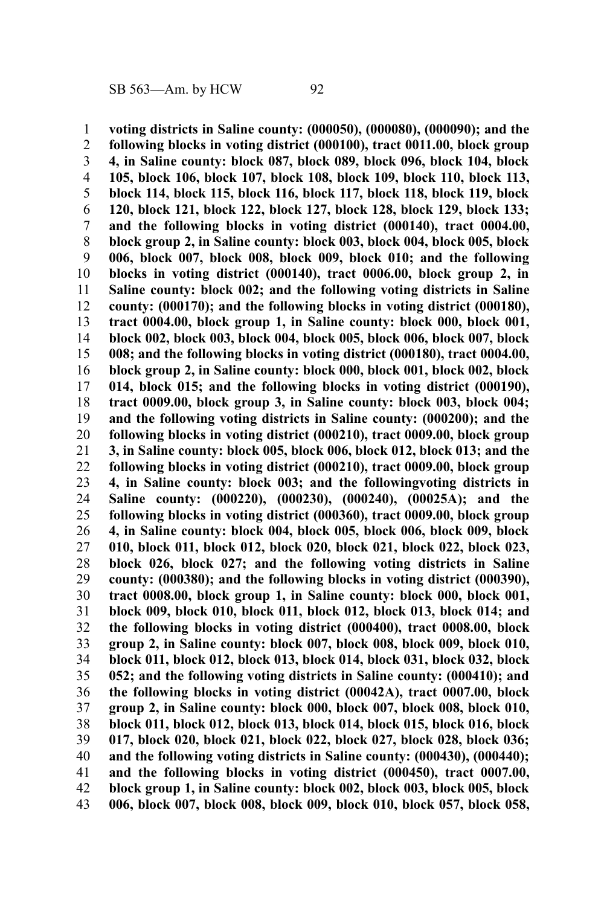**voting districts in Saline county: (000050), (000080), (000090); and the following blocks in voting district (000100), tract 0011.00, block group 4, in Saline county: block 087, block 089, block 096, block 104, block 105, block 106, block 107, block 108, block 109, block 110, block 113, block 114, block 115, block 116, block 117, block 118, block 119, block 120, block 121, block 122, block 127, block 128, block 129, block 133; and the following blocks in voting district (000140), tract 0004.00, block group 2, in Saline county: block 003, block 004, block 005, block 006, block 007, block 008, block 009, block 010; and the following blocks in voting district (000140), tract 0006.00, block group 2, in Saline county: block 002; and the following voting districts in Saline county: (000170); and the following blocks in voting district (000180), tract 0004.00, block group 1, in Saline county: block 000, block 001, block 002, block 003, block 004, block 005, block 006, block 007, block 008; and the following blocks in voting district (000180), tract 0004.00, block group 2, in Saline county: block 000, block 001, block 002, block 014, block 015; and the following blocks in voting district (000190), tract 0009.00, block group 3, in Saline county: block 003, block 004; and the following voting districts in Saline county: (000200); and the following blocks in voting district (000210), tract 0009.00, block group 3, in Saline county: block 005, block 006, block 012, block 013; and the following blocks in voting district (000210), tract 0009.00, block group 4, in Saline county: block 003; and the followingvoting districts in Saline county: (000220), (000230), (000240), (00025A); and the following blocks in voting district (000360), tract 0009.00, block group 4, in Saline county: block 004, block 005, block 006, block 009, block 010, block 011, block 012, block 020, block 021, block 022, block 023, block 026, block 027; and the following voting districts in Saline county: (000380); and the following blocks in voting district (000390), tract 0008.00, block group 1, in Saline county: block 000, block 001, block 009, block 010, block 011, block 012, block 013, block 014; and the following blocks in voting district (000400), tract 0008.00, block group 2, in Saline county: block 007, block 008, block 009, block 010, block 011, block 012, block 013, block 014, block 031, block 032, block 052; and the following voting districts in Saline county: (000410); and the following blocks in voting district (00042A), tract 0007.00, block group 2, in Saline county: block 000, block 007, block 008, block 010, block 011, block 012, block 013, block 014, block 015, block 016, block 017, block 020, block 021, block 022, block 027, block 028, block 036; and the following voting districts in Saline county: (000430), (000440); and the following blocks in voting district (000450), tract 0007.00, block group 1, in Saline county: block 002, block 003, block 005, block 006, block 007, block 008, block 009, block 010, block 057, block 058,**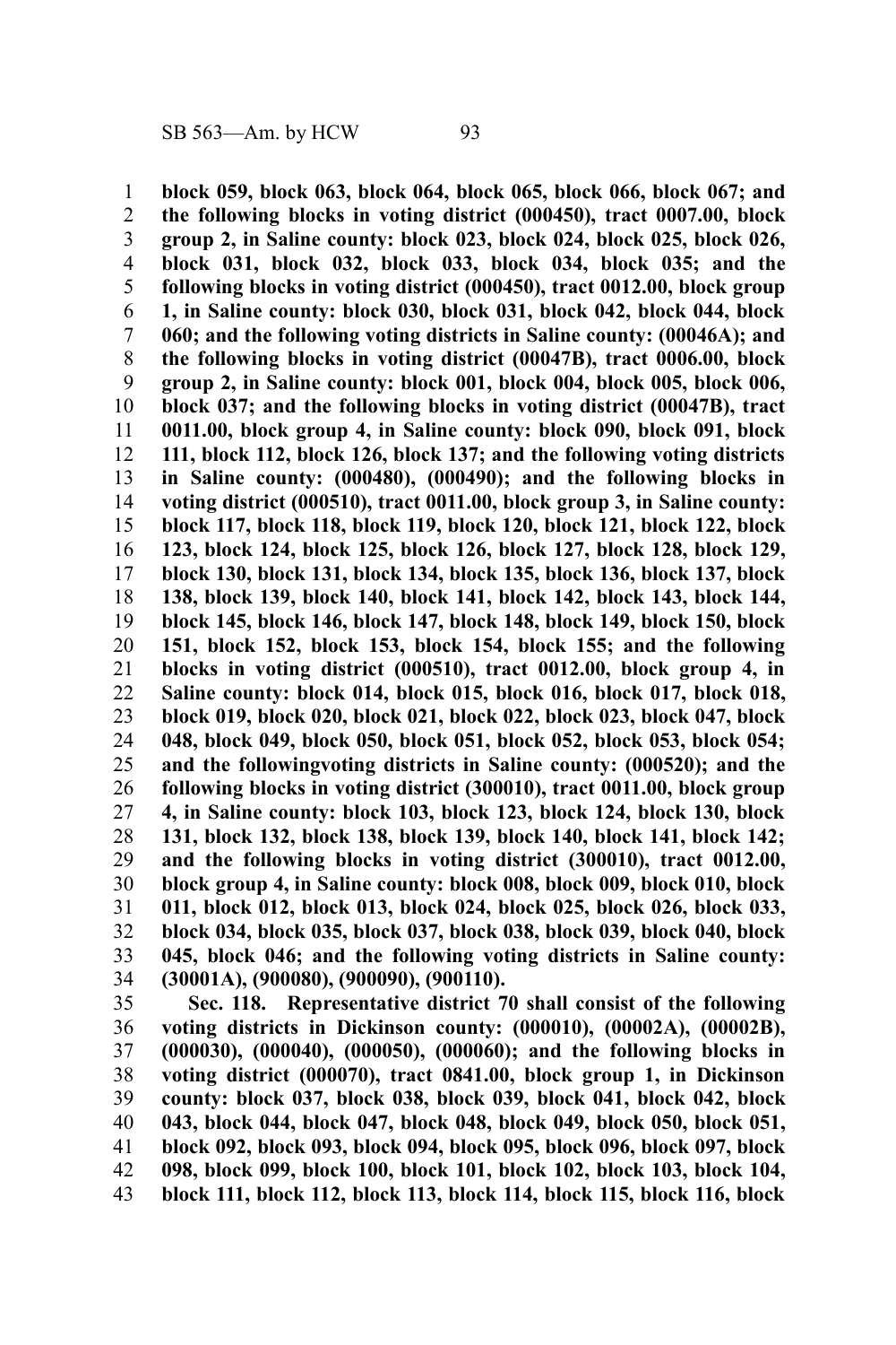**block 059, block 063, block 064, block 065, block 066, block 067; and the following blocks in voting district (000450), tract 0007.00, block group 2, in Saline county: block 023, block 024, block 025, block 026, block 031, block 032, block 033, block 034, block 035; and the following blocks in voting district (000450), tract 0012.00, block group 1, in Saline county: block 030, block 031, block 042, block 044, block 060; and the following voting districts in Saline county: (00046A); and the following blocks in voting district (00047B), tract 0006.00, block group 2, in Saline county: block 001, block 004, block 005, block 006, block 037; and the following blocks in voting district (00047B), tract 0011.00, block group 4, in Saline county: block 090, block 091, block 111, block 112, block 126, block 137; and the following voting districts in Saline county: (000480), (000490); and the following blocks in voting district (000510), tract 0011.00, block group 3, in Saline county: block 117, block 118, block 119, block 120, block 121, block 122, block 123, block 124, block 125, block 126, block 127, block 128, block 129, block 130, block 131, block 134, block 135, block 136, block 137, block 138, block 139, block 140, block 141, block 142, block 143, block 144, block 145, block 146, block 147, block 148, block 149, block 150, block 151, block 152, block 153, block 154, block 155; and the following blocks in voting district (000510), tract 0012.00, block group 4, in Saline county: block 014, block 015, block 016, block 017, block 018, block 019, block 020, block 021, block 022, block 023, block 047, block 048, block 049, block 050, block 051, block 052, block 053, block 054; and the followingvoting districts in Saline county: (000520); and the following blocks in voting district (300010), tract 0011.00, block group 4, in Saline county: block 103, block 123, block 124, block 130, block 131, block 132, block 138, block 139, block 140, block 141, block 142; and the following blocks in voting district (300010), tract 0012.00, block group 4, in Saline county: block 008, block 009, block 010, block 011, block 012, block 013, block 024, block 025, block 026, block 033, block 034, block 035, block 037, block 038, block 039, block 040, block 045, block 046; and the following voting districts in Saline county: (30001A), (900080), (900090), (900110).**

**Sec. 118. Representative district 70 shall consist of the following voting districts in Dickinson county: (000010), (00002A), (00002B), (000030), (000040), (000050), (000060); and the following blocks in voting district (000070), tract 0841.00, block group 1, in Dickinson county: block 037, block 038, block 039, block 041, block 042, block 043, block 044, block 047, block 048, block 049, block 050, block 051, block 092, block 093, block 094, block 095, block 096, block 097, block 098, block 099, block 100, block 101, block 102, block 103, block 104, block 111, block 112, block 113, block 114, block 115, block 116, block**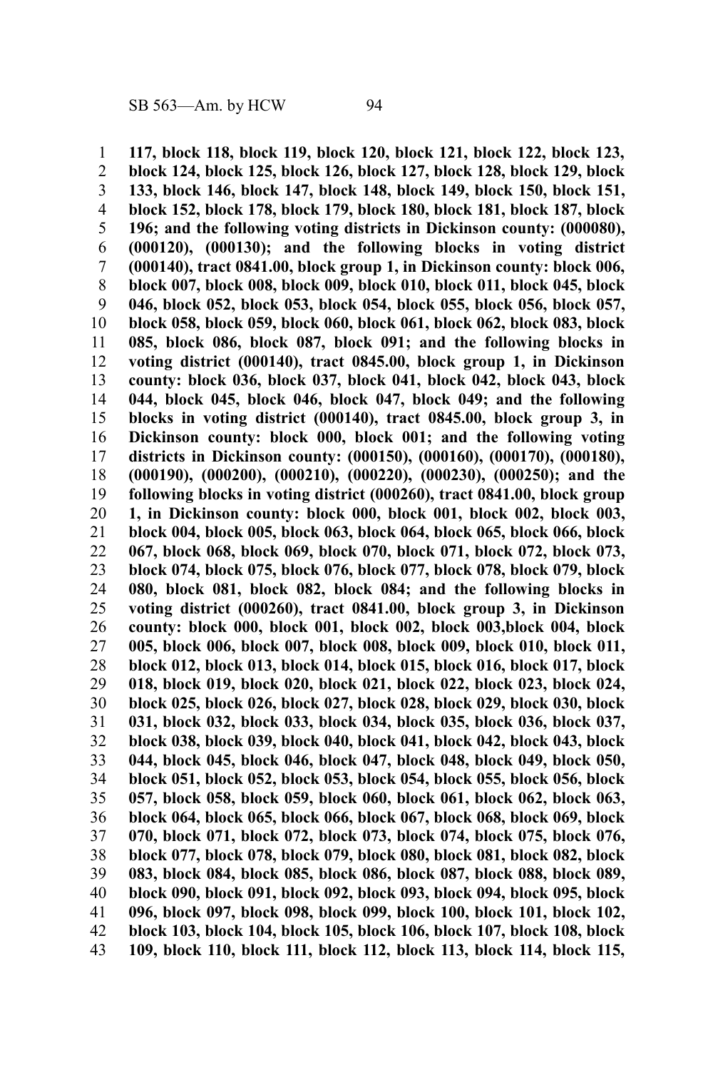**117, block 118, block 119, block 120, block 121, block 122, block 123, block 124, block 125, block 126, block 127, block 128, block 129, block 133, block 146, block 147, block 148, block 149, block 150, block 151, block 152, block 178, block 179, block 180, block 181, block 187, block 196; and the following voting districts in Dickinson county: (000080), (000120), (000130); and the following blocks in voting district (000140), tract 0841.00, block group 1, in Dickinson county: block 006, block 007, block 008, block 009, block 010, block 011, block 045, block 046, block 052, block 053, block 054, block 055, block 056, block 057, block 058, block 059, block 060, block 061, block 062, block 083, block 085, block 086, block 087, block 091; and the following blocks in voting district (000140), tract 0845.00, block group 1, in Dickinson county: block 036, block 037, block 041, block 042, block 043, block 044, block 045, block 046, block 047, block 049; and the following blocks in voting district (000140), tract 0845.00, block group 3, in Dickinson county: block 000, block 001; and the following voting districts in Dickinson county: (000150), (000160), (000170), (000180), (000190), (000200), (000210), (000220), (000230), (000250); and the following blocks in voting district (000260), tract 0841.00, block group 1, in Dickinson county: block 000, block 001, block 002, block 003, block 004, block 005, block 063, block 064, block 065, block 066, block 067, block 068, block 069, block 070, block 071, block 072, block 073, block 074, block 075, block 076, block 077, block 078, block 079, block 080, block 081, block 082, block 084; and the following blocks in voting district (000260), tract 0841.00, block group 3, in Dickinson county: block 000, block 001, block 002, block 003,block 004, block 005, block 006, block 007, block 008, block 009, block 010, block 011, block 012, block 013, block 014, block 015, block 016, block 017, block 018, block 019, block 020, block 021, block 022, block 023, block 024, block 025, block 026, block 027, block 028, block 029, block 030, block 031, block 032, block 033, block 034, block 035, block 036, block 037, block 038, block 039, block 040, block 041, block 042, block 043, block 044, block 045, block 046, block 047, block 048, block 049, block 050, block 051, block 052, block 053, block 054, block 055, block 056, block 057, block 058, block 059, block 060, block 061, block 062, block 063, block 064, block 065, block 066, block 067, block 068, block 069, block 070, block 071, block 072, block 073, block 074, block 075, block 076, block 077, block 078, block 079, block 080, block 081, block 082, block 083, block 084, block 085, block 086, block 087, block 088, block 089, block 090, block 091, block 092, block 093, block 094, block 095, block 096, block 097, block 098, block 099, block 100, block 101, block 102, block 103, block 104, block 105, block 106, block 107, block 108, block 109, block 110, block 111, block 112, block 113, block 114, block 115,**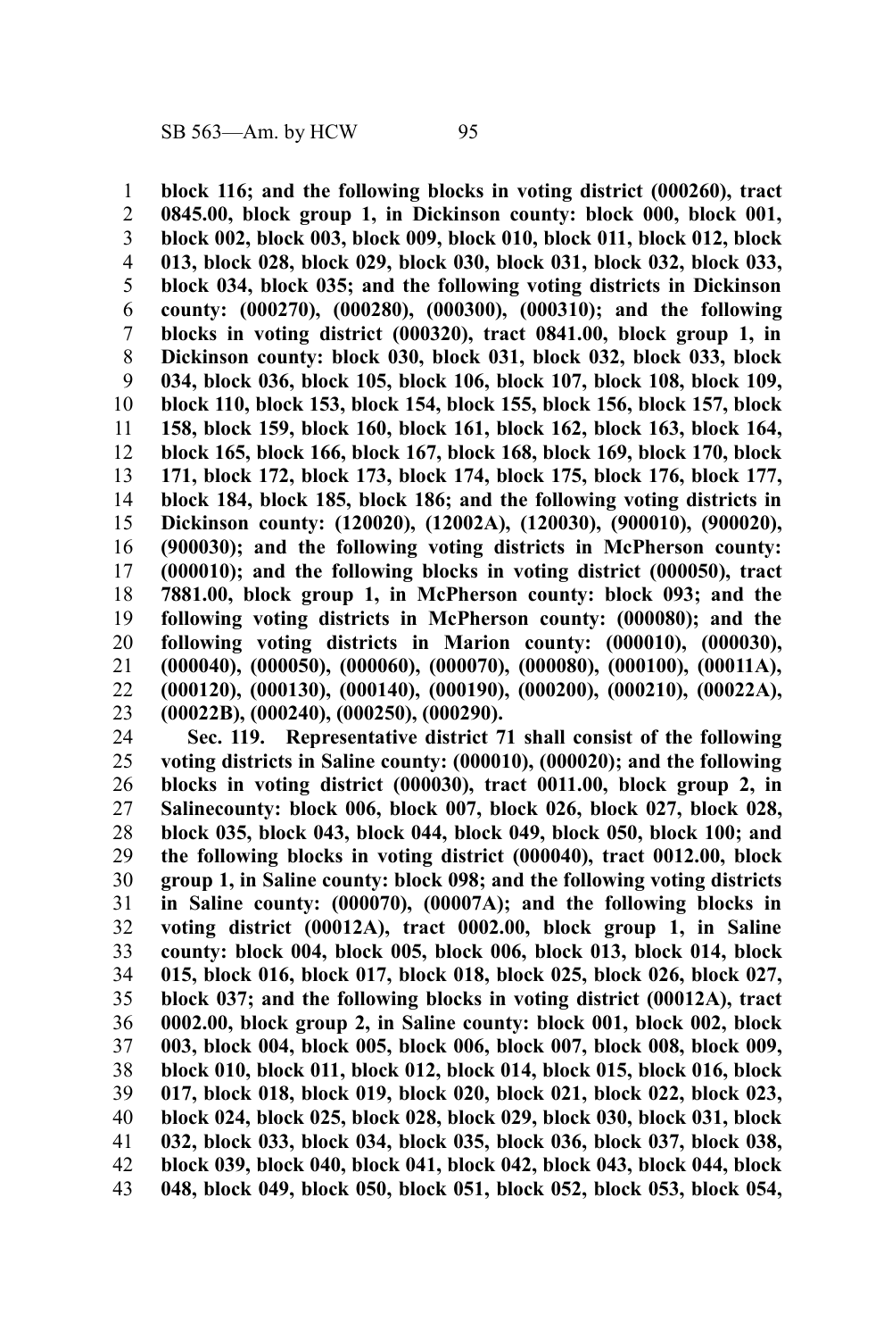**block 116; and the following blocks in voting district (000260), tract 0845.00, block group 1, in Dickinson county: block 000, block 001, block 002, block 003, block 009, block 010, block 011, block 012, block 013, block 028, block 029, block 030, block 031, block 032, block 033, block 034, block 035; and the following voting districts in Dickinson county: (000270), (000280), (000300), (000310); and the following blocks in voting district (000320), tract 0841.00, block group 1, in Dickinson county: block 030, block 031, block 032, block 033, block 034, block 036, block 105, block 106, block 107, block 108, block 109, block 110, block 153, block 154, block 155, block 156, block 157, block 158, block 159, block 160, block 161, block 162, block 163, block 164, block 165, block 166, block 167, block 168, block 169, block 170, block 171, block 172, block 173, block 174, block 175, block 176, block 177, block 184, block 185, block 186; and the following voting districts in Dickinson county: (120020), (12002A), (120030), (900010), (900020), (900030); and the following voting districts in McPherson county: (000010); and the following blocks in voting district (000050), tract 7881.00, block group 1, in McPherson county: block 093; and the following voting districts in McPherson county: (000080); and the following voting districts in Marion county: (000010), (000030), (000040), (000050), (000060), (000070), (000080), (000100), (00011A), (000120), (000130), (000140), (000190), (000200), (000210), (00022A), (00022B), (000240), (000250), (000290).**

**Sec. 119. Representative district 71 shall consist of the following voting districts in Saline county: (000010), (000020); and the following blocks in voting district (000030), tract 0011.00, block group 2, in Salinecounty: block 006, block 007, block 026, block 027, block 028, block 035, block 043, block 044, block 049, block 050, block 100; and the following blocks in voting district (000040), tract 0012.00, block group 1, in Saline county: block 098; and the following voting districts in Saline county: (000070), (00007A); and the following blocks in voting district (00012A), tract 0002.00, block group 1, in Saline county: block 004, block 005, block 006, block 013, block 014, block 015, block 016, block 017, block 018, block 025, block 026, block 027, block 037; and the following blocks in voting district (00012A), tract 0002.00, block group 2, in Saline county: block 001, block 002, block 003, block 004, block 005, block 006, block 007, block 008, block 009, block 010, block 011, block 012, block 014, block 015, block 016, block 017, block 018, block 019, block 020, block 021, block 022, block 023, block 024, block 025, block 028, block 029, block 030, block 031, block 032, block 033, block 034, block 035, block 036, block 037, block 038, block 039, block 040, block 041, block 042, block 043, block 044, block 048, block 049, block 050, block 051, block 052, block 053, block 054,**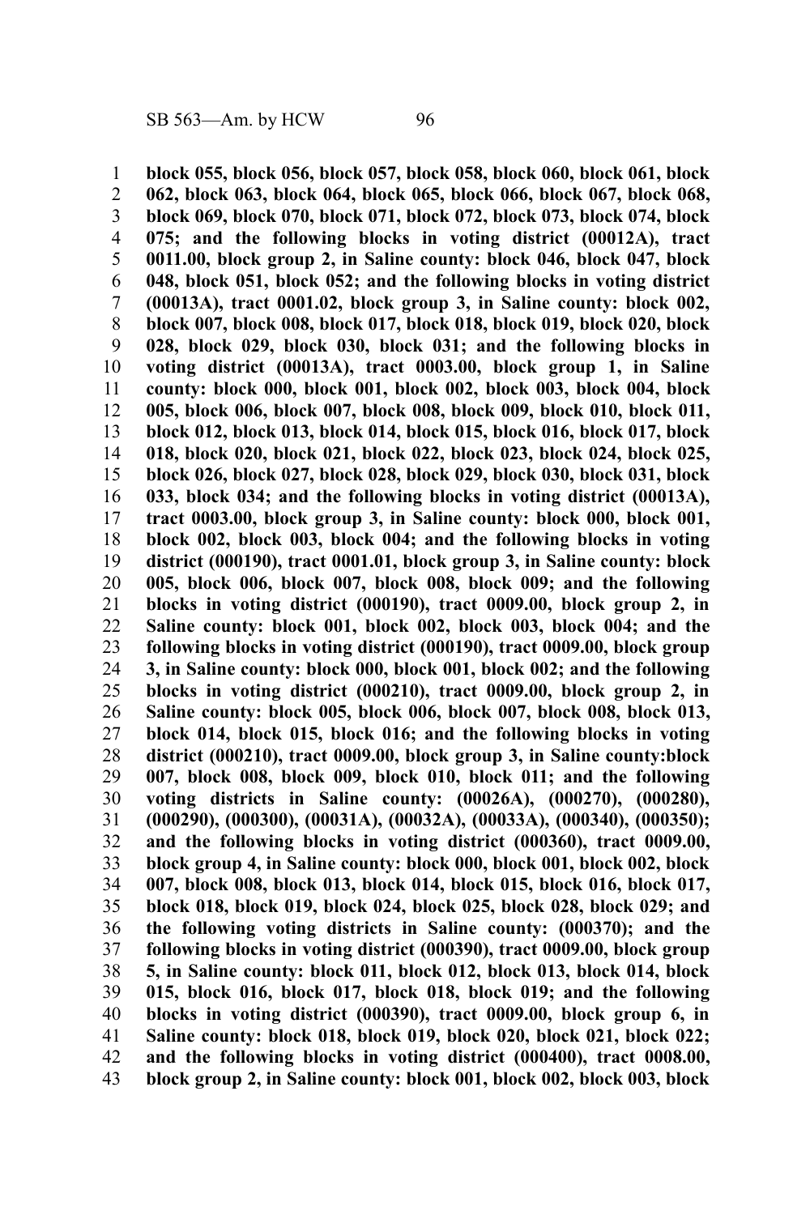**block 055, block 056, block 057, block 058, block 060, block 061, block 062, block 063, block 064, block 065, block 066, block 067, block 068, block 069, block 070, block 071, block 072, block 073, block 074, block 075; and the following blocks in voting district (00012A), tract 0011.00, block group 2, in Saline county: block 046, block 047, block 048, block 051, block 052; and the following blocks in voting district (00013A), tract 0001.02, block group 3, in Saline county: block 002, block 007, block 008, block 017, block 018, block 019, block 020, block 028, block 029, block 030, block 031; and the following blocks in voting district (00013A), tract 0003.00, block group 1, in Saline county: block 000, block 001, block 002, block 003, block 004, block 005, block 006, block 007, block 008, block 009, block 010, block 011, block 012, block 013, block 014, block 015, block 016, block 017, block 018, block 020, block 021, block 022, block 023, block 024, block 025, block 026, block 027, block 028, block 029, block 030, block 031, block 033, block 034; and the following blocks in voting district (00013A), tract 0003.00, block group 3, in Saline county: block 000, block 001, block 002, block 003, block 004; and the following blocks in voting district (000190), tract 0001.01, block group 3, in Saline county: block 005, block 006, block 007, block 008, block 009; and the following blocks in voting district (000190), tract 0009.00, block group 2, in Saline county: block 001, block 002, block 003, block 004; and the following blocks in voting district (000190), tract 0009.00, block group 3, in Saline county: block 000, block 001, block 002; and the following blocks in voting district (000210), tract 0009.00, block group 2, in Saline county: block 005, block 006, block 007, block 008, block 013, block 014, block 015, block 016; and the following blocks in voting district (000210), tract 0009.00, block group 3, in Saline county:block 007, block 008, block 009, block 010, block 011; and the following voting districts in Saline county: (00026A), (000270), (000280), (000290), (000300), (00031A), (00032A), (00033A), (000340), (000350); and the following blocks in voting district (000360), tract 0009.00, block group 4, in Saline county: block 000, block 001, block 002, block 007, block 008, block 013, block 014, block 015, block 016, block 017, block 018, block 019, block 024, block 025, block 028, block 029; and the following voting districts in Saline county: (000370); and the following blocks in voting district (000390), tract 0009.00, block group 5, in Saline county: block 011, block 012, block 013, block 014, block 015, block 016, block 017, block 018, block 019; and the following blocks in voting district (000390), tract 0009.00, block group 6, in Saline county: block 018, block 019, block 020, block 021, block 022; and the following blocks in voting district (000400), tract 0008.00, block group 2, in Saline county: block 001, block 002, block 003, block**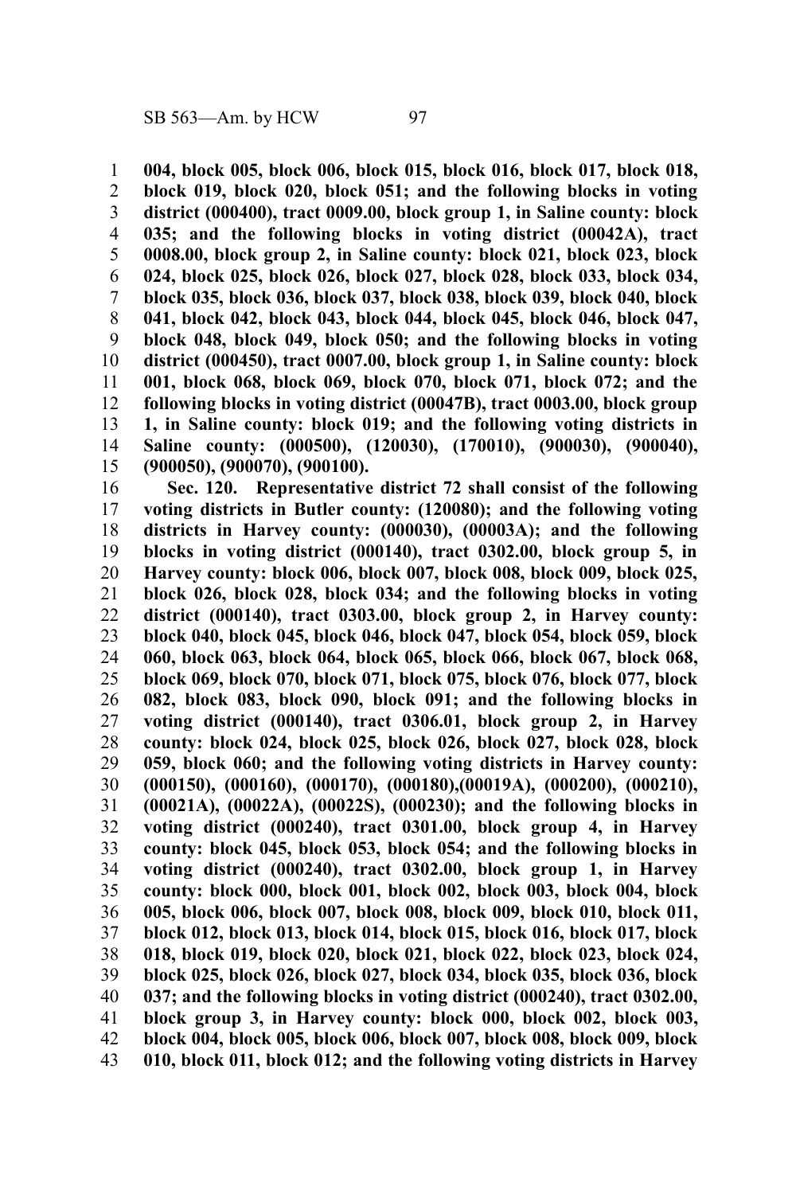**004, block 005, block 006, block 015, block 016, block 017, block 018, block 019, block 020, block 051; and the following blocks in voting district (000400), tract 0009.00, block group 1, in Saline county: block 035; and the following blocks in voting district (00042A), tract 0008.00, block group 2, in Saline county: block 021, block 023, block 024, block 025, block 026, block 027, block 028, block 033, block 034, block 035, block 036, block 037, block 038, block 039, block 040, block 041, block 042, block 043, block 044, block 045, block 046, block 047, block 048, block 049, block 050; and the following blocks in voting district (000450), tract 0007.00, block group 1, in Saline county: block 001, block 068, block 069, block 070, block 071, block 072; and the following blocks in voting district (00047B), tract 0003.00, block group 1, in Saline county: block 019; and the following voting districts in Saline county: (000500), (120030), (170010), (900030), (900040), (900050), (900070), (900100).**

**Sec. 120. Representative district 72 shall consist of the following voting districts in Butler county: (120080); and the following voting districts in Harvey county: (000030), (00003A); and the following blocks in voting district (000140), tract 0302.00, block group 5, in Harvey county: block 006, block 007, block 008, block 009, block 025, block 026, block 028, block 034; and the following blocks in voting district (000140), tract 0303.00, block group 2, in Harvey county: block 040, block 045, block 046, block 047, block 054, block 059, block 060, block 063, block 064, block 065, block 066, block 067, block 068, block 069, block 070, block 071, block 075, block 076, block 077, block 082, block 083, block 090, block 091; and the following blocks in voting district (000140), tract 0306.01, block group 2, in Harvey county: block 024, block 025, block 026, block 027, block 028, block 059, block 060; and the following voting districts in Harvey county: (000150), (000160), (000170), (000180),(00019A), (000200), (000210), (00021A), (00022A), (00022S), (000230); and the following blocks in voting district (000240), tract 0301.00, block group 4, in Harvey county: block 045, block 053, block 054; and the following blocks in voting district (000240), tract 0302.00, block group 1, in Harvey county: block 000, block 001, block 002, block 003, block 004, block 005, block 006, block 007, block 008, block 009, block 010, block 011, block 012, block 013, block 014, block 015, block 016, block 017, block 018, block 019, block 020, block 021, block 022, block 023, block 024, block 025, block 026, block 027, block 034, block 035, block 036, block 037; and the following blocks in voting district (000240), tract 0302.00, block group 3, in Harvey county: block 000, block 002, block 003, block 004, block 005, block 006, block 007, block 008, block 009, block 010, block 011, block 012; and the following voting districts in Harvey**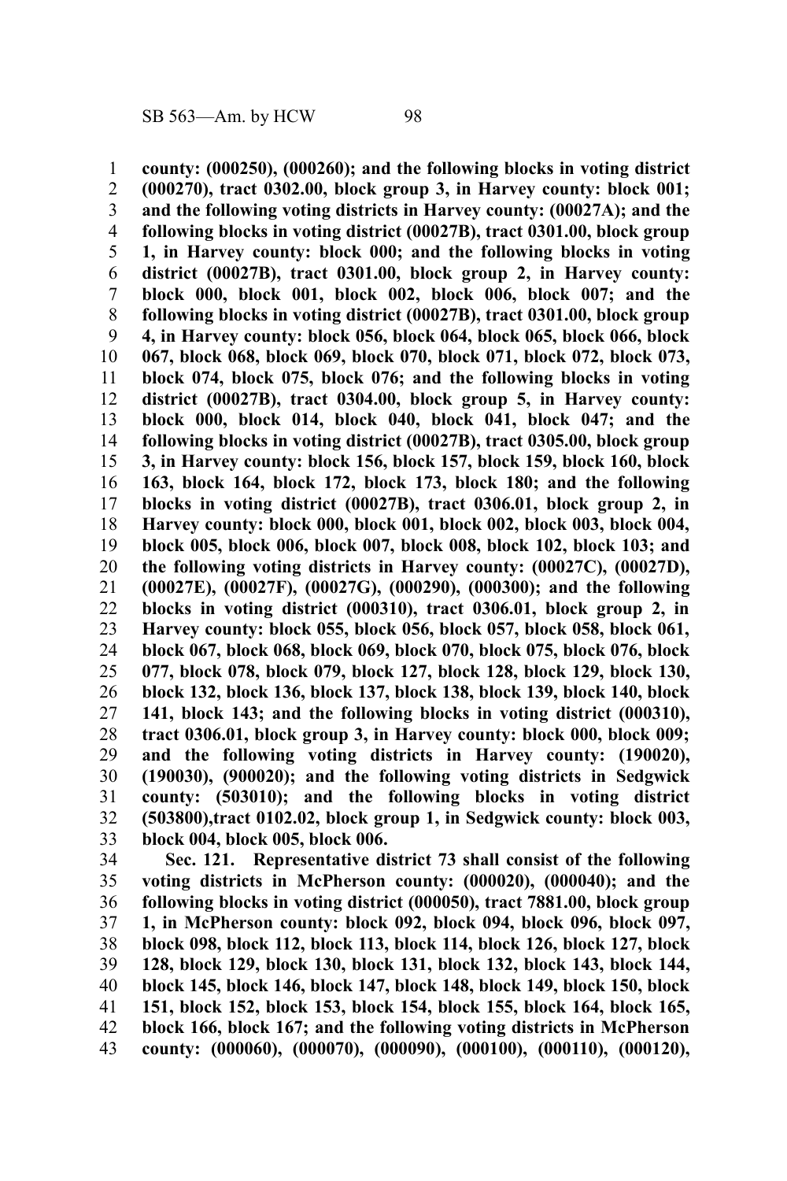**county: (000250), (000260); and the following blocks in voting district (000270), tract 0302.00, block group 3, in Harvey county: block 001; and the following voting districts in Harvey county: (00027A); and the following blocks in voting district (00027B), tract 0301.00, block group 1, in Harvey county: block 000; and the following blocks in voting district (00027B), tract 0301.00, block group 2, in Harvey county: block 000, block 001, block 002, block 006, block 007; and the following blocks in voting district (00027B), tract 0301.00, block group 4, in Harvey county: block 056, block 064, block 065, block 066, block 067, block 068, block 069, block 070, block 071, block 072, block 073, block 074, block 075, block 076; and the following blocks in voting district (00027B), tract 0304.00, block group 5, in Harvey county: block 000, block 014, block 040, block 041, block 047; and the following blocks in voting district (00027B), tract 0305.00, block group 3, in Harvey county: block 156, block 157, block 159, block 160, block 163, block 164, block 172, block 173, block 180; and the following blocks in voting district (00027B), tract 0306.01, block group 2, in Harvey county: block 000, block 001, block 002, block 003, block 004, block 005, block 006, block 007, block 008, block 102, block 103; and the following voting districts in Harvey county: (00027C), (00027D), (00027E), (00027F), (00027G), (000290), (000300); and the following blocks in voting district (000310), tract 0306.01, block group 2, in Harvey county: block 055, block 056, block 057, block 058, block 061, block 067, block 068, block 069, block 070, block 075, block 076, block 077, block 078, block 079, block 127, block 128, block 129, block 130, block 132, block 136, block 137, block 138, block 139, block 140, block 141, block 143; and the following blocks in voting district (000310), tract 0306.01, block group 3, in Harvey county: block 000, block 009; and the following voting districts in Harvey county: (190020), (190030), (900020); and the following voting districts in Sedgwick county: (503010); and the following blocks in voting district (503800),tract 0102.02, block group 1, in Sedgwick county: block 003, block 004, block 005, block 006.**

**Sec. 121. Representative district 73 shall consist of the following voting districts in McPherson county: (000020), (000040); and the following blocks in voting district (000050), tract 7881.00, block group 1, in McPherson county: block 092, block 094, block 096, block 097, block 098, block 112, block 113, block 114, block 126, block 127, block 128, block 129, block 130, block 131, block 132, block 143, block 144, block 145, block 146, block 147, block 148, block 149, block 150, block 151, block 152, block 153, block 154, block 155, block 164, block 165, block 166, block 167; and the following voting districts in McPherson county: (000060), (000070), (000090), (000100), (000110), (000120),**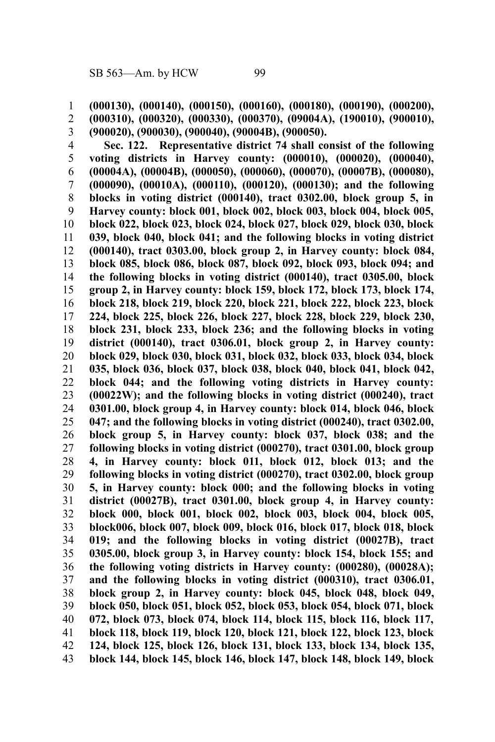**(000130), (000140), (000150), (000160), (000180), (000190), (000200), (000310), (000320), (000330), (000370), (09004A), (190010), (900010), (900020), (900030), (900040), (90004B), (900050).**

**Sec. 122. Representative district 74 shall consist of the following voting districts in Harvey county: (000010), (000020), (000040), (00004A), (00004B), (000050), (000060), (000070), (00007B), (000080), (000090), (00010A), (000110), (000120), (000130); and the following blocks in voting district (000140), tract 0302.00, block group 5, in Harvey county: block 001, block 002, block 003, block 004, block 005, block 022, block 023, block 024, block 027, block 029, block 030, block 039, block 040, block 041; and the following blocks in voting district (000140), tract 0303.00, block group 2, in Harvey county: block 084, block 085, block 086, block 087, block 092, block 093, block 094; and the following blocks in voting district (000140), tract 0305.00, block group 2, in Harvey county: block 159, block 172, block 173, block 174, block 218, block 219, block 220, block 221, block 222, block 223, block 224, block 225, block 226, block 227, block 228, block 229, block 230, block 231, block 233, block 236; and the following blocks in voting district (000140), tract 0306.01, block group 2, in Harvey county: block 029, block 030, block 031, block 032, block 033, block 034, block 035, block 036, block 037, block 038, block 040, block 041, block 042, block 044; and the following voting districts in Harvey county: (00022W); and the following blocks in voting district (000240), tract 0301.00, block group 4, in Harvey county: block 014, block 046, block 047; and the following blocks in voting district (000240), tract 0302.00, block group 5, in Harvey county: block 037, block 038; and the following blocks in voting district (000270), tract 0301.00, block group 4, in Harvey county: block 011, block 012, block 013; and the following blocks in voting district (000270), tract 0302.00, block group 5, in Harvey county: block 000; and the following blocks in voting district (00027B), tract 0301.00, block group 4, in Harvey county: block 000, block 001, block 002, block 003, block 004, block 005, block006, block 007, block 009, block 016, block 017, block 018, block 019; and the following blocks in voting district (00027B), tract 0305.00, block group 3, in Harvey county: block 154, block 155; and the following voting districts in Harvey county: (000280), (00028A); and the following blocks in voting district (000310), tract 0306.01, block group 2, in Harvey county: block 045, block 048, block 049, block 050, block 051, block 052, block 053, block 054, block 071, block 072, block 073, block 074, block 114, block 115, block 116, block 117, block 118, block 119, block 120, block 121, block 122, block 123, block 124, block 125, block 126, block 131, block 133, block 134, block 135, block 144, block 145, block 146, block 147, block 148, block 149, block**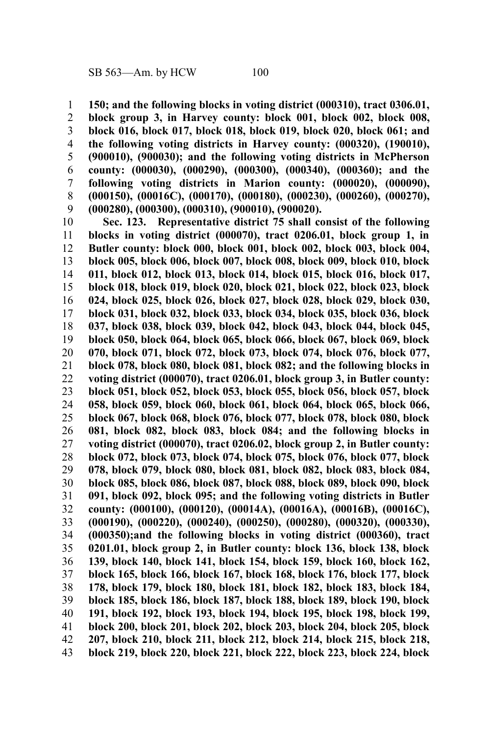**150; and the following blocks in voting district (000310), tract 0306.01, block group 3, in Harvey county: block 001, block 002, block 008, block 016, block 017, block 018, block 019, block 020, block 061; and the following voting districts in Harvey county: (000320), (190010), (900010), (900030); and the following voting districts in McPherson county: (000030), (000290), (000300), (000340), (000360); and the following voting districts in Marion county: (000020), (000090), (000150), (00016C), (000170), (000180), (000230), (000260), (000270), (000280), (000300), (000310), (900010), (900020).**

**Sec. 123. Representative district 75 shall consist of the following blocks in voting district (000070), tract 0206.01, block group 1, in Butler county: block 000, block 001, block 002, block 003, block 004, block 005, block 006, block 007, block 008, block 009, block 010, block 011, block 012, block 013, block 014, block 015, block 016, block 017, block 018, block 019, block 020, block 021, block 022, block 023, block 024, block 025, block 026, block 027, block 028, block 029, block 030, block 031, block 032, block 033, block 034, block 035, block 036, block 037, block 038, block 039, block 042, block 043, block 044, block 045, block 050, block 064, block 065, block 066, block 067, block 069, block 070, block 071, block 072, block 073, block 074, block 076, block 077, block 078, block 080, block 081, block 082; and the following blocks in voting district (000070), tract 0206.01, block group 3, in Butler county: block 051, block 052, block 053, block 055, block 056, block 057, block 058, block 059, block 060, block 061, block 064, block 065, block 066, block 067, block 068, block 076, block 077, block 078, block 080, block 081, block 082, block 083, block 084; and the following blocks in voting district (000070), tract 0206.02, block group 2, in Butler county: block 072, block 073, block 074, block 075, block 076, block 077, block 078, block 079, block 080, block 081, block 082, block 083, block 084, block 085, block 086, block 087, block 088, block 089, block 090, block 091, block 092, block 095; and the following voting districts in Butler county: (000100), (000120), (00014A), (00016A), (00016B), (00016C), (000190), (000220), (000240), (000250), (000280), (000320), (000330), (000350);and the following blocks in voting district (000360), tract 0201.01, block group 2, in Butler county: block 136, block 138, block 139, block 140, block 141, block 154, block 159, block 160, block 162, block 165, block 166, block 167, block 168, block 176, block 177, block 178, block 179, block 180, block 181, block 182, block 183, block 184, block 185, block 186, block 187, block 188, block 189, block 190, block 191, block 192, block 193, block 194, block 195, block 198, block 199, block 200, block 201, block 202, block 203, block 204, block 205, block 207, block 210, block 211, block 212, block 214, block 215, block 218, block 219, block 220, block 221, block 222, block 223, block 224, block**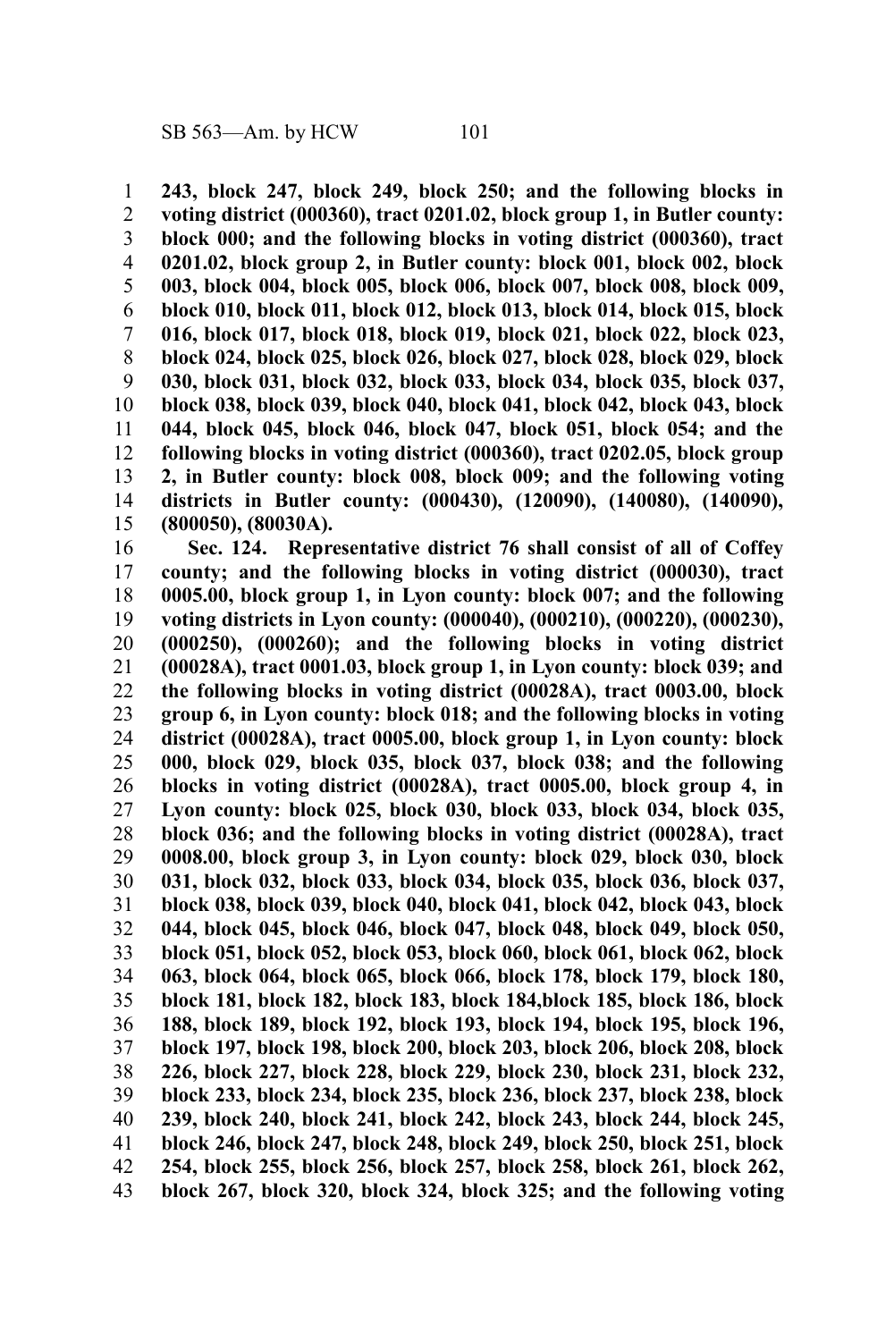**243, block 247, block 249, block 250; and the following blocks in voting district (000360), tract 0201.02, block group 1, in Butler county: block 000; and the following blocks in voting district (000360), tract 0201.02, block group 2, in Butler county: block 001, block 002, block 003, block 004, block 005, block 006, block 007, block 008, block 009, block 010, block 011, block 012, block 013, block 014, block 015, block 016, block 017, block 018, block 019, block 021, block 022, block 023, block 024, block 025, block 026, block 027, block 028, block 029, block 030, block 031, block 032, block 033, block 034, block 035, block 037, block 038, block 039, block 040, block 041, block 042, block 043, block 044, block 045, block 046, block 047, block 051, block 054; and the following blocks in voting district (000360), tract 0202.05, block group 2, in Butler county: block 008, block 009; and the following voting districts in Butler county: (000430), (120090), (140080), (140090), (800050), (80030A).**

**Sec. 124. Representative district 76 shall consist of all of Coffey county; and the following blocks in voting district (000030), tract 0005.00, block group 1, in Lyon county: block 007; and the following voting districts in Lyon county: (000040), (000210), (000220), (000230), (000250), (000260); and the following blocks in voting district (00028A), tract 0001.03, block group 1, in Lyon county: block 039; and the following blocks in voting district (00028A), tract 0003.00, block group 6, in Lyon county: block 018; and the following blocks in voting district (00028A), tract 0005.00, block group 1, in Lyon county: block 000, block 029, block 035, block 037, block 038; and the following blocks in voting district (00028A), tract 0005.00, block group 4, in Lyon county: block 025, block 030, block 033, block 034, block 035, block 036; and the following blocks in voting district (00028A), tract 0008.00, block group 3, in Lyon county: block 029, block 030, block 031, block 032, block 033, block 034, block 035, block 036, block 037, block 038, block 039, block 040, block 041, block 042, block 043, block 044, block 045, block 046, block 047, block 048, block 049, block 050, block 051, block 052, block 053, block 060, block 061, block 062, block 063, block 064, block 065, block 066, block 178, block 179, block 180, block 181, block 182, block 183, block 184,block 185, block 186, block 188, block 189, block 192, block 193, block 194, block 195, block 196, block 197, block 198, block 200, block 203, block 206, block 208, block 226, block 227, block 228, block 229, block 230, block 231, block 232, block 233, block 234, block 235, block 236, block 237, block 238, block 239, block 240, block 241, block 242, block 243, block 244, block 245, block 246, block 247, block 248, block 249, block 250, block 251, block 254, block 255, block 256, block 257, block 258, block 261, block 262, block 267, block 320, block 324, block 325; and the following voting**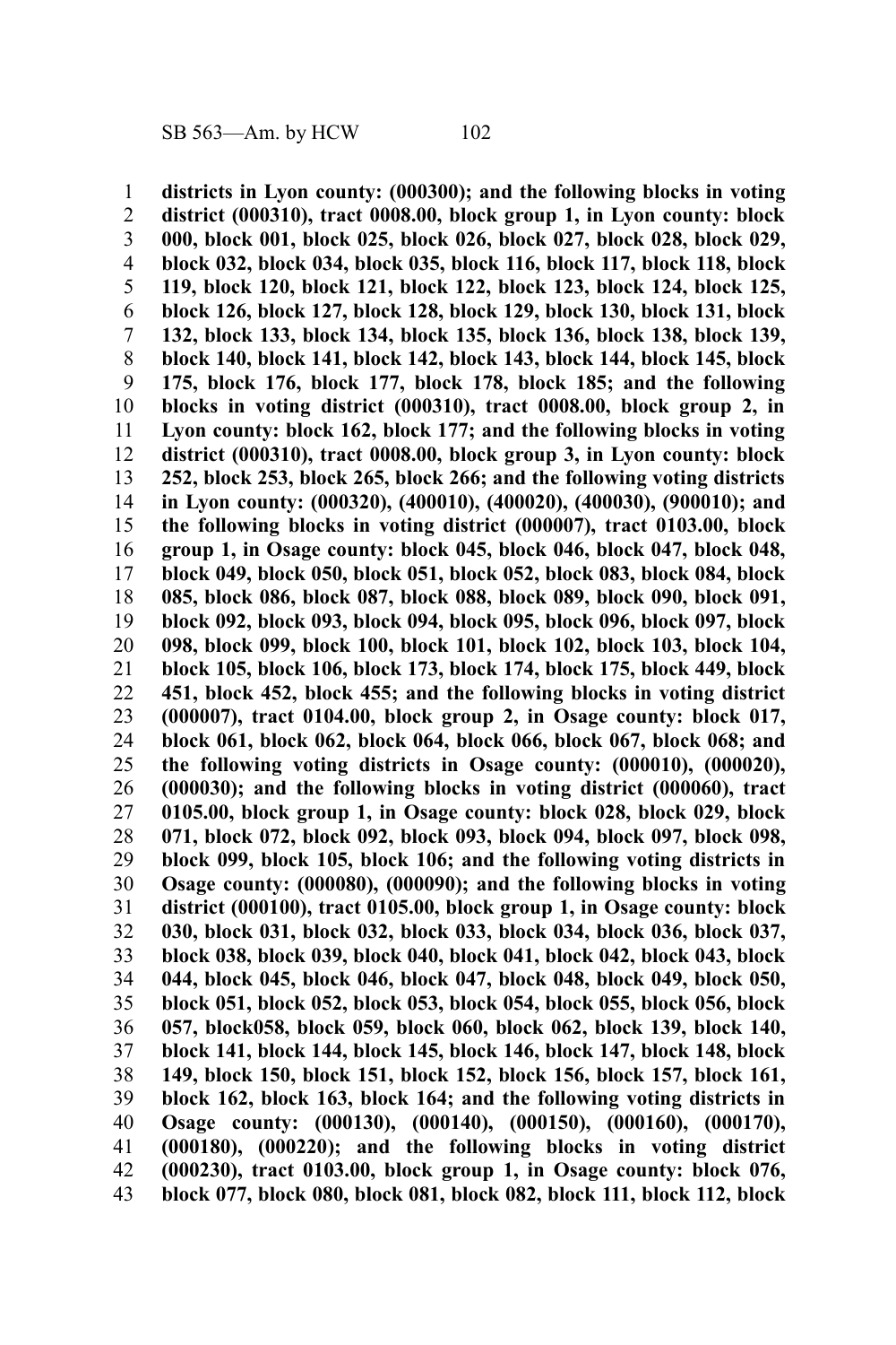**districts in Lyon county: (000300); and the following blocks in voting district (000310), tract 0008.00, block group 1, in Lyon county: block 000, block 001, block 025, block 026, block 027, block 028, block 029, block 032, block 034, block 035, block 116, block 117, block 118, block 119, block 120, block 121, block 122, block 123, block 124, block 125, block 126, block 127, block 128, block 129, block 130, block 131, block 132, block 133, block 134, block 135, block 136, block 138, block 139, block 140, block 141, block 142, block 143, block 144, block 145, block 175, block 176, block 177, block 178, block 185; and the following blocks in voting district (000310), tract 0008.00, block group 2, in Lyon county: block 162, block 177; and the following blocks in voting district (000310), tract 0008.00, block group 3, in Lyon county: block 252, block 253, block 265, block 266; and the following voting districts in Lyon county: (000320), (400010), (400020), (400030), (900010); and the following blocks in voting district (000007), tract 0103.00, block group 1, in Osage county: block 045, block 046, block 047, block 048, block 049, block 050, block 051, block 052, block 083, block 084, block 085, block 086, block 087, block 088, block 089, block 090, block 091, block 092, block 093, block 094, block 095, block 096, block 097, block 098, block 099, block 100, block 101, block 102, block 103, block 104, block 105, block 106, block 173, block 174, block 175, block 449, block 451, block 452, block 455; and the following blocks in voting district (000007), tract 0104.00, block group 2, in Osage county: block 017, block 061, block 062, block 064, block 066, block 067, block 068; and the following voting districts in Osage county: (000010), (000020), (000030); and the following blocks in voting district (000060), tract 0105.00, block group 1, in Osage county: block 028, block 029, block 071, block 072, block 092, block 093, block 094, block 097, block 098, block 099, block 105, block 106; and the following voting districts in Osage county: (000080), (000090); and the following blocks in voting district (000100), tract 0105.00, block group 1, in Osage county: block 030, block 031, block 032, block 033, block 034, block 036, block 037, block 038, block 039, block 040, block 041, block 042, block 043, block 044, block 045, block 046, block 047, block 048, block 049, block 050, block 051, block 052, block 053, block 054, block 055, block 056, block 057, block058, block 059, block 060, block 062, block 139, block 140, block 141, block 144, block 145, block 146, block 147, block 148, block 149, block 150, block 151, block 152, block 156, block 157, block 161, block 162, block 163, block 164; and the following voting districts in Osage county: (000130), (000140), (000150), (000160), (000170), (000180), (000220); and the following blocks in voting district (000230), tract 0103.00, block group 1, in Osage county: block 076, block 077, block 080, block 081, block 082, block 111, block 112, block**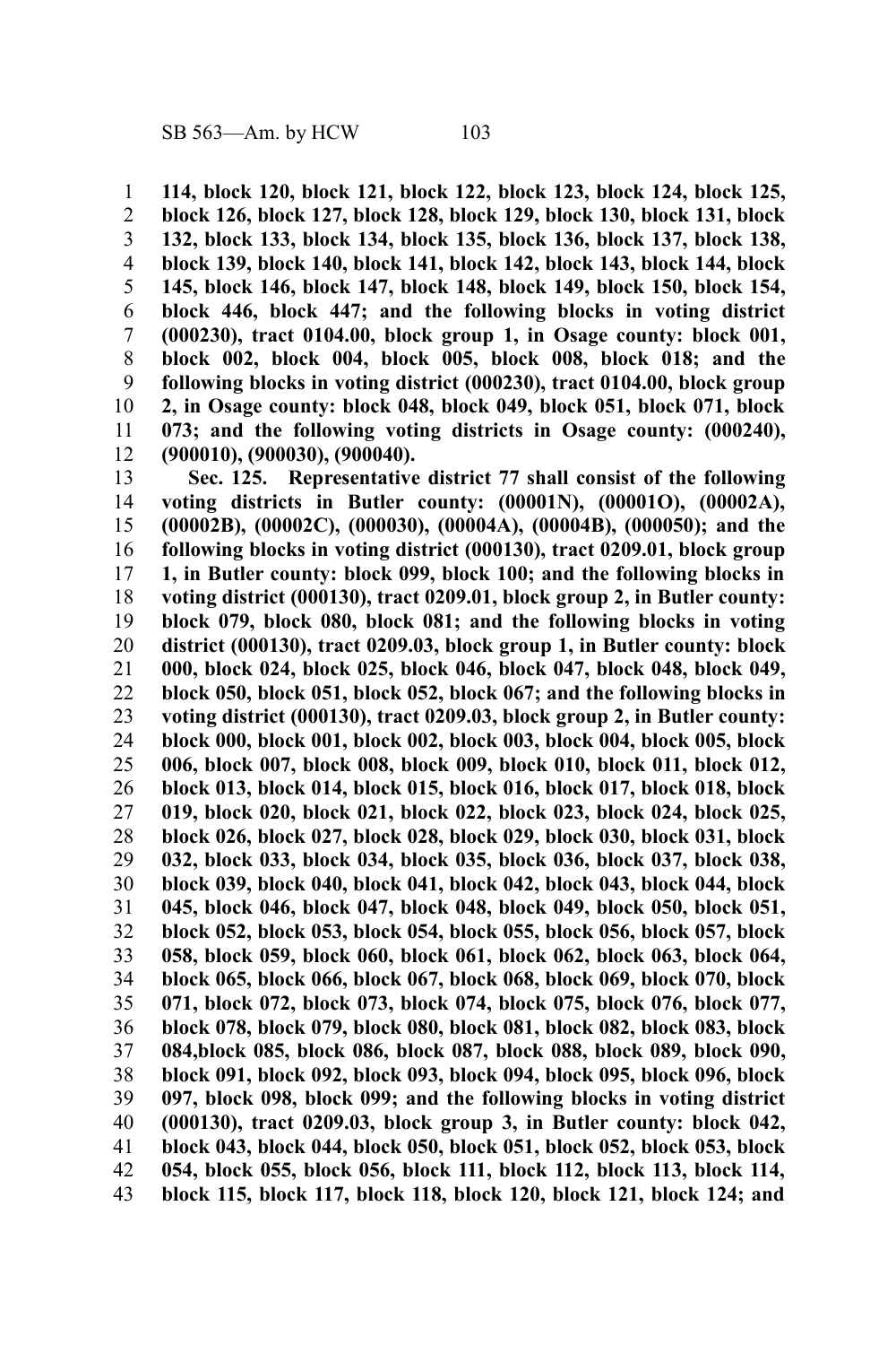**114, block 120, block 121, block 122, block 123, block 124, block 125, block 126, block 127, block 128, block 129, block 130, block 131, block 132, block 133, block 134, block 135, block 136, block 137, block 138, block 139, block 140, block 141, block 142, block 143, block 144, block 145, block 146, block 147, block 148, block 149, block 150, block 154, block 446, block 447; and the following blocks in voting district (000230), tract 0104.00, block group 1, in Osage county: block 001, block 002, block 004, block 005, block 008, block 018; and the following blocks in voting district (000230), tract 0104.00, block group 2, in Osage county: block 048, block 049, block 051, block 071, block 073; and the following voting districts in Osage county: (000240), (900010), (900030), (900040).**

**Sec. 125. Representative district 77 shall consist of the following voting districts in Butler county: (00001N), (00001O), (00002A), (00002B), (00002C), (000030), (00004A), (00004B), (000050); and the following blocks in voting district (000130), tract 0209.01, block group 1, in Butler county: block 099, block 100; and the following blocks in voting district (000130), tract 0209.01, block group 2, in Butler county: block 079, block 080, block 081; and the following blocks in voting district (000130), tract 0209.03, block group 1, in Butler county: block 000, block 024, block 025, block 046, block 047, block 048, block 049, block 050, block 051, block 052, block 067; and the following blocks in voting district (000130), tract 0209.03, block group 2, in Butler county: block 000, block 001, block 002, block 003, block 004, block 005, block 006, block 007, block 008, block 009, block 010, block 011, block 012, block 013, block 014, block 015, block 016, block 017, block 018, block 019, block 020, block 021, block 022, block 023, block 024, block 025, block 026, block 027, block 028, block 029, block 030, block 031, block 032, block 033, block 034, block 035, block 036, block 037, block 038, block 039, block 040, block 041, block 042, block 043, block 044, block 045, block 046, block 047, block 048, block 049, block 050, block 051, block 052, block 053, block 054, block 055, block 056, block 057, block 058, block 059, block 060, block 061, block 062, block 063, block 064, block 065, block 066, block 067, block 068, block 069, block 070, block 071, block 072, block 073, block 074, block 075, block 076, block 077, block 078, block 079, block 080, block 081, block 082, block 083, block 084,block 085, block 086, block 087, block 088, block 089, block 090, block 091, block 092, block 093, block 094, block 095, block 096, block 097, block 098, block 099; and the following blocks in voting district (000130), tract 0209.03, block group 3, in Butler county: block 042, block 043, block 044, block 050, block 051, block 052, block 053, block 054, block 055, block 056, block 111, block 112, block 113, block 114, block 115, block 117, block 118, block 120, block 121, block 124; and**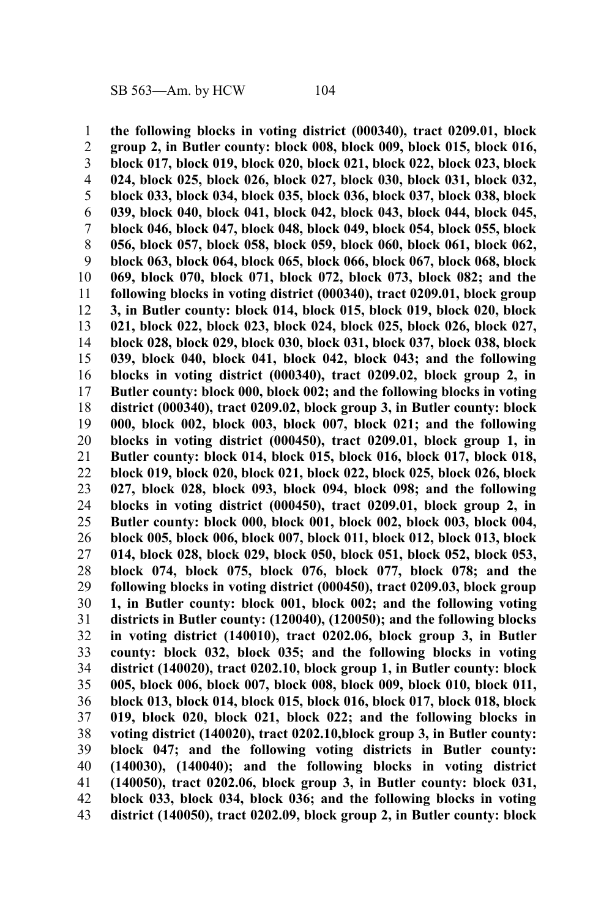**the following blocks in voting district (000340), tract 0209.01, block group 2, in Butler county: block 008, block 009, block 015, block 016, block 017, block 019, block 020, block 021, block 022, block 023, block 024, block 025, block 026, block 027, block 030, block 031, block 032, block 033, block 034, block 035, block 036, block 037, block 038, block 039, block 040, block 041, block 042, block 043, block 044, block 045, block 046, block 047, block 048, block 049, block 054, block 055, block 056, block 057, block 058, block 059, block 060, block 061, block 062, block 063, block 064, block 065, block 066, block 067, block 068, block 069, block 070, block 071, block 072, block 073, block 082; and the following blocks in voting district (000340), tract 0209.01, block group 3, in Butler county: block 014, block 015, block 019, block 020, block 021, block 022, block 023, block 024, block 025, block 026, block 027, block 028, block 029, block 030, block 031, block 037, block 038, block 039, block 040, block 041, block 042, block 043; and the following blocks in voting district (000340), tract 0209.02, block group 2, in Butler county: block 000, block 002; and the following blocks in voting district (000340), tract 0209.02, block group 3, in Butler county: block 000, block 002, block 003, block 007, block 021; and the following blocks in voting district (000450), tract 0209.01, block group 1, in Butler county: block 014, block 015, block 016, block 017, block 018, block 019, block 020, block 021, block 022, block 025, block 026, block 027, block 028, block 093, block 094, block 098; and the following blocks in voting district (000450), tract 0209.01, block group 2, in Butler county: block 000, block 001, block 002, block 003, block 004, block 005, block 006, block 007, block 011, block 012, block 013, block 014, block 028, block 029, block 050, block 051, block 052, block 053, block 074, block 075, block 076, block 077, block 078; and the following blocks in voting district (000450), tract 0209.03, block group 1, in Butler county: block 001, block 002; and the following voting districts in Butler county: (120040), (120050); and the following blocks in voting district (140010), tract 0202.06, block group 3, in Butler county: block 032, block 035; and the following blocks in voting district (140020), tract 0202.10, block group 1, in Butler county: block 005, block 006, block 007, block 008, block 009, block 010, block 011, block 013, block 014, block 015, block 016, block 017, block 018, block 019, block 020, block 021, block 022; and the following blocks in voting district (140020), tract 0202.10,block group 3, in Butler county: block 047; and the following voting districts in Butler county: (140030), (140040); and the following blocks in voting district (140050), tract 0202.06, block group 3, in Butler county: block 031, block 033, block 034, block 036; and the following blocks in voting district (140050), tract 0202.09, block group 2, in Butler county: block**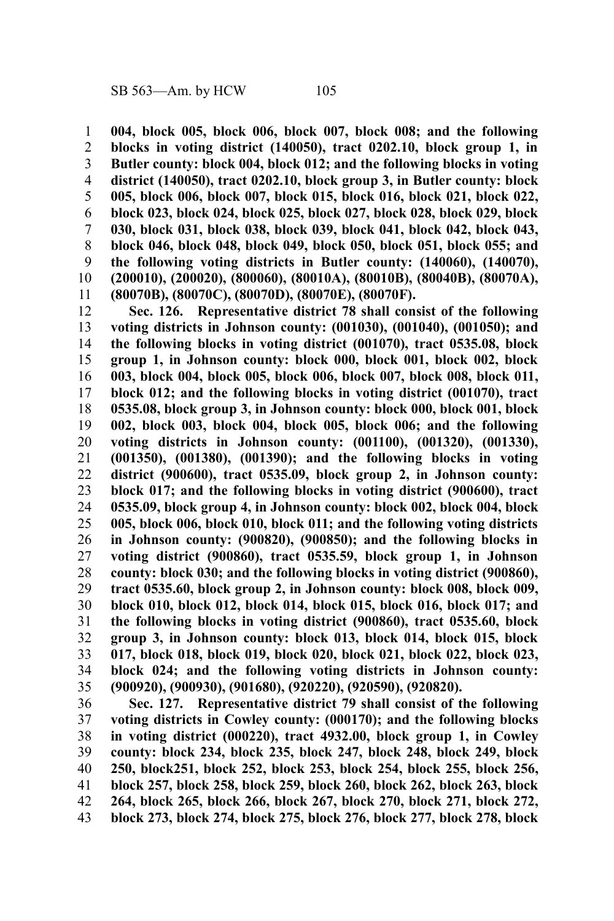**004, block 005, block 006, block 007, block 008; and the following blocks in voting district (140050), tract 0202.10, block group 1, in Butler county: block 004, block 012; and the following blocks in voting district (140050), tract 0202.10, block group 3, in Butler county: block 005, block 006, block 007, block 015, block 016, block 021, block 022, block 023, block 024, block 025, block 027, block 028, block 029, block 030, block 031, block 038, block 039, block 041, block 042, block 043, block 046, block 048, block 049, block 050, block 051, block 055; and the following voting districts in Butler county: (140060), (140070), (200010), (200020), (800060), (80010A), (80010B), (80040B), (80070A), (80070B), (80070C), (80070D), (80070E), (80070F).**

**Sec. 126. Representative district 78 shall consist of the following voting districts in Johnson county: (001030), (001040), (001050); and the following blocks in voting district (001070), tract 0535.08, block group 1, in Johnson county: block 000, block 001, block 002, block 003, block 004, block 005, block 006, block 007, block 008, block 011, block 012; and the following blocks in voting district (001070), tract 0535.08, block group 3, in Johnson county: block 000, block 001, block 002, block 003, block 004, block 005, block 006; and the following voting districts in Johnson county: (001100), (001320), (001330), (001350), (001380), (001390); and the following blocks in voting district (900600), tract 0535.09, block group 2, in Johnson county: block 017; and the following blocks in voting district (900600), tract 0535.09, block group 4, in Johnson county: block 002, block 004, block 005, block 006, block 010, block 011; and the following voting districts in Johnson county: (900820), (900850); and the following blocks in voting district (900860), tract 0535.59, block group 1, in Johnson county: block 030; and the following blocks in voting district (900860), tract 0535.60, block group 2, in Johnson county: block 008, block 009, block 010, block 012, block 014, block 015, block 016, block 017; and the following blocks in voting district (900860), tract 0535.60, block group 3, in Johnson county: block 013, block 014, block 015, block 017, block 018, block 019, block 020, block 021, block 022, block 023, block 024; and the following voting districts in Johnson county: (900920), (900930), (901680), (920220), (920590), (920820).**

**Sec. 127. Representative district 79 shall consist of the following voting districts in Cowley county: (000170); and the following blocks in voting district (000220), tract 4932.00, block group 1, in Cowley county: block 234, block 235, block 247, block 248, block 249, block 250, block251, block 252, block 253, block 254, block 255, block 256, block 257, block 258, block 259, block 260, block 262, block 263, block 264, block 265, block 266, block 267, block 270, block 271, block 272, block 273, block 274, block 275, block 276, block 277, block 278, block**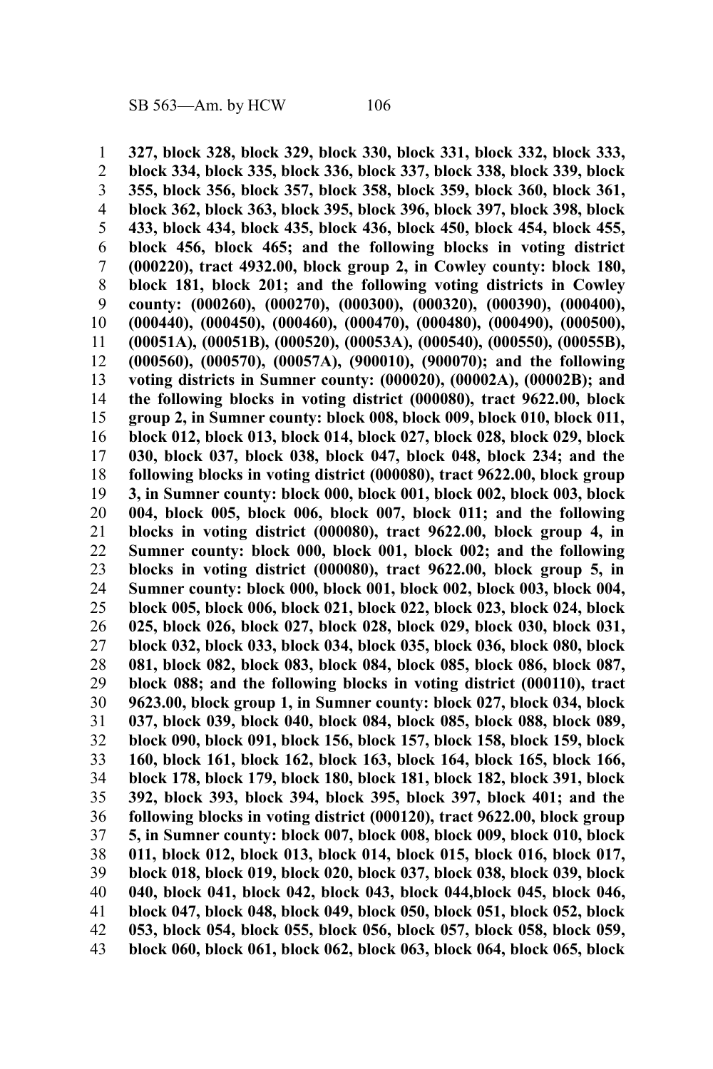**327, block 328, block 329, block 330, block 331, block 332, block 333, block 334, block 335, block 336, block 337, block 338, block 339, block 355, block 356, block 357, block 358, block 359, block 360, block 361, block 362, block 363, block 395, block 396, block 397, block 398, block 433, block 434, block 435, block 436, block 450, block 454, block 455, block 456, block 465; and the following blocks in voting district (000220), tract 4932.00, block group 2, in Cowley county: block 180, block 181, block 201; and the following voting districts in Cowley county: (000260), (000270), (000300), (000320), (000390), (000400), (000440), (000450), (000460), (000470), (000480), (000490), (000500), (00051A), (00051B), (000520), (00053A), (000540), (000550), (00055B), (000560), (000570), (00057A), (900010), (900070); and the following voting districts in Sumner county: (000020), (00002A), (00002B); and the following blocks in voting district (000080), tract 9622.00, block group 2, in Sumner county: block 008, block 009, block 010, block 011, block 012, block 013, block 014, block 027, block 028, block 029, block 030, block 037, block 038, block 047, block 048, block 234; and the following blocks in voting district (000080), tract 9622.00, block group 3, in Sumner county: block 000, block 001, block 002, block 003, block 004, block 005, block 006, block 007, block 011; and the following blocks in voting district (000080), tract 9622.00, block group 4, in Sumner county: block 000, block 001, block 002; and the following blocks in voting district (000080), tract 9622.00, block group 5, in Sumner county: block 000, block 001, block 002, block 003, block 004, block 005, block 006, block 021, block 022, block 023, block 024, block 025, block 026, block 027, block 028, block 029, block 030, block 031, block 032, block 033, block 034, block 035, block 036, block 080, block 081, block 082, block 083, block 084, block 085, block 086, block 087, block 088; and the following blocks in voting district (000110), tract 9623.00, block group 1, in Sumner county: block 027, block 034, block 037, block 039, block 040, block 084, block 085, block 088, block 089, block 090, block 091, block 156, block 157, block 158, block 159, block 160, block 161, block 162, block 163, block 164, block 165, block 166, block 178, block 179, block 180, block 181, block 182, block 391, block 392, block 393, block 394, block 395, block 397, block 401; and the following blocks in voting district (000120), tract 9622.00, block group 5, in Sumner county: block 007, block 008, block 009, block 010, block 011, block 012, block 013, block 014, block 015, block 016, block 017, block 018, block 019, block 020, block 037, block 038, block 039, block 040, block 041, block 042, block 043, block 044,block 045, block 046, block 047, block 048, block 049, block 050, block 051, block 052, block 053, block 054, block 055, block 056, block 057, block 058, block 059, block 060, block 061, block 062, block 063, block 064, block 065, block**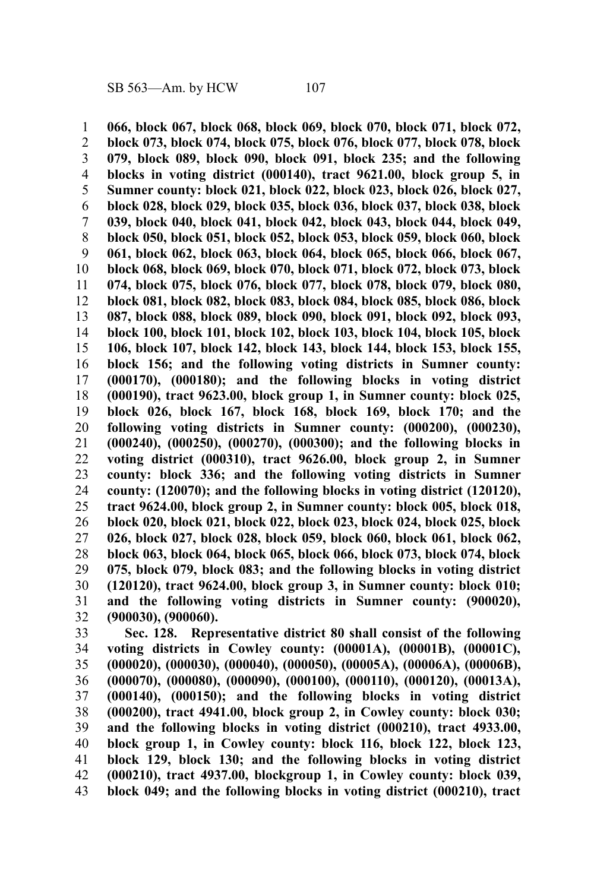**066, block 067, block 068, block 069, block 070, block 071, block 072, block 073, block 074, block 075, block 076, block 077, block 078, block 079, block 089, block 090, block 091, block 235; and the following blocks in voting district (000140), tract 9621.00, block group 5, in Sumner county: block 021, block 022, block 023, block 026, block 027, block 028, block 029, block 035, block 036, block 037, block 038, block 039, block 040, block 041, block 042, block 043, block 044, block 049, block 050, block 051, block 052, block 053, block 059, block 060, block 061, block 062, block 063, block 064, block 065, block 066, block 067, block 068, block 069, block 070, block 071, block 072, block 073, block 074, block 075, block 076, block 077, block 078, block 079, block 080, block 081, block 082, block 083, block 084, block 085, block 086, block 087, block 088, block 089, block 090, block 091, block 092, block 093, block 100, block 101, block 102, block 103, block 104, block 105, block 106, block 107, block 142, block 143, block 144, block 153, block 155, block 156; and the following voting districts in Sumner county: (000170), (000180); and the following blocks in voting district (000190), tract 9623.00, block group 1, in Sumner county: block 025, block 026, block 167, block 168, block 169, block 170; and the following voting districts in Sumner county: (000200), (000230), (000240), (000250), (000270), (000300); and the following blocks in voting district (000310), tract 9626.00, block group 2, in Sumner county: block 336; and the following voting districts in Sumner county: (120070); and the following blocks in voting district (120120), tract 9624.00, block group 2, in Sumner county: block 005, block 018, block 020, block 021, block 022, block 023, block 024, block 025, block 026, block 027, block 028, block 059, block 060, block 061, block 062, block 063, block 064, block 065, block 066, block 073, block 074, block 075, block 079, block 083; and the following blocks in voting district (120120), tract 9624.00, block group 3, in Sumner county: block 010; and the following voting districts in Sumner county: (900020), (900030), (900060).**

**Sec. 128. Representative district 80 shall consist of the following voting districts in Cowley county: (00001A), (00001B), (00001C), (000020), (000030), (000040), (000050), (00005A), (00006A), (00006B), (000070), (000080), (000090), (000100), (000110), (000120), (00013A), (000140), (000150); and the following blocks in voting district (000200), tract 4941.00, block group 2, in Cowley county: block 030; and the following blocks in voting district (000210), tract 4933.00, block group 1, in Cowley county: block 116, block 122, block 123, block 129, block 130; and the following blocks in voting district (000210), tract 4937.00, blockgroup 1, in Cowley county: block 039, block 049; and the following blocks in voting district (000210), tract**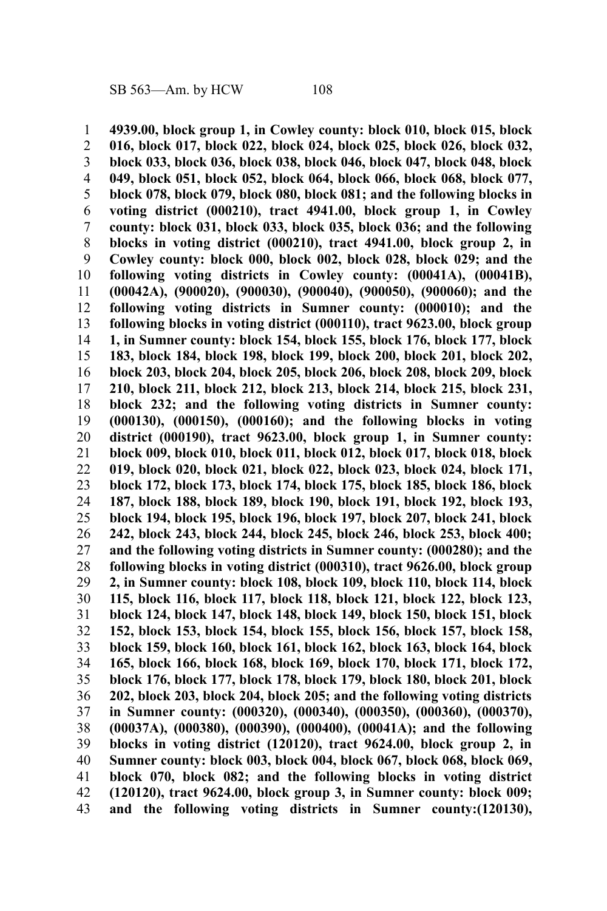**4939.00, block group 1, in Cowley county: block 010, block 015, block 016, block 017, block 022, block 024, block 025, block 026, block 032, block 033, block 036, block 038, block 046, block 047, block 048, block 049, block 051, block 052, block 064, block 066, block 068, block 077, block 078, block 079, block 080, block 081; and the following blocks in voting district (000210), tract 4941.00, block group 1, in Cowley county: block 031, block 033, block 035, block 036; and the following blocks in voting district (000210), tract 4941.00, block group 2, in Cowley county: block 000, block 002, block 028, block 029; and the following voting districts in Cowley county: (00041A), (00041B), (00042A), (900020), (900030), (900040), (900050), (900060); and the following voting districts in Sumner county: (000010); and the following blocks in voting district (000110), tract 9623.00, block group 1, in Sumner county: block 154, block 155, block 176, block 177, block 183, block 184, block 198, block 199, block 200, block 201, block 202, block 203, block 204, block 205, block 206, block 208, block 209, block 210, block 211, block 212, block 213, block 214, block 215, block 231, block 232; and the following voting districts in Sumner county: (000130), (000150), (000160); and the following blocks in voting district (000190), tract 9623.00, block group 1, in Sumner county: block 009, block 010, block 011, block 012, block 017, block 018, block 019, block 020, block 021, block 022, block 023, block 024, block 171, block 172, block 173, block 174, block 175, block 185, block 186, block 187, block 188, block 189, block 190, block 191, block 192, block 193, block 194, block 195, block 196, block 197, block 207, block 241, block 242, block 243, block 244, block 245, block 246, block 253, block 400; and the following voting districts in Sumner county: (000280); and the following blocks in voting district (000310), tract 9626.00, block group 2, in Sumner county: block 108, block 109, block 110, block 114, block 115, block 116, block 117, block 118, block 121, block 122, block 123, block 124, block 147, block 148, block 149, block 150, block 151, block 152, block 153, block 154, block 155, block 156, block 157, block 158, block 159, block 160, block 161, block 162, block 163, block 164, block 165, block 166, block 168, block 169, block 170, block 171, block 172, block 176, block 177, block 178, block 179, block 180, block 201, block 202, block 203, block 204, block 205; and the following voting districts in Sumner county: (000320), (000340), (000350), (000360), (000370), (00037A), (000380), (000390), (000400), (00041A); and the following blocks in voting district (120120), tract 9624.00, block group 2, in Sumner county: block 003, block 004, block 067, block 068, block 069, block 070, block 082; and the following blocks in voting district (120120), tract 9624.00, block group 3, in Sumner county: block 009; and the following voting districts in Sumner county:(120130),**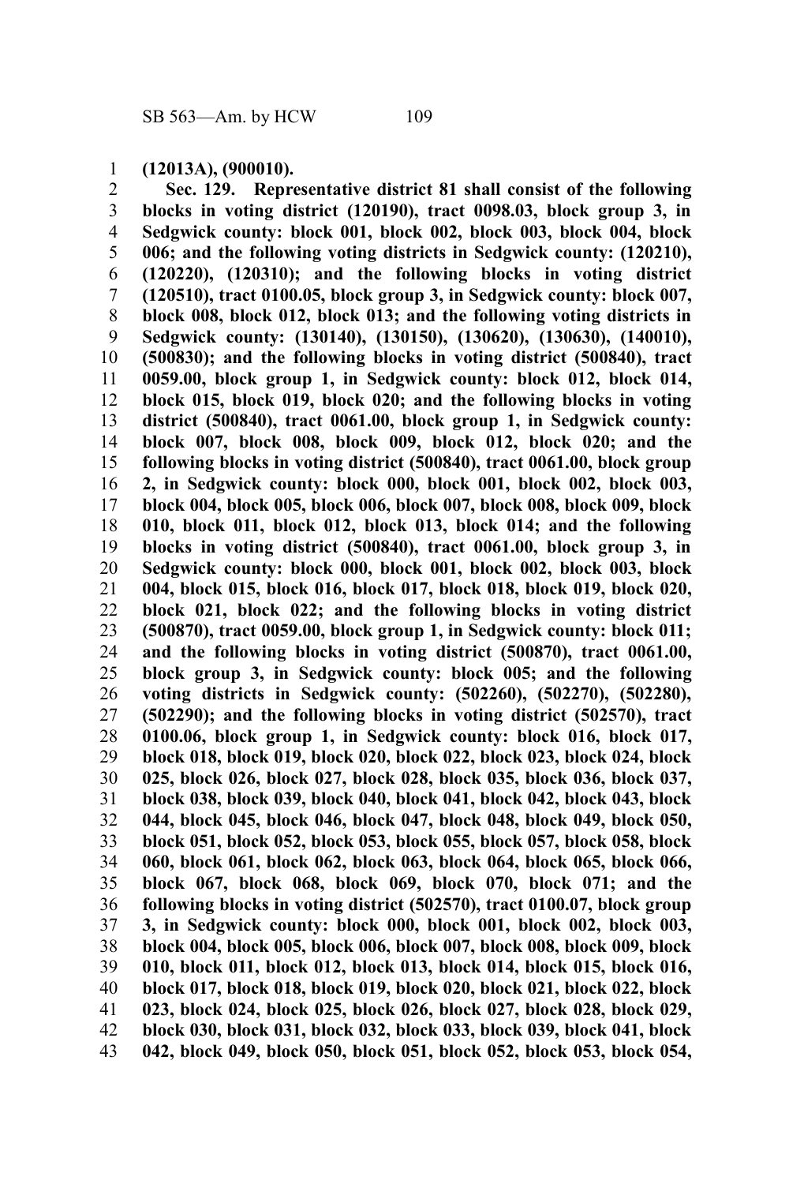**(12013A), (900010).**

**Sec. 129. Representative district 81 shall consist of the following blocks in voting district (120190), tract 0098.03, block group 3, in Sedgwick county: block 001, block 002, block 003, block 004, block 006; and the following voting districts in Sedgwick county: (120210), (120220), (120310); and the following blocks in voting district (120510), tract 0100.05, block group 3, in Sedgwick county: block 007, block 008, block 012, block 013; and the following voting districts in Sedgwick county: (130140), (130150), (130620), (130630), (140010), (500830); and the following blocks in voting district (500840), tract 0059.00, block group 1, in Sedgwick county: block 012, block 014, block 015, block 019, block 020; and the following blocks in voting district (500840), tract 0061.00, block group 1, in Sedgwick county: block 007, block 008, block 009, block 012, block 020; and the following blocks in voting district (500840), tract 0061.00, block group 2, in Sedgwick county: block 000, block 001, block 002, block 003, block 004, block 005, block 006, block 007, block 008, block 009, block 010, block 011, block 012, block 013, block 014; and the following blocks in voting district (500840), tract 0061.00, block group 3, in Sedgwick county: block 000, block 001, block 002, block 003, block 004, block 015, block 016, block 017, block 018, block 019, block 020, block 021, block 022; and the following blocks in voting district (500870), tract 0059.00, block group 1, in Sedgwick county: block 011; and the following blocks in voting district (500870), tract 0061.00, block group 3, in Sedgwick county: block 005; and the following voting districts in Sedgwick county: (502260), (502270), (502280), (502290); and the following blocks in voting district (502570), tract 0100.06, block group 1, in Sedgwick county: block 016, block 017, block 018, block 019, block 020, block 022, block 023, block 024, block 025, block 026, block 027, block 028, block 035, block 036, block 037, block 038, block 039, block 040, block 041, block 042, block 043, block 044, block 045, block 046, block 047, block 048, block 049, block 050, block 051, block 052, block 053, block 055, block 057, block 058, block 060, block 061, block 062, block 063, block 064, block 065, block 066, block 067, block 068, block 069, block 070, block 071; and the following blocks in voting district (502570), tract 0100.07, block group 3, in Sedgwick county: block 000, block 001, block 002, block 003, block 004, block 005, block 006, block 007, block 008, block 009, block 010, block 011, block 012, block 013, block 014, block 015, block 016, block 017, block 018, block 019, block 020, block 021, block 022, block 023, block 024, block 025, block 026, block 027, block 028, block 029, block 030, block 031, block 032, block 033, block 039, block 041, block 042, block 049, block 050, block 051, block 052, block 053, block 054,**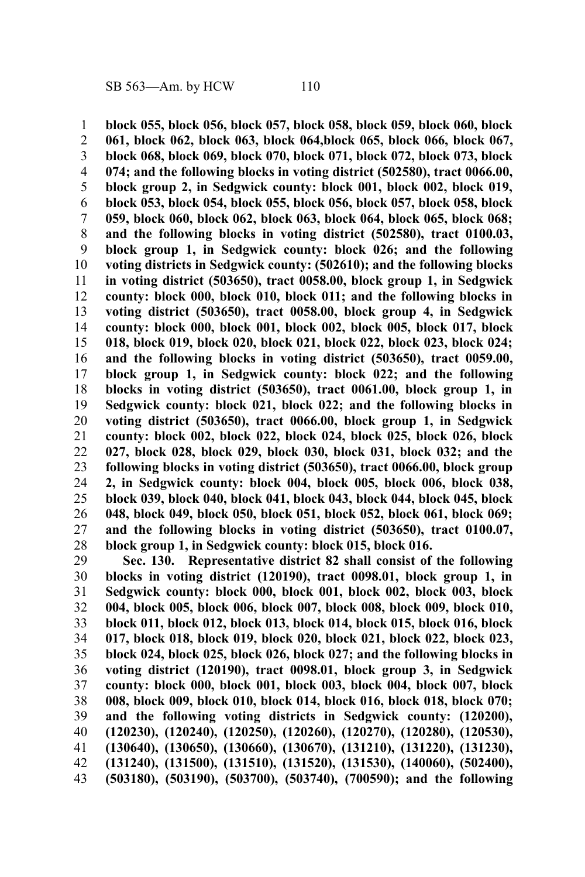**block 055, block 056, block 057, block 058, block 059, block 060, block 061, block 062, block 063, block 064,block 065, block 066, block 067, block 068, block 069, block 070, block 071, block 072, block 073, block 074; and the following blocks in voting district (502580), tract 0066.00, block group 2, in Sedgwick county: block 001, block 002, block 019, block 053, block 054, block 055, block 056, block 057, block 058, block 059, block 060, block 062, block 063, block 064, block 065, block 068; and the following blocks in voting district (502580), tract 0100.03, block group 1, in Sedgwick county: block 026; and the following voting districts in Sedgwick county: (502610); and the following blocks in voting district (503650), tract 0058.00, block group 1, in Sedgwick county: block 000, block 010, block 011; and the following blocks in voting district (503650), tract 0058.00, block group 4, in Sedgwick county: block 000, block 001, block 002, block 005, block 017, block 018, block 019, block 020, block 021, block 022, block 023, block 024; and the following blocks in voting district (503650), tract 0059.00, block group 1, in Sedgwick county: block 022; and the following blocks in voting district (503650), tract 0061.00, block group 1, in Sedgwick county: block 021, block 022; and the following blocks in voting district (503650), tract 0066.00, block group 1, in Sedgwick county: block 002, block 022, block 024, block 025, block 026, block 027, block 028, block 029, block 030, block 031, block 032; and the following blocks in voting district (503650), tract 0066.00, block group 2, in Sedgwick county: block 004, block 005, block 006, block 038, block 039, block 040, block 041, block 043, block 044, block 045, block 048, block 049, block 050, block 051, block 052, block 061, block 069; and the following blocks in voting district (503650), tract 0100.07, block group 1, in Sedgwick county: block 015, block 016.**

**Sec. 130. Representative district 82 shall consist of the following blocks in voting district (120190), tract 0098.01, block group 1, in Sedgwick county: block 000, block 001, block 002, block 003, block 004, block 005, block 006, block 007, block 008, block 009, block 010, block 011, block 012, block 013, block 014, block 015, block 016, block 017, block 018, block 019, block 020, block 021, block 022, block 023, block 024, block 025, block 026, block 027; and the following blocks in voting district (120190), tract 0098.01, block group 3, in Sedgwick county: block 000, block 001, block 003, block 004, block 007, block 008, block 009, block 010, block 014, block 016, block 018, block 070; and the following voting districts in Sedgwick county: (120200), (120230), (120240), (120250), (120260), (120270), (120280), (120530), (130640), (130650), (130660), (130670), (131210), (131220), (131230), (131240), (131500), (131510), (131520), (131530), (140060), (502400), (503180), (503190), (503700), (503740), (700590); and the following**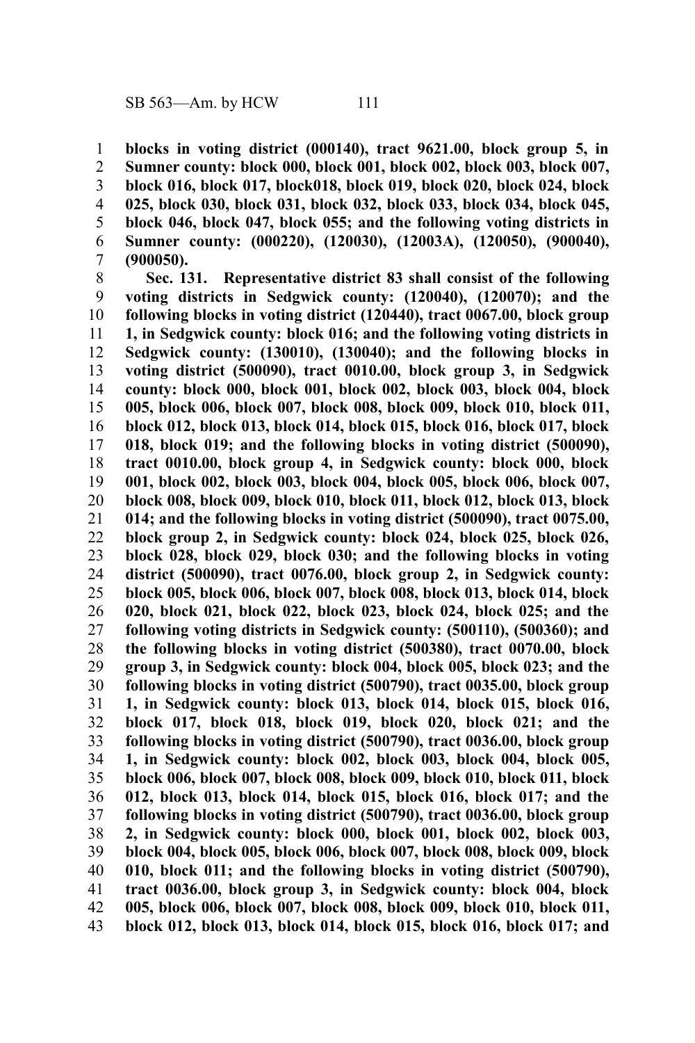**blocks in voting district (000140), tract 9621.00, block group 5, in Sumner county: block 000, block 001, block 002, block 003, block 007, block 016, block 017, block018, block 019, block 020, block 024, block 025, block 030, block 031, block 032, block 033, block 034, block 045, block 046, block 047, block 055; and the following voting districts in Sumner county: (000220), (120030), (12003A), (120050), (900040), (900050).**

**Sec. 131. Representative district 83 shall consist of the following voting districts in Sedgwick county: (120040), (120070); and the following blocks in voting district (120440), tract 0067.00, block group 1, in Sedgwick county: block 016; and the following voting districts in Sedgwick county: (130010), (130040); and the following blocks in voting district (500090), tract 0010.00, block group 3, in Sedgwick county: block 000, block 001, block 002, block 003, block 004, block 005, block 006, block 007, block 008, block 009, block 010, block 011, block 012, block 013, block 014, block 015, block 016, block 017, block 018, block 019; and the following blocks in voting district (500090), tract 0010.00, block group 4, in Sedgwick county: block 000, block 001, block 002, block 003, block 004, block 005, block 006, block 007, block 008, block 009, block 010, block 011, block 012, block 013, block 014; and the following blocks in voting district (500090), tract 0075.00, block group 2, in Sedgwick county: block 024, block 025, block 026, block 028, block 029, block 030; and the following blocks in voting district (500090), tract 0076.00, block group 2, in Sedgwick county: block 005, block 006, block 007, block 008, block 013, block 014, block 020, block 021, block 022, block 023, block 024, block 025; and the following voting districts in Sedgwick county: (500110), (500360); and the following blocks in voting district (500380), tract 0070.00, block group 3, in Sedgwick county: block 004, block 005, block 023; and the following blocks in voting district (500790), tract 0035.00, block group 1, in Sedgwick county: block 013, block 014, block 015, block 016, block 017, block 018, block 019, block 020, block 021; and the following blocks in voting district (500790), tract 0036.00, block group 1, in Sedgwick county: block 002, block 003, block 004, block 005, block 006, block 007, block 008, block 009, block 010, block 011, block 012, block 013, block 014, block 015, block 016, block 017; and the following blocks in voting district (500790), tract 0036.00, block group 2, in Sedgwick county: block 000, block 001, block 002, block 003, block 004, block 005, block 006, block 007, block 008, block 009, block 010, block 011; and the following blocks in voting district (500790), tract 0036.00, block group 3, in Sedgwick county: block 004, block 005, block 006, block 007, block 008, block 009, block 010, block 011, block 012, block 013, block 014, block 015, block 016, block 017; and**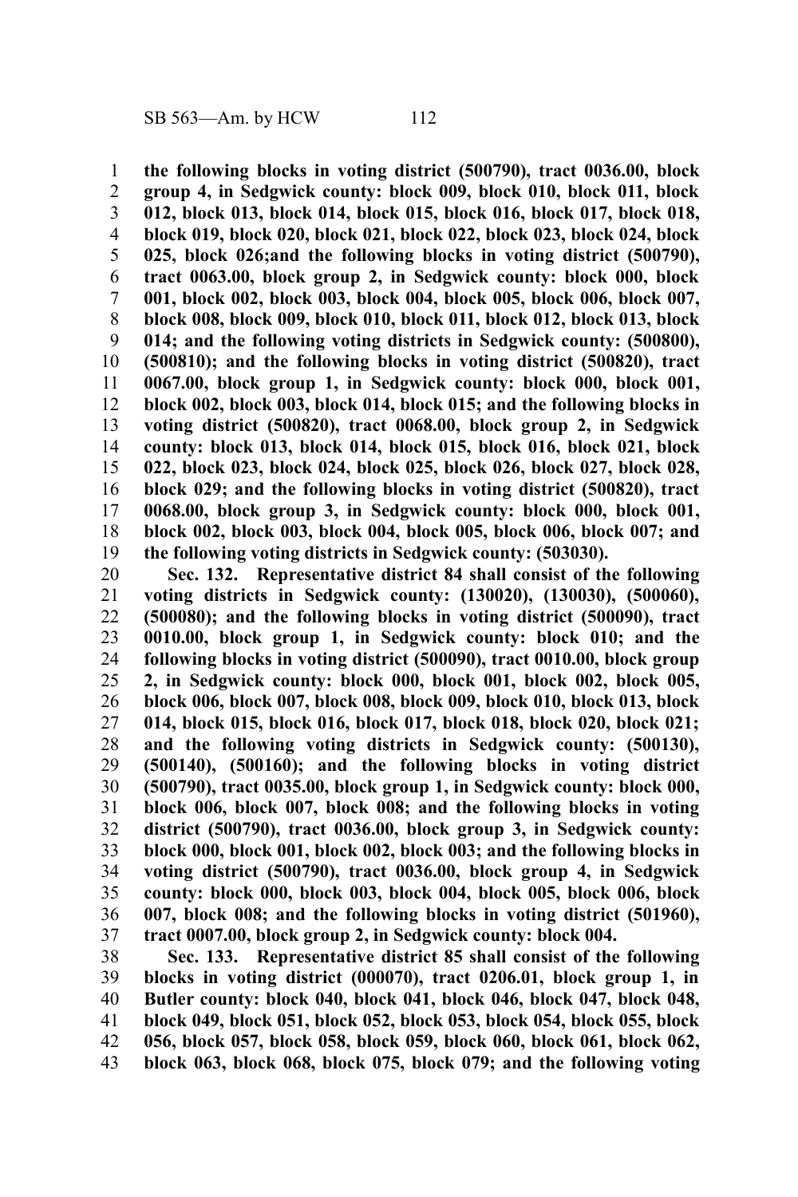**the following blocks in voting district (500790), tract 0036.00, block group 4, in Sedgwick county: block 009, block 010, block 011, block 012, block 013, block 014, block 015, block 016, block 017, block 018, block 019, block 020, block 021, block 022, block 023, block 024, block 025, block 026;and the following blocks in voting district (500790), tract 0063.00, block group 2, in Sedgwick county: block 000, block 001, block 002, block 003, block 004, block 005, block 006, block 007, block 008, block 009, block 010, block 011, block 012, block 013, block 014; and the following voting districts in Sedgwick county: (500800), (500810); and the following blocks in voting district (500820), tract 0067.00, block group 1, in Sedgwick county: block 000, block 001, block 002, block 003, block 014, block 015; and the following blocks in voting district (500820), tract 0068.00, block group 2, in Sedgwick county: block 013, block 014, block 015, block 016, block 021, block 022, block 023, block 024, block 025, block 026, block 027, block 028, block 029; and the following blocks in voting district (500820), tract 0068.00, block group 3, in Sedgwick county: block 000, block 001, block 002, block 003, block 004, block 005, block 006, block 007; and the following voting districts in Sedgwick county: (503030).**

**Sec. 132. Representative district 84 shall consist of the following voting districts in Sedgwick county: (130020), (130030), (500060), (500080); and the following blocks in voting district (500090), tract 0010.00, block group 1, in Sedgwick county: block 010; and the following blocks in voting district (500090), tract 0010.00, block group 2, in Sedgwick county: block 000, block 001, block 002, block 005, block 006, block 007, block 008, block 009, block 010, block 013, block 014, block 015, block 016, block 017, block 018, block 020, block 021; and the following voting districts in Sedgwick county: (500130), (500140), (500160); and the following blocks in voting district (500790), tract 0035.00, block group 1, in Sedgwick county: block 000, block 006, block 007, block 008; and the following blocks in voting district (500790), tract 0036.00, block group 3, in Sedgwick county: block 000, block 001, block 002, block 003; and the following blocks in voting district (500790), tract 0036.00, block group 4, in Sedgwick county: block 000, block 003, block 004, block 005, block 006, block 007, block 008; and the following blocks in voting district (501960), tract 0007.00, block group 2, in Sedgwick county: block 004.**

**Sec. 133. Representative district 85 shall consist of the following blocks in voting district (000070), tract 0206.01, block group 1, in Butler county: block 040, block 041, block 046, block 047, block 048, block 049, block 051, block 052, block 053, block 054, block 055, block 056, block 057, block 058, block 059, block 060, block 061, block 062, block 063, block 068, block 075, block 079; and the following voting**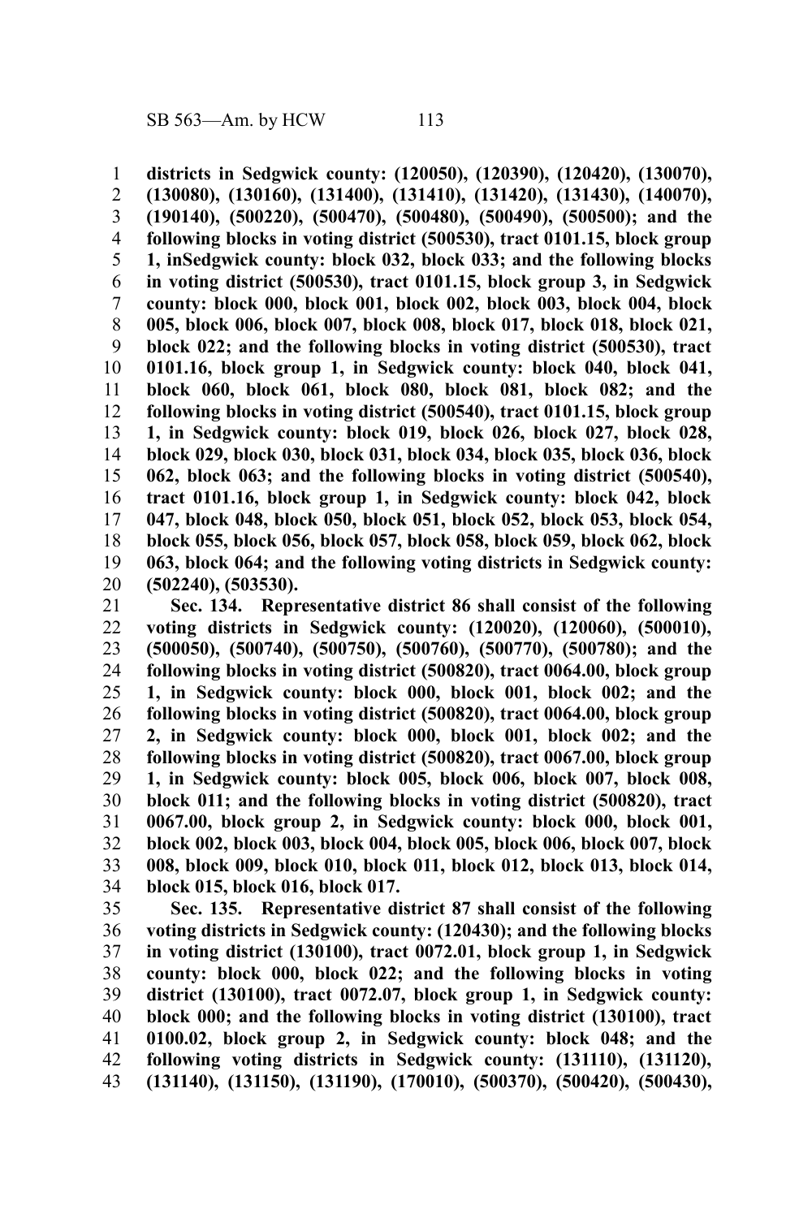**districts in Sedgwick county: (120050), (120390), (120420), (130070), (130080), (130160), (131400), (131410), (131420), (131430), (140070), (190140), (500220), (500470), (500480), (500490), (500500); and the following blocks in voting district (500530), tract 0101.15, block group 1, inSedgwick county: block 032, block 033; and the following blocks in voting district (500530), tract 0101.15, block group 3, in Sedgwick county: block 000, block 001, block 002, block 003, block 004, block 005, block 006, block 007, block 008, block 017, block 018, block 021, block 022; and the following blocks in voting district (500530), tract 0101.16, block group 1, in Sedgwick county: block 040, block 041, block 060, block 061, block 080, block 081, block 082; and the following blocks in voting district (500540), tract 0101.15, block group 1, in Sedgwick county: block 019, block 026, block 027, block 028, block 029, block 030, block 031, block 034, block 035, block 036, block 062, block 063; and the following blocks in voting district (500540), tract 0101.16, block group 1, in Sedgwick county: block 042, block 047, block 048, block 050, block 051, block 052, block 053, block 054, block 055, block 056, block 057, block 058, block 059, block 062, block 063, block 064; and the following voting districts in Sedgwick county: (502240), (503530).**

**Sec. 134. Representative district 86 shall consist of the following voting districts in Sedgwick county: (120020), (120060), (500010), (500050), (500740), (500750), (500760), (500770), (500780); and the following blocks in voting district (500820), tract 0064.00, block group 1, in Sedgwick county: block 000, block 001, block 002; and the following blocks in voting district (500820), tract 0064.00, block group 2, in Sedgwick county: block 000, block 001, block 002; and the following blocks in voting district (500820), tract 0067.00, block group 1, in Sedgwick county: block 005, block 006, block 007, block 008, block 011; and the following blocks in voting district (500820), tract 0067.00, block group 2, in Sedgwick county: block 000, block 001, block 002, block 003, block 004, block 005, block 006, block 007, block 008, block 009, block 010, block 011, block 012, block 013, block 014, block 015, block 016, block 017.**

**Sec. 135. Representative district 87 shall consist of the following voting districts in Sedgwick county: (120430); and the following blocks in voting district (130100), tract 0072.01, block group 1, in Sedgwick county: block 000, block 022; and the following blocks in voting district (130100), tract 0072.07, block group 1, in Sedgwick county: block 000; and the following blocks in voting district (130100), tract 0100.02, block group 2, in Sedgwick county: block 048; and the following voting districts in Sedgwick county: (131110), (131120), (131140), (131150), (131190), (170010), (500370), (500420), (500430),**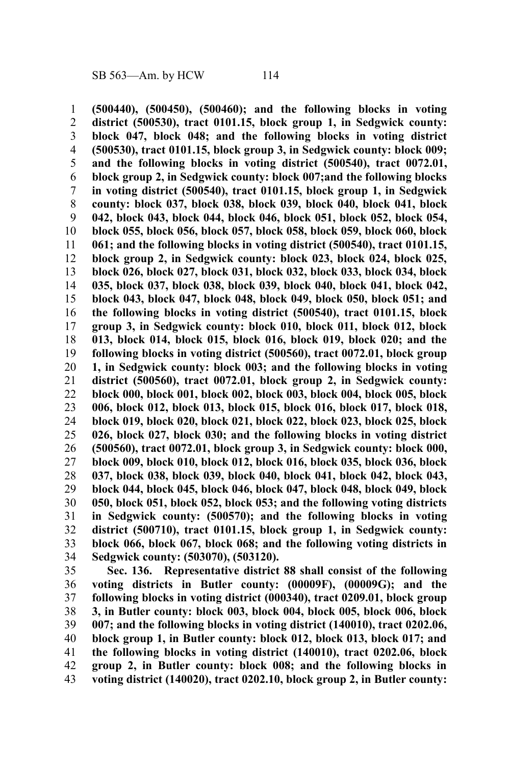**(500440), (500450), (500460); and the following blocks in voting district (500530), tract 0101.15, block group 1, in Sedgwick county: block 047, block 048; and the following blocks in voting district (500530), tract 0101.15, block group 3, in Sedgwick county: block 009; and the following blocks in voting district (500540), tract 0072.01, block group 2, in Sedgwick county: block 007;and the following blocks in voting district (500540), tract 0101.15, block group 1, in Sedgwick county: block 037, block 038, block 039, block 040, block 041, block 042, block 043, block 044, block 046, block 051, block 052, block 054, block 055, block 056, block 057, block 058, block 059, block 060, block 061; and the following blocks in voting district (500540), tract 0101.15, block group 2, in Sedgwick county: block 023, block 024, block 025, block 026, block 027, block 031, block 032, block 033, block 034, block 035, block 037, block 038, block 039, block 040, block 041, block 042, block 043, block 047, block 048, block 049, block 050, block 051; and the following blocks in voting district (500540), tract 0101.15, block group 3, in Sedgwick county: block 010, block 011, block 012, block 013, block 014, block 015, block 016, block 019, block 020; and the following blocks in voting district (500560), tract 0072.01, block group 1, in Sedgwick county: block 003; and the following blocks in voting district (500560), tract 0072.01, block group 2, in Sedgwick county: block 000, block 001, block 002, block 003, block 004, block 005, block 006, block 012, block 013, block 015, block 016, block 017, block 018, block 019, block 020, block 021, block 022, block 023, block 025, block 026, block 027, block 030; and the following blocks in voting district (500560), tract 0072.01, block group 3, in Sedgwick county: block 000, block 009, block 010, block 012, block 016, block 035, block 036, block 037, block 038, block 039, block 040, block 041, block 042, block 043, block 044, block 045, block 046, block 047, block 048, block 049, block 050, block 051, block 052, block 053; and the following voting districts in Sedgwick county: (500570); and the following blocks in voting district (500710), tract 0101.15, block group 1, in Sedgwick county: block 066, block 067, block 068; and the following voting districts in Sedgwick county: (503070), (503120).**

**Sec. 136. Representative district 88 shall consist of the following voting districts in Butler county: (00009F), (00009G); and the following blocks in voting district (000340), tract 0209.01, block group 3, in Butler county: block 003, block 004, block 005, block 006, block 007; and the following blocks in voting district (140010), tract 0202.06, block group 1, in Butler county: block 012, block 013, block 017; and the following blocks in voting district (140010), tract 0202.06, block group 2, in Butler county: block 008; and the following blocks in voting district (140020), tract 0202.10, block group 2, in Butler county:**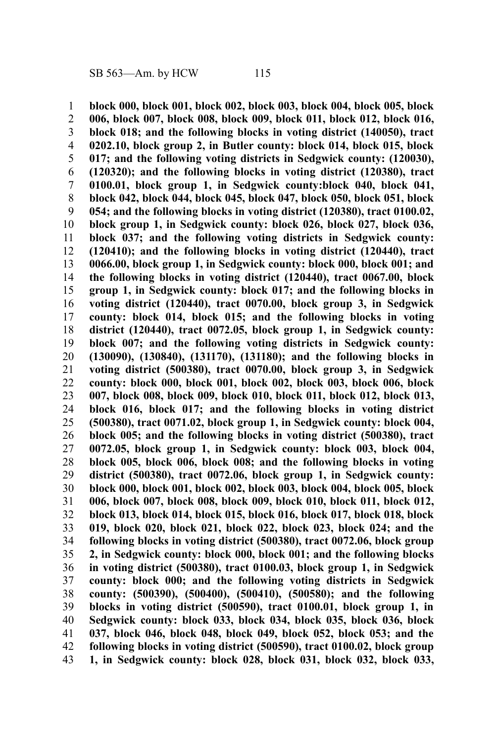**block 000, block 001, block 002, block 003, block 004, block 005, block 006, block 007, block 008, block 009, block 011, block 012, block 016, block 018; and the following blocks in voting district (140050), tract 0202.10, block group 2, in Butler county: block 014, block 015, block 017; and the following voting districts in Sedgwick county: (120030), (120320); and the following blocks in voting district (120380), tract 0100.01, block group 1, in Sedgwick county:block 040, block 041, block 042, block 044, block 045, block 047, block 050, block 051, block 054; and the following blocks in voting district (120380), tract 0100.02, block group 1, in Sedgwick county: block 026, block 027, block 036, block 037; and the following voting districts in Sedgwick county: (120410); and the following blocks in voting district (120440), tract 0066.00, block group 1, in Sedgwick county: block 000, block 001; and the following blocks in voting district (120440), tract 0067.00, block group 1, in Sedgwick county: block 017; and the following blocks in voting district (120440), tract 0070.00, block group 3, in Sedgwick county: block 014, block 015; and the following blocks in voting district (120440), tract 0072.05, block group 1, in Sedgwick county: block 007; and the following voting districts in Sedgwick county: (130090), (130840), (131170), (131180); and the following blocks in voting district (500380), tract 0070.00, block group 3, in Sedgwick county: block 000, block 001, block 002, block 003, block 006, block 007, block 008, block 009, block 010, block 011, block 012, block 013, block 016, block 017; and the following blocks in voting district (500380), tract 0071.02, block group 1, in Sedgwick county: block 004, block 005; and the following blocks in voting district (500380), tract 0072.05, block group 1, in Sedgwick county: block 003, block 004, block 005, block 006, block 008; and the following blocks in voting district (500380), tract 0072.06, block group 1, in Sedgwick county: block 000, block 001, block 002, block 003, block 004, block 005, block 006, block 007, block 008, block 009, block 010, block 011, block 012, block 013, block 014, block 015, block 016, block 017, block 018, block 019, block 020, block 021, block 022, block 023, block 024; and the following blocks in voting district (500380), tract 0072.06, block group 2, in Sedgwick county: block 000, block 001; and the following blocks in voting district (500380), tract 0100.03, block group 1, in Sedgwick county: block 000; and the following voting districts in Sedgwick county: (500390), (500400), (500410), (500580); and the following blocks in voting district (500590), tract 0100.01, block group 1, in Sedgwick county: block 033, block 034, block 035, block 036, block 037, block 046, block 048, block 049, block 052, block 053; and the following blocks in voting district (500590), tract 0100.02, block group 1, in Sedgwick county: block 028, block 031, block 032, block 033,**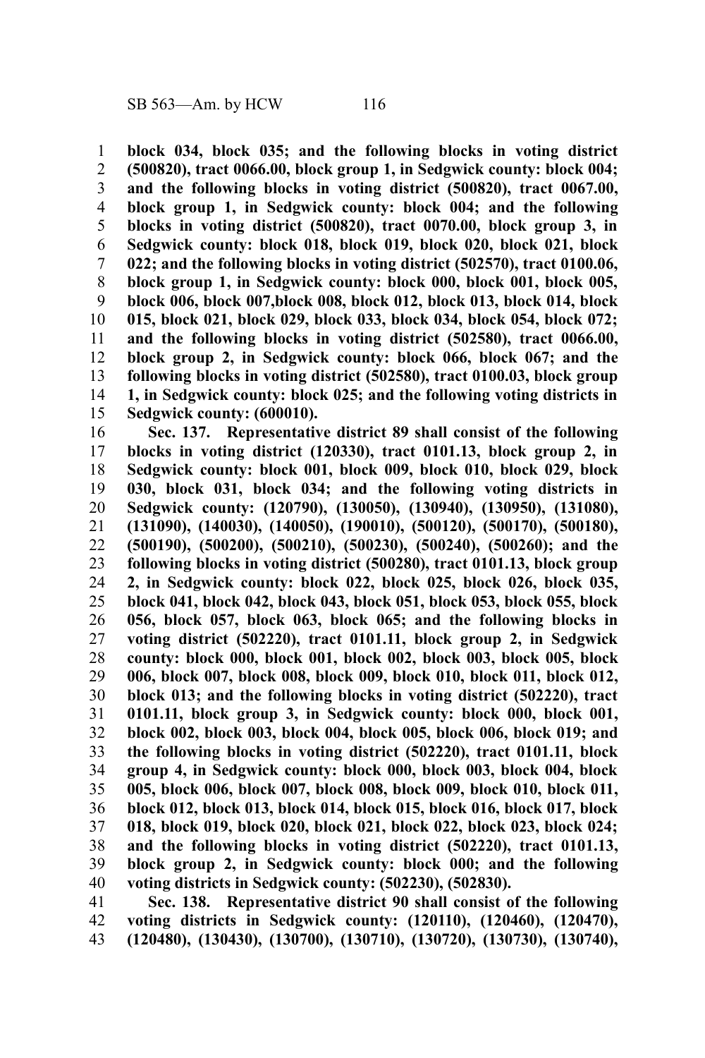**block 034, block 035; and the following blocks in voting district (500820), tract 0066.00, block group 1, in Sedgwick county: block 004; and the following blocks in voting district (500820), tract 0067.00, block group 1, in Sedgwick county: block 004; and the following blocks in voting district (500820), tract 0070.00, block group 3, in Sedgwick county: block 018, block 019, block 020, block 021, block 022; and the following blocks in voting district (502570), tract 0100.06, block group 1, in Sedgwick county: block 000, block 001, block 005, block 006, block 007,block 008, block 012, block 013, block 014, block 015, block 021, block 029, block 033, block 034, block 054, block 072; and the following blocks in voting district (502580), tract 0066.00, block group 2, in Sedgwick county: block 066, block 067; and the following blocks in voting district (502580), tract 0100.03, block group 1, in Sedgwick county: block 025; and the following voting districts in Sedgwick county: (600010).**

**Sec. 137. Representative district 89 shall consist of the following blocks in voting district (120330), tract 0101.13, block group 2, in Sedgwick county: block 001, block 009, block 010, block 029, block 030, block 031, block 034; and the following voting districts in Sedgwick county: (120790), (130050), (130940), (130950), (131080), (131090), (140030), (140050), (190010), (500120), (500170), (500180), (500190), (500200), (500210), (500230), (500240), (500260); and the following blocks in voting district (500280), tract 0101.13, block group 2, in Sedgwick county: block 022, block 025, block 026, block 035, block 041, block 042, block 043, block 051, block 053, block 055, block 056, block 057, block 063, block 065; and the following blocks in voting district (502220), tract 0101.11, block group 2, in Sedgwick county: block 000, block 001, block 002, block 003, block 005, block 006, block 007, block 008, block 009, block 010, block 011, block 012, block 013; and the following blocks in voting district (502220), tract 0101.11, block group 3, in Sedgwick county: block 000, block 001, block 002, block 003, block 004, block 005, block 006, block 019; and the following blocks in voting district (502220), tract 0101.11, block group 4, in Sedgwick county: block 000, block 003, block 004, block 005, block 006, block 007, block 008, block 009, block 010, block 011, block 012, block 013, block 014, block 015, block 016, block 017, block 018, block 019, block 020, block 021, block 022, block 023, block 024; and the following blocks in voting district (502220), tract 0101.13, block group 2, in Sedgwick county: block 000; and the following voting districts in Sedgwick county: (502230), (502830).**

**Sec. 138. Representative district 90 shall consist of the following voting districts in Sedgwick county: (120110), (120460), (120470), (120480), (130430), (130700), (130710), (130720), (130730), (130740),**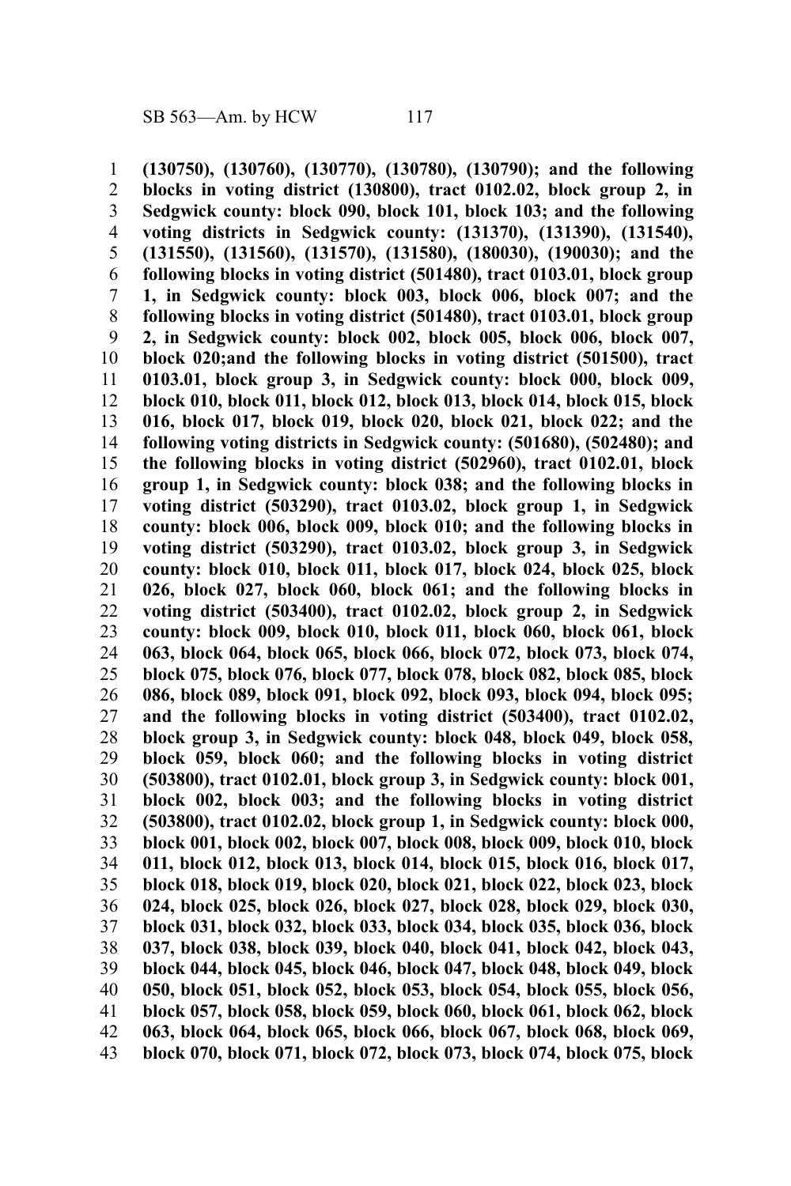**(130750), (130760), (130770), (130780), (130790); and the following blocks in voting district (130800), tract 0102.02, block group 2, in Sedgwick county: block 090, block 101, block 103; and the following voting districts in Sedgwick county: (131370), (131390), (131540), (131550), (131560), (131570), (131580), (180030), (190030); and the following blocks in voting district (501480), tract 0103.01, block group 1, in Sedgwick county: block 003, block 006, block 007; and the following blocks in voting district (501480), tract 0103.01, block group 2, in Sedgwick county: block 002, block 005, block 006, block 007, block 020;and the following blocks in voting district (501500), tract 0103.01, block group 3, in Sedgwick county: block 000, block 009, block 010, block 011, block 012, block 013, block 014, block 015, block 016, block 017, block 019, block 020, block 021, block 022; and the following voting districts in Sedgwick county: (501680), (502480); and the following blocks in voting district (502960), tract 0102.01, block group 1, in Sedgwick county: block 038; and the following blocks in voting district (503290), tract 0103.02, block group 1, in Sedgwick county: block 006, block 009, block 010; and the following blocks in voting district (503290), tract 0103.02, block group 3, in Sedgwick county: block 010, block 011, block 017, block 024, block 025, block 026, block 027, block 060, block 061; and the following blocks in voting district (503400), tract 0102.02, block group 2, in Sedgwick county: block 009, block 010, block 011, block 060, block 061, block 063, block 064, block 065, block 066, block 072, block 073, block 074, block 075, block 076, block 077, block 078, block 082, block 085, block 086, block 089, block 091, block 092, block 093, block 094, block 095; and the following blocks in voting district (503400), tract 0102.02, block group 3, in Sedgwick county: block 048, block 049, block 058, block 059, block 060; and the following blocks in voting district (503800), tract 0102.01, block group 3, in Sedgwick county: block 001, block 002, block 003; and the following blocks in voting district (503800), tract 0102.02, block group 1, in Sedgwick county: block 000, block 001, block 002, block 007, block 008, block 009, block 010, block 011, block 012, block 013, block 014, block 015, block 016, block 017, block 018, block 019, block 020, block 021, block 022, block 023, block 024, block 025, block 026, block 027, block 028, block 029, block 030, block 031, block 032, block 033, block 034, block 035, block 036, block 037, block 038, block 039, block 040, block 041, block 042, block 043, block 044, block 045, block 046, block 047, block 048, block 049, block 050, block 051, block 052, block 053, block 054, block 055, block 056, block 057, block 058, block 059, block 060, block 061, block 062, block 063, block 064, block 065, block 066, block 067, block 068, block 069, block 070, block 071, block 072, block 073, block 074, block 075, block**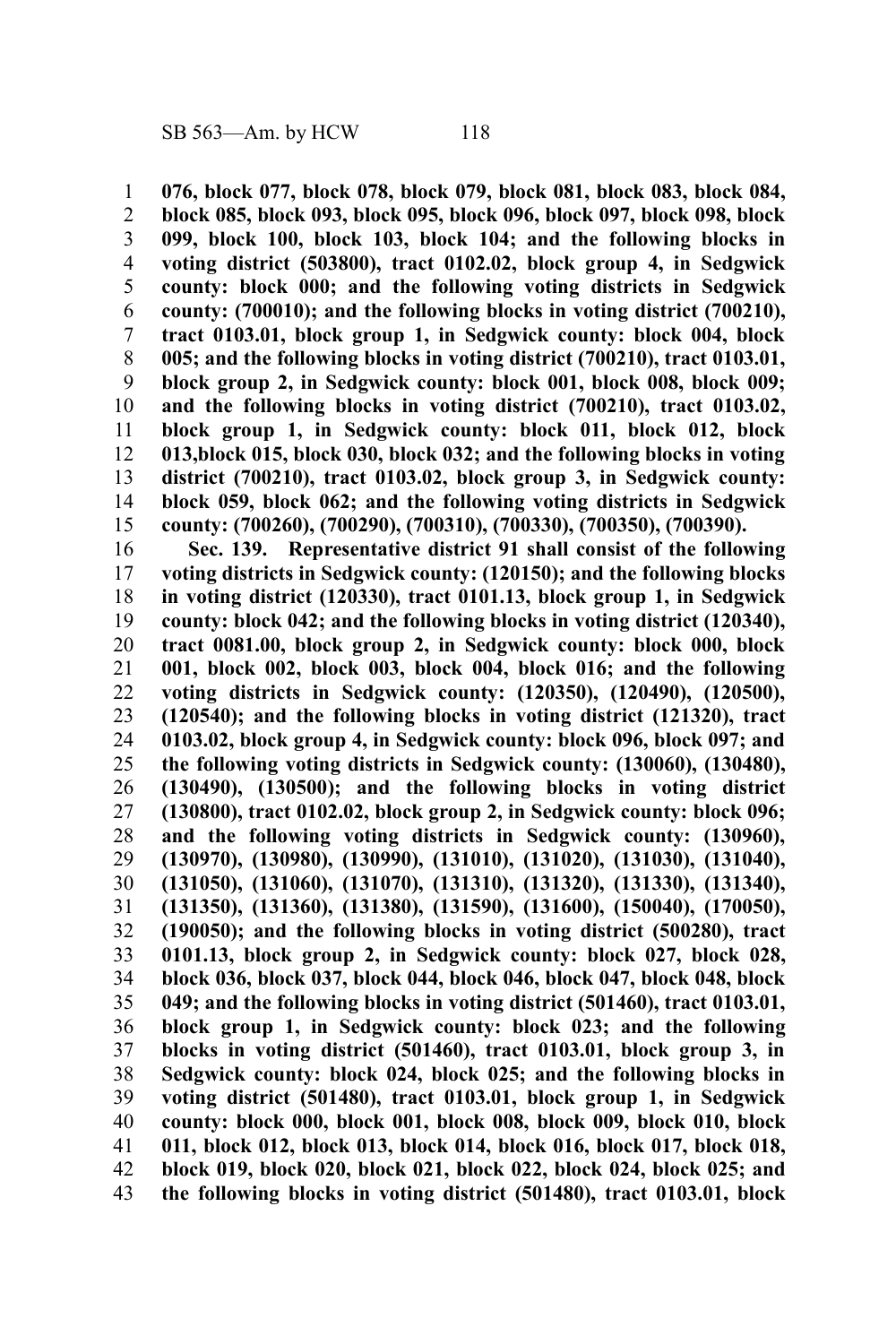**076, block 077, block 078, block 079, block 081, block 083, block 084, block 085, block 093, block 095, block 096, block 097, block 098, block 099, block 100, block 103, block 104; and the following blocks in voting district (503800), tract 0102.02, block group 4, in Sedgwick county: block 000; and the following voting districts in Sedgwick county: (700010); and the following blocks in voting district (700210), tract 0103.01, block group 1, in Sedgwick county: block 004, block 005; and the following blocks in voting district (700210), tract 0103.01, block group 2, in Sedgwick county: block 001, block 008, block 009; and the following blocks in voting district (700210), tract 0103.02, block group 1, in Sedgwick county: block 011, block 012, block 013,block 015, block 030, block 032; and the following blocks in voting district (700210), tract 0103.02, block group 3, in Sedgwick county: block 059, block 062; and the following voting districts in Sedgwick county: (700260), (700290), (700310), (700330), (700350), (700390).**

**Sec. 139. Representative district 91 shall consist of the following voting districts in Sedgwick county: (120150); and the following blocks in voting district (120330), tract 0101.13, block group 1, in Sedgwick county: block 042; and the following blocks in voting district (120340), tract 0081.00, block group 2, in Sedgwick county: block 000, block 001, block 002, block 003, block 004, block 016; and the following voting districts in Sedgwick county: (120350), (120490), (120500), (120540); and the following blocks in voting district (121320), tract 0103.02, block group 4, in Sedgwick county: block 096, block 097; and the following voting districts in Sedgwick county: (130060), (130480), (130490), (130500); and the following blocks in voting district (130800), tract 0102.02, block group 2, in Sedgwick county: block 096; and the following voting districts in Sedgwick county: (130960), (130970), (130980), (130990), (131010), (131020), (131030), (131040), (131050), (131060), (131070), (131310), (131320), (131330), (131340), (131350), (131360), (131380), (131590), (131600), (150040), (170050), (190050); and the following blocks in voting district (500280), tract 0101.13, block group 2, in Sedgwick county: block 027, block 028, block 036, block 037, block 044, block 046, block 047, block 048, block 049; and the following blocks in voting district (501460), tract 0103.01, block group 1, in Sedgwick county: block 023; and the following blocks in voting district (501460), tract 0103.01, block group 3, in Sedgwick county: block 024, block 025; and the following blocks in voting district (501480), tract 0103.01, block group 1, in Sedgwick county: block 000, block 001, block 008, block 009, block 010, block 011, block 012, block 013, block 014, block 016, block 017, block 018, block 019, block 020, block 021, block 022, block 024, block 025; and the following blocks in voting district (501480), tract 0103.01, block**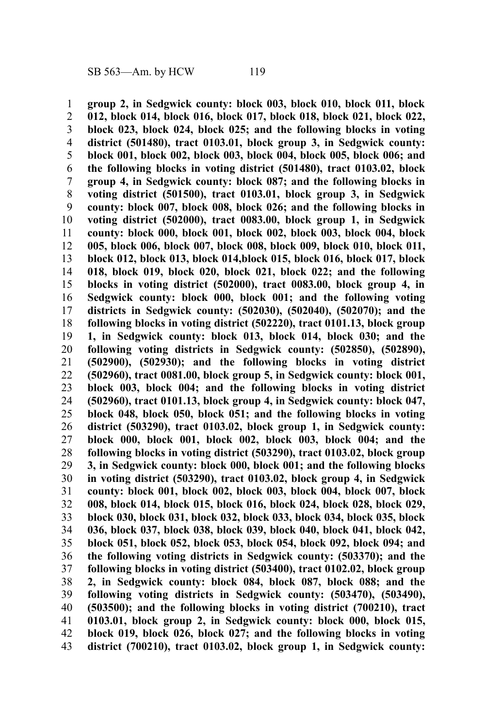**group 2, in Sedgwick county: block 003, block 010, block 011, block 012, block 014, block 016, block 017, block 018, block 021, block 022, block 023, block 024, block 025; and the following blocks in voting district (501480), tract 0103.01, block group 3, in Sedgwick county: block 001, block 002, block 003, block 004, block 005, block 006; and the following blocks in voting district (501480), tract 0103.02, block group 4, in Sedgwick county: block 087; and the following blocks in voting district (501500), tract 0103.01, block group 3, in Sedgwick county: block 007, block 008, block 026; and the following blocks in voting district (502000), tract 0083.00, block group 1, in Sedgwick county: block 000, block 001, block 002, block 003, block 004, block 005, block 006, block 007, block 008, block 009, block 010, block 011, block 012, block 013, block 014,block 015, block 016, block 017, block 018, block 019, block 020, block 021, block 022; and the following blocks in voting district (502000), tract 0083.00, block group 4, in Sedgwick county: block 000, block 001; and the following voting districts in Sedgwick county: (502030), (502040), (502070); and the following blocks in voting district (502220), tract 0101.13, block group 1, in Sedgwick county: block 013, block 014, block 030; and the following voting districts in Sedgwick county: (502850), (502890), (502900), (502930); and the following blocks in voting district (502960), tract 0081.00, block group 5, in Sedgwick county: block 001, block 003, block 004; and the following blocks in voting district (502960), tract 0101.13, block group 4, in Sedgwick county: block 047, block 048, block 050, block 051; and the following blocks in voting district (503290), tract 0103.02, block group 1, in Sedgwick county: block 000, block 001, block 002, block 003, block 004; and the following blocks in voting district (503290), tract 0103.02, block group 3, in Sedgwick county: block 000, block 001; and the following blocks in voting district (503290), tract 0103.02, block group 4, in Sedgwick county: block 001, block 002, block 003, block 004, block 007, block 008, block 014, block 015, block 016, block 024, block 028, block 029, block 030, block 031, block 032, block 033, block 034, block 035, block 036, block 037, block 038, block 039, block 040, block 041, block 042, block 051, block 052, block 053, block 054, block 092, block 094; and the following voting districts in Sedgwick county: (503370); and the following blocks in voting district (503400), tract 0102.02, block group 2, in Sedgwick county: block 084, block 087, block 088; and the following voting districts in Sedgwick county: (503470), (503490), (503500); and the following blocks in voting district (700210), tract 0103.01, block group 2, in Sedgwick county: block 000, block 015, block 019, block 026, block 027; and the following blocks in voting district (700210), tract 0103.02, block group 1, in Sedgwick county:**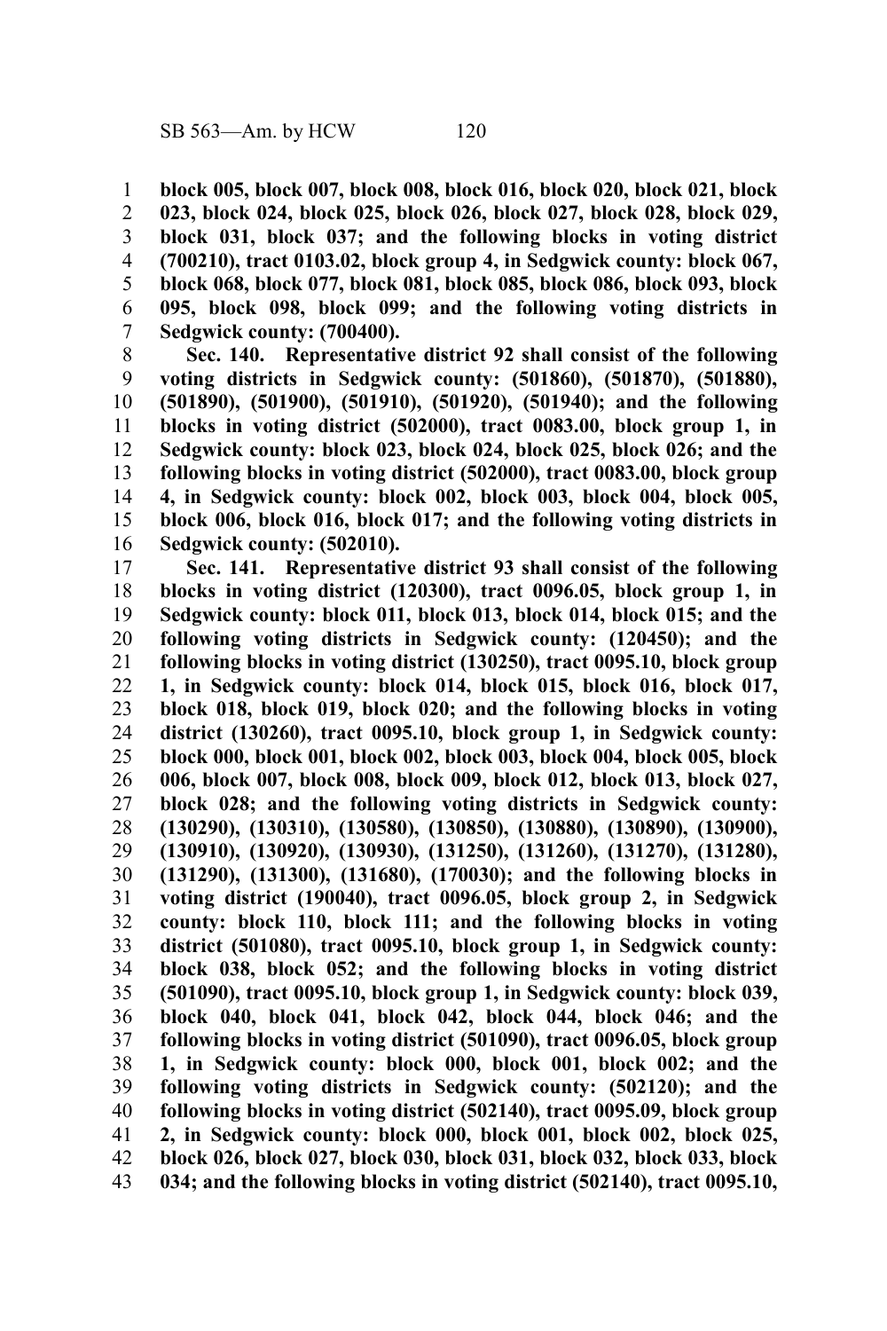**block 005, block 007, block 008, block 016, block 020, block 021, block 023, block 024, block 025, block 026, block 027, block 028, block 029, block 031, block 037; and the following blocks in voting district (700210), tract 0103.02, block group 4, in Sedgwick county: block 067, block 068, block 077, block 081, block 085, block 086, block 093, block 095, block 098, block 099; and the following voting districts in Sedgwick county: (700400).**

**Sec. 140. Representative district 92 shall consist of the following voting districts in Sedgwick county: (501860), (501870), (501880), (501890), (501900), (501910), (501920), (501940); and the following blocks in voting district (502000), tract 0083.00, block group 1, in Sedgwick county: block 023, block 024, block 025, block 026; and the following blocks in voting district (502000), tract 0083.00, block group 4, in Sedgwick county: block 002, block 003, block 004, block 005, block 006, block 016, block 017; and the following voting districts in Sedgwick county: (502010).**

**Sec. 141. Representative district 93 shall consist of the following blocks in voting district (120300), tract 0096.05, block group 1, in Sedgwick county: block 011, block 013, block 014, block 015; and the following voting districts in Sedgwick county: (120450); and the following blocks in voting district (130250), tract 0095.10, block group 1, in Sedgwick county: block 014, block 015, block 016, block 017, block 018, block 019, block 020; and the following blocks in voting district (130260), tract 0095.10, block group 1, in Sedgwick county: block 000, block 001, block 002, block 003, block 004, block 005, block 006, block 007, block 008, block 009, block 012, block 013, block 027, block 028; and the following voting districts in Sedgwick county: (130290), (130310), (130580), (130850), (130880), (130890), (130900), (130910), (130920), (130930), (131250), (131260), (131270), (131280), (131290), (131300), (131680), (170030); and the following blocks in voting district (190040), tract 0096.05, block group 2, in Sedgwick county: block 110, block 111; and the following blocks in voting district (501080), tract 0095.10, block group 1, in Sedgwick county: block 038, block 052; and the following blocks in voting district (501090), tract 0095.10, block group 1, in Sedgwick county: block 039, block 040, block 041, block 042, block 044, block 046; and the following blocks in voting district (501090), tract 0096.05, block group 1, in Sedgwick county: block 000, block 001, block 002; and the following voting districts in Sedgwick county: (502120); and the following blocks in voting district (502140), tract 0095.09, block group 2, in Sedgwick county: block 000, block 001, block 002, block 025, block 026, block 027, block 030, block 031, block 032, block 033, block 034; and the following blocks in voting district (502140), tract 0095.10,**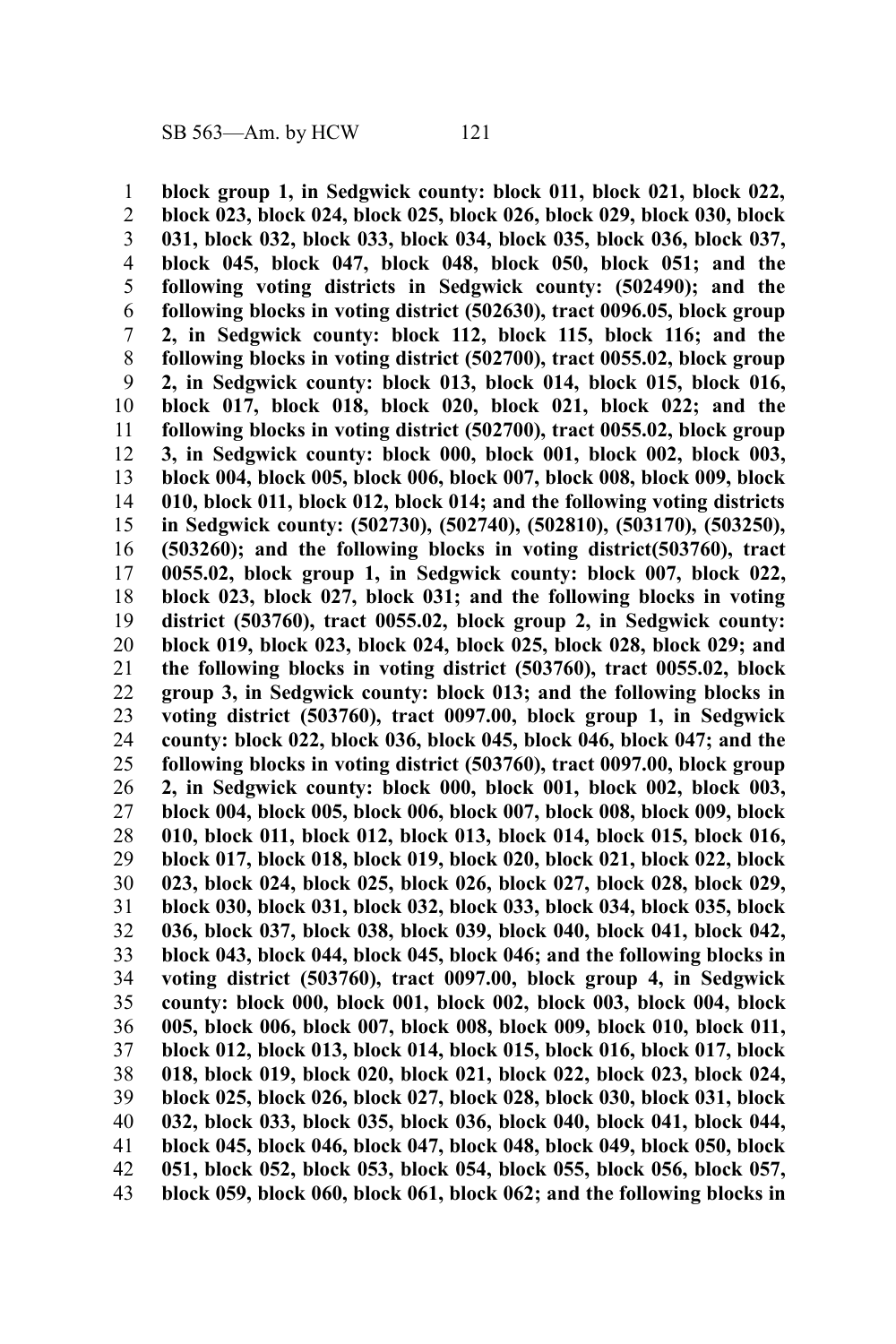**block group 1, in Sedgwick county: block 011, block 021, block 022, block 023, block 024, block 025, block 026, block 029, block 030, block 031, block 032, block 033, block 034, block 035, block 036, block 037, block 045, block 047, block 048, block 050, block 051; and the following voting districts in Sedgwick county: (502490); and the following blocks in voting district (502630), tract 0096.05, block group 2, in Sedgwick county: block 112, block 115, block 116; and the following blocks in voting district (502700), tract 0055.02, block group 2, in Sedgwick county: block 013, block 014, block 015, block 016, block 017, block 018, block 020, block 021, block 022; and the following blocks in voting district (502700), tract 0055.02, block group 3, in Sedgwick county: block 000, block 001, block 002, block 003, block 004, block 005, block 006, block 007, block 008, block 009, block 010, block 011, block 012, block 014; and the following voting districts in Sedgwick county: (502730), (502740), (502810), (503170), (503250), (503260); and the following blocks in voting district(503760), tract 0055.02, block group 1, in Sedgwick county: block 007, block 022, block 023, block 027, block 031; and the following blocks in voting district (503760), tract 0055.02, block group 2, in Sedgwick county: block 019, block 023, block 024, block 025, block 028, block 029; and the following blocks in voting district (503760), tract 0055.02, block group 3, in Sedgwick county: block 013; and the following blocks in voting district (503760), tract 0097.00, block group 1, in Sedgwick county: block 022, block 036, block 045, block 046, block 047; and the following blocks in voting district (503760), tract 0097.00, block group 2, in Sedgwick county: block 000, block 001, block 002, block 003, block 004, block 005, block 006, block 007, block 008, block 009, block 010, block 011, block 012, block 013, block 014, block 015, block 016, block 017, block 018, block 019, block 020, block 021, block 022, block 023, block 024, block 025, block 026, block 027, block 028, block 029, block 030, block 031, block 032, block 033, block 034, block 035, block 036, block 037, block 038, block 039, block 040, block 041, block 042, block 043, block 044, block 045, block 046; and the following blocks in voting district (503760), tract 0097.00, block group 4, in Sedgwick county: block 000, block 001, block 002, block 003, block 004, block 005, block 006, block 007, block 008, block 009, block 010, block 011, block 012, block 013, block 014, block 015, block 016, block 017, block 018, block 019, block 020, block 021, block 022, block 023, block 024, block 025, block 026, block 027, block 028, block 030, block 031, block 032, block 033, block 035, block 036, block 040, block 041, block 044, block 045, block 046, block 047, block 048, block 049, block 050, block 051, block 052, block 053, block 054, block 055, block 056, block 057, block 059, block 060, block 061, block 062; and the following blocks in**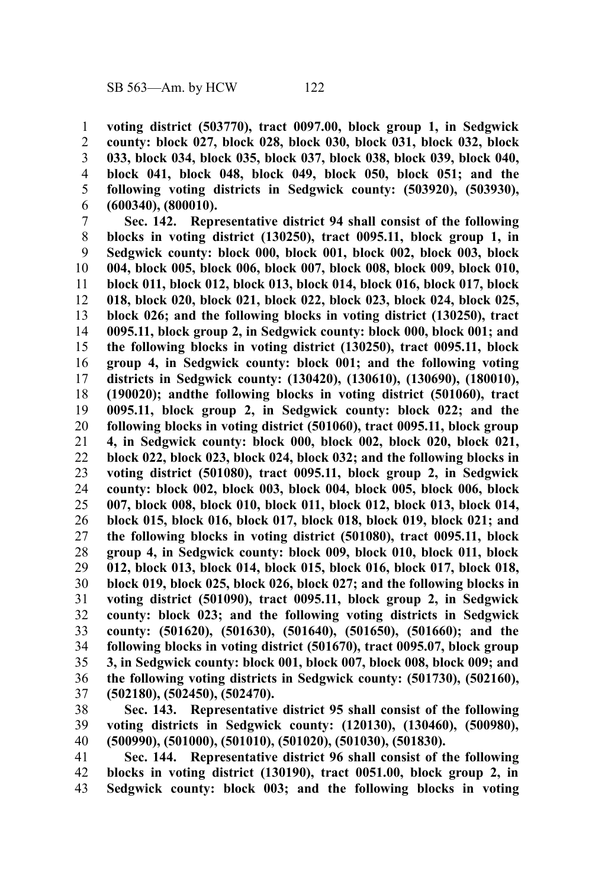**voting district (503770), tract 0097.00, block group 1, in Sedgwick county: block 027, block 028, block 030, block 031, block 032, block 033, block 034, block 035, block 037, block 038, block 039, block 040, block 041, block 048, block 049, block 050, block 051; and the following voting districts in Sedgwick county: (503920), (503930), (600340), (800010).**

**Sec. 142. Representative district 94 shall consist of the following blocks in voting district (130250), tract 0095.11, block group 1, in Sedgwick county: block 000, block 001, block 002, block 003, block 004, block 005, block 006, block 007, block 008, block 009, block 010, block 011, block 012, block 013, block 014, block 016, block 017, block 018, block 020, block 021, block 022, block 023, block 024, block 025, block 026; and the following blocks in voting district (130250), tract 0095.11, block group 2, in Sedgwick county: block 000, block 001; and the following blocks in voting district (130250), tract 0095.11, block group 4, in Sedgwick county: block 001; and the following voting districts in Sedgwick county: (130420), (130610), (130690), (180010), (190020); andthe following blocks in voting district (501060), tract 0095.11, block group 2, in Sedgwick county: block 022; and the following blocks in voting district (501060), tract 0095.11, block group 4, in Sedgwick county: block 000, block 002, block 020, block 021, block 022, block 023, block 024, block 032; and the following blocks in voting district (501080), tract 0095.11, block group 2, in Sedgwick county: block 002, block 003, block 004, block 005, block 006, block 007, block 008, block 010, block 011, block 012, block 013, block 014, block 015, block 016, block 017, block 018, block 019, block 021; and the following blocks in voting district (501080), tract 0095.11, block group 4, in Sedgwick county: block 009, block 010, block 011, block 012, block 013, block 014, block 015, block 016, block 017, block 018, block 019, block 025, block 026, block 027; and the following blocks in voting district (501090), tract 0095.11, block group 2, in Sedgwick county: block 023; and the following voting districts in Sedgwick county: (501620), (501630), (501640), (501650), (501660); and the following blocks in voting district (501670), tract 0095.07, block group 3, in Sedgwick county: block 001, block 007, block 008, block 009; and the following voting districts in Sedgwick county: (501730), (502160), (502180), (502450), (502470).**

**Sec. 143. Representative district 95 shall consist of the following voting districts in Sedgwick county: (120130), (130460), (500980), (500990), (501000), (501010), (501020), (501030), (501830).**

**Sec. 144. Representative district 96 shall consist of the following blocks in voting district (130190), tract 0051.00, block group 2, in Sedgwick county: block 003; and the following blocks in voting**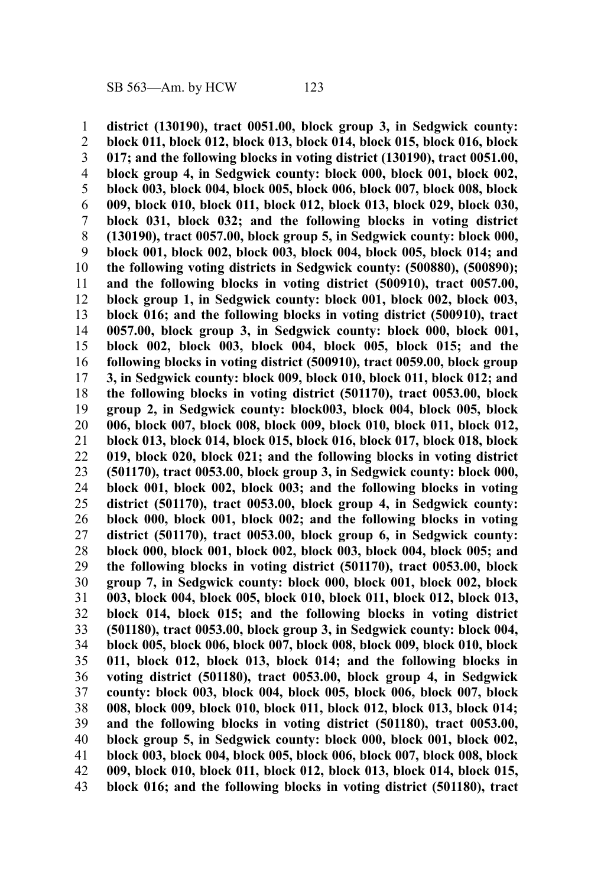**district (130190), tract 0051.00, block group 3, in Sedgwick county: block 011, block 012, block 013, block 014, block 015, block 016, block 017; and the following blocks in voting district (130190), tract 0051.00, block group 4, in Sedgwick county: block 000, block 001, block 002, block 003, block 004, block 005, block 006, block 007, block 008, block 009, block 010, block 011, block 012, block 013, block 029, block 030, block 031, block 032; and the following blocks in voting district (130190), tract 0057.00, block group 5, in Sedgwick county: block 000, block 001, block 002, block 003, block 004, block 005, block 014; and the following voting districts in Sedgwick county: (500880), (500890); and the following blocks in voting district (500910), tract 0057.00, block group 1, in Sedgwick county: block 001, block 002, block 003, block 016; and the following blocks in voting district (500910), tract 0057.00, block group 3, in Sedgwick county: block 000, block 001, block 002, block 003, block 004, block 005, block 015; and the following blocks in voting district (500910), tract 0059.00, block group 3, in Sedgwick county: block 009, block 010, block 011, block 012; and the following blocks in voting district (501170), tract 0053.00, block group 2, in Sedgwick county: block003, block 004, block 005, block 006, block 007, block 008, block 009, block 010, block 011, block 012, block 013, block 014, block 015, block 016, block 017, block 018, block 019, block 020, block 021; and the following blocks in voting district (501170), tract 0053.00, block group 3, in Sedgwick county: block 000, block 001, block 002, block 003; and the following blocks in voting district (501170), tract 0053.00, block group 4, in Sedgwick county: block 000, block 001, block 002; and the following blocks in voting district (501170), tract 0053.00, block group 6, in Sedgwick county: block 000, block 001, block 002, block 003, block 004, block 005; and the following blocks in voting district (501170), tract 0053.00, block group 7, in Sedgwick county: block 000, block 001, block 002, block 003, block 004, block 005, block 010, block 011, block 012, block 013, block 014, block 015; and the following blocks in voting district (501180), tract 0053.00, block group 3, in Sedgwick county: block 004, block 005, block 006, block 007, block 008, block 009, block 010, block 011, block 012, block 013, block 014; and the following blocks in voting district (501180), tract 0053.00, block group 4, in Sedgwick county: block 003, block 004, block 005, block 006, block 007, block 008, block 009, block 010, block 011, block 012, block 013, block 014; and the following blocks in voting district (501180), tract 0053.00, block group 5, in Sedgwick county: block 000, block 001, block 002, block 003, block 004, block 005, block 006, block 007, block 008, block 009, block 010, block 011, block 012, block 013, block 014, block 015, block 016; and the following blocks in voting district (501180), tract**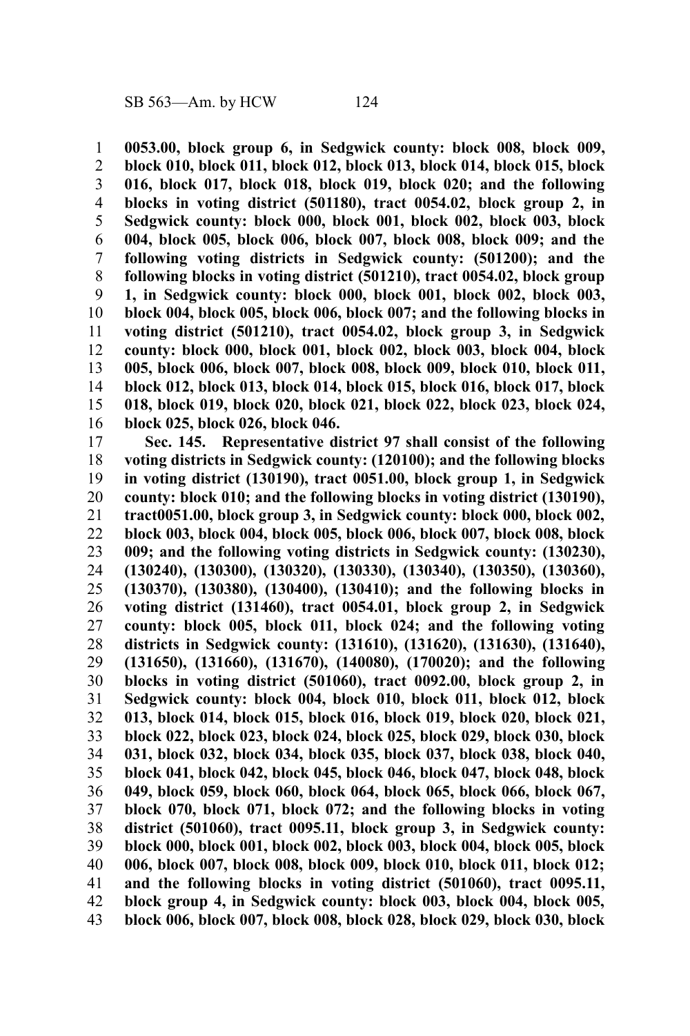**0053.00, block group 6, in Sedgwick county: block 008, block 009, block 010, block 011, block 012, block 013, block 014, block 015, block 016, block 017, block 018, block 019, block 020; and the following blocks in voting district (501180), tract 0054.02, block group 2, in Sedgwick county: block 000, block 001, block 002, block 003, block 004, block 005, block 006, block 007, block 008, block 009; and the following voting districts in Sedgwick county: (501200); and the following blocks in voting district (501210), tract 0054.02, block group 1, in Sedgwick county: block 000, block 001, block 002, block 003, block 004, block 005, block 006, block 007; and the following blocks in voting district (501210), tract 0054.02, block group 3, in Sedgwick county: block 000, block 001, block 002, block 003, block 004, block 005, block 006, block 007, block 008, block 009, block 010, block 011, block 012, block 013, block 014, block 015, block 016, block 017, block 018, block 019, block 020, block 021, block 022, block 023, block 024, block 025, block 026, block 046.**

**Sec. 145. Representative district 97 shall consist of the following voting districts in Sedgwick county: (120100); and the following blocks in voting district (130190), tract 0051.00, block group 1, in Sedgwick county: block 010; and the following blocks in voting district (130190), tract0051.00, block group 3, in Sedgwick county: block 000, block 002, block 003, block 004, block 005, block 006, block 007, block 008, block 009; and the following voting districts in Sedgwick county: (130230), (130240), (130300), (130320), (130330), (130340), (130350), (130360), (130370), (130380), (130400), (130410); and the following blocks in voting district (131460), tract 0054.01, block group 2, in Sedgwick county: block 005, block 011, block 024; and the following voting districts in Sedgwick county: (131610), (131620), (131630), (131640), (131650), (131660), (131670), (140080), (170020); and the following blocks in voting district (501060), tract 0092.00, block group 2, in Sedgwick county: block 004, block 010, block 011, block 012, block 013, block 014, block 015, block 016, block 019, block 020, block 021, block 022, block 023, block 024, block 025, block 029, block 030, block 031, block 032, block 034, block 035, block 037, block 038, block 040, block 041, block 042, block 045, block 046, block 047, block 048, block 049, block 059, block 060, block 064, block 065, block 066, block 067, block 070, block 071, block 072; and the following blocks in voting district (501060), tract 0095.11, block group 3, in Sedgwick county: block 000, block 001, block 002, block 003, block 004, block 005, block 006, block 007, block 008, block 009, block 010, block 011, block 012; and the following blocks in voting district (501060), tract 0095.11, block group 4, in Sedgwick county: block 003, block 004, block 005, block 006, block 007, block 008, block 028, block 029, block 030, block**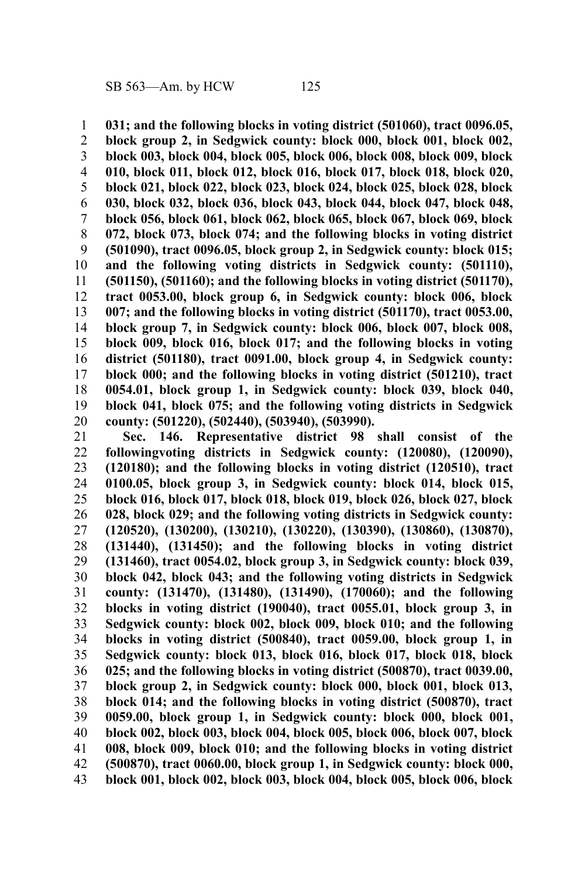**031; and the following blocks in voting district (501060), tract 0096.05, block group 2, in Sedgwick county: block 000, block 001, block 002, block 003, block 004, block 005, block 006, block 008, block 009, block 010, block 011, block 012, block 016, block 017, block 018, block 020, block 021, block 022, block 023, block 024, block 025, block 028, block 030, block 032, block 036, block 043, block 044, block 047, block 048, block 056, block 061, block 062, block 065, block 067, block 069, block 072, block 073, block 074; and the following blocks in voting district (501090), tract 0096.05, block group 2, in Sedgwick county: block 015; and the following voting districts in Sedgwick county: (501110), (501150), (501160); and the following blocks in voting district (501170), tract 0053.00, block group 6, in Sedgwick county: block 006, block 007; and the following blocks in voting district (501170), tract 0053.00, block group 7, in Sedgwick county: block 006, block 007, block 008, block 009, block 016, block 017; and the following blocks in voting district (501180), tract 0091.00, block group 4, in Sedgwick county: block 000; and the following blocks in voting district (501210), tract 0054.01, block group 1, in Sedgwick county: block 039, block 040, block 041, block 075; and the following voting districts in Sedgwick county: (501220), (502440), (503940), (503990).**

**Sec. 146. Representative district 98 shall consist of the followingvoting districts in Sedgwick county: (120080), (120090), (120180); and the following blocks in voting district (120510), tract 0100.05, block group 3, in Sedgwick county: block 014, block 015, block 016, block 017, block 018, block 019, block 026, block 027, block 028, block 029; and the following voting districts in Sedgwick county: (120520), (130200), (130210), (130220), (130390), (130860), (130870), (131440), (131450); and the following blocks in voting district (131460), tract 0054.02, block group 3, in Sedgwick county: block 039, block 042, block 043; and the following voting districts in Sedgwick county: (131470), (131480), (131490), (170060); and the following blocks in voting district (190040), tract 0055.01, block group 3, in Sedgwick county: block 002, block 009, block 010; and the following blocks in voting district (500840), tract 0059.00, block group 1, in Sedgwick county: block 013, block 016, block 017, block 018, block 025; and the following blocks in voting district (500870), tract 0039.00, block group 2, in Sedgwick county: block 000, block 001, block 013, block 014; and the following blocks in voting district (500870), tract 0059.00, block group 1, in Sedgwick county: block 000, block 001, block 002, block 003, block 004, block 005, block 006, block 007, block 008, block 009, block 010; and the following blocks in voting district (500870), tract 0060.00, block group 1, in Sedgwick county: block 000, block 001, block 002, block 003, block 004, block 005, block 006, block**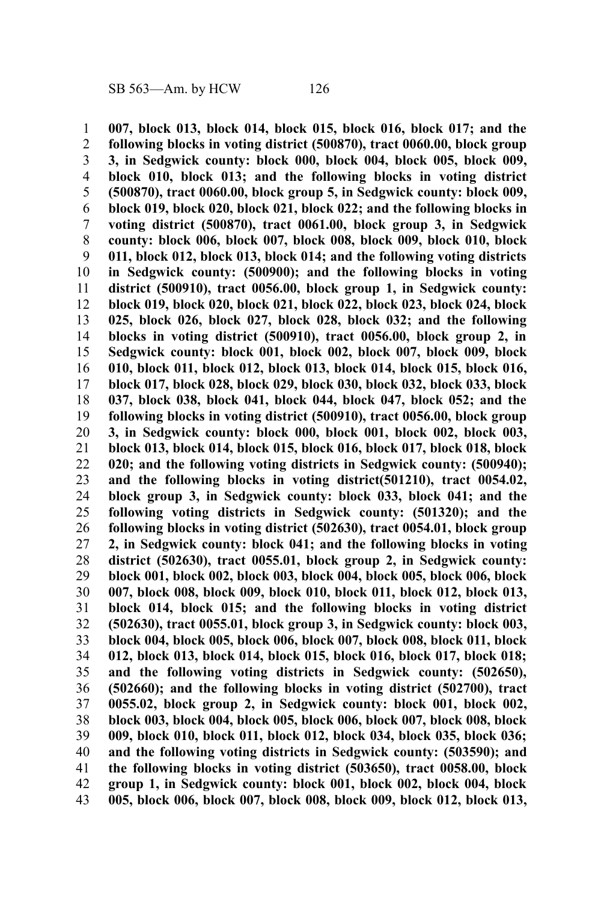**007, block 013, block 014, block 015, block 016, block 017; and the following blocks in voting district (500870), tract 0060.00, block group 3, in Sedgwick county: block 000, block 004, block 005, block 009, block 010, block 013; and the following blocks in voting district (500870), tract 0060.00, block group 5, in Sedgwick county: block 009, block 019, block 020, block 021, block 022; and the following blocks in voting district (500870), tract 0061.00, block group 3, in Sedgwick county: block 006, block 007, block 008, block 009, block 010, block 011, block 012, block 013, block 014; and the following voting districts in Sedgwick county: (500900); and the following blocks in voting district (500910), tract 0056.00, block group 1, in Sedgwick county: block 019, block 020, block 021, block 022, block 023, block 024, block 025, block 026, block 027, block 028, block 032; and the following blocks in voting district (500910), tract 0056.00, block group 2, in Sedgwick county: block 001, block 002, block 007, block 009, block 010, block 011, block 012, block 013, block 014, block 015, block 016, block 017, block 028, block 029, block 030, block 032, block 033, block 037, block 038, block 041, block 044, block 047, block 052; and the following blocks in voting district (500910), tract 0056.00, block group 3, in Sedgwick county: block 000, block 001, block 002, block 003, block 013, block 014, block 015, block 016, block 017, block 018, block 020; and the following voting districts in Sedgwick county: (500940); and the following blocks in voting district(501210), tract 0054.02, block group 3, in Sedgwick county: block 033, block 041; and the following voting districts in Sedgwick county: (501320); and the following blocks in voting district (502630), tract 0054.01, block group 2, in Sedgwick county: block 041; and the following blocks in voting district (502630), tract 0055.01, block group 2, in Sedgwick county: block 001, block 002, block 003, block 004, block 005, block 006, block 007, block 008, block 009, block 010, block 011, block 012, block 013, block 014, block 015; and the following blocks in voting district (502630), tract 0055.01, block group 3, in Sedgwick county: block 003, block 004, block 005, block 006, block 007, block 008, block 011, block 012, block 013, block 014, block 015, block 016, block 017, block 018; and the following voting districts in Sedgwick county: (502650), (502660); and the following blocks in voting district (502700), tract 0055.02, block group 2, in Sedgwick county: block 001, block 002, block 003, block 004, block 005, block 006, block 007, block 008, block 009, block 010, block 011, block 012, block 034, block 035, block 036; and the following voting districts in Sedgwick county: (503590); and the following blocks in voting district (503650), tract 0058.00, block group 1, in Sedgwick county: block 001, block 002, block 004, block 005, block 006, block 007, block 008, block 009, block 012, block 013,**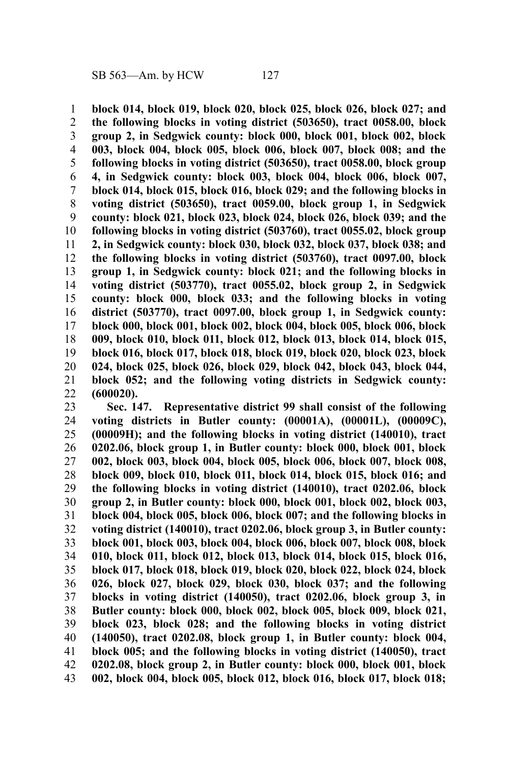**block 014, block 019, block 020, block 025, block 026, block 027; and the following blocks in voting district (503650), tract 0058.00, block group 2, in Sedgwick county: block 000, block 001, block 002, block 003, block 004, block 005, block 006, block 007, block 008; and the following blocks in voting district (503650), tract 0058.00, block group 4, in Sedgwick county: block 003, block 004, block 006, block 007, block 014, block 015, block 016, block 029; and the following blocks in voting district (503650), tract 0059.00, block group 1, in Sedgwick county: block 021, block 023, block 024, block 026, block 039; and the following blocks in voting district (503760), tract 0055.02, block group 2, in Sedgwick county: block 030, block 032, block 037, block 038; and the following blocks in voting district (503760), tract 0097.00, block group 1, in Sedgwick county: block 021; and the following blocks in voting district (503770), tract 0055.02, block group 2, in Sedgwick county: block 000, block 033; and the following blocks in voting district (503770), tract 0097.00, block group 1, in Sedgwick county: block 000, block 001, block 002, block 004, block 005, block 006, block 009, block 010, block 011, block 012, block 013, block 014, block 015, block 016, block 017, block 018, block 019, block 020, block 023, block 024, block 025, block 026, block 029, block 042, block 043, block 044, block 052; and the following voting districts in Sedgwick county: (600020).**

**Sec. 147. Representative district 99 shall consist of the following voting districts in Butler county: (00001A), (00001L), (00009C), (00009H); and the following blocks in voting district (140010), tract 0202.06, block group 1, in Butler county: block 000, block 001, block 002, block 003, block 004, block 005, block 006, block 007, block 008, block 009, block 010, block 011, block 014, block 015, block 016; and the following blocks in voting district (140010), tract 0202.06, block group 2, in Butler county: block 000, block 001, block 002, block 003, block 004, block 005, block 006, block 007; and the following blocks in voting district (140010), tract 0202.06, block group 3, in Butler county: block 001, block 003, block 004, block 006, block 007, block 008, block 010, block 011, block 012, block 013, block 014, block 015, block 016, block 017, block 018, block 019, block 020, block 022, block 024, block 026, block 027, block 029, block 030, block 037; and the following blocks in voting district (140050), tract 0202.06, block group 3, in Butler county: block 000, block 002, block 005, block 009, block 021, block 023, block 028; and the following blocks in voting district (140050), tract 0202.08, block group 1, in Butler county: block 004, block 005; and the following blocks in voting district (140050), tract 0202.08, block group 2, in Butler county: block 000, block 001, block 002, block 004, block 005, block 012, block 016, block 017, block 018;**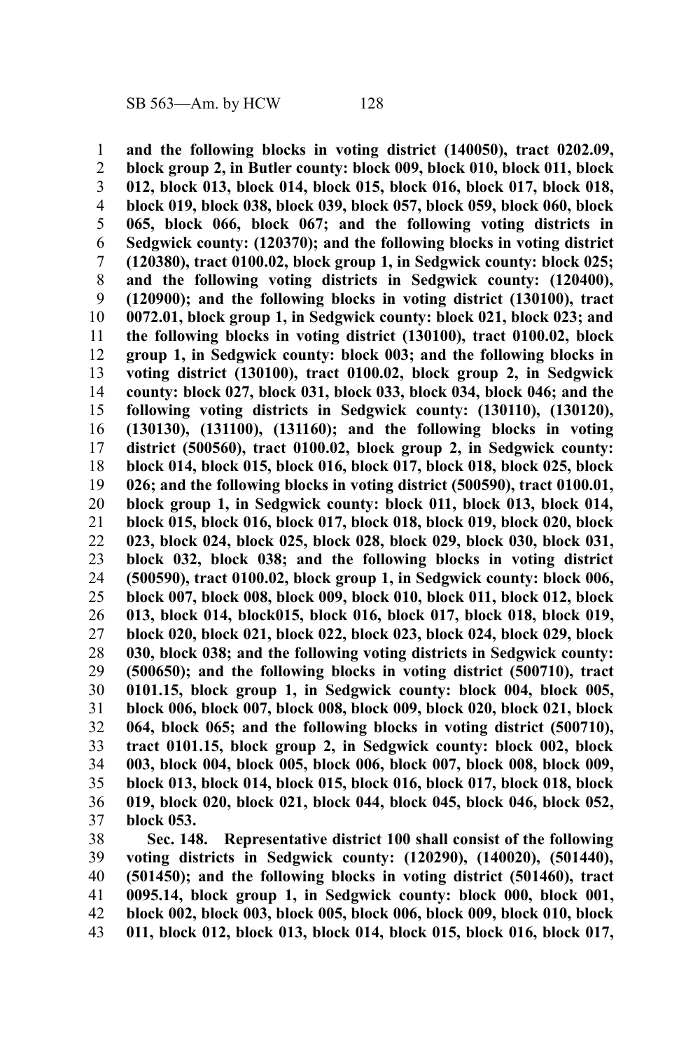**and the following blocks in voting district (140050), tract 0202.09, block group 2, in Butler county: block 009, block 010, block 011, block 012, block 013, block 014, block 015, block 016, block 017, block 018, block 019, block 038, block 039, block 057, block 059, block 060, block 065, block 066, block 067; and the following voting districts in Sedgwick county: (120370); and the following blocks in voting district (120380), tract 0100.02, block group 1, in Sedgwick county: block 025; and the following voting districts in Sedgwick county: (120400), (120900); and the following blocks in voting district (130100), tract 0072.01, block group 1, in Sedgwick county: block 021, block 023; and the following blocks in voting district (130100), tract 0100.02, block group 1, in Sedgwick county: block 003; and the following blocks in voting district (130100), tract 0100.02, block group 2, in Sedgwick county: block 027, block 031, block 033, block 034, block 046; and the following voting districts in Sedgwick county: (130110), (130120), (130130), (131100), (131160); and the following blocks in voting district (500560), tract 0100.02, block group 2, in Sedgwick county: block 014, block 015, block 016, block 017, block 018, block 025, block 026; and the following blocks in voting district (500590), tract 0100.01, block group 1, in Sedgwick county: block 011, block 013, block 014, block 015, block 016, block 017, block 018, block 019, block 020, block 023, block 024, block 025, block 028, block 029, block 030, block 031, block 032, block 038; and the following blocks in voting district (500590), tract 0100.02, block group 1, in Sedgwick county: block 006, block 007, block 008, block 009, block 010, block 011, block 012, block 013, block 014, block015, block 016, block 017, block 018, block 019, block 020, block 021, block 022, block 023, block 024, block 029, block 030, block 038; and the following voting districts in Sedgwick county: (500650); and the following blocks in voting district (500710), tract 0101.15, block group 1, in Sedgwick county: block 004, block 005, block 006, block 007, block 008, block 009, block 020, block 021, block 064, block 065; and the following blocks in voting district (500710), tract 0101.15, block group 2, in Sedgwick county: block 002, block 003, block 004, block 005, block 006, block 007, block 008, block 009, block 013, block 014, block 015, block 016, block 017, block 018, block 019, block 020, block 021, block 044, block 045, block 046, block 052, block 053.**

**Sec. 148. Representative district 100 shall consist of the following voting districts in Sedgwick county: (120290), (140020), (501440), (501450); and the following blocks in voting district (501460), tract 0095.14, block group 1, in Sedgwick county: block 000, block 001, block 002, block 003, block 005, block 006, block 009, block 010, block 011, block 012, block 013, block 014, block 015, block 016, block 017,**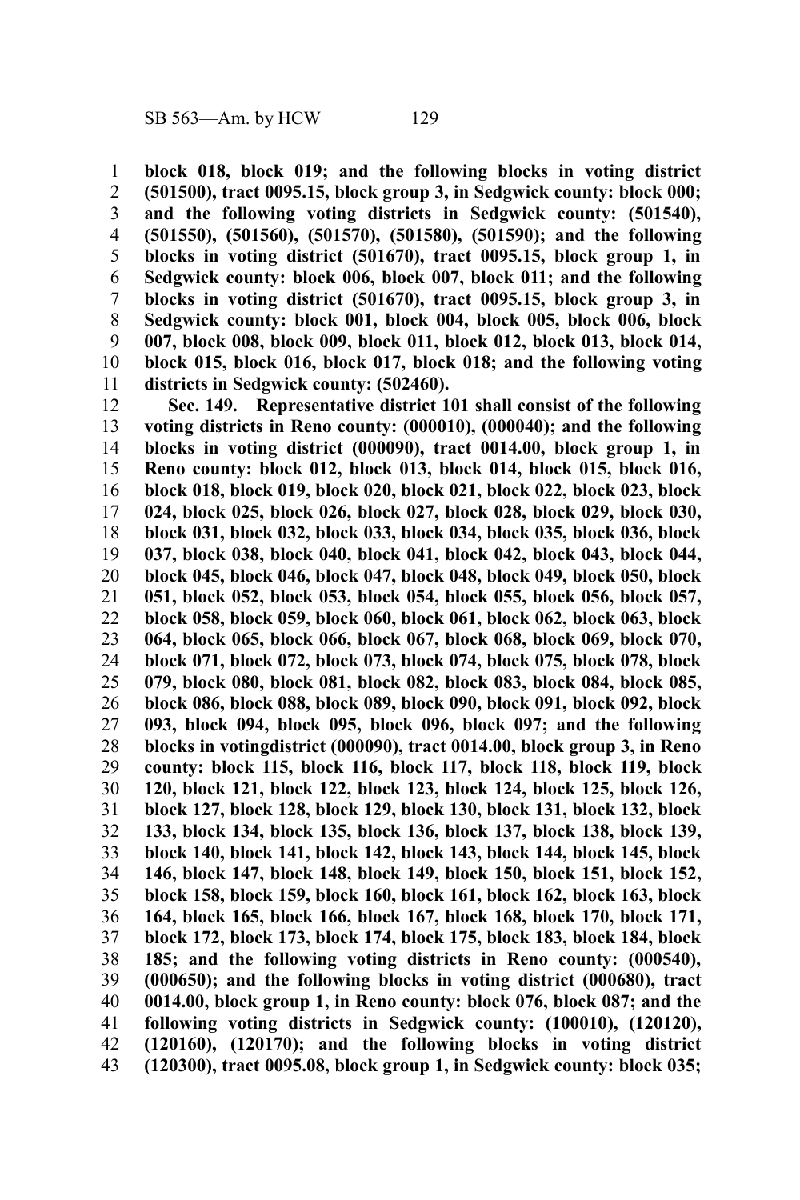**block 018, block 019; and the following blocks in voting district (501500), tract 0095.15, block group 3, in Sedgwick county: block 000; and the following voting districts in Sedgwick county: (501540), (501550), (501560), (501570), (501580), (501590); and the following blocks in voting district (501670), tract 0095.15, block group 1, in Sedgwick county: block 006, block 007, block 011; and the following blocks in voting district (501670), tract 0095.15, block group 3, in Sedgwick county: block 001, block 004, block 005, block 006, block 007, block 008, block 009, block 011, block 012, block 013, block 014, block 015, block 016, block 017, block 018; and the following voting districts in Sedgwick county: (502460).**

**Sec. 149. Representative district 101 shall consist of the following voting districts in Reno county: (000010), (000040); and the following blocks in voting district (000090), tract 0014.00, block group 1, in Reno county: block 012, block 013, block 014, block 015, block 016, block 018, block 019, block 020, block 021, block 022, block 023, block 024, block 025, block 026, block 027, block 028, block 029, block 030, block 031, block 032, block 033, block 034, block 035, block 036, block 037, block 038, block 040, block 041, block 042, block 043, block 044, block 045, block 046, block 047, block 048, block 049, block 050, block 051, block 052, block 053, block 054, block 055, block 056, block 057, block 058, block 059, block 060, block 061, block 062, block 063, block 064, block 065, block 066, block 067, block 068, block 069, block 070, block 071, block 072, block 073, block 074, block 075, block 078, block 079, block 080, block 081, block 082, block 083, block 084, block 085, block 086, block 088, block 089, block 090, block 091, block 092, block 093, block 094, block 095, block 096, block 097; and the following blocks in votingdistrict (000090), tract 0014.00, block group 3, in Reno county: block 115, block 116, block 117, block 118, block 119, block 120, block 121, block 122, block 123, block 124, block 125, block 126, block 127, block 128, block 129, block 130, block 131, block 132, block 133, block 134, block 135, block 136, block 137, block 138, block 139, block 140, block 141, block 142, block 143, block 144, block 145, block 146, block 147, block 148, block 149, block 150, block 151, block 152, block 158, block 159, block 160, block 161, block 162, block 163, block 164, block 165, block 166, block 167, block 168, block 170, block 171, block 172, block 173, block 174, block 175, block 183, block 184, block 185; and the following voting districts in Reno county: (000540), (000650); and the following blocks in voting district (000680), tract 0014.00, block group 1, in Reno county: block 076, block 087; and the following voting districts in Sedgwick county: (100010), (120120), (120160), (120170); and the following blocks in voting district (120300), tract 0095.08, block group 1, in Sedgwick county: block 035;**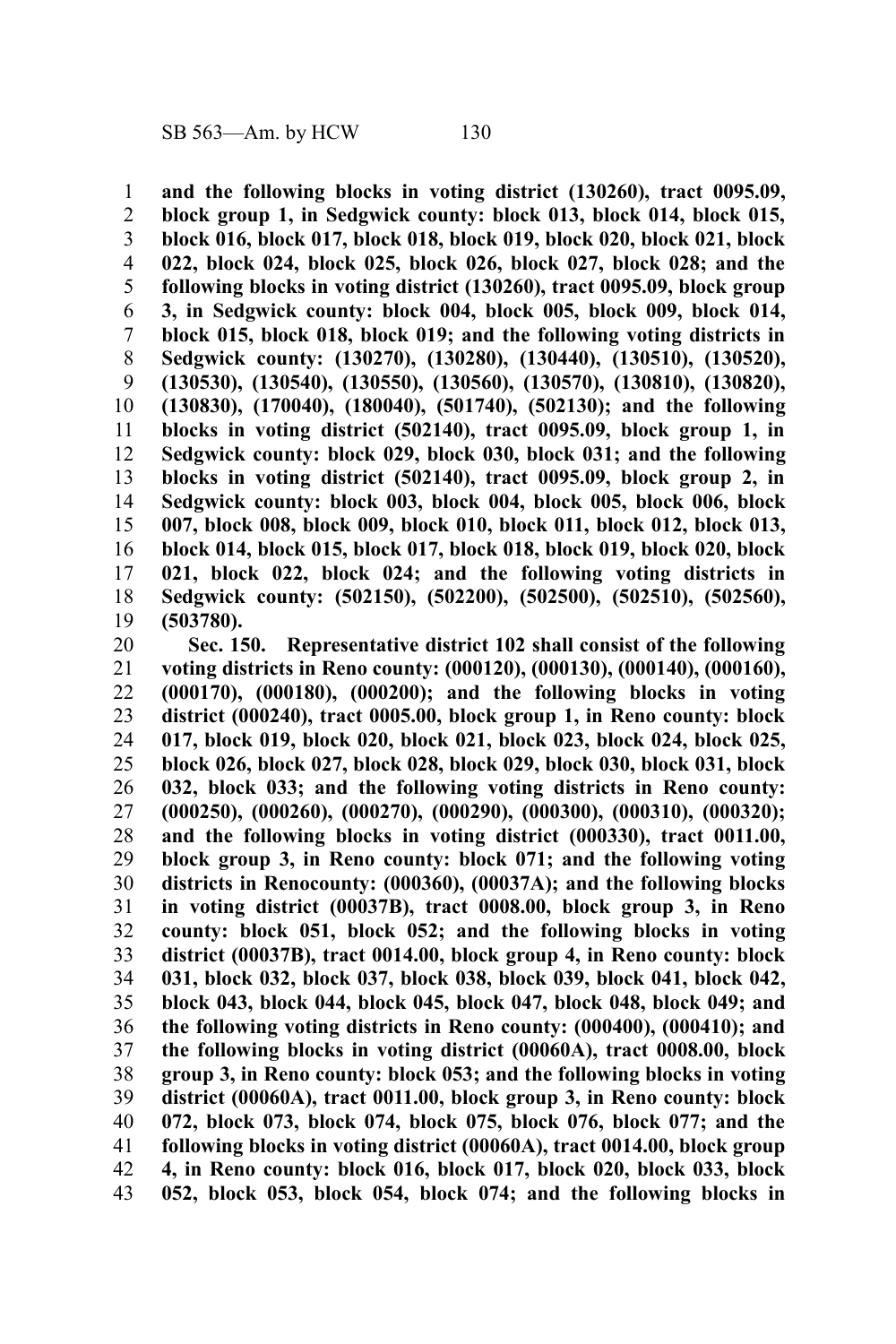**and the following blocks in voting district (130260), tract 0095.09, block group 1, in Sedgwick county: block 013, block 014, block 015, block 016, block 017, block 018, block 019, block 020, block 021, block 022, block 024, block 025, block 026, block 027, block 028; and the following blocks in voting district (130260), tract 0095.09, block group 3, in Sedgwick county: block 004, block 005, block 009, block 014, block 015, block 018, block 019; and the following voting districts in Sedgwick county: (130270), (130280), (130440), (130510), (130520), (130530), (130540), (130550), (130560), (130570), (130810), (130820), (130830), (170040), (180040), (501740), (502130); and the following blocks in voting district (502140), tract 0095.09, block group 1, in Sedgwick county: block 029, block 030, block 031; and the following blocks in voting district (502140), tract 0095.09, block group 2, in Sedgwick county: block 003, block 004, block 005, block 006, block 007, block 008, block 009, block 010, block 011, block 012, block 013, block 014, block 015, block 017, block 018, block 019, block 020, block 021, block 022, block 024; and the following voting districts in Sedgwick county: (502150), (502200), (502500), (502510), (502560), (503780).**

**Sec. 150. Representative district 102 shall consist of the following voting districts in Reno county: (000120), (000130), (000140), (000160), (000170), (000180), (000200); and the following blocks in voting district (000240), tract 0005.00, block group 1, in Reno county: block 017, block 019, block 020, block 021, block 023, block 024, block 025, block 026, block 027, block 028, block 029, block 030, block 031, block 032, block 033; and the following voting districts in Reno county: (000250), (000260), (000270), (000290), (000300), (000310), (000320); and the following blocks in voting district (000330), tract 0011.00, block group 3, in Reno county: block 071; and the following voting districts in Renocounty: (000360), (00037A); and the following blocks in voting district (00037B), tract 0008.00, block group 3, in Reno county: block 051, block 052; and the following blocks in voting district (00037B), tract 0014.00, block group 4, in Reno county: block 031, block 032, block 037, block 038, block 039, block 041, block 042, block 043, block 044, block 045, block 047, block 048, block 049; and the following voting districts in Reno county: (000400), (000410); and the following blocks in voting district (00060A), tract 0008.00, block group 3, in Reno county: block 053; and the following blocks in voting district (00060A), tract 0011.00, block group 3, in Reno county: block 072, block 073, block 074, block 075, block 076, block 077; and the following blocks in voting district (00060A), tract 0014.00, block group 4, in Reno county: block 016, block 017, block 020, block 033, block 052, block 053, block 054, block 074; and the following blocks in**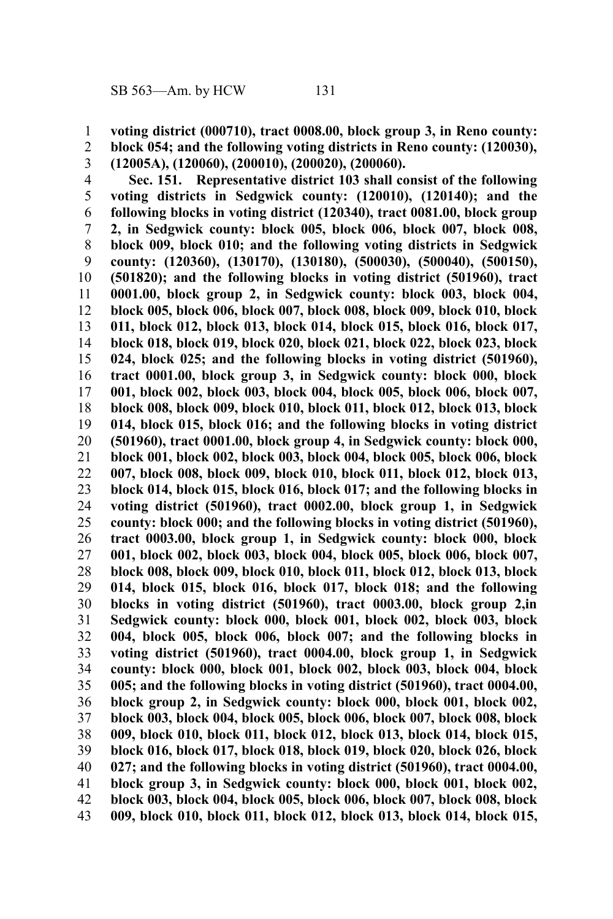**voting district (000710), tract 0008.00, block group 3, in Reno county: block 054; and the following voting districts in Reno county: (120030), (12005A), (120060), (200010), (200020), (200060).**

**Sec. 151. Representative district 103 shall consist of the following voting districts in Sedgwick county: (120010), (120140); and the following blocks in voting district (120340), tract 0081.00, block group 2, in Sedgwick county: block 005, block 006, block 007, block 008, block 009, block 010; and the following voting districts in Sedgwick county: (120360), (130170), (130180), (500030), (500040), (500150), (501820); and the following blocks in voting district (501960), tract 0001.00, block group 2, in Sedgwick county: block 003, block 004, block 005, block 006, block 007, block 008, block 009, block 010, block 011, block 012, block 013, block 014, block 015, block 016, block 017, block 018, block 019, block 020, block 021, block 022, block 023, block 024, block 025; and the following blocks in voting district (501960), tract 0001.00, block group 3, in Sedgwick county: block 000, block 001, block 002, block 003, block 004, block 005, block 006, block 007, block 008, block 009, block 010, block 011, block 012, block 013, block 014, block 015, block 016; and the following blocks in voting district (501960), tract 0001.00, block group 4, in Sedgwick county: block 000, block 001, block 002, block 003, block 004, block 005, block 006, block 007, block 008, block 009, block 010, block 011, block 012, block 013, block 014, block 015, block 016, block 017; and the following blocks in voting district (501960), tract 0002.00, block group 1, in Sedgwick county: block 000; and the following blocks in voting district (501960), tract 0003.00, block group 1, in Sedgwick county: block 000, block 001, block 002, block 003, block 004, block 005, block 006, block 007, block 008, block 009, block 010, block 011, block 012, block 013, block 014, block 015, block 016, block 017, block 018; and the following blocks in voting district (501960), tract 0003.00, block group 2,in Sedgwick county: block 000, block 001, block 002, block 003, block 004, block 005, block 006, block 007; and the following blocks in voting district (501960), tract 0004.00, block group 1, in Sedgwick county: block 000, block 001, block 002, block 003, block 004, block 005; and the following blocks in voting district (501960), tract 0004.00, block group 2, in Sedgwick county: block 000, block 001, block 002, block 003, block 004, block 005, block 006, block 007, block 008, block 009, block 010, block 011, block 012, block 013, block 014, block 015, block 016, block 017, block 018, block 019, block 020, block 026, block 027; and the following blocks in voting district (501960), tract 0004.00, block group 3, in Sedgwick county: block 000, block 001, block 002, block 003, block 004, block 005, block 006, block 007, block 008, block 009, block 010, block 011, block 012, block 013, block 014, block 015,**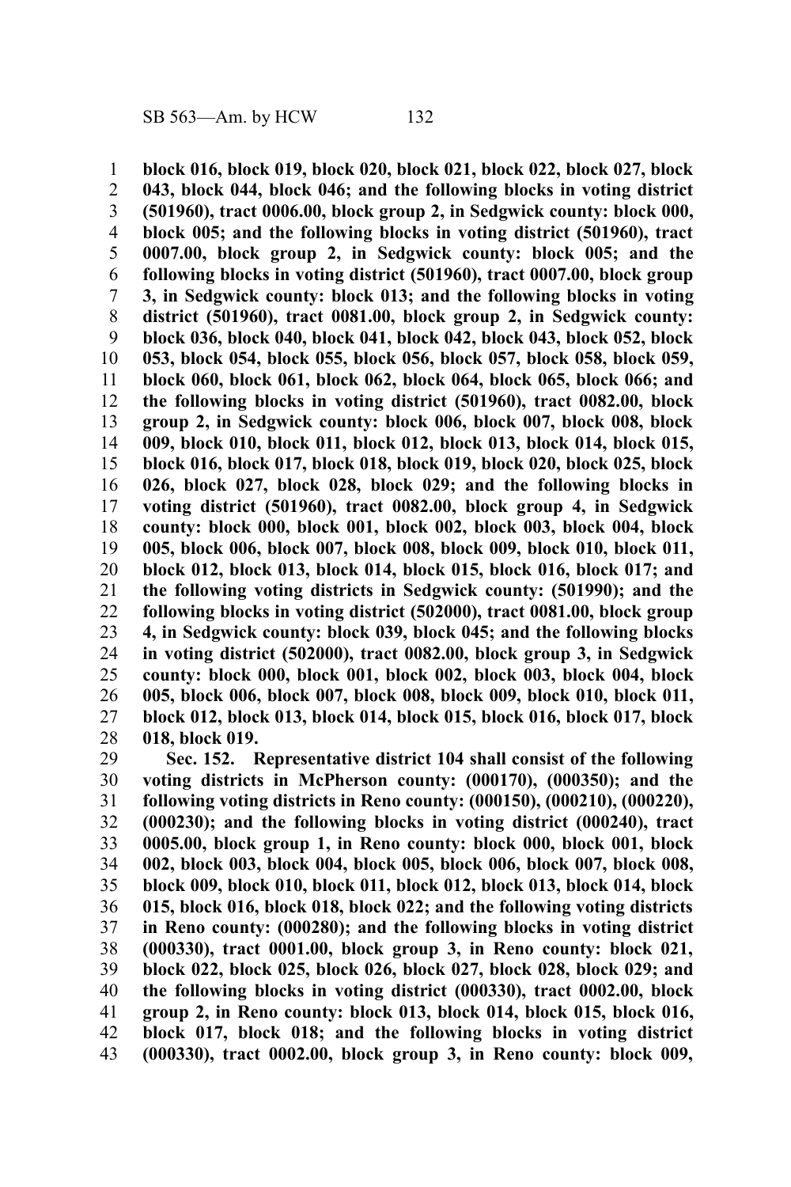**block 016, block 019, block 020, block 021, block 022, block 027, block 043, block 044, block 046; and the following blocks in voting district (501960), tract 0006.00, block group 2, in Sedgwick county: block 000, block 005; and the following blocks in voting district (501960), tract 0007.00, block group 2, in Sedgwick county: block 005; and the following blocks in voting district (501960), tract 0007.00, block group 3, in Sedgwick county: block 013; and the following blocks in voting district (501960), tract 0081.00, block group 2, in Sedgwick county: block 036, block 040, block 041, block 042, block 043, block 052, block 053, block 054, block 055, block 056, block 057, block 058, block 059, block 060, block 061, block 062, block 064, block 065, block 066; and the following blocks in voting district (501960), tract 0082.00, block group 2, in Sedgwick county: block 006, block 007, block 008, block 009, block 010, block 011, block 012, block 013, block 014, block 015, block 016, block 017, block 018, block 019, block 020, block 025, block 026, block 027, block 028, block 029; and the following blocks in voting district (501960), tract 0082.00, block group 4, in Sedgwick county: block 000, block 001, block 002, block 003, block 004, block 005, block 006, block 007, block 008, block 009, block 010, block 011, block 012, block 013, block 014, block 015, block 016, block 017; and the following voting districts in Sedgwick county: (501990); and the following blocks in voting district (502000), tract 0081.00, block group 4, in Sedgwick county: block 039, block 045; and the following blocks in voting district (502000), tract 0082.00, block group 3, in Sedgwick county: block 000, block 001, block 002, block 003, block 004, block 005, block 006, block 007, block 008, block 009, block 010, block 011, block 012, block 013, block 014, block 015, block 016, block 017, block 018, block 019.**

**Sec. 152. Representative district 104 shall consist of the following voting districts in McPherson county: (000170), (000350); and the following voting districts in Reno county: (000150), (000210), (000220), (000230); and the following blocks in voting district (000240), tract 0005.00, block group 1, in Reno county: block 000, block 001, block 002, block 003, block 004, block 005, block 006, block 007, block 008, block 009, block 010, block 011, block 012, block 013, block 014, block 015, block 016, block 018, block 022; and the following voting districts in Reno county: (000280); and the following blocks in voting district (000330), tract 0001.00, block group 3, in Reno county: block 021, block 022, block 025, block 026, block 027, block 028, block 029; and the following blocks in voting district (000330), tract 0002.00, block group 2, in Reno county: block 013, block 014, block 015, block 016, block 017, block 018; and the following blocks in voting district (000330), tract 0002.00, block group 3, in Reno county: block 009,**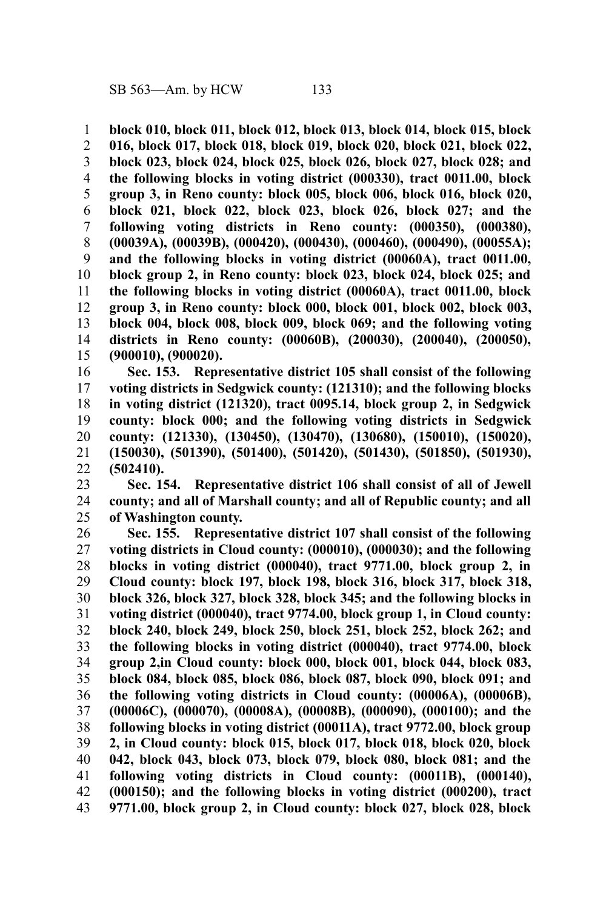**block 010, block 011, block 012, block 013, block 014, block 015, block 016, block 017, block 018, block 019, block 020, block 021, block 022, block 023, block 024, block 025, block 026, block 027, block 028; and the following blocks in voting district (000330), tract 0011.00, block group 3, in Reno county: block 005, block 006, block 016, block 020, block 021, block 022, block 023, block 026, block 027; and the following voting districts in Reno county: (000350), (000380), (00039A), (00039B), (000420), (000430), (000460), (000490), (00055A); and the following blocks in voting district (00060A), tract 0011.00, block group 2, in Reno county: block 023, block 024, block 025; and the following blocks in voting district (00060A), tract 0011.00, block group 3, in Reno county: block 000, block 001, block 002, block 003, block 004, block 008, block 009, block 069; and the following voting districts in Reno county: (00060B), (200030), (200040), (200050), (900010), (900020).**

**Sec. 153. Representative district 105 shall consist of the following voting districts in Sedgwick county: (121310); and the following blocks in voting district (121320), tract 0095.14, block group 2, in Sedgwick county: block 000; and the following voting districts in Sedgwick county: (121330), (130450), (130470), (130680), (150010), (150020), (150030), (501390), (501400), (501420), (501430), (501850), (501930), (502410).**

**Sec. 154. Representative district 106 shall consist of all of Jewell county; and all of Marshall county; and all of Republic county; and all of Washington county.**

**Sec. 155. Representative district 107 shall consist of the following voting districts in Cloud county: (000010), (000030); and the following blocks in voting district (000040), tract 9771.00, block group 2, in Cloud county: block 197, block 198, block 316, block 317, block 318, block 326, block 327, block 328, block 345; and the following blocks in voting district (000040), tract 9774.00, block group 1, in Cloud county: block 240, block 249, block 250, block 251, block 252, block 262; and the following blocks in voting district (000040), tract 9774.00, block group 2,in Cloud county: block 000, block 001, block 044, block 083, block 084, block 085, block 086, block 087, block 090, block 091; and the following voting districts in Cloud county: (00006A), (00006B), (00006C), (000070), (00008A), (00008B), (000090), (000100); and the following blocks in voting district (00011A), tract 9772.00, block group 2, in Cloud county: block 015, block 017, block 018, block 020, block 042, block 043, block 073, block 079, block 080, block 081; and the following voting districts in Cloud county: (00011B), (000140), (000150); and the following blocks in voting district (000200), tract 9771.00, block group 2, in Cloud county: block 027, block 028, block**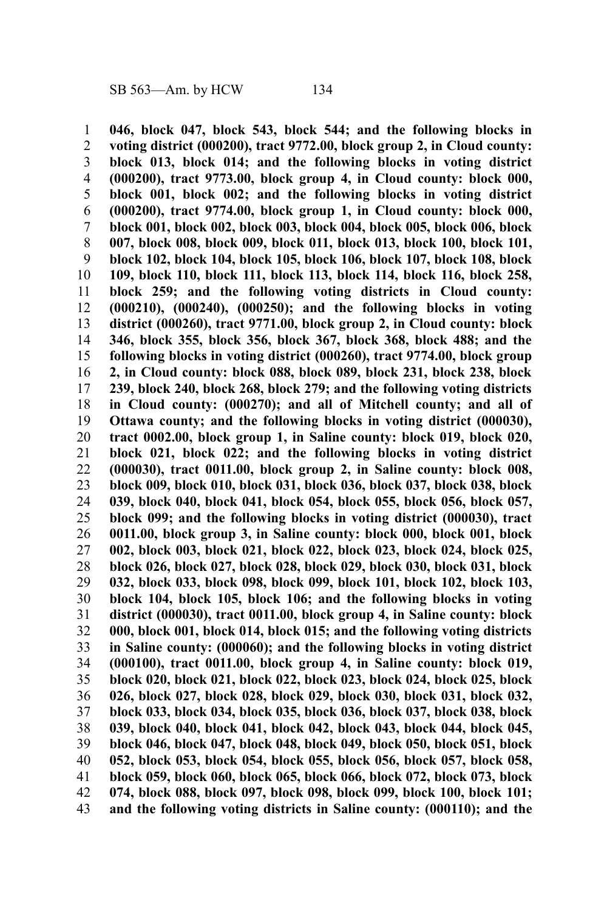**046, block 047, block 543, block 544; and the following blocks in voting district (000200), tract 9772.00, block group 2, in Cloud county: block 013, block 014; and the following blocks in voting district (000200), tract 9773.00, block group 4, in Cloud county: block 000, block 001, block 002; and the following blocks in voting district (000200), tract 9774.00, block group 1, in Cloud county: block 000, block 001, block 002, block 003, block 004, block 005, block 006, block 007, block 008, block 009, block 011, block 013, block 100, block 101, block 102, block 104, block 105, block 106, block 107, block 108, block 109, block 110, block 111, block 113, block 114, block 116, block 258, block 259; and the following voting districts in Cloud county: (000210), (000240), (000250); and the following blocks in voting district (000260), tract 9771.00, block group 2, in Cloud county: block 346, block 355, block 356, block 367, block 368, block 488; and the following blocks in voting district (000260), tract 9774.00, block group 2, in Cloud county: block 088, block 089, block 231, block 238, block 239, block 240, block 268, block 279; and the following voting districts in Cloud county: (000270); and all of Mitchell county; and all of Ottawa county; and the following blocks in voting district (000030), tract 0002.00, block group 1, in Saline county: block 019, block 020, block 021, block 022; and the following blocks in voting district (000030), tract 0011.00, block group 2, in Saline county: block 008, block 009, block 010, block 031, block 036, block 037, block 038, block 039, block 040, block 041, block 054, block 055, block 056, block 057, block 099; and the following blocks in voting district (000030), tract 0011.00, block group 3, in Saline county: block 000, block 001, block 002, block 003, block 021, block 022, block 023, block 024, block 025, block 026, block 027, block 028, block 029, block 030, block 031, block 032, block 033, block 098, block 099, block 101, block 102, block 103, block 104, block 105, block 106; and the following blocks in voting district (000030), tract 0011.00, block group 4, in Saline county: block 000, block 001, block 014, block 015; and the following voting districts in Saline county: (000060); and the following blocks in voting district (000100), tract 0011.00, block group 4, in Saline county: block 019, block 020, block 021, block 022, block 023, block 024, block 025, block 026, block 027, block 028, block 029, block 030, block 031, block 032, block 033, block 034, block 035, block 036, block 037, block 038, block 039, block 040, block 041, block 042, block 043, block 044, block 045, block 046, block 047, block 048, block 049, block 050, block 051, block 052, block 053, block 054, block 055, block 056, block 057, block 058, block 059, block 060, block 065, block 066, block 072, block 073, block 074, block 088, block 097, block 098, block 099, block 100, block 101; and the following voting districts in Saline county: (000110); and the**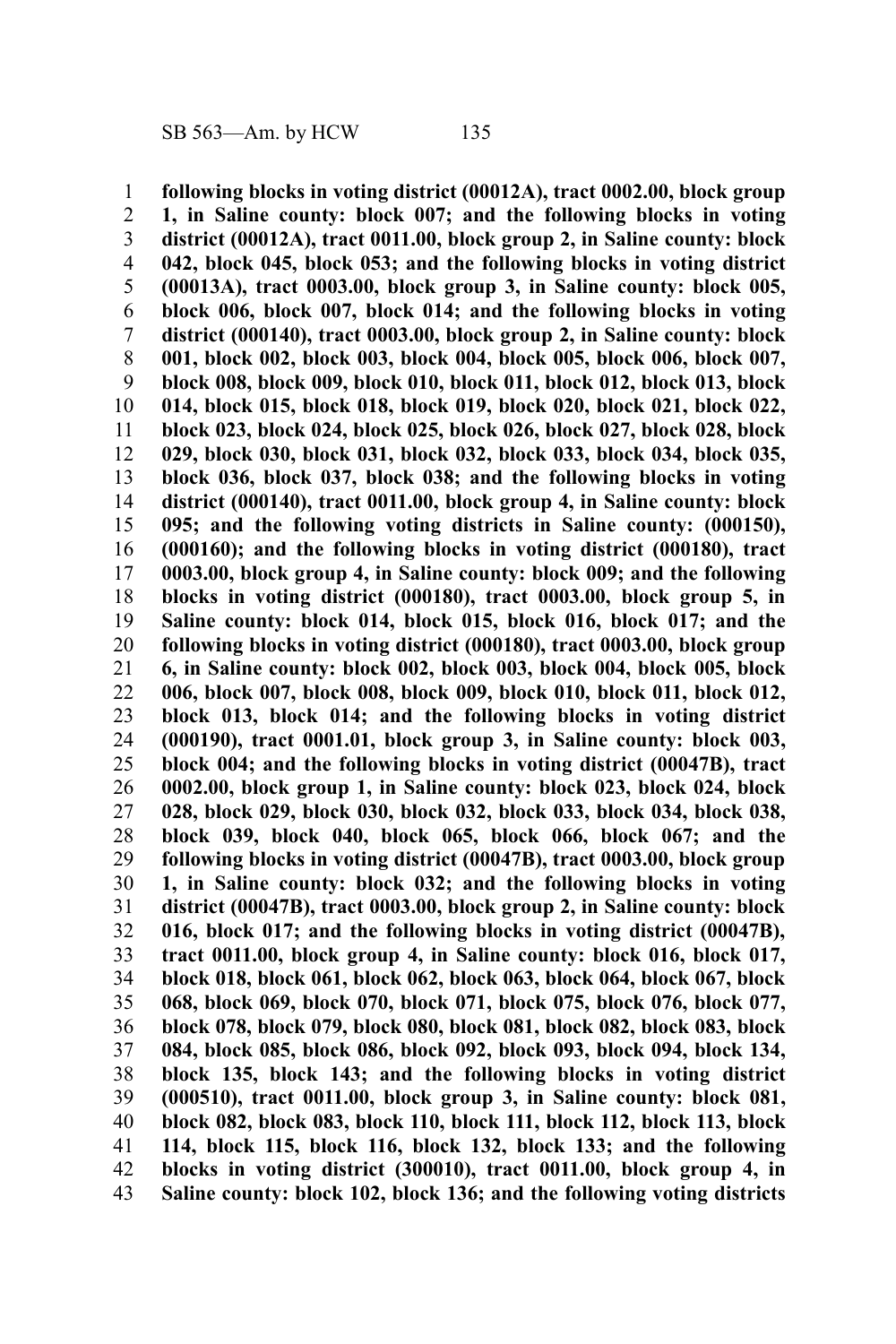**following blocks in voting district (00012A), tract 0002.00, block group 1, in Saline county: block 007; and the following blocks in voting district (00012A), tract 0011.00, block group 2, in Saline county: block 042, block 045, block 053; and the following blocks in voting district (00013A), tract 0003.00, block group 3, in Saline county: block 005, block 006, block 007, block 014; and the following blocks in voting district (000140), tract 0003.00, block group 2, in Saline county: block 001, block 002, block 003, block 004, block 005, block 006, block 007, block 008, block 009, block 010, block 011, block 012, block 013, block 014, block 015, block 018, block 019, block 020, block 021, block 022, block 023, block 024, block 025, block 026, block 027, block 028, block 029, block 030, block 031, block 032, block 033, block 034, block 035, block 036, block 037, block 038; and the following blocks in voting district (000140), tract 0011.00, block group 4, in Saline county: block 095; and the following voting districts in Saline county: (000150), (000160); and the following blocks in voting district (000180), tract 0003.00, block group 4, in Saline county: block 009; and the following blocks in voting district (000180), tract 0003.00, block group 5, in Saline county: block 014, block 015, block 016, block 017; and the following blocks in voting district (000180), tract 0003.00, block group 6, in Saline county: block 002, block 003, block 004, block 005, block 006, block 007, block 008, block 009, block 010, block 011, block 012, block 013, block 014; and the following blocks in voting district (000190), tract 0001.01, block group 3, in Saline county: block 003, block 004; and the following blocks in voting district (00047B), tract 0002.00, block group 1, in Saline county: block 023, block 024, block 028, block 029, block 030, block 032, block 033, block 034, block 038, block 039, block 040, block 065, block 066, block 067; and the following blocks in voting district (00047B), tract 0003.00, block group 1, in Saline county: block 032; and the following blocks in voting district (00047B), tract 0003.00, block group 2, in Saline county: block 016, block 017; and the following blocks in voting district (00047B), tract 0011.00, block group 4, in Saline county: block 016, block 017, block 018, block 061, block 062, block 063, block 064, block 067, block 068, block 069, block 070, block 071, block 075, block 076, block 077, block 078, block 079, block 080, block 081, block 082, block 083, block 084, block 085, block 086, block 092, block 093, block 094, block 134, block 135, block 143; and the following blocks in voting district (000510), tract 0011.00, block group 3, in Saline county: block 081, block 082, block 083, block 110, block 111, block 112, block 113, block 114, block 115, block 116, block 132, block 133; and the following blocks in voting district (300010), tract 0011.00, block group 4, in Saline county: block 102, block 136; and the following voting districts**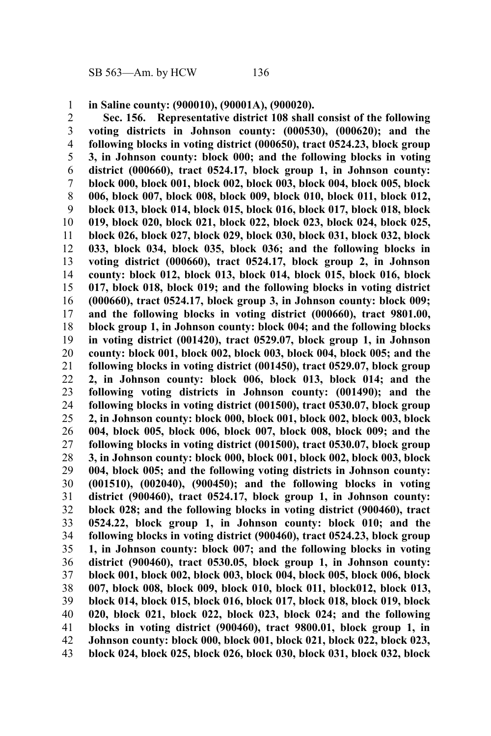**in Saline county: (900010), (90001A), (900020).**

**Sec. 156. Representative district 108 shall consist of the following voting districts in Johnson county: (000530), (000620); and the following blocks in voting district (000650), tract 0524.23, block group 3, in Johnson county: block 000; and the following blocks in voting district (000660), tract 0524.17, block group 1, in Johnson county: block 000, block 001, block 002, block 003, block 004, block 005, block 006, block 007, block 008, block 009, block 010, block 011, block 012, block 013, block 014, block 015, block 016, block 017, block 018, block 019, block 020, block 021, block 022, block 023, block 024, block 025, block 026, block 027, block 029, block 030, block 031, block 032, block 033, block 034, block 035, block 036; and the following blocks in voting district (000660), tract 0524.17, block group 2, in Johnson county: block 012, block 013, block 014, block 015, block 016, block 017, block 018, block 019; and the following blocks in voting district (000660), tract 0524.17, block group 3, in Johnson county: block 009; and the following blocks in voting district (000660), tract 9801.00, block group 1, in Johnson county: block 004; and the following blocks in voting district (001420), tract 0529.07, block group 1, in Johnson county: block 001, block 002, block 003, block 004, block 005; and the following blocks in voting district (001450), tract 0529.07, block group 2, in Johnson county: block 006, block 013, block 014; and the following voting districts in Johnson county: (001490); and the following blocks in voting district (001500), tract 0530.07, block group 2, in Johnson county: block 000, block 001, block 002, block 003, block 004, block 005, block 006, block 007, block 008, block 009; and the following blocks in voting district (001500), tract 0530.07, block group 3, in Johnson county: block 000, block 001, block 002, block 003, block 004, block 005; and the following voting districts in Johnson county: (001510), (002040), (900450); and the following blocks in voting district (900460), tract 0524.17, block group 1, in Johnson county: block 028; and the following blocks in voting district (900460), tract 0524.22, block group 1, in Johnson county: block 010; and the following blocks in voting district (900460), tract 0524.23, block group 1, in Johnson county: block 007; and the following blocks in voting district (900460), tract 0530.05, block group 1, in Johnson county: block 001, block 002, block 003, block 004, block 005, block 006, block 007, block 008, block 009, block 010, block 011, block012, block 013, block 014, block 015, block 016, block 017, block 018, block 019, block 020, block 021, block 022, block 023, block 024; and the following blocks in voting district (900460), tract 9800.01, block group 1, in Johnson county: block 000, block 001, block 021, block 022, block 023, block 024, block 025, block 026, block 030, block 031, block 032, block**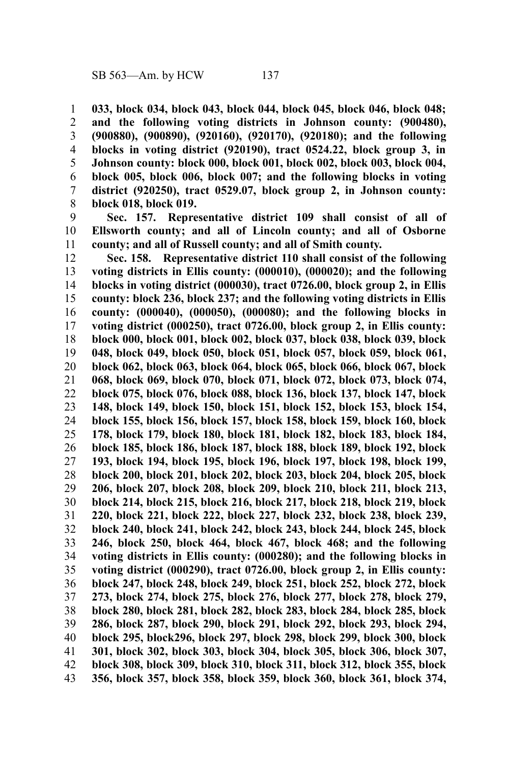**033, block 034, block 043, block 044, block 045, block 046, block 048; and the following voting districts in Johnson county: (900480), (900880), (900890), (920160), (920170), (920180); and the following blocks in voting district (920190), tract 0524.22, block group 3, in Johnson county: block 000, block 001, block 002, block 003, block 004, block 005, block 006, block 007; and the following blocks in voting district (920250), tract 0529.07, block group 2, in Johnson county: block 018, block 019.**

**Sec. 157. Representative district 109 shall consist of all of Ellsworth county; and all of Lincoln county; and all of Osborne county; and all of Russell county; and all of Smith county.**

**Sec. 158. Representative district 110 shall consist of the following voting districts in Ellis county: (000010), (000020); and the following blocks in voting district (000030), tract 0726.00, block group 2, in Ellis county: block 236, block 237; and the following voting districts in Ellis county: (000040), (000050), (000080); and the following blocks in voting district (000250), tract 0726.00, block group 2, in Ellis county: block 000, block 001, block 002, block 037, block 038, block 039, block 048, block 049, block 050, block 051, block 057, block 059, block 061, block 062, block 063, block 064, block 065, block 066, block 067, block 068, block 069, block 070, block 071, block 072, block 073, block 074, block 075, block 076, block 088, block 136, block 137, block 147, block 148, block 149, block 150, block 151, block 152, block 153, block 154, block 155, block 156, block 157, block 158, block 159, block 160, block 178, block 179, block 180, block 181, block 182, block 183, block 184, block 185, block 186, block 187, block 188, block 189, block 192, block 193, block 194, block 195, block 196, block 197, block 198, block 199, block 200, block 201, block 202, block 203, block 204, block 205, block 206, block 207, block 208, block 209, block 210, block 211, block 213, block 214, block 215, block 216, block 217, block 218, block 219, block 220, block 221, block 222, block 227, block 232, block 238, block 239, block 240, block 241, block 242, block 243, block 244, block 245, block 246, block 250, block 464, block 467, block 468; and the following voting districts in Ellis county: (000280); and the following blocks in voting district (000290), tract 0726.00, block group 2, in Ellis county: block 247, block 248, block 249, block 251, block 252, block 272, block 273, block 274, block 275, block 276, block 277, block 278, block 279, block 280, block 281, block 282, block 283, block 284, block 285, block 286, block 287, block 290, block 291, block 292, block 293, block 294, block 295, block296, block 297, block 298, block 299, block 300, block 301, block 302, block 303, block 304, block 305, block 306, block 307, block 308, block 309, block 310, block 311, block 312, block 355, block 356, block 357, block 358, block 359, block 360, block 361, block 374,**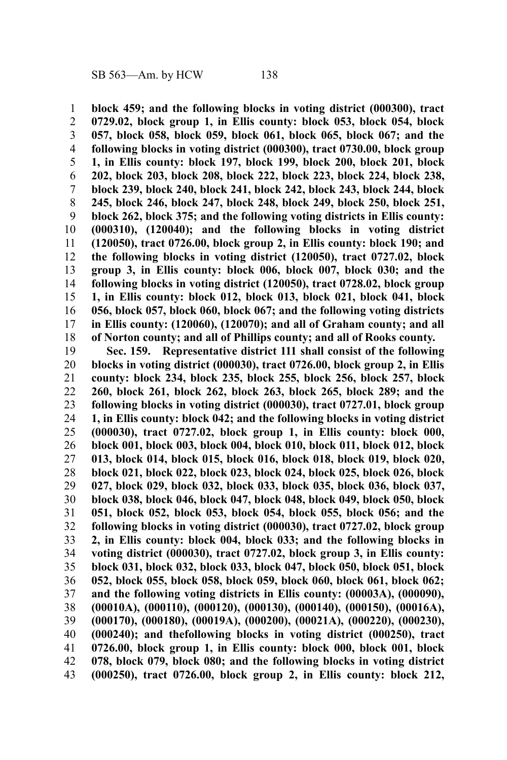**block 459; and the following blocks in voting district (000300), tract 0729.02, block group 1, in Ellis county: block 053, block 054, block 057, block 058, block 059, block 061, block 065, block 067; and the following blocks in voting district (000300), tract 0730.00, block group 1, in Ellis county: block 197, block 199, block 200, block 201, block 202, block 203, block 208, block 222, block 223, block 224, block 238, block 239, block 240, block 241, block 242, block 243, block 244, block 245, block 246, block 247, block 248, block 249, block 250, block 251, block 262, block 375; and the following voting districts in Ellis county: (000310), (120040); and the following blocks in voting district (120050), tract 0726.00, block group 2, in Ellis county: block 190; and the following blocks in voting district (120050), tract 0727.02, block group 3, in Ellis county: block 006, block 007, block 030; and the following blocks in voting district (120050), tract 0728.02, block group 1, in Ellis county: block 012, block 013, block 021, block 041, block 056, block 057, block 060, block 067; and the following voting districts in Ellis county: (120060), (120070); and all of Graham county; and all of Norton county; and all of Phillips county; and all of Rooks county.**

**Sec. 159. Representative district 111 shall consist of the following blocks in voting district (000030), tract 0726.00, block group 2, in Ellis county: block 234, block 235, block 255, block 256, block 257, block 260, block 261, block 262, block 263, block 265, block 289; and the following blocks in voting district (000030), tract 0727.01, block group 1, in Ellis county: block 042; and the following blocks in voting district (000030), tract 0727.02, block group 1, in Ellis county: block 000, block 001, block 003, block 004, block 010, block 011, block 012, block 013, block 014, block 015, block 016, block 018, block 019, block 020, block 021, block 022, block 023, block 024, block 025, block 026, block 027, block 029, block 032, block 033, block 035, block 036, block 037, block 038, block 046, block 047, block 048, block 049, block 050, block 051, block 052, block 053, block 054, block 055, block 056; and the following blocks in voting district (000030), tract 0727.02, block group 2, in Ellis county: block 004, block 033; and the following blocks in voting district (000030), tract 0727.02, block group 3, in Ellis county: block 031, block 032, block 033, block 047, block 050, block 051, block 052, block 055, block 058, block 059, block 060, block 061, block 062; and the following voting districts in Ellis county: (00003A), (000090), (00010A), (000110), (000120), (000130), (000140), (000150), (00016A), (000170), (000180), (00019A), (000200), (00021A), (000220), (000230), (000240); and thefollowing blocks in voting district (000250), tract 0726.00, block group 1, in Ellis county: block 000, block 001, block 078, block 079, block 080; and the following blocks in voting district (000250), tract 0726.00, block group 2, in Ellis county: block 212,**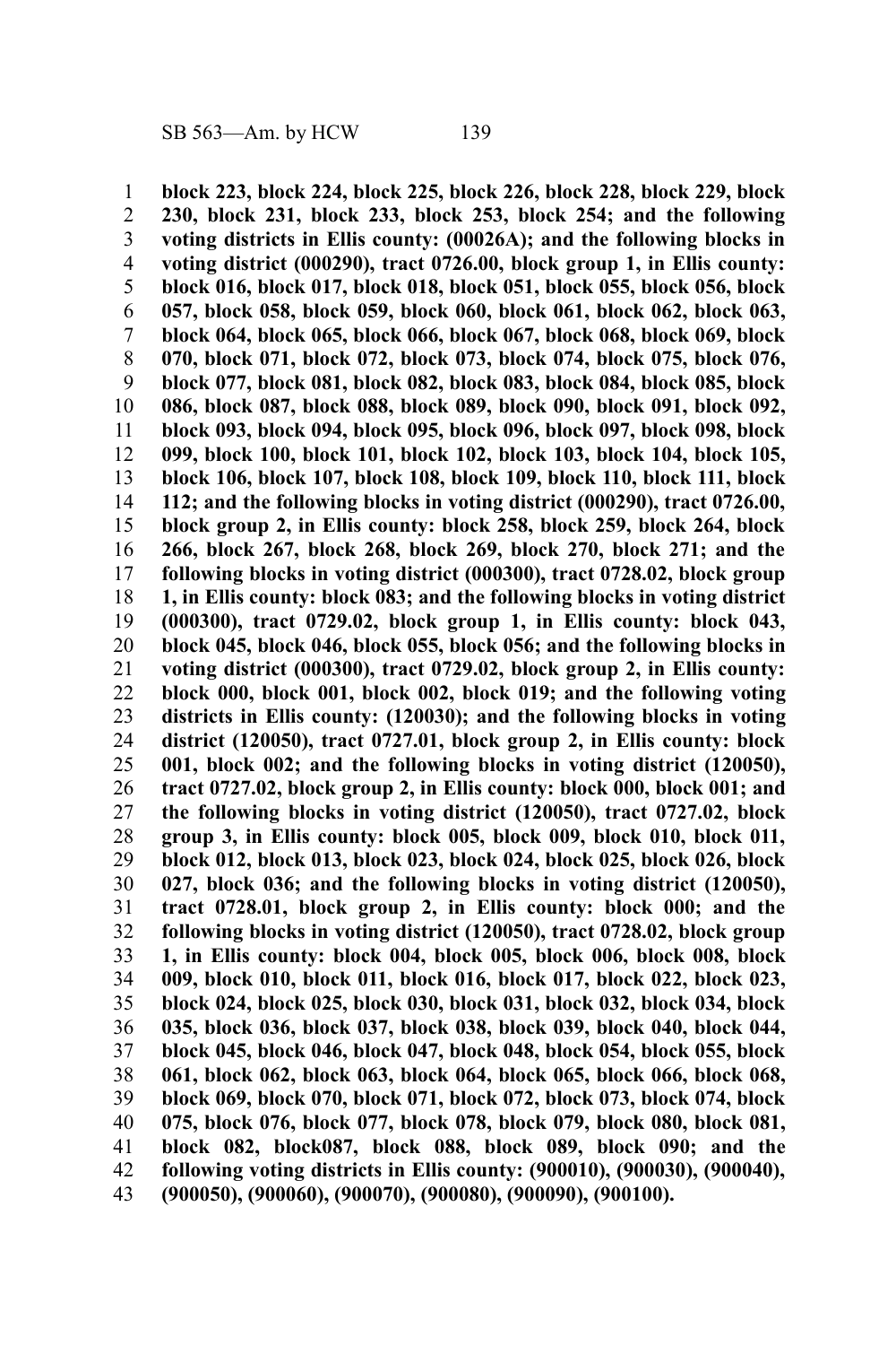**block 223, block 224, block 225, block 226, block 228, block 229, block 230, block 231, block 233, block 253, block 254; and the following voting districts in Ellis county: (00026A); and the following blocks in voting district (000290), tract 0726.00, block group 1, in Ellis county: block 016, block 017, block 018, block 051, block 055, block 056, block 057, block 058, block 059, block 060, block 061, block 062, block 063, block 064, block 065, block 066, block 067, block 068, block 069, block 070, block 071, block 072, block 073, block 074, block 075, block 076, block 077, block 081, block 082, block 083, block 084, block 085, block 086, block 087, block 088, block 089, block 090, block 091, block 092, block 093, block 094, block 095, block 096, block 097, block 098, block 099, block 100, block 101, block 102, block 103, block 104, block 105, block 106, block 107, block 108, block 109, block 110, block 111, block 112; and the following blocks in voting district (000290), tract 0726.00, block group 2, in Ellis county: block 258, block 259, block 264, block 266, block 267, block 268, block 269, block 270, block 271; and the following blocks in voting district (000300), tract 0728.02, block group 1, in Ellis county: block 083; and the following blocks in voting district (000300), tract 0729.02, block group 1, in Ellis county: block 043, block 045, block 046, block 055, block 056; and the following blocks in voting district (000300), tract 0729.02, block group 2, in Ellis county: block 000, block 001, block 002, block 019; and the following voting districts in Ellis county: (120030); and the following blocks in voting district (120050), tract 0727.01, block group 2, in Ellis county: block 001, block 002; and the following blocks in voting district (120050), tract 0727.02, block group 2, in Ellis county: block 000, block 001; and the following blocks in voting district (120050), tract 0727.02, block group 3, in Ellis county: block 005, block 009, block 010, block 011, block 012, block 013, block 023, block 024, block 025, block 026, block 027, block 036; and the following blocks in voting district (120050), tract 0728.01, block group 2, in Ellis county: block 000; and the following blocks in voting district (120050), tract 0728.02, block group 1, in Ellis county: block 004, block 005, block 006, block 008, block 009, block 010, block 011, block 016, block 017, block 022, block 023, block 024, block 025, block 030, block 031, block 032, block 034, block 035, block 036, block 037, block 038, block 039, block 040, block 044, block 045, block 046, block 047, block 048, block 054, block 055, block 061, block 062, block 063, block 064, block 065, block 066, block 068, block 069, block 070, block 071, block 072, block 073, block 074, block 075, block 076, block 077, block 078, block 079, block 080, block 081, block 082, block087, block 088, block 089, block 090; and the following voting districts in Ellis county: (900010), (900030), (900040), (900050), (900060), (900070), (900080), (900090), (900100).**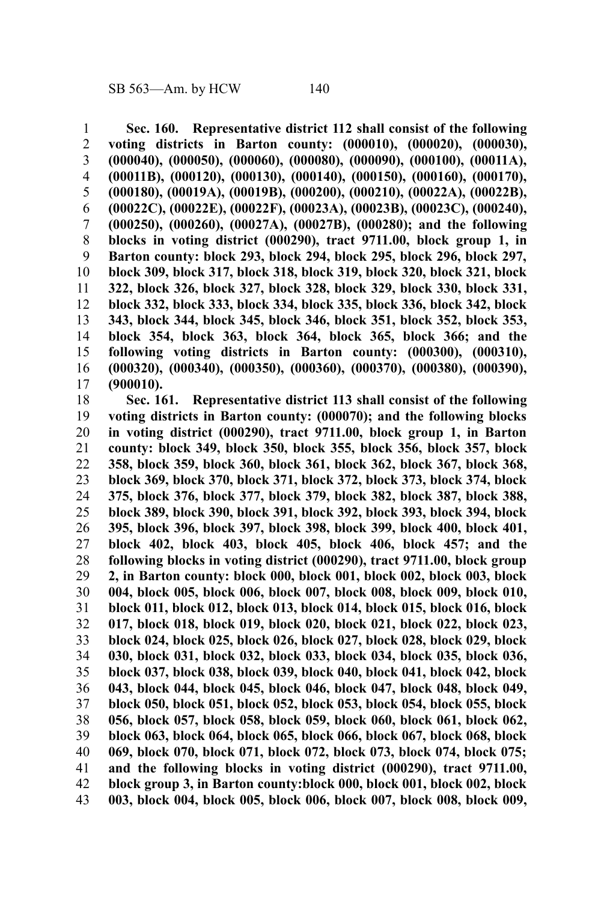**Sec. 160. Representative district 112 shall consist of the following voting districts in Barton county: (000010), (000020), (000030), (000040), (000050), (000060), (000080), (000090), (000100), (00011A), (00011B), (000120), (000130), (000140), (000150), (000160), (000170), (000180), (00019A), (00019B), (000200), (000210), (00022A), (00022B), (00022C), (00022E), (00022F), (00023A), (00023B), (00023C), (000240), (000250), (000260), (00027A), (00027B), (000280); and the following blocks in voting district (000290), tract 9711.00, block group 1, in Barton county: block 293, block 294, block 295, block 296, block 297, block 309, block 317, block 318, block 319, block 320, block 321, block 322, block 326, block 327, block 328, block 329, block 330, block 331, block 332, block 333, block 334, block 335, block 336, block 342, block 343, block 344, block 345, block 346, block 351, block 352, block 353, block 354, block 363, block 364, block 365, block 366; and the following voting districts in Barton county: (000300), (000310), (000320), (000340), (000350), (000360), (000370), (000380), (000390), (900010).**

**Sec. 161. Representative district 113 shall consist of the following voting districts in Barton county: (000070); and the following blocks in voting district (000290), tract 9711.00, block group 1, in Barton county: block 349, block 350, block 355, block 356, block 357, block 358, block 359, block 360, block 361, block 362, block 367, block 368, block 369, block 370, block 371, block 372, block 373, block 374, block 375, block 376, block 377, block 379, block 382, block 387, block 388, block 389, block 390, block 391, block 392, block 393, block 394, block 395, block 396, block 397, block 398, block 399, block 400, block 401, block 402, block 403, block 405, block 406, block 457; and the following blocks in voting district (000290), tract 9711.00, block group 2, in Barton county: block 000, block 001, block 002, block 003, block 004, block 005, block 006, block 007, block 008, block 009, block 010, block 011, block 012, block 013, block 014, block 015, block 016, block 017, block 018, block 019, block 020, block 021, block 022, block 023, block 024, block 025, block 026, block 027, block 028, block 029, block 030, block 031, block 032, block 033, block 034, block 035, block 036, block 037, block 038, block 039, block 040, block 041, block 042, block 043, block 044, block 045, block 046, block 047, block 048, block 049, block 050, block 051, block 052, block 053, block 054, block 055, block 056, block 057, block 058, block 059, block 060, block 061, block 062, block 063, block 064, block 065, block 066, block 067, block 068, block 069, block 070, block 071, block 072, block 073, block 074, block 075; and the following blocks in voting district (000290), tract 9711.00, block group 3, in Barton county:block 000, block 001, block 002, block 003, block 004, block 005, block 006, block 007, block 008, block 009,**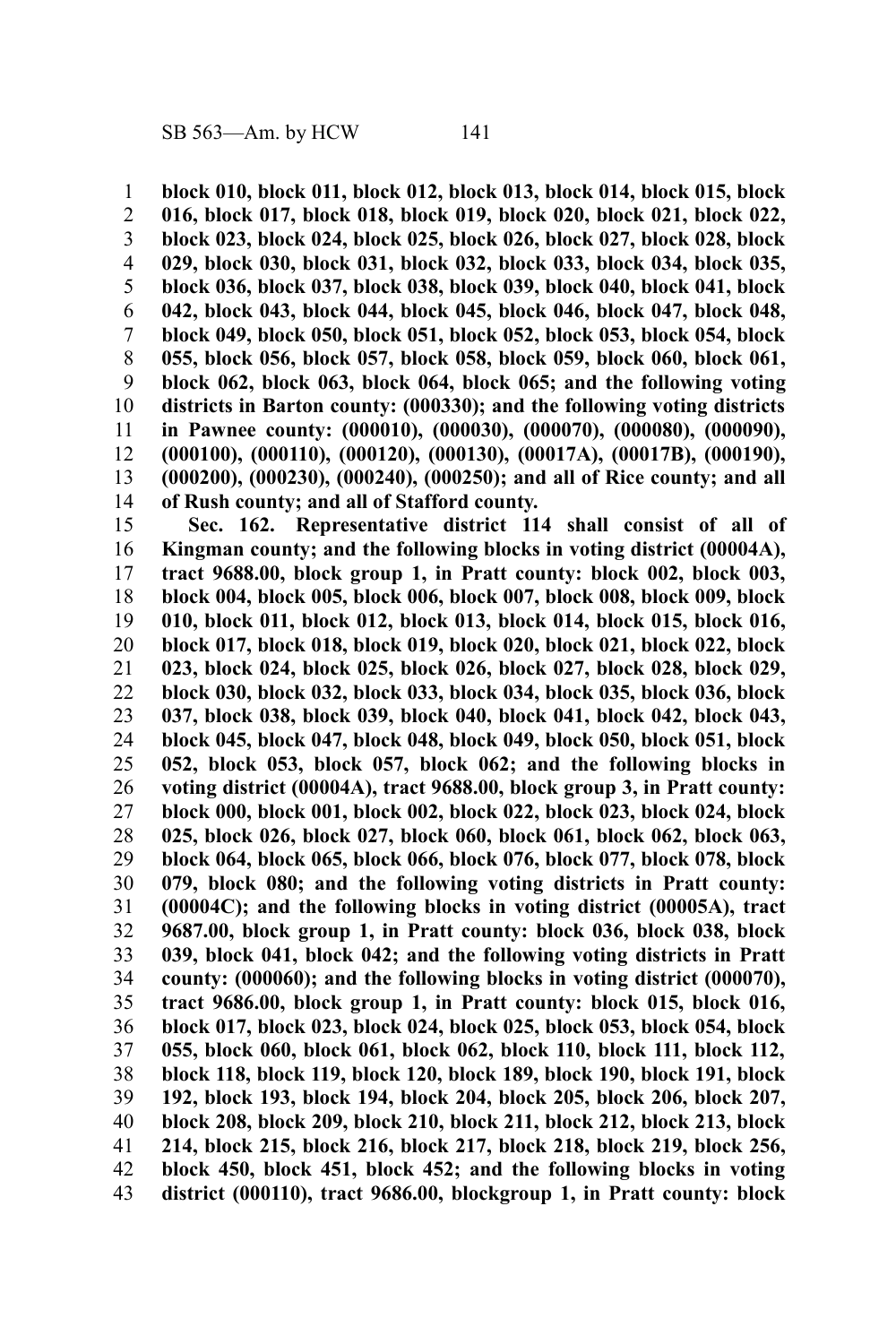**block 010, block 011, block 012, block 013, block 014, block 015, block 016, block 017, block 018, block 019, block 020, block 021, block 022, block 023, block 024, block 025, block 026, block 027, block 028, block 029, block 030, block 031, block 032, block 033, block 034, block 035, block 036, block 037, block 038, block 039, block 040, block 041, block 042, block 043, block 044, block 045, block 046, block 047, block 048, block 049, block 050, block 051, block 052, block 053, block 054, block 055, block 056, block 057, block 058, block 059, block 060, block 061, block 062, block 063, block 064, block 065; and the following voting districts in Barton county: (000330); and the following voting districts in Pawnee county: (000010), (000030), (000070), (000080), (000090), (000100), (000110), (000120), (000130), (00017A), (00017B), (000190), (000200), (000230), (000240), (000250); and all of Rice county; and all of Rush county; and all of Stafford county.**

**Sec. 162. Representative district 114 shall consist of all of Kingman county; and the following blocks in voting district (00004A), tract 9688.00, block group 1, in Pratt county: block 002, block 003, block 004, block 005, block 006, block 007, block 008, block 009, block 010, block 011, block 012, block 013, block 014, block 015, block 016, block 017, block 018, block 019, block 020, block 021, block 022, block 023, block 024, block 025, block 026, block 027, block 028, block 029, block 030, block 032, block 033, block 034, block 035, block 036, block 037, block 038, block 039, block 040, block 041, block 042, block 043, block 045, block 047, block 048, block 049, block 050, block 051, block 052, block 053, block 057, block 062; and the following blocks in voting district (00004A), tract 9688.00, block group 3, in Pratt county: block 000, block 001, block 002, block 022, block 023, block 024, block 025, block 026, block 027, block 060, block 061, block 062, block 063, block 064, block 065, block 066, block 076, block 077, block 078, block 079, block 080; and the following voting districts in Pratt county: (00004C); and the following blocks in voting district (00005A), tract 9687.00, block group 1, in Pratt county: block 036, block 038, block 039, block 041, block 042; and the following voting districts in Pratt county: (000060); and the following blocks in voting district (000070), tract 9686.00, block group 1, in Pratt county: block 015, block 016, block 017, block 023, block 024, block 025, block 053, block 054, block 055, block 060, block 061, block 062, block 110, block 111, block 112, block 118, block 119, block 120, block 189, block 190, block 191, block 192, block 193, block 194, block 204, block 205, block 206, block 207, block 208, block 209, block 210, block 211, block 212, block 213, block 214, block 215, block 216, block 217, block 218, block 219, block 256, block 450, block 451, block 452; and the following blocks in voting district (000110), tract 9686.00, blockgroup 1, in Pratt county: block**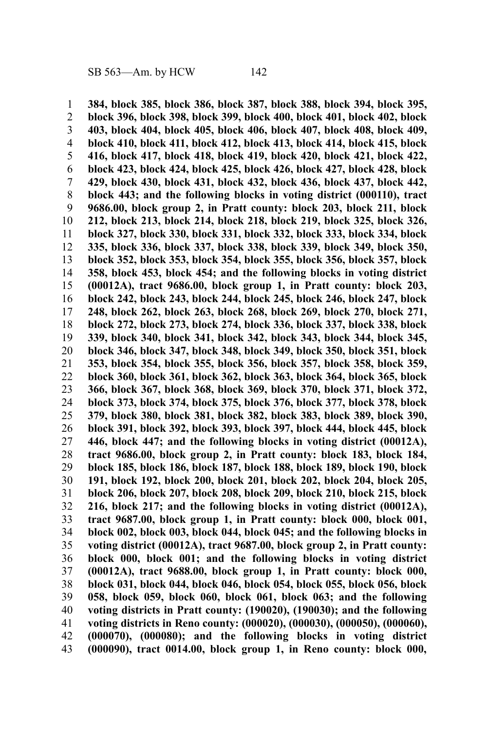**384, block 385, block 386, block 387, block 388, block 394, block 395, block 396, block 398, block 399, block 400, block 401, block 402, block 403, block 404, block 405, block 406, block 407, block 408, block 409, block 410, block 411, block 412, block 413, block 414, block 415, block 416, block 417, block 418, block 419, block 420, block 421, block 422, block 423, block 424, block 425, block 426, block 427, block 428, block 429, block 430, block 431, block 432, block 436, block 437, block 442, block 443; and the following blocks in voting district (000110), tract 9686.00, block group 2, in Pratt county: block 203, block 211, block 212, block 213, block 214, block 218, block 219, block 325, block 326, block 327, block 330, block 331, block 332, block 333, block 334, block 335, block 336, block 337, block 338, block 339, block 349, block 350, block 352, block 353, block 354, block 355, block 356, block 357, block 358, block 453, block 454; and the following blocks in voting district (00012A), tract 9686.00, block group 1, in Pratt county: block 203, block 242, block 243, block 244, block 245, block 246, block 247, block 248, block 262, block 263, block 268, block 269, block 270, block 271, block 272, block 273, block 274, block 336, block 337, block 338, block 339, block 340, block 341, block 342, block 343, block 344, block 345, block 346, block 347, block 348, block 349, block 350, block 351, block 353, block 354, block 355, block 356, block 357, block 358, block 359, block 360, block 361, block 362, block 363, block 364, block 365, block 366, block 367, block 368, block 369, block 370, block 371, block 372, block 373, block 374, block 375, block 376, block 377, block 378, block 379, block 380, block 381, block 382, block 383, block 389, block 390, block 391, block 392, block 393, block 397, block 444, block 445, block 446, block 447; and the following blocks in voting district (00012A), tract 9686.00, block group 2, in Pratt county: block 183, block 184, block 185, block 186, block 187, block 188, block 189, block 190, block 191, block 192, block 200, block 201, block 202, block 204, block 205, block 206, block 207, block 208, block 209, block 210, block 215, block 216, block 217; and the following blocks in voting district (00012A), tract 9687.00, block group 1, in Pratt county: block 000, block 001, block 002, block 003, block 044, block 045; and the following blocks in voting district (00012A), tract 9687.00, block group 2, in Pratt county: block 000, block 001; and the following blocks in voting district (00012A), tract 9688.00, block group 1, in Pratt county: block 000, block 031, block 044, block 046, block 054, block 055, block 056, block 058, block 059, block 060, block 061, block 063; and the following voting districts in Pratt county: (190020), (190030); and the following voting districts in Reno county: (000020), (000030), (000050), (000060), (000070), (000080); and the following blocks in voting district (000090), tract 0014.00, block group 1, in Reno county: block 000,**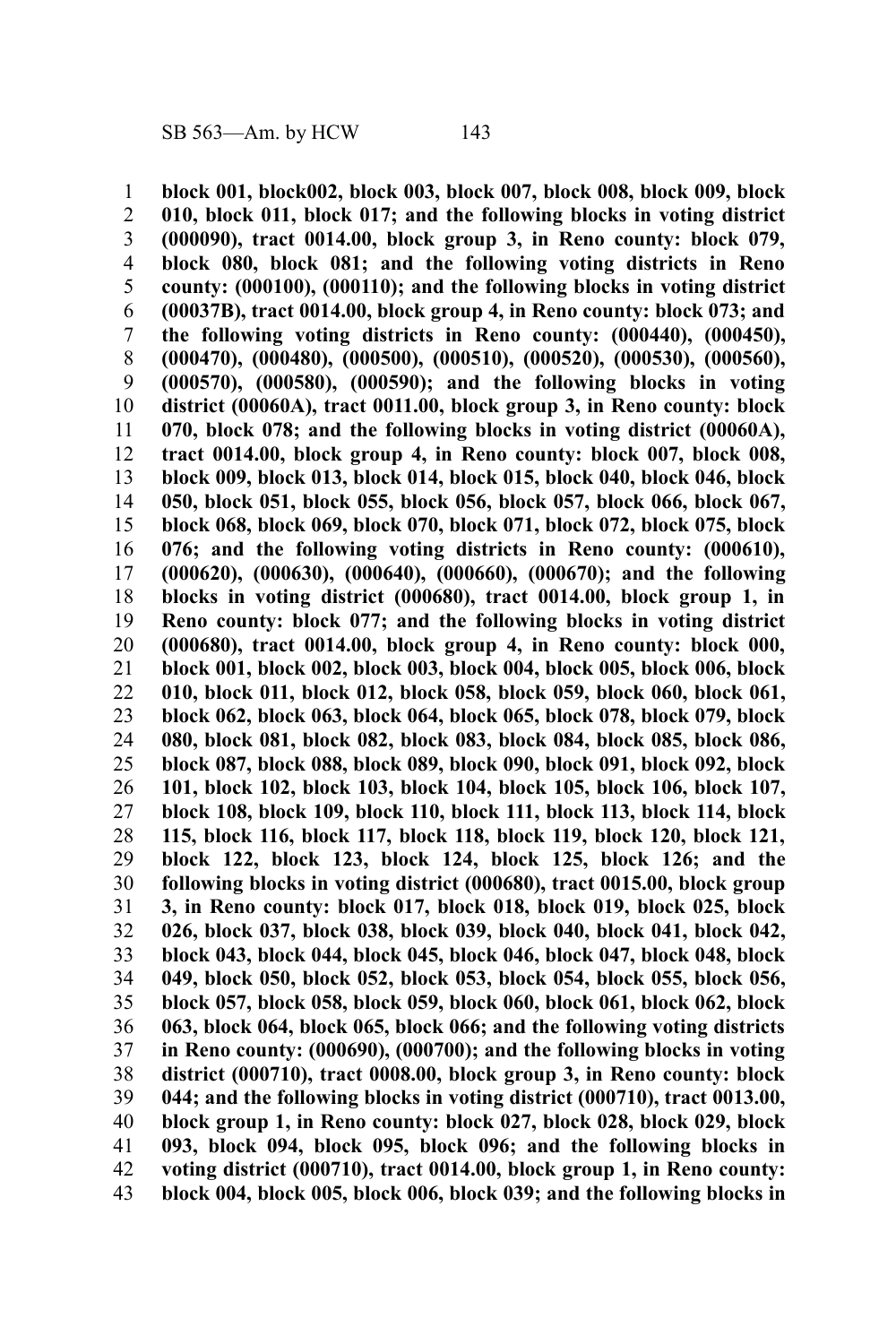**block 001, block002, block 003, block 007, block 008, block 009, block 010, block 011, block 017; and the following blocks in voting district (000090), tract 0014.00, block group 3, in Reno county: block 079, block 080, block 081; and the following voting districts in Reno county: (000100), (000110); and the following blocks in voting district (00037B), tract 0014.00, block group 4, in Reno county: block 073; and the following voting districts in Reno county: (000440), (000450), (000470), (000480), (000500), (000510), (000520), (000530), (000560), (000570), (000580), (000590); and the following blocks in voting district (00060A), tract 0011.00, block group 3, in Reno county: block 070, block 078; and the following blocks in voting district (00060A), tract 0014.00, block group 4, in Reno county: block 007, block 008, block 009, block 013, block 014, block 015, block 040, block 046, block 050, block 051, block 055, block 056, block 057, block 066, block 067, block 068, block 069, block 070, block 071, block 072, block 075, block 076; and the following voting districts in Reno county: (000610), (000620), (000630), (000640), (000660), (000670); and the following blocks in voting district (000680), tract 0014.00, block group 1, in Reno county: block 077; and the following blocks in voting district (000680), tract 0014.00, block group 4, in Reno county: block 000, block 001, block 002, block 003, block 004, block 005, block 006, block 010, block 011, block 012, block 058, block 059, block 060, block 061, block 062, block 063, block 064, block 065, block 078, block 079, block 080, block 081, block 082, block 083, block 084, block 085, block 086, block 087, block 088, block 089, block 090, block 091, block 092, block 101, block 102, block 103, block 104, block 105, block 106, block 107, block 108, block 109, block 110, block 111, block 113, block 114, block 115, block 116, block 117, block 118, block 119, block 120, block 121, block 122, block 123, block 124, block 125, block 126; and the following blocks in voting district (000680), tract 0015.00, block group 3, in Reno county: block 017, block 018, block 019, block 025, block 026, block 037, block 038, block 039, block 040, block 041, block 042, block 043, block 044, block 045, block 046, block 047, block 048, block 049, block 050, block 052, block 053, block 054, block 055, block 056, block 057, block 058, block 059, block 060, block 061, block 062, block 063, block 064, block 065, block 066; and the following voting districts in Reno county: (000690), (000700); and the following blocks in voting district (000710), tract 0008.00, block group 3, in Reno county: block 044; and the following blocks in voting district (000710), tract 0013.00, block group 1, in Reno county: block 027, block 028, block 029, block 093, block 094, block 095, block 096; and the following blocks in voting district (000710), tract 0014.00, block group 1, in Reno county: block 004, block 005, block 006, block 039; and the following blocks in**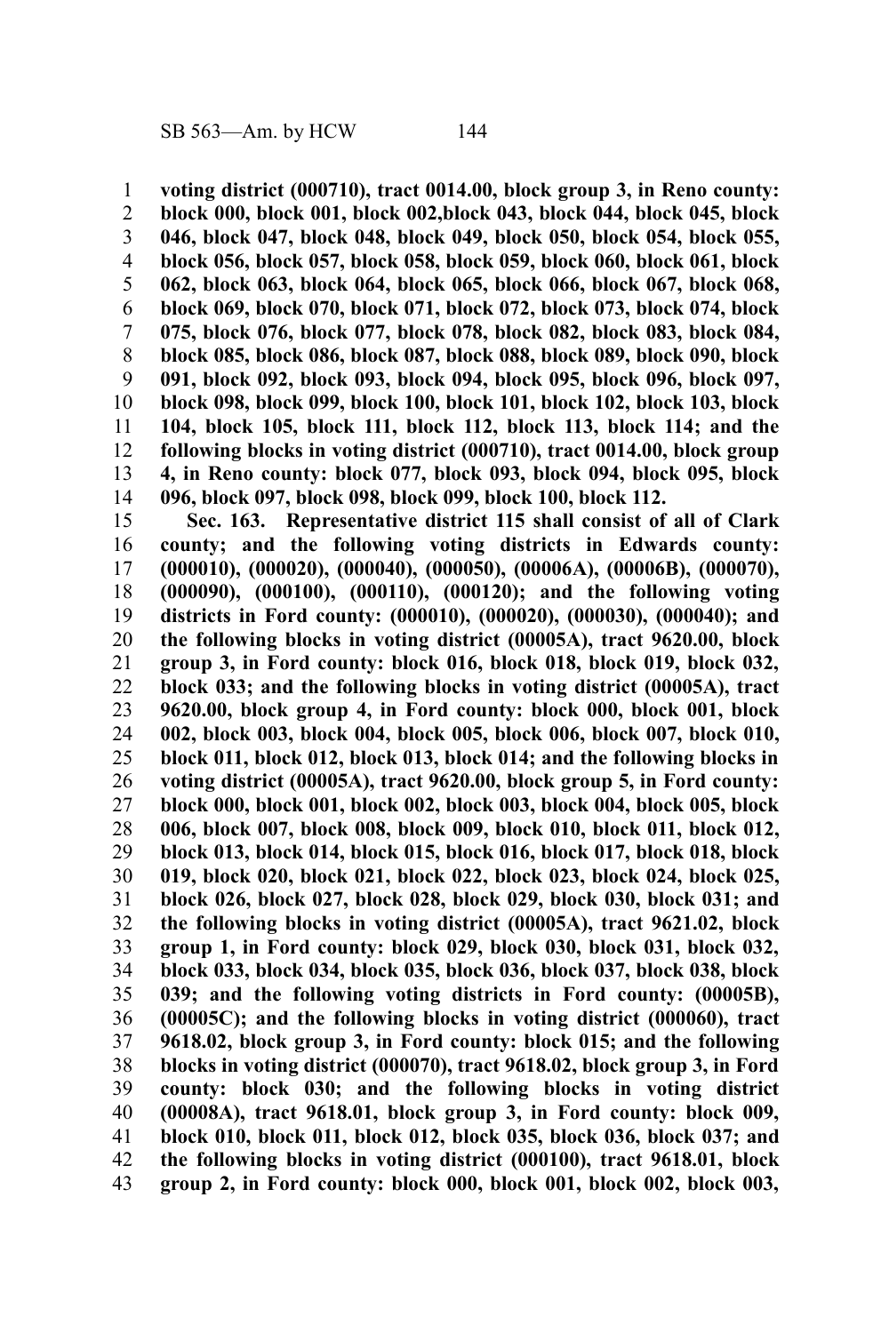**voting district (000710), tract 0014.00, block group 3, in Reno county: block 000, block 001, block 002,block 043, block 044, block 045, block 046, block 047, block 048, block 049, block 050, block 054, block 055, block 056, block 057, block 058, block 059, block 060, block 061, block 062, block 063, block 064, block 065, block 066, block 067, block 068, block 069, block 070, block 071, block 072, block 073, block 074, block 075, block 076, block 077, block 078, block 082, block 083, block 084, block 085, block 086, block 087, block 088, block 089, block 090, block 091, block 092, block 093, block 094, block 095, block 096, block 097, block 098, block 099, block 100, block 101, block 102, block 103, block 104, block 105, block 111, block 112, block 113, block 114; and the following blocks in voting district (000710), tract 0014.00, block group 4, in Reno county: block 077, block 093, block 094, block 095, block 096, block 097, block 098, block 099, block 100, block 112.**

**Sec. 163. Representative district 115 shall consist of all of Clark county; and the following voting districts in Edwards county: (000010), (000020), (000040), (000050), (00006A), (00006B), (000070), (000090), (000100), (000110), (000120); and the following voting districts in Ford county: (000010), (000020), (000030), (000040); and the following blocks in voting district (00005A), tract 9620.00, block group 3, in Ford county: block 016, block 018, block 019, block 032, block 033; and the following blocks in voting district (00005A), tract 9620.00, block group 4, in Ford county: block 000, block 001, block 002, block 003, block 004, block 005, block 006, block 007, block 010, block 011, block 012, block 013, block 014; and the following blocks in voting district (00005A), tract 9620.00, block group 5, in Ford county: block 000, block 001, block 002, block 003, block 004, block 005, block 006, block 007, block 008, block 009, block 010, block 011, block 012, block 013, block 014, block 015, block 016, block 017, block 018, block 019, block 020, block 021, block 022, block 023, block 024, block 025, block 026, block 027, block 028, block 029, block 030, block 031; and the following blocks in voting district (00005A), tract 9621.02, block group 1, in Ford county: block 029, block 030, block 031, block 032, block 033, block 034, block 035, block 036, block 037, block 038, block 039; and the following voting districts in Ford county: (00005B), (00005C); and the following blocks in voting district (000060), tract 9618.02, block group 3, in Ford county: block 015; and the following blocks in voting district (000070), tract 9618.02, block group 3, in Ford county: block 030; and the following blocks in voting district (00008A), tract 9618.01, block group 3, in Ford county: block 009, block 010, block 011, block 012, block 035, block 036, block 037; and the following blocks in voting district (000100), tract 9618.01, block group 2, in Ford county: block 000, block 001, block 002, block 003,**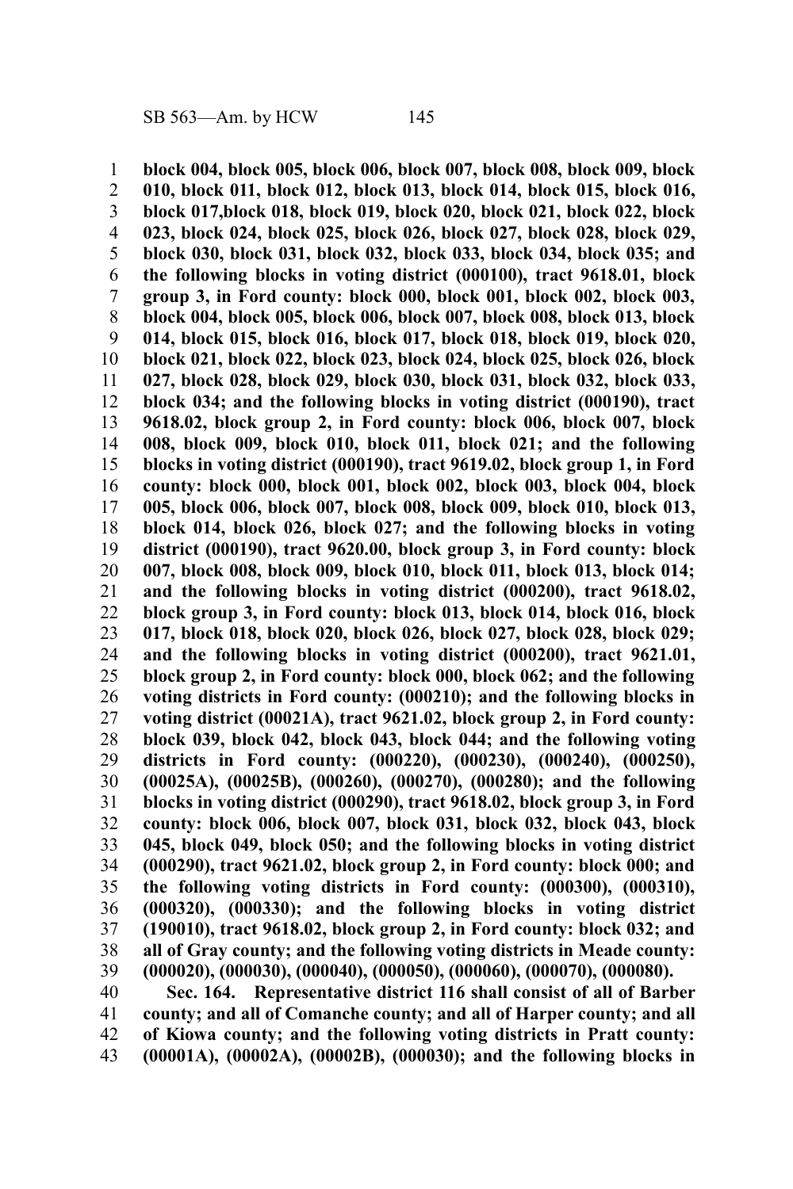**block 004, block 005, block 006, block 007, block 008, block 009, block 010, block 011, block 012, block 013, block 014, block 015, block 016, block 017,block 018, block 019, block 020, block 021, block 022, block 023, block 024, block 025, block 026, block 027, block 028, block 029, block 030, block 031, block 032, block 033, block 034, block 035; and the following blocks in voting district (000100), tract 9618.01, block group 3, in Ford county: block 000, block 001, block 002, block 003, block 004, block 005, block 006, block 007, block 008, block 013, block 014, block 015, block 016, block 017, block 018, block 019, block 020, block 021, block 022, block 023, block 024, block 025, block 026, block 027, block 028, block 029, block 030, block 031, block 032, block 033, block 034; and the following blocks in voting district (000190), tract 9618.02, block group 2, in Ford county: block 006, block 007, block 008, block 009, block 010, block 011, block 021; and the following blocks in voting district (000190), tract 9619.02, block group 1, in Ford county: block 000, block 001, block 002, block 003, block 004, block 005, block 006, block 007, block 008, block 009, block 010, block 013, block 014, block 026, block 027; and the following blocks in voting district (000190), tract 9620.00, block group 3, in Ford county: block 007, block 008, block 009, block 010, block 011, block 013, block 014; and the following blocks in voting district (000200), tract 9618.02, block group 3, in Ford county: block 013, block 014, block 016, block 017, block 018, block 020, block 026, block 027, block 028, block 029; and the following blocks in voting district (000200), tract 9621.01, block group 2, in Ford county: block 000, block 062; and the following voting districts in Ford county: (000210); and the following blocks in voting district (00021A), tract 9621.02, block group 2, in Ford county: block 039, block 042, block 043, block 044; and the following voting districts in Ford county: (000220), (000230), (000240), (000250), (00025A), (00025B), (000260), (000270), (000280); and the following blocks in voting district (000290), tract 9618.02, block group 3, in Ford county: block 006, block 007, block 031, block 032, block 043, block 045, block 049, block 050; and the following blocks in voting district (000290), tract 9621.02, block group 2, in Ford county: block 000; and the following voting districts in Ford county: (000300), (000310), (000320), (000330); and the following blocks in voting district (190010), tract 9618.02, block group 2, in Ford county: block 032; and all of Gray county; and the following voting districts in Meade county: (000020), (000030), (000040), (000050), (000060), (000070), (000080).**

**Sec. 164. Representative district 116 shall consist of all of Barber county; and all of Comanche county; and all of Harper county; and all of Kiowa county; and the following voting districts in Pratt county: (00001A), (00002A), (00002B), (000030); and the following blocks in**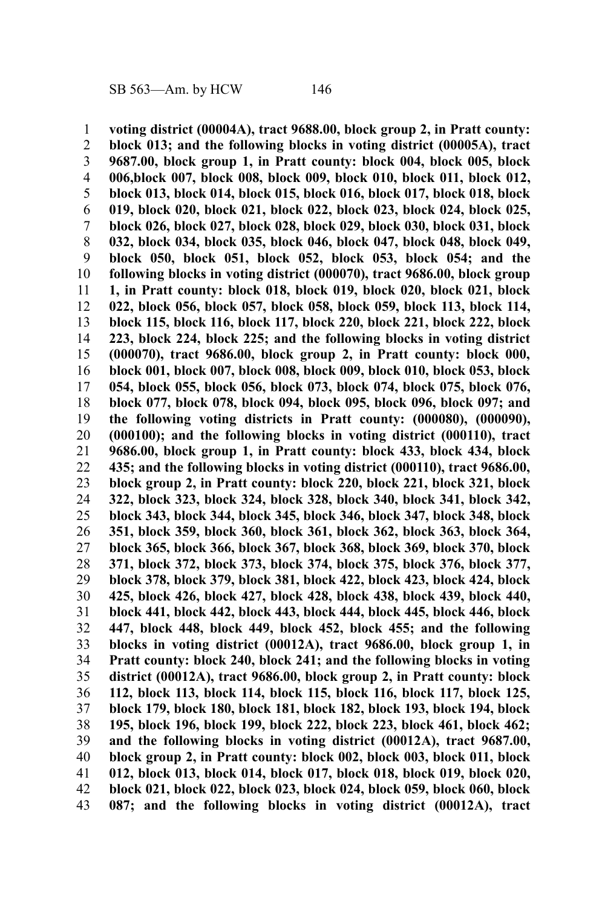**voting district (00004A), tract 9688.00, block group 2, in Pratt county: block 013; and the following blocks in voting district (00005A), tract 9687.00, block group 1, in Pratt county: block 004, block 005, block 006,block 007, block 008, block 009, block 010, block 011, block 012, block 013, block 014, block 015, block 016, block 017, block 018, block 019, block 020, block 021, block 022, block 023, block 024, block 025, block 026, block 027, block 028, block 029, block 030, block 031, block 032, block 034, block 035, block 046, block 047, block 048, block 049, block 050, block 051, block 052, block 053, block 054; and the following blocks in voting district (000070), tract 9686.00, block group 1, in Pratt county: block 018, block 019, block 020, block 021, block 022, block 056, block 057, block 058, block 059, block 113, block 114, block 115, block 116, block 117, block 220, block 221, block 222, block 223, block 224, block 225; and the following blocks in voting district (000070), tract 9686.00, block group 2, in Pratt county: block 000, block 001, block 007, block 008, block 009, block 010, block 053, block 054, block 055, block 056, block 073, block 074, block 075, block 076, block 077, block 078, block 094, block 095, block 096, block 097; and the following voting districts in Pratt county: (000080), (000090), (000100); and the following blocks in voting district (000110), tract 9686.00, block group 1, in Pratt county: block 433, block 434, block 435; and the following blocks in voting district (000110), tract 9686.00, block group 2, in Pratt county: block 220, block 221, block 321, block 322, block 323, block 324, block 328, block 340, block 341, block 342, block 343, block 344, block 345, block 346, block 347, block 348, block 351, block 359, block 360, block 361, block 362, block 363, block 364, block 365, block 366, block 367, block 368, block 369, block 370, block 371, block 372, block 373, block 374, block 375, block 376, block 377, block 378, block 379, block 381, block 422, block 423, block 424, block 425, block 426, block 427, block 428, block 438, block 439, block 440, block 441, block 442, block 443, block 444, block 445, block 446, block 447, block 448, block 449, block 452, block 455; and the following blocks in voting district (00012A), tract 9686.00, block group 1, in Pratt county: block 240, block 241; and the following blocks in voting district (00012A), tract 9686.00, block group 2, in Pratt county: block 112, block 113, block 114, block 115, block 116, block 117, block 125, block 179, block 180, block 181, block 182, block 193, block 194, block 195, block 196, block 199, block 222, block 223, block 461, block 462; and the following blocks in voting district (00012A), tract 9687.00, block group 2, in Pratt county: block 002, block 003, block 011, block 012, block 013, block 014, block 017, block 018, block 019, block 020, block 021, block 022, block 023, block 024, block 059, block 060, block 087; and the following blocks in voting district (00012A), tract**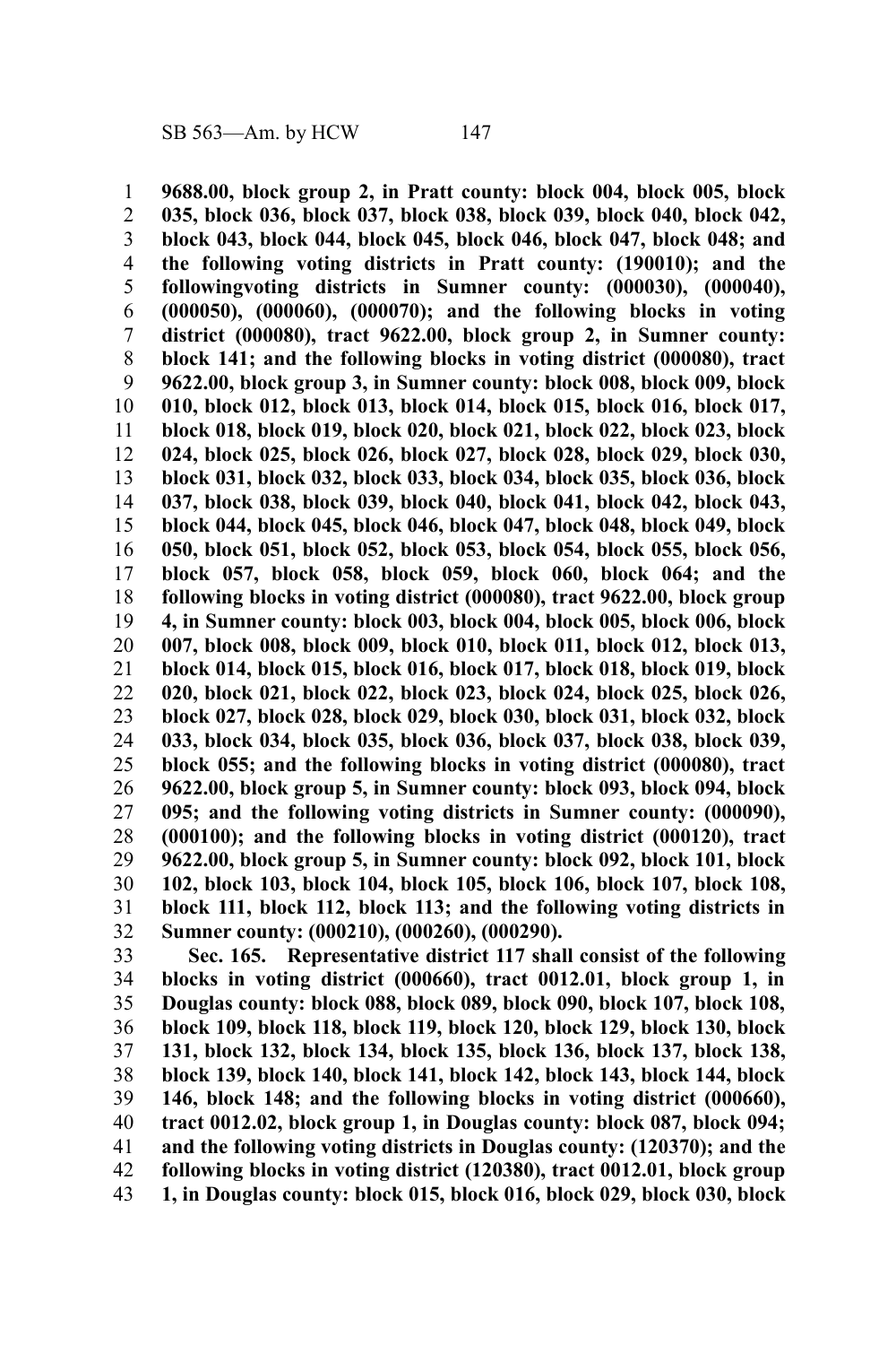**9688.00, block group 2, in Pratt county: block 004, block 005, block 035, block 036, block 037, block 038, block 039, block 040, block 042, block 043, block 044, block 045, block 046, block 047, block 048; and the following voting districts in Pratt county: (190010); and the followingvoting districts in Sumner county: (000030), (000040), (000050), (000060), (000070); and the following blocks in voting district (000080), tract 9622.00, block group 2, in Sumner county: block 141; and the following blocks in voting district (000080), tract 9622.00, block group 3, in Sumner county: block 008, block 009, block 010, block 012, block 013, block 014, block 015, block 016, block 017, block 018, block 019, block 020, block 021, block 022, block 023, block 024, block 025, block 026, block 027, block 028, block 029, block 030, block 031, block 032, block 033, block 034, block 035, block 036, block 037, block 038, block 039, block 040, block 041, block 042, block 043, block 044, block 045, block 046, block 047, block 048, block 049, block 050, block 051, block 052, block 053, block 054, block 055, block 056, block 057, block 058, block 059, block 060, block 064; and the following blocks in voting district (000080), tract 9622.00, block group 4, in Sumner county: block 003, block 004, block 005, block 006, block 007, block 008, block 009, block 010, block 011, block 012, block 013, block 014, block 015, block 016, block 017, block 018, block 019, block 020, block 021, block 022, block 023, block 024, block 025, block 026, block 027, block 028, block 029, block 030, block 031, block 032, block 033, block 034, block 035, block 036, block 037, block 038, block 039, block 055; and the following blocks in voting district (000080), tract 9622.00, block group 5, in Sumner county: block 093, block 094, block 095; and the following voting districts in Sumner county: (000090), (000100); and the following blocks in voting district (000120), tract 9622.00, block group 5, in Sumner county: block 092, block 101, block 102, block 103, block 104, block 105, block 106, block 107, block 108, block 111, block 112, block 113; and the following voting districts in Sumner county: (000210), (000260), (000290).**

**Sec. 165. Representative district 117 shall consist of the following blocks in voting district (000660), tract 0012.01, block group 1, in Douglas county: block 088, block 089, block 090, block 107, block 108, block 109, block 118, block 119, block 120, block 129, block 130, block 131, block 132, block 134, block 135, block 136, block 137, block 138, block 139, block 140, block 141, block 142, block 143, block 144, block 146, block 148; and the following blocks in voting district (000660), tract 0012.02, block group 1, in Douglas county: block 087, block 094; and the following voting districts in Douglas county: (120370); and the following blocks in voting district (120380), tract 0012.01, block group 1, in Douglas county: block 015, block 016, block 029, block 030, block**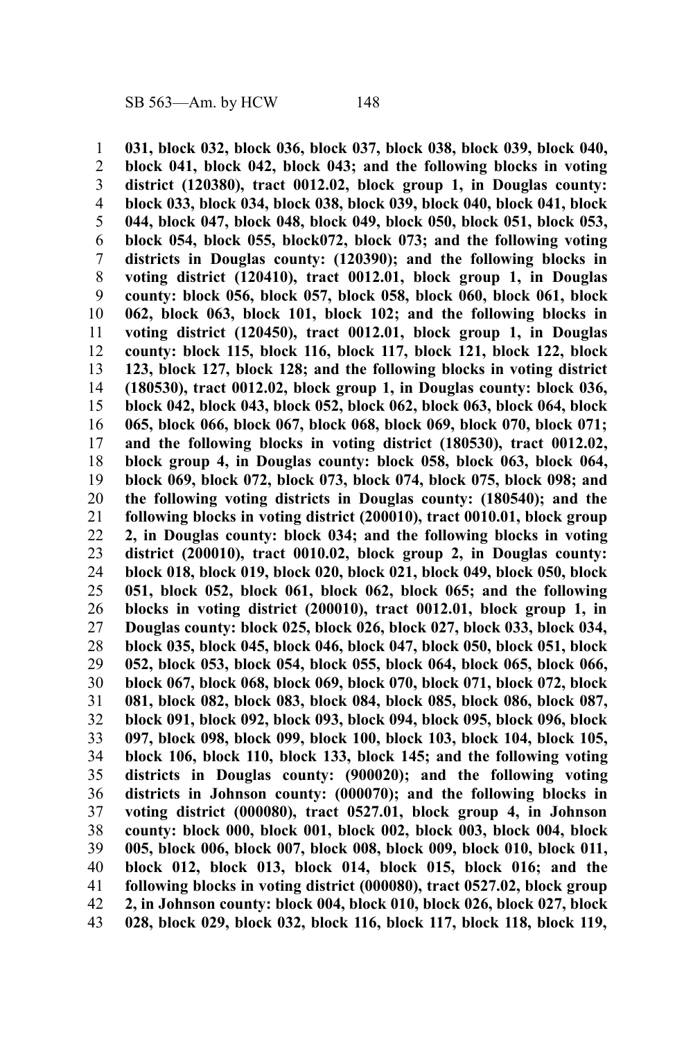**031, block 032, block 036, block 037, block 038, block 039, block 040, block 041, block 042, block 043; and the following blocks in voting district (120380), tract 0012.02, block group 1, in Douglas county: block 033, block 034, block 038, block 039, block 040, block 041, block 044, block 047, block 048, block 049, block 050, block 051, block 053, block 054, block 055, block072, block 073; and the following voting districts in Douglas county: (120390); and the following blocks in voting district (120410), tract 0012.01, block group 1, in Douglas county: block 056, block 057, block 058, block 060, block 061, block 062, block 063, block 101, block 102; and the following blocks in voting district (120450), tract 0012.01, block group 1, in Douglas county: block 115, block 116, block 117, block 121, block 122, block 123, block 127, block 128; and the following blocks in voting district (180530), tract 0012.02, block group 1, in Douglas county: block 036, block 042, block 043, block 052, block 062, block 063, block 064, block 065, block 066, block 067, block 068, block 069, block 070, block 071; and the following blocks in voting district (180530), tract 0012.02, block group 4, in Douglas county: block 058, block 063, block 064, block 069, block 072, block 073, block 074, block 075, block 098; and the following voting districts in Douglas county: (180540); and the following blocks in voting district (200010), tract 0010.01, block group 2, in Douglas county: block 034; and the following blocks in voting district (200010), tract 0010.02, block group 2, in Douglas county: block 018, block 019, block 020, block 021, block 049, block 050, block 051, block 052, block 061, block 062, block 065; and the following blocks in voting district (200010), tract 0012.01, block group 1, in Douglas county: block 025, block 026, block 027, block 033, block 034, block 035, block 045, block 046, block 047, block 050, block 051, block 052, block 053, block 054, block 055, block 064, block 065, block 066, block 067, block 068, block 069, block 070, block 071, block 072, block 081, block 082, block 083, block 084, block 085, block 086, block 087, block 091, block 092, block 093, block 094, block 095, block 096, block 097, block 098, block 099, block 100, block 103, block 104, block 105, block 106, block 110, block 133, block 145; and the following voting districts in Douglas county: (900020); and the following voting districts in Johnson county: (000070); and the following blocks in voting district (000080), tract 0527.01, block group 4, in Johnson county: block 000, block 001, block 002, block 003, block 004, block 005, block 006, block 007, block 008, block 009, block 010, block 011, block 012, block 013, block 014, block 015, block 016; and the following blocks in voting district (000080), tract 0527.02, block group 2, in Johnson county: block 004, block 010, block 026, block 027, block 028, block 029, block 032, block 116, block 117, block 118, block 119,**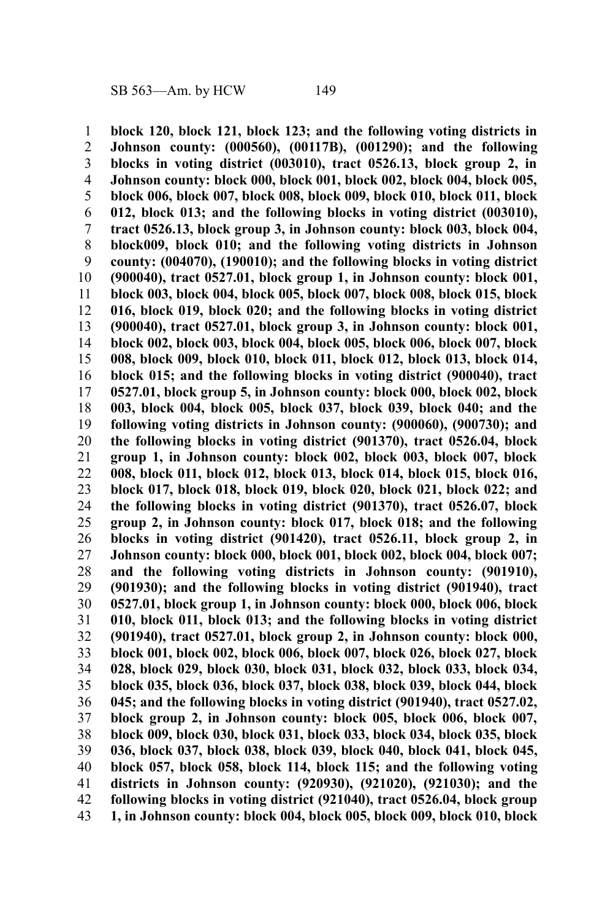**block 120, block 121, block 123; and the following voting districts in Johnson county: (000560), (00117B), (001290); and the following blocks in voting district (003010), tract 0526.13, block group 2, in Johnson county: block 000, block 001, block 002, block 004, block 005, block 006, block 007, block 008, block 009, block 010, block 011, block 012, block 013; and the following blocks in voting district (003010), tract 0526.13, block group 3, in Johnson county: block 003, block 004, block009, block 010; and the following voting districts in Johnson county: (004070), (190010); and the following blocks in voting district (900040), tract 0527.01, block group 1, in Johnson county: block 001, block 003, block 004, block 005, block 007, block 008, block 015, block 016, block 019, block 020; and the following blocks in voting district (900040), tract 0527.01, block group 3, in Johnson county: block 001, block 002, block 003, block 004, block 005, block 006, block 007, block 008, block 009, block 010, block 011, block 012, block 013, block 014, block 015; and the following blocks in voting district (900040), tract 0527.01, block group 5, in Johnson county: block 000, block 002, block 003, block 004, block 005, block 037, block 039, block 040; and the following voting districts in Johnson county: (900060), (900730); and the following blocks in voting district (901370), tract 0526.04, block group 1, in Johnson county: block 002, block 003, block 007, block 008, block 011, block 012, block 013, block 014, block 015, block 016, block 017, block 018, block 019, block 020, block 021, block 022; and the following blocks in voting district (901370), tract 0526.07, block group 2, in Johnson county: block 017, block 018; and the following blocks in voting district (901420), tract 0526.11, block group 2, in Johnson county: block 000, block 001, block 002, block 004, block 007; and the following voting districts in Johnson county: (901910), (901930); and the following blocks in voting district (901940), tract 0527.01, block group 1, in Johnson county: block 000, block 006, block 010, block 011, block 013; and the following blocks in voting district (901940), tract 0527.01, block group 2, in Johnson county: block 000, block 001, block 002, block 006, block 007, block 026, block 027, block 028, block 029, block 030, block 031, block 032, block 033, block 034, block 035, block 036, block 037, block 038, block 039, block 044, block 045; and the following blocks in voting district (901940), tract 0527.02, block group 2, in Johnson county: block 005, block 006, block 007, block 009, block 030, block 031, block 033, block 034, block 035, block 036, block 037, block 038, block 039, block 040, block 041, block 045, block 057, block 058, block 114, block 115; and the following voting districts in Johnson county: (920930), (921020), (921030); and the following blocks in voting district (921040), tract 0526.04, block group 1, in Johnson county: block 004, block 005, block 009, block 010, block**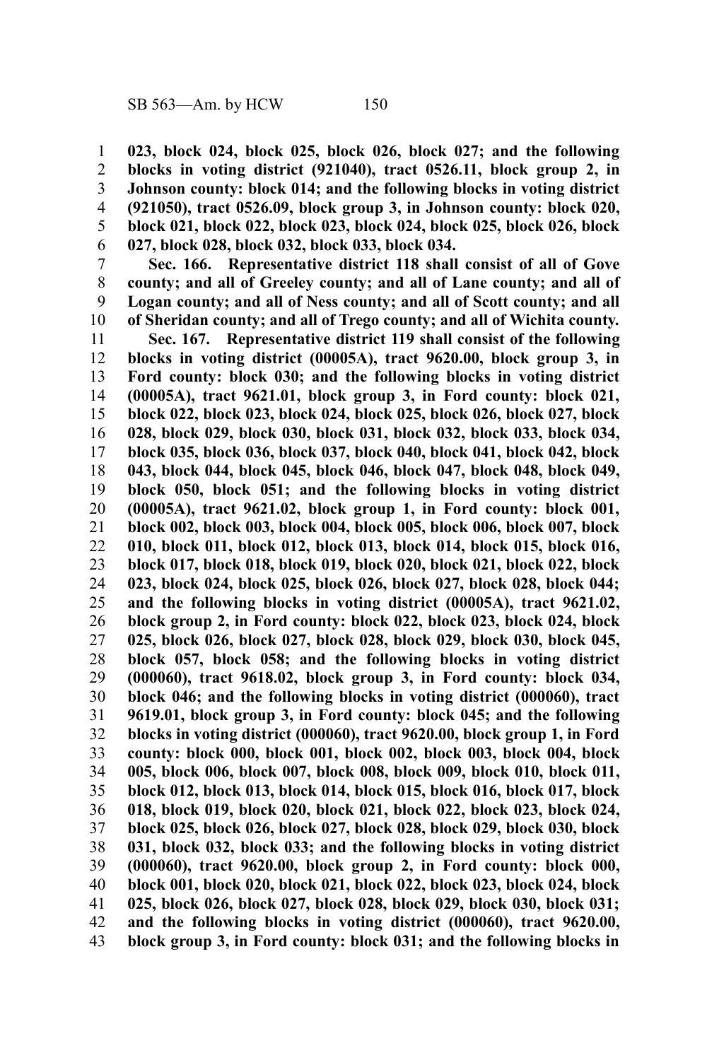**023, block 024, block 025, block 026, block 027; and the following blocks in voting district (921040), tract 0526.11, block group 2, in Johnson county: block 014; and the following blocks in voting district (921050), tract 0526.09, block group 3, in Johnson county: block 020, block 021, block 022, block 023, block 024, block 025, block 026, block 027, block 028, block 032, block 033, block 034.**

**Sec. 166. Representative district 118 shall consist of all of Gove county; and all of Greeley county; and all of Lane county; and all of Logan county; and all of Ness county; and all of Scott county; and all of Sheridan county; and all of Trego county; and all of Wichita county.**

**Sec. 167. Representative district 119 shall consist of the following blocks in voting district (00005A), tract 9620.00, block group 3, in Ford county: block 030; and the following blocks in voting district (00005A), tract 9621.01, block group 3, in Ford county: block 021, block 022, block 023, block 024, block 025, block 026, block 027, block 028, block 029, block 030, block 031, block 032, block 033, block 034, block 035, block 036, block 037, block 040, block 041, block 042, block 043, block 044, block 045, block 046, block 047, block 048, block 049, block 050, block 051; and the following blocks in voting district (00005A), tract 9621.02, block group 1, in Ford county: block 001, block 002, block 003, block 004, block 005, block 006, block 007, block 010, block 011, block 012, block 013, block 014, block 015, block 016, block 017, block 018, block 019, block 020, block 021, block 022, block 023, block 024, block 025, block 026, block 027, block 028, block 044; and the following blocks in voting district (00005A), tract 9621.02, block group 2, in Ford county: block 022, block 023, block 024, block 025, block 026, block 027, block 028, block 029, block 030, block 045, block 057, block 058; and the following blocks in voting district (000060), tract 9618.02, block group 3, in Ford county: block 034, block 046; and the following blocks in voting district (000060), tract 9619.01, block group 3, in Ford county: block 045; and the following blocks in voting district (000060), tract 9620.00, block group 1, in Ford county: block 000, block 001, block 002, block 003, block 004, block 005, block 006, block 007, block 008, block 009, block 010, block 011, block 012, block 013, block 014, block 015, block 016, block 017, block 018, block 019, block 020, block 021, block 022, block 023, block 024, block 025, block 026, block 027, block 028, block 029, block 030, block 031, block 032, block 033; and the following blocks in voting district (000060), tract 9620.00, block group 2, in Ford county: block 000, block 001, block 020, block 021, block 022, block 023, block 024, block 025, block 026, block 027, block 028, block 029, block 030, block 031; and the following blocks in voting district (000060), tract 9620.00, block group 3, in Ford county: block 031; and the following blocks in**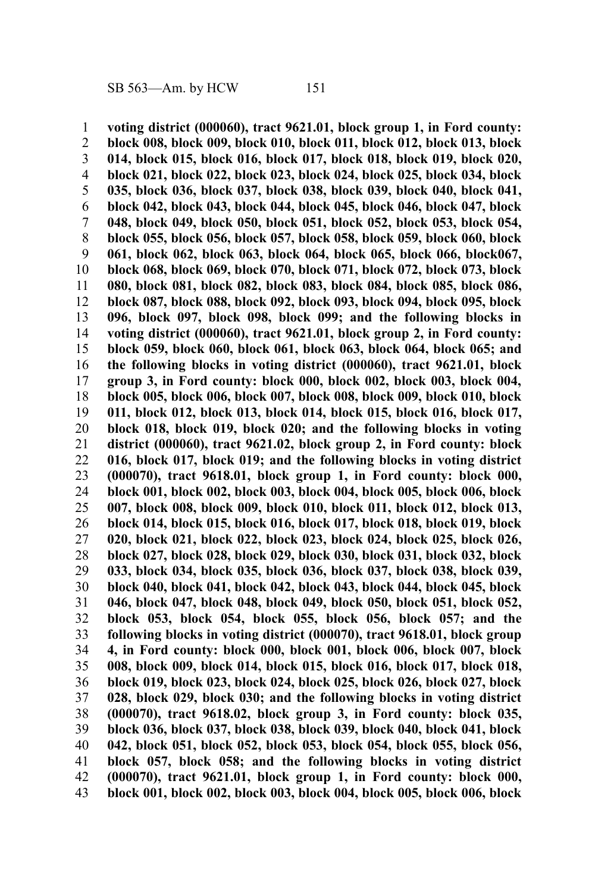**voting district (000060), tract 9621.01, block group 1, in Ford county: block 008, block 009, block 010, block 011, block 012, block 013, block 014, block 015, block 016, block 017, block 018, block 019, block 020, block 021, block 022, block 023, block 024, block 025, block 034, block 035, block 036, block 037, block 038, block 039, block 040, block 041, block 042, block 043, block 044, block 045, block 046, block 047, block 048, block 049, block 050, block 051, block 052, block 053, block 054, block 055, block 056, block 057, block 058, block 059, block 060, block 061, block 062, block 063, block 064, block 065, block 066, block067, block 068, block 069, block 070, block 071, block 072, block 073, block 080, block 081, block 082, block 083, block 084, block 085, block 086, block 087, block 088, block 092, block 093, block 094, block 095, block 096, block 097, block 098, block 099; and the following blocks in voting district (000060), tract 9621.01, block group 2, in Ford county: block 059, block 060, block 061, block 063, block 064, block 065; and the following blocks in voting district (000060), tract 9621.01, block group 3, in Ford county: block 000, block 002, block 003, block 004, block 005, block 006, block 007, block 008, block 009, block 010, block 011, block 012, block 013, block 014, block 015, block 016, block 017, block 018, block 019, block 020; and the following blocks in voting district (000060), tract 9621.02, block group 2, in Ford county: block 016, block 017, block 019; and the following blocks in voting district (000070), tract 9618.01, block group 1, in Ford county: block 000, block 001, block 002, block 003, block 004, block 005, block 006, block 007, block 008, block 009, block 010, block 011, block 012, block 013, block 014, block 015, block 016, block 017, block 018, block 019, block 020, block 021, block 022, block 023, block 024, block 025, block 026, block 027, block 028, block 029, block 030, block 031, block 032, block 033, block 034, block 035, block 036, block 037, block 038, block 039, block 040, block 041, block 042, block 043, block 044, block 045, block 046, block 047, block 048, block 049, block 050, block 051, block 052, block 053, block 054, block 055, block 056, block 057; and the following blocks in voting district (000070), tract 9618.01, block group 4, in Ford county: block 000, block 001, block 006, block 007, block 008, block 009, block 014, block 015, block 016, block 017, block 018, block 019, block 023, block 024, block 025, block 026, block 027, block 028, block 029, block 030; and the following blocks in voting district (000070), tract 9618.02, block group 3, in Ford county: block 035, block 036, block 037, block 038, block 039, block 040, block 041, block 042, block 051, block 052, block 053, block 054, block 055, block 056, block 057, block 058; and the following blocks in voting district (000070), tract 9621.01, block group 1, in Ford county: block 000, block 001, block 002, block 003, block 004, block 005, block 006, block**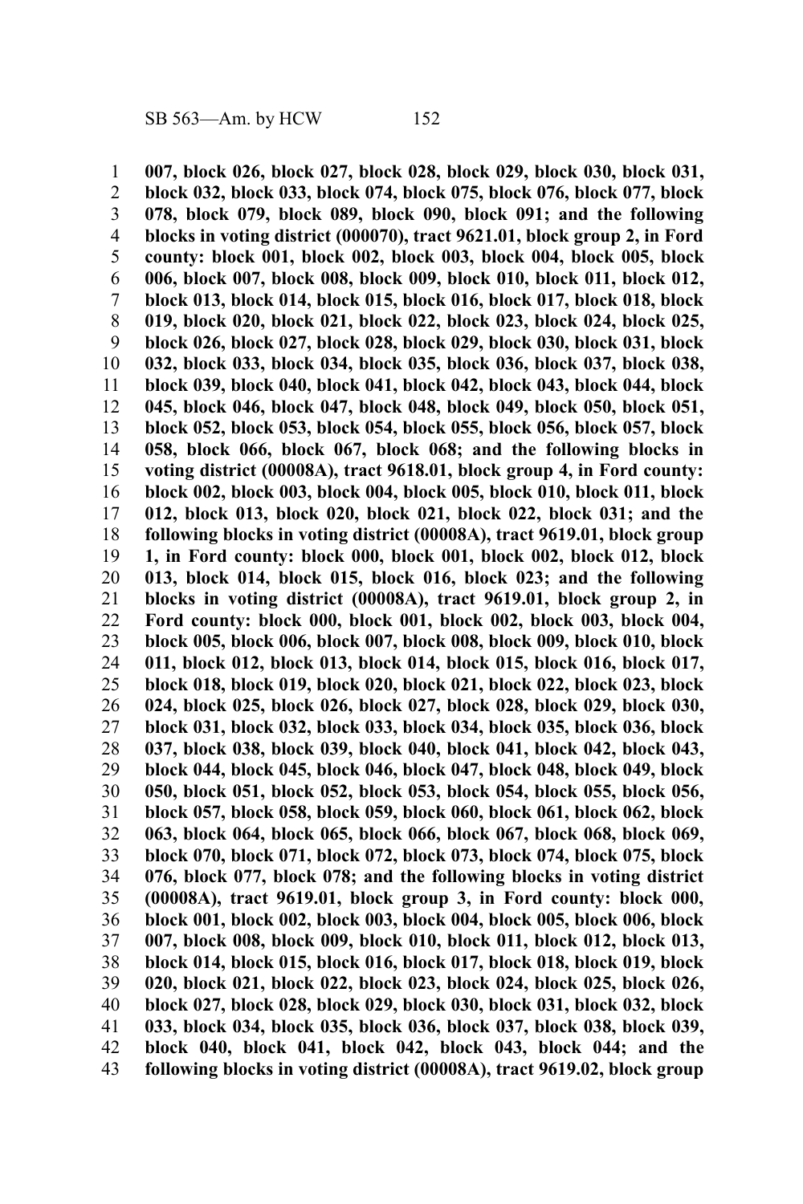**007, block 026, block 027, block 028, block 029, block 030, block 031, block 032, block 033, block 074, block 075, block 076, block 077, block 078, block 079, block 089, block 090, block 091; and the following blocks in voting district (000070), tract 9621.01, block group 2, in Ford county: block 001, block 002, block 003, block 004, block 005, block 006, block 007, block 008, block 009, block 010, block 011, block 012, block 013, block 014, block 015, block 016, block 017, block 018, block 019, block 020, block 021, block 022, block 023, block 024, block 025, block 026, block 027, block 028, block 029, block 030, block 031, block 032, block 033, block 034, block 035, block 036, block 037, block 038, block 039, block 040, block 041, block 042, block 043, block 044, block 045, block 046, block 047, block 048, block 049, block 050, block 051, block 052, block 053, block 054, block 055, block 056, block 057, block 058, block 066, block 067, block 068; and the following blocks in voting district (00008A), tract 9618.01, block group 4, in Ford county: block 002, block 003, block 004, block 005, block 010, block 011, block 012, block 013, block 020, block 021, block 022, block 031; and the following blocks in voting district (00008A), tract 9619.01, block group 1, in Ford county: block 000, block 001, block 002, block 012, block 013, block 014, block 015, block 016, block 023; and the following blocks in voting district (00008A), tract 9619.01, block group 2, in Ford county: block 000, block 001, block 002, block 003, block 004, block 005, block 006, block 007, block 008, block 009, block 010, block 011, block 012, block 013, block 014, block 015, block 016, block 017, block 018, block 019, block 020, block 021, block 022, block 023, block 024, block 025, block 026, block 027, block 028, block 029, block 030, block 031, block 032, block 033, block 034, block 035, block 036, block 037, block 038, block 039, block 040, block 041, block 042, block 043, block 044, block 045, block 046, block 047, block 048, block 049, block 050, block 051, block 052, block 053, block 054, block 055, block 056, block 057, block 058, block 059, block 060, block 061, block 062, block 063, block 064, block 065, block 066, block 067, block 068, block 069, block 070, block 071, block 072, block 073, block 074, block 075, block 076, block 077, block 078; and the following blocks in voting district (00008A), tract 9619.01, block group 3, in Ford county: block 000, block 001, block 002, block 003, block 004, block 005, block 006, block 007, block 008, block 009, block 010, block 011, block 012, block 013, block 014, block 015, block 016, block 017, block 018, block 019, block 020, block 021, block 022, block 023, block 024, block 025, block 026, block 027, block 028, block 029, block 030, block 031, block 032, block 033, block 034, block 035, block 036, block 037, block 038, block 039, block 040, block 041, block 042, block 043, block 044; and the following blocks in voting district (00008A), tract 9619.02, block group**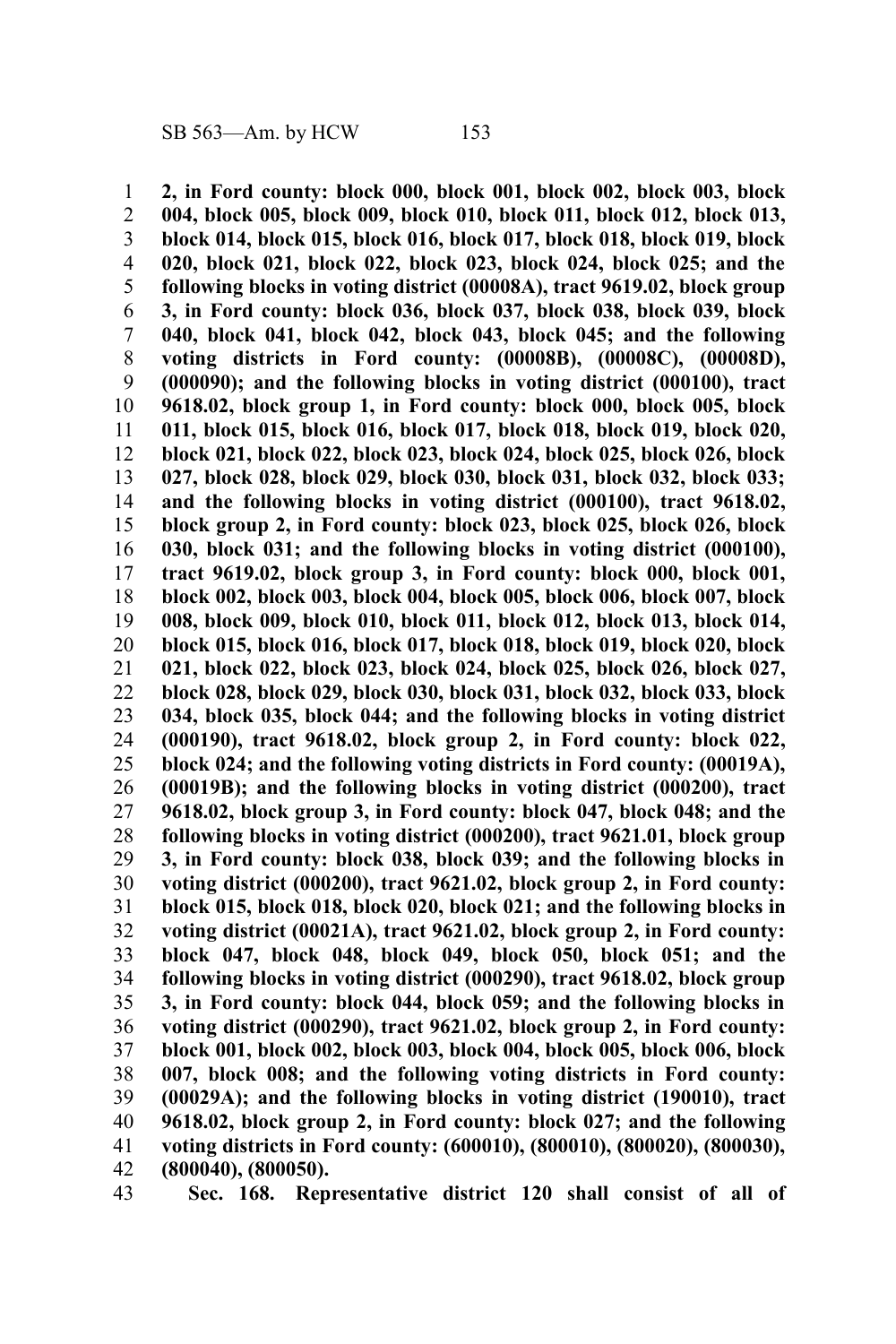**2, in Ford county: block 000, block 001, block 002, block 003, block 004, block 005, block 009, block 010, block 011, block 012, block 013, block 014, block 015, block 016, block 017, block 018, block 019, block 020, block 021, block 022, block 023, block 024, block 025; and the following blocks in voting district (00008A), tract 9619.02, block group 3, in Ford county: block 036, block 037, block 038, block 039, block 040, block 041, block 042, block 043, block 045; and the following voting districts in Ford county: (00008B), (00008C), (00008D), (000090); and the following blocks in voting district (000100), tract 9618.02, block group 1, in Ford county: block 000, block 005, block 011, block 015, block 016, block 017, block 018, block 019, block 020, block 021, block 022, block 023, block 024, block 025, block 026, block 027, block 028, block 029, block 030, block 031, block 032, block 033; and the following blocks in voting district (000100), tract 9618.02, block group 2, in Ford county: block 023, block 025, block 026, block 030, block 031; and the following blocks in voting district (000100), tract 9619.02, block group 3, in Ford county: block 000, block 001, block 002, block 003, block 004, block 005, block 006, block 007, block 008, block 009, block 010, block 011, block 012, block 013, block 014, block 015, block 016, block 017, block 018, block 019, block 020, block 021, block 022, block 023, block 024, block 025, block 026, block 027, block 028, block 029, block 030, block 031, block 032, block 033, block 034, block 035, block 044; and the following blocks in voting district (000190), tract 9618.02, block group 2, in Ford county: block 022, block 024; and the following voting districts in Ford county: (00019A), (00019B); and the following blocks in voting district (000200), tract 9618.02, block group 3, in Ford county: block 047, block 048; and the following blocks in voting district (000200), tract 9621.01, block group 3, in Ford county: block 038, block 039; and the following blocks in voting district (000200), tract 9621.02, block group 2, in Ford county: block 015, block 018, block 020, block 021; and the following blocks in voting district (00021A), tract 9621.02, block group 2, in Ford county: block 047, block 048, block 049, block 050, block 051; and the following blocks in voting district (000290), tract 9618.02, block group 3, in Ford county: block 044, block 059; and the following blocks in voting district (000290), tract 9621.02, block group 2, in Ford county: block 001, block 002, block 003, block 004, block 005, block 006, block 007, block 008; and the following voting districts in Ford county: (00029A); and the following blocks in voting district (190010), tract 9618.02, block group 2, in Ford county: block 027; and the following voting districts in Ford county: (600010), (800010), (800020), (800030), (800040), (800050).**

**Sec. 168. Representative district 120 shall consist of all of**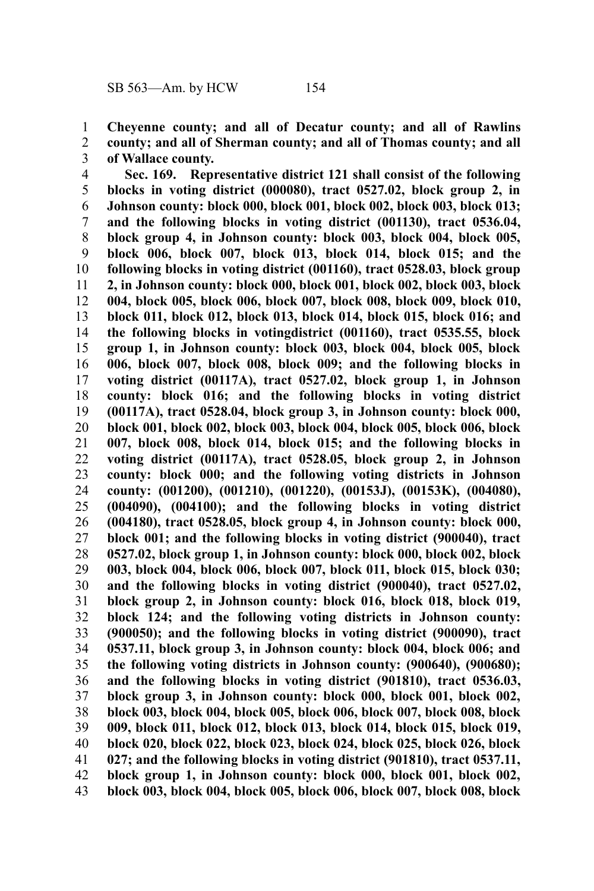**Cheyenne county; and all of Decatur county; and all of Rawlins county; and all of Sherman county; and all of Thomas county; and all of Wallace county.**

**Sec. 169. Representative district 121 shall consist of the following blocks in voting district (000080), tract 0527.02, block group 2, in Johnson county: block 000, block 001, block 002, block 003, block 013; and the following blocks in voting district (001130), tract 0536.04, block group 4, in Johnson county: block 003, block 004, block 005, block 006, block 007, block 013, block 014, block 015; and the following blocks in voting district (001160), tract 0528.03, block group 2, in Johnson county: block 000, block 001, block 002, block 003, block 004, block 005, block 006, block 007, block 008, block 009, block 010, block 011, block 012, block 013, block 014, block 015, block 016; and the following blocks in votingdistrict (001160), tract 0535.55, block group 1, in Johnson county: block 003, block 004, block 005, block 006, block 007, block 008, block 009; and the following blocks in voting district (00117A), tract 0527.02, block group 1, in Johnson county: block 016; and the following blocks in voting district (00117A), tract 0528.04, block group 3, in Johnson county: block 000, block 001, block 002, block 003, block 004, block 005, block 006, block 007, block 008, block 014, block 015; and the following blocks in voting district (00117A), tract 0528.05, block group 2, in Johnson county: block 000; and the following voting districts in Johnson county: (001200), (001210), (001220), (00153J), (00153K), (004080), (004090), (004100); and the following blocks in voting district (004180), tract 0528.05, block group 4, in Johnson county: block 000, block 001; and the following blocks in voting district (900040), tract 0527.02, block group 1, in Johnson county: block 000, block 002, block 003, block 004, block 006, block 007, block 011, block 015, block 030; and the following blocks in voting district (900040), tract 0527.02, block group 2, in Johnson county: block 016, block 018, block 019, block 124; and the following voting districts in Johnson county: (900050); and the following blocks in voting district (900090), tract 0537.11, block group 3, in Johnson county: block 004, block 006; and the following voting districts in Johnson county: (900640), (900680); and the following blocks in voting district (901810), tract 0536.03, block group 3, in Johnson county: block 000, block 001, block 002, block 003, block 004, block 005, block 006, block 007, block 008, block 009, block 011, block 012, block 013, block 014, block 015, block 019, block 020, block 022, block 023, block 024, block 025, block 026, block 027; and the following blocks in voting district (901810), tract 0537.11, block group 1, in Johnson county: block 000, block 001, block 002, block 003, block 004, block 005, block 006, block 007, block 008, block**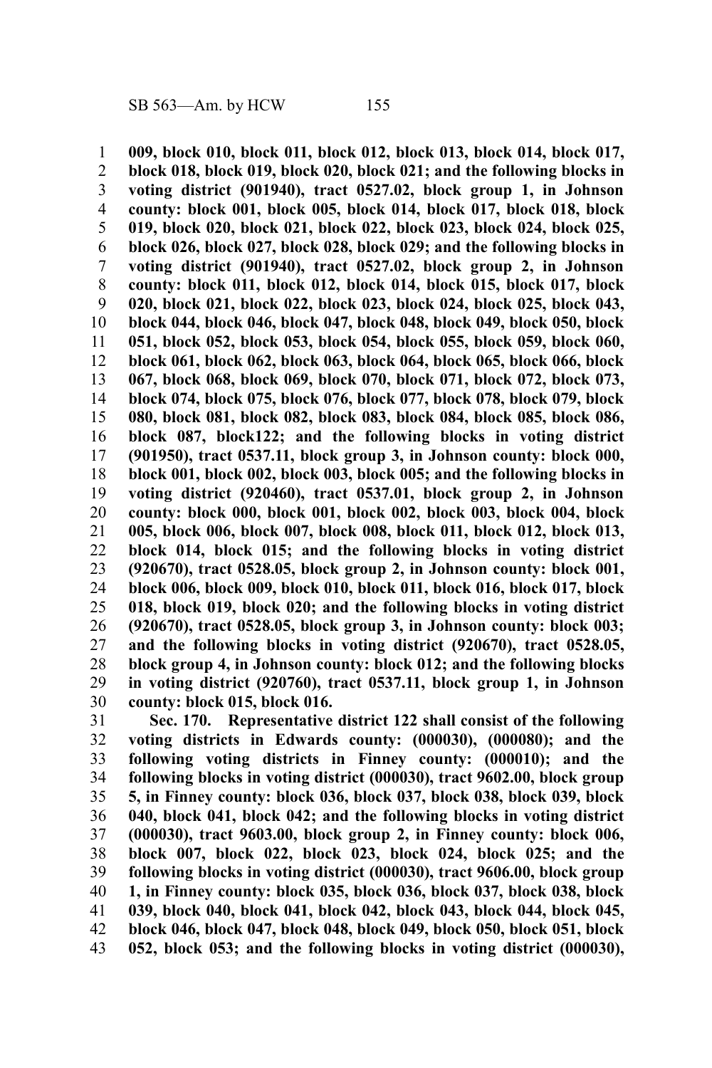**009, block 010, block 011, block 012, block 013, block 014, block 017, block 018, block 019, block 020, block 021; and the following blocks in voting district (901940), tract 0527.02, block group 1, in Johnson county: block 001, block 005, block 014, block 017, block 018, block 019, block 020, block 021, block 022, block 023, block 024, block 025, block 026, block 027, block 028, block 029; and the following blocks in voting district (901940), tract 0527.02, block group 2, in Johnson county: block 011, block 012, block 014, block 015, block 017, block 020, block 021, block 022, block 023, block 024, block 025, block 043, block 044, block 046, block 047, block 048, block 049, block 050, block 051, block 052, block 053, block 054, block 055, block 059, block 060, block 061, block 062, block 063, block 064, block 065, block 066, block 067, block 068, block 069, block 070, block 071, block 072, block 073, block 074, block 075, block 076, block 077, block 078, block 079, block 080, block 081, block 082, block 083, block 084, block 085, block 086, block 087, block122; and the following blocks in voting district (901950), tract 0537.11, block group 3, in Johnson county: block 000, block 001, block 002, block 003, block 005; and the following blocks in voting district (920460), tract 0537.01, block group 2, in Johnson county: block 000, block 001, block 002, block 003, block 004, block 005, block 006, block 007, block 008, block 011, block 012, block 013, block 014, block 015; and the following blocks in voting district (920670), tract 0528.05, block group 2, in Johnson county: block 001, block 006, block 009, block 010, block 011, block 016, block 017, block 018, block 019, block 020; and the following blocks in voting district (920670), tract 0528.05, block group 3, in Johnson county: block 003; and the following blocks in voting district (920670), tract 0528.05, block group 4, in Johnson county: block 012; and the following blocks in voting district (920760), tract 0537.11, block group 1, in Johnson county: block 015, block 016.**

**Sec. 170. Representative district 122 shall consist of the following voting districts in Edwards county: (000030), (000080); and the following voting districts in Finney county: (000010); and the following blocks in voting district (000030), tract 9602.00, block group 5, in Finney county: block 036, block 037, block 038, block 039, block 040, block 041, block 042; and the following blocks in voting district (000030), tract 9603.00, block group 2, in Finney county: block 006, block 007, block 022, block 023, block 024, block 025; and the following blocks in voting district (000030), tract 9606.00, block group 1, in Finney county: block 035, block 036, block 037, block 038, block 039, block 040, block 041, block 042, block 043, block 044, block 045, block 046, block 047, block 048, block 049, block 050, block 051, block 052, block 053; and the following blocks in voting district (000030),**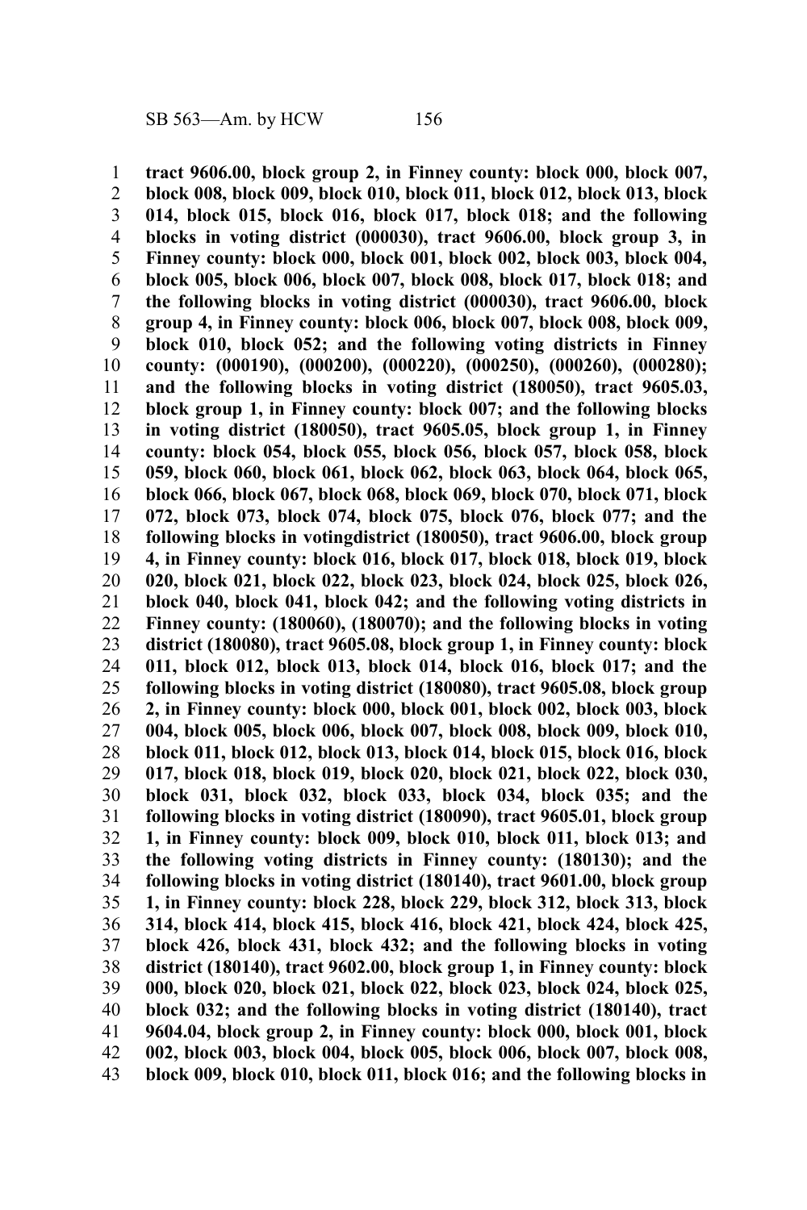**tract 9606.00, block group 2, in Finney county: block 000, block 007, block 008, block 009, block 010, block 011, block 012, block 013, block 014, block 015, block 016, block 017, block 018; and the following blocks in voting district (000030), tract 9606.00, block group 3, in Finney county: block 000, block 001, block 002, block 003, block 004, block 005, block 006, block 007, block 008, block 017, block 018; and the following blocks in voting district (000030), tract 9606.00, block group 4, in Finney county: block 006, block 007, block 008, block 009, block 010, block 052; and the following voting districts in Finney county: (000190), (000200), (000220), (000250), (000260), (000280); and the following blocks in voting district (180050), tract 9605.03, block group 1, in Finney county: block 007; and the following blocks in voting district (180050), tract 9605.05, block group 1, in Finney county: block 054, block 055, block 056, block 057, block 058, block 059, block 060, block 061, block 062, block 063, block 064, block 065, block 066, block 067, block 068, block 069, block 070, block 071, block 072, block 073, block 074, block 075, block 076, block 077; and the following blocks in votingdistrict (180050), tract 9606.00, block group 4, in Finney county: block 016, block 017, block 018, block 019, block 020, block 021, block 022, block 023, block 024, block 025, block 026, block 040, block 041, block 042; and the following voting districts in Finney county: (180060), (180070); and the following blocks in voting district (180080), tract 9605.08, block group 1, in Finney county: block 011, block 012, block 013, block 014, block 016, block 017; and the following blocks in voting district (180080), tract 9605.08, block group 2, in Finney county: block 000, block 001, block 002, block 003, block 004, block 005, block 006, block 007, block 008, block 009, block 010, block 011, block 012, block 013, block 014, block 015, block 016, block 017, block 018, block 019, block 020, block 021, block 022, block 030, block 031, block 032, block 033, block 034, block 035; and the following blocks in voting district (180090), tract 9605.01, block group 1, in Finney county: block 009, block 010, block 011, block 013; and the following voting districts in Finney county: (180130); and the following blocks in voting district (180140), tract 9601.00, block group 1, in Finney county: block 228, block 229, block 312, block 313, block 314, block 414, block 415, block 416, block 421, block 424, block 425, block 426, block 431, block 432; and the following blocks in voting district (180140), tract 9602.00, block group 1, in Finney county: block 000, block 020, block 021, block 022, block 023, block 024, block 025, block 032; and the following blocks in voting district (180140), tract 9604.04, block group 2, in Finney county: block 000, block 001, block 002, block 003, block 004, block 005, block 006, block 007, block 008, block 009, block 010, block 011, block 016; and the following blocks in**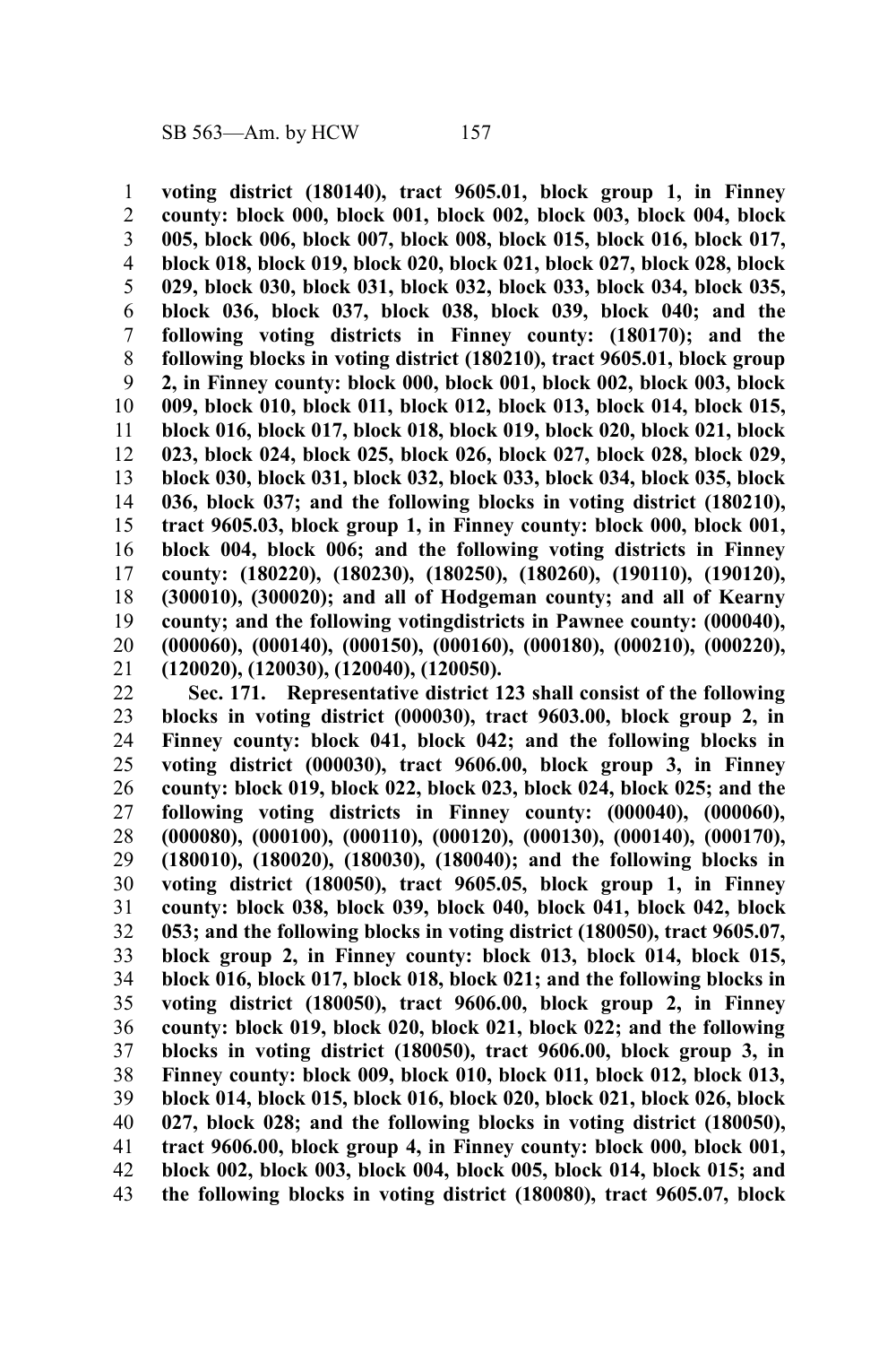**voting district (180140), tract 9605.01, block group 1, in Finney county: block 000, block 001, block 002, block 003, block 004, block 005, block 006, block 007, block 008, block 015, block 016, block 017, block 018, block 019, block 020, block 021, block 027, block 028, block 029, block 030, block 031, block 032, block 033, block 034, block 035, block 036, block 037, block 038, block 039, block 040; and the following voting districts in Finney county: (180170); and the following blocks in voting district (180210), tract 9605.01, block group 2, in Finney county: block 000, block 001, block 002, block 003, block 009, block 010, block 011, block 012, block 013, block 014, block 015, block 016, block 017, block 018, block 019, block 020, block 021, block 023, block 024, block 025, block 026, block 027, block 028, block 029, block 030, block 031, block 032, block 033, block 034, block 035, block 036, block 037; and the following blocks in voting district (180210), tract 9605.03, block group 1, in Finney county: block 000, block 001, block 004, block 006; and the following voting districts in Finney county: (180220), (180230), (180250), (180260), (190110), (190120), (300010), (300020); and all of Hodgeman county; and all of Kearny county; and the following votingdistricts in Pawnee county: (000040), (000060), (000140), (000150), (000160), (000180), (000210), (000220), (120020), (120030), (120040), (120050).**

**Sec. 171. Representative district 123 shall consist of the following blocks in voting district (000030), tract 9603.00, block group 2, in Finney county: block 041, block 042; and the following blocks in voting district (000030), tract 9606.00, block group 3, in Finney county: block 019, block 022, block 023, block 024, block 025; and the following voting districts in Finney county: (000040), (000060), (000080), (000100), (000110), (000120), (000130), (000140), (000170), (180010), (180020), (180030), (180040); and the following blocks in voting district (180050), tract 9605.05, block group 1, in Finney county: block 038, block 039, block 040, block 041, block 042, block 053; and the following blocks in voting district (180050), tract 9605.07, block group 2, in Finney county: block 013, block 014, block 015, block 016, block 017, block 018, block 021; and the following blocks in voting district (180050), tract 9606.00, block group 2, in Finney county: block 019, block 020, block 021, block 022; and the following blocks in voting district (180050), tract 9606.00, block group 3, in Finney county: block 009, block 010, block 011, block 012, block 013, block 014, block 015, block 016, block 020, block 021, block 026, block 027, block 028; and the following blocks in voting district (180050), tract 9606.00, block group 4, in Finney county: block 000, block 001, block 002, block 003, block 004, block 005, block 014, block 015; and the following blocks in voting district (180080), tract 9605.07, block**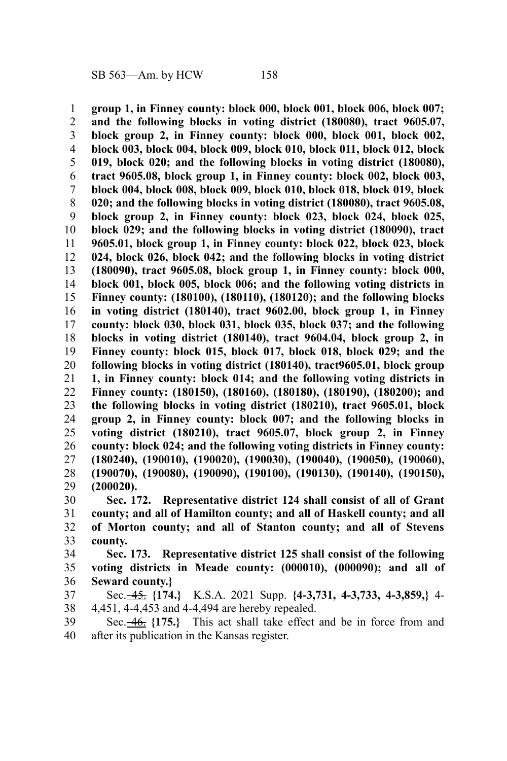**group 1, in Finney county: block 000, block 001, block 006, block 007; and the following blocks in voting district (180080), tract 9605.07, block group 2, in Finney county: block 000, block 001, block 002, block 003, block 004, block 009, block 010, block 011, block 012, block 019, block 020; and the following blocks in voting district (180080), tract 9605.08, block group 1, in Finney county: block 002, block 003, block 004, block 008, block 009, block 010, block 018, block 019, block 020; and the following blocks in voting district (180080), tract 9605.08, block group 2, in Finney county: block 023, block 024, block 025, block 029; and the following blocks in voting district (180090), tract 9605.01, block group 1, in Finney county: block 022, block 023, block 024, block 026, block 042; and the following blocks in voting district (180090), tract 9605.08, block group 1, in Finney county: block 000, block 001, block 005, block 006; and the following voting districts in Finney county: (180100), (180110), (180120); and the following blocks in voting district (180140), tract 9602.00, block group 1, in Finney county: block 030, block 031, block 035, block 037; and the following blocks in voting district (180140), tract 9604.04, block group 2, in Finney county: block 015, block 017, block 018, block 029; and the following blocks in voting district (180140), tract9605.01, block group 1, in Finney county: block 014; and the following voting districts in Finney county: (180150), (180160), (180180), (180190), (180200); and the following blocks in voting district (180210), tract 9605.01, block group 2, in Finney county: block 007; and the following blocks in voting district (180210), tract 9605.07, block group 2, in Finney county: block 024; and the following voting districts in Finney county: (180240), (190010), (190020), (190030), (190040), (190050), (190060), (190070), (190080), (190090), (190100), (190130), (190140), (190150), (200020).**

**Sec. 172. Representative district 124 shall consist of all of Grant county; and all of Hamilton county; and all of Haskell county; and all of Morton county; and all of Stanton county; and all of Stevens county.**

**Sec. 173. Representative district 125 shall consist of the following voting districts in Meade county: (000010), (000090); and all of Seward county.}**

Sec. ~~45.~~ **{174.}** K.S.A. 2021 Supp. **{4-3,731, 4-3,733, 4-3,859,}** 4-4,451, 4-4,453 and 4-4,494 are hereby repealed.

Sec. ~~46.~~ **{175.}** This act shall take effect and be in force from and after its publication in the Kansas register.